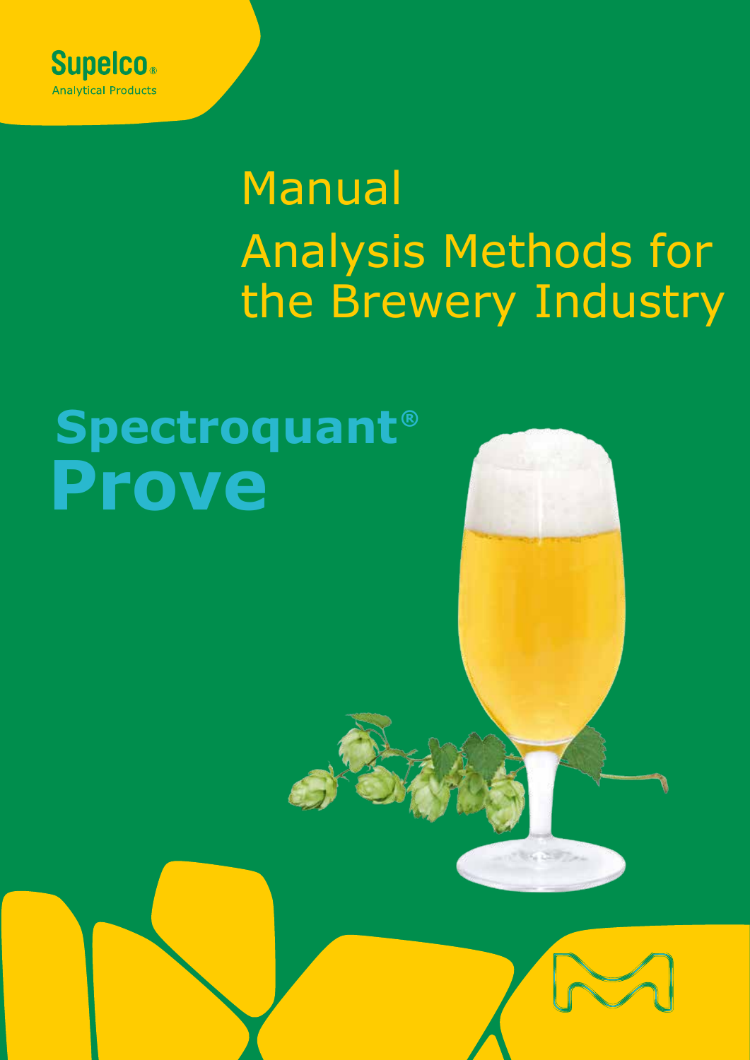Supelco®
Analytical Products

# Manual
# Analysis Methods for the Brewery Industry

## Spectroquant® Prove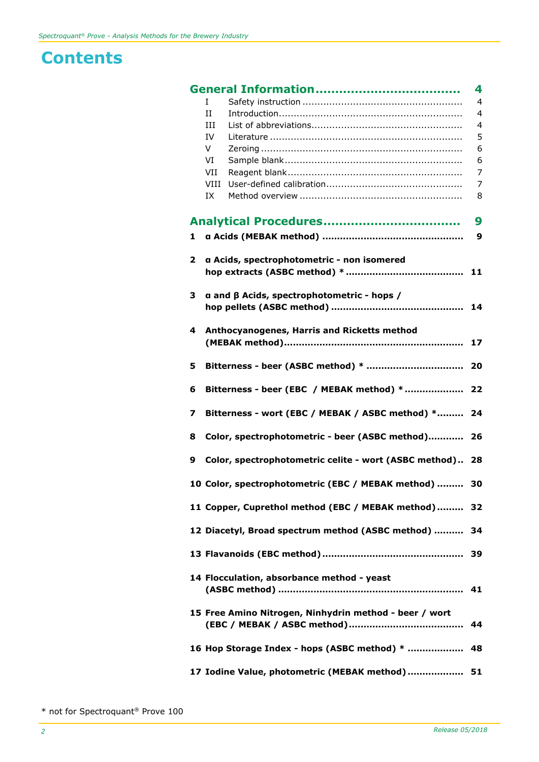# Contents

| | | |
|---|---|---|
| **General Information** | | **4** |
| I | Safety instruction | 4 |
| II | Introduction | 4 |
| III | List of abbreviations | 4 |
| IV | Literature | 5 |
| V | Zeroing | 6 |
| VI | Sample blank | 6 |
| VII | Reagent blank | 7 |
| VIII | User-defined calibration | 7 |
| IX | Method overview | 8 |
| **Analytical Procedures** | | **9** |
| **1** | **α Acids (MEBAK method)** | **9** |
| **2** | **α Acids, spectrophotometric - non isomered hop extracts (ASBC method) *** | **11** |
| **3** | **α and β Acids, spectrophotometric - hops / hop pellets (ASBC method)** | **14** |
| **4** | **Anthocyanogenes, Harris and Ricketts method (MEBAK method)** | **17** |
| **5** | **Bitterness - beer (ASBC method) *** | **20** |
| **6** | **Bitterness - beer (EBC / MEBAK method) *** | **22** |
| **7** | **Bitterness - wort (EBC / MEBAK / ASBC method) *** | **24** |
| **8** | **Color, spectrophotometric - beer (ASBC method)** | **26** |
| **9** | **Color, spectrophotometric celite - wort (ASBC method)** | **28** |
| **10** | **Color, spectrophotometric (EBC / MEBAK method)** | **30** |
| **11** | **Copper, Cuprethol method (EBC / MEBAK method)** | **32** |
| **12** | **Diacetyl, Broad spectrum method (ASBC method)** | **34** |
| **13** | **Flavanoids (EBC method)** | **39** |
| **14** | **Flocculation, absorbance method - yeast (ASBC method)** | **41** |
| **15** | **Free Amino Nitrogen, Ninhydrin method - beer / wort (EBC / MEBAK / ASBC method)** | **44** |
| **16** | **Hop Storage Index - hops (ASBC method) *** | **48** |
| **17** | **Iodine Value, photometric (MEBAK method)** | **51** |

* not for Spectroquant® Prove 100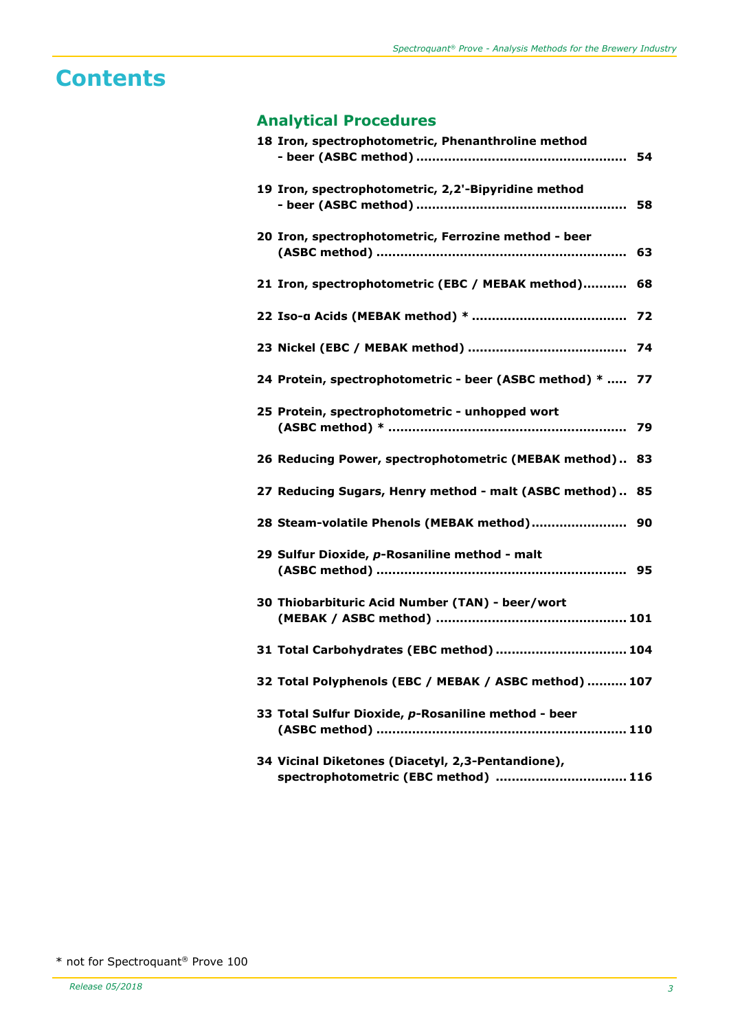# Contents

## Analytical Procedures

**18 Iron, spectrophotometric, Phenanthroline method - beer (ASBC method) .................... 54**

**19 Iron, spectrophotometric, 2,2'-Bipyridine method - beer (ASBC method) .................... 58**

**20 Iron, spectrophotometric, Ferrozine method - beer (ASBC method) .................... 63**

**21 Iron, spectrophotometric (EBC / MEBAK method) .......... 68**

**22 Iso-α Acids (MEBAK method) * .................... 72**

**23 Nickel (EBC / MEBAK method) .................... 74**

**24 Protein, spectrophotometric - beer (ASBC method) * ..... 77**

**25 Protein, spectrophotometric - unhopped wort (ASBC method) * .................... 79**

**26 Reducing Power, spectrophotometric (MEBAK method) .. 83**

**27 Reducing Sugars, Henry method - malt (ASBC method) .. 85**

**28 Steam-volatile Phenols (MEBAK method) .................... 90**

**29 Sulfur Dioxide, *p*-Rosaniline method - malt (ASBC method) .................... 95**

**30 Thiobarbituric Acid Number (TAN) - beer/wort (MEBAK / ASBC method) .................... 101**

**31 Total Carbohydrates (EBC method) .................... 104**

**32 Total Polyphenols (EBC / MEBAK / ASBC method) .......... 107**

**33 Total Sulfur Dioxide, *p*-Rosaniline method - beer (ASBC method) .................... 110**

**34 Vicinal Diketones (Diacetyl, 2,3-Pentandione), spectrophotometric (EBC method) .................... 116**

* not for Spectroquant® Prove 100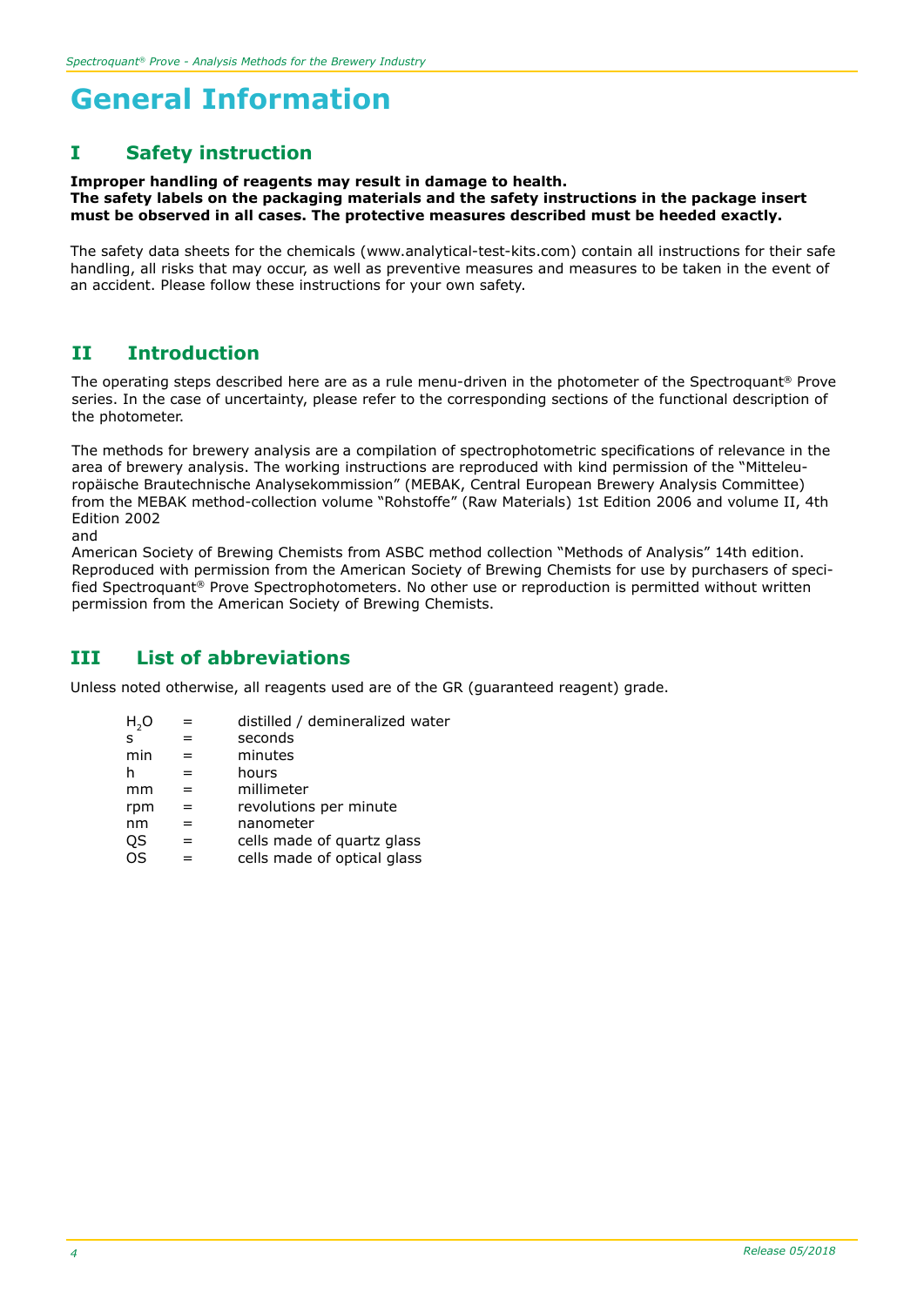# General Information

## I Safety instruction

**Improper handling of reagents may result in damage to health.**
**The safety labels on the packaging materials and the safety instructions in the package insert must be observed in all cases. The protective measures described must be heeded exactly.**

The safety data sheets for the chemicals (www.analytical-test-kits.com) contain all instructions for their safe handling, all risks that may occur, as well as preventive measures and measures to be taken in the event of an accident. Please follow these instructions for your own safety.

## II Introduction

The operating steps described here are as a rule menu-driven in the photometer of the Spectroquant® Prove series. In the case of uncertainty, please refer to the corresponding sections of the functional description of the photometer.

The methods for brewery analysis are a compilation of spectrophotometric specifications of relevance in the area of brewery analysis. The working instructions are reproduced with kind permission of the "Mitteleuropäische Brautechnische Analysekommission" (MEBAK, Central European Brewery Analysis Committee) from the MEBAK method-collection volume "Rohstoffe" (Raw Materials) 1st Edition 2006 and volume II, 4th Edition 2002

and

American Society of Brewing Chemists from ASBC method collection "Methods of Analysis" 14th edition. Reproduced with permission from the American Society of Brewing Chemists for use by purchasers of specified Spectroquant® Prove Spectrophotometers. No other use or reproduction is permitted without written permission from the American Society of Brewing Chemists.

## III List of abbreviations

Unless noted otherwise, all reagents used are of the GR (guaranteed reagent) grade.

| | | |
|---|---|---|
| $H_2O$ | = | distilled / demineralized water |
| s | = | seconds |
| min | = | minutes |
| h | = | hours |
| mm | = | millimeter |
| rpm | = | revolutions per minute |
| nm | = | nanometer |
| QS | = | cells made of quartz glass |
| OS | = | cells made of optical glass |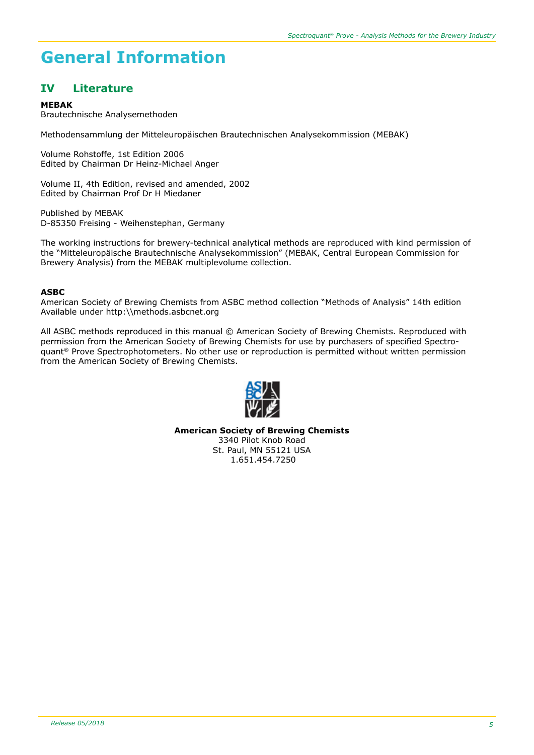# General Information

## IV Literature

**MEBAK**
Brautechnische Analysemethoden

Methodensammlung der Mitteleuropäischen Brautechnischen Analysekommission (MEBAK)

Volume Rohstoffe, 1st Edition 2006
Edited by Chairman Dr Heinz-Michael Anger

Volume II, 4th Edition, revised and amended, 2002
Edited by Chairman Prof Dr H Miedaner

Published by MEBAK
D-85350 Freising - Weihenstephan, Germany

The working instructions for brewery-technical analytical methods are reproduced with kind permission of the "Mitteleuropäische Brautechnische Analysekommission" (MEBAK, Central European Commission for Brewery Analysis) from the MEBAK multiplevolume collection.

**ASBC**
American Society of Brewing Chemists from ASBC method collection "Methods of Analysis" 14th edition
Available under http:\\methods.asbcnet.org

All ASBC methods reproduced in this manual © American Society of Brewing Chemists. Reproduced with permission from the American Society of Brewing Chemists for use by purchasers of specified Spectroquant® Prove Spectrophotometers. No other use or reproduction is permitted without written permission from the American Society of Brewing Chemists.

**American Society of Brewing Chemists**
3340 Pilot Knob Road
St. Paul, MN 55121 USA
1.651.454.7250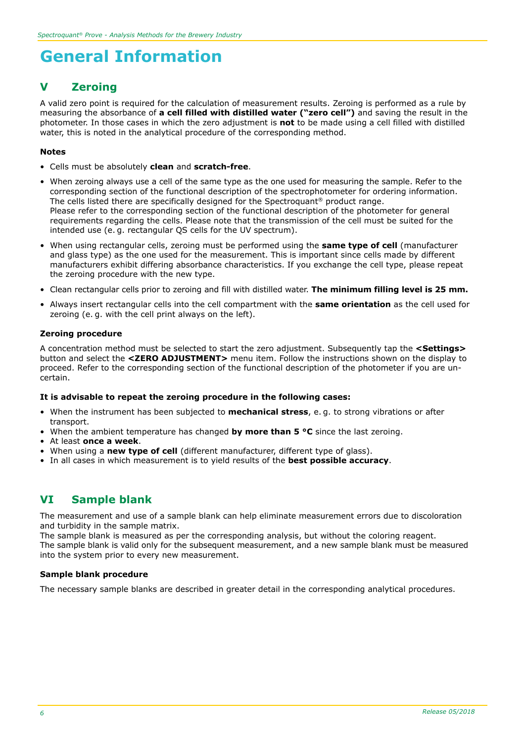# General Information

## V Zeroing

A valid zero point is required for the calculation of measurement results. Zeroing is performed as a rule by measuring the absorbance of **a cell filled with distilled water ("zero cell")** and saving the result in the photometer. In those cases in which the zero adjustment is **not** to be made using a cell filled with distilled water, this is noted in the analytical procedure of the corresponding method.

### Notes

- Cells must be absolutely **clean** and **scratch-free**.
- When zeroing always use a cell of the same type as the one used for measuring the sample. Refer to the corresponding section of the functional description of the spectrophotometer for ordering information. The cells listed there are specifically designed for the Spectroquant® product range.
  Please refer to the corresponding section of the functional description of the photometer for general requirements regarding the cells. Please note that the transmission of the cell must be suited for the intended use (e. g. rectangular QS cells for the UV spectrum).
- When using rectangular cells, zeroing must be performed using the **same type of cell** (manufacturer and glass type) as the one used for the measurement. This is important since cells made by different manufacturers exhibit differing absorbance characteristics. If you exchange the cell type, please repeat the zeroing procedure with the new type.
- Clean rectangular cells prior to zeroing and fill with distilled water. **The minimum filling level is 25 mm.**
- Always insert rectangular cells into the cell compartment with the **same orientation** as the cell used for zeroing (e. g. with the cell print always on the left).

### Zeroing procedure

A concentration method must be selected to start the zero adjustment. Subsequently tap the **<Settings>** button and select the **<ZERO ADJUSTMENT>** menu item. Follow the instructions shown on the display to proceed. Refer to the corresponding section of the functional description of the photometer if you are uncertain.

**It is advisable to repeat the zeroing procedure in the following cases:**

- When the instrument has been subjected to **mechanical stress**, e. g. to strong vibrations or after transport.
- When the ambient temperature has changed **by more than 5 °C** since the last zeroing.
- At least **once a week**.
- When using a **new type of cell** (different manufacturer, different type of glass).
- In all cases in which measurement is to yield results of the **best possible accuracy**.

## VI Sample blank

The measurement and use of a sample blank can help eliminate measurement errors due to discoloration and turbidity in the sample matrix.
The sample blank is measured as per the corresponding analysis, but without the coloring reagent.
The sample blank is valid only for the subsequent measurement, and a new sample blank must be measured into the system prior to every new measurement.

### Sample blank procedure

The necessary sample blanks are described in greater detail in the corresponding analytical procedures.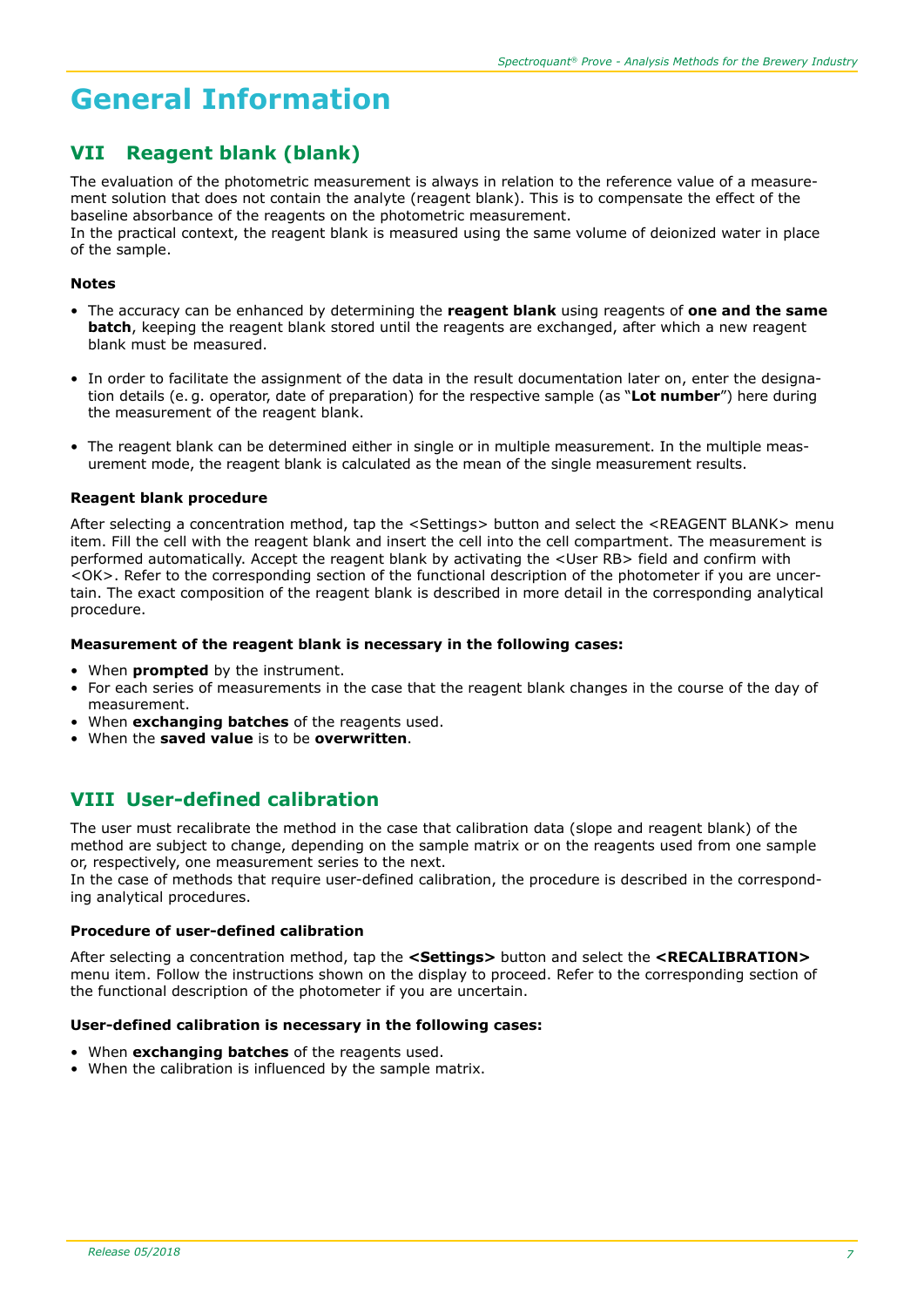# General Information

## VII Reagent blank (blank)

The evaluation of the photometric measurement is always in relation to the reference value of a measurement solution that does not contain the analyte (reagent blank). This is to compensate the effect of the baseline absorbance of the reagents on the photometric measurement.
In the practical context, the reagent blank is measured using the same volume of deionized water in place of the sample.

**Notes**

- The accuracy can be enhanced by determining the **reagent blank** using reagents of **one and the same batch**, keeping the reagent blank stored until the reagents are exchanged, after which a new reagent blank must be measured.

- In order to facilitate the assignment of the data in the result documentation later on, enter the designation details (e. g. operator, date of preparation) for the respective sample (as "**Lot number**") here during the measurement of the reagent blank.

- The reagent blank can be determined either in single or in multiple measurement. In the multiple measurement mode, the reagent blank is calculated as the mean of the single measurement results.

**Reagent blank procedure**

After selecting a concentration method, tap the <Settings> button and select the <REAGENT BLANK> menu item. Fill the cell with the reagent blank and insert the cell into the cell compartment. The measurement is performed automatically. Accept the reagent blank by activating the <User RB> field and confirm with <OK>. Refer to the corresponding section of the functional description of the photometer if you are uncertain. The exact composition of the reagent blank is described in more detail in the corresponding analytical procedure.

**Measurement of the reagent blank is necessary in the following cases:**

- When **prompted** by the instrument.
- For each series of measurements in the case that the reagent blank changes in the course of the day of measurement.
- When **exchanging batches** of the reagents used.
- When the **saved value** is to be **overwritten**.

## VIII User-defined calibration

The user must recalibrate the method in the case that calibration data (slope and reagent blank) of the method are subject to change, depending on the sample matrix or on the reagents used from one sample or, respectively, one measurement series to the next.
In the case of methods that require user-defined calibration, the procedure is described in the corresponding analytical procedures.

**Procedure of user-defined calibration**

After selecting a concentration method, tap the **<Settings>** button and select the **<RECALIBRATION>** menu item. Follow the instructions shown on the display to proceed. Refer to the corresponding section of the functional description of the photometer if you are uncertain.

**User-defined calibration is necessary in the following cases:**

- When **exchanging batches** of the reagents used.
- When the calibration is influenced by the sample matrix.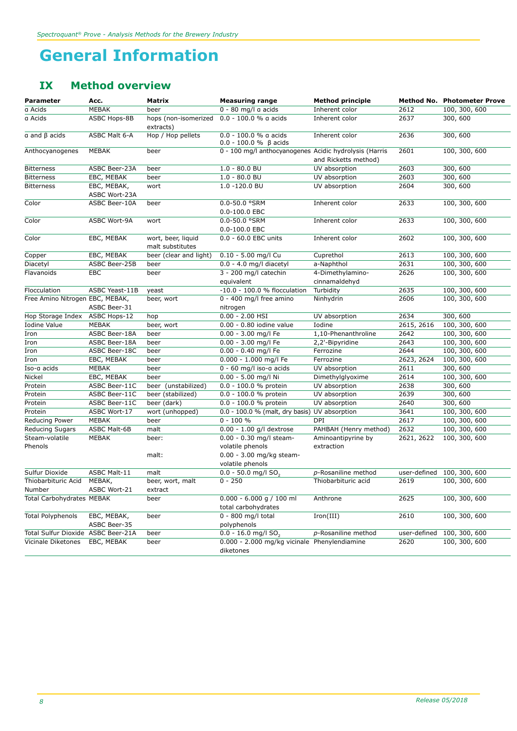# General Information

## IX Method overview

| Parameter | Acc. | Matrix | Measuring range | Method principle | Method No. | Photometer Prove |
|---|---|---|---|---|---|---|
| α Acids | MEBAK | beer | 0 - 80 mg/l α acids | Inherent color | 2612 | 100, 300, 600 |
| α Acids | ASBC Hops-8B | hops (non-isomerized extracts) | 0.0 - 100.0 % α acids | Inherent color | 2637 | 300, 600 |
| α and β acids | ASBC Malt 6-A | Hop / Hop pellets | 0.0 - 100.0 % α acids<br>0.0 - 100.0 % β acids | Inherent color | 2636 | 300, 600 |
| Anthocyanogenes | MEBAK | beer | 0 - 100 mg/l anthocyanogenes | Acidic hydrolysis (Harris and Ricketts method) | 2601 | 100, 300, 600 |
| Bitterness | ASBC Beer-23A | beer | 1.0 - 80.0 BU | UV absorption | 2603 | 300, 600 |
| Bitterness | EBC, MEBAK | beer | 1.0 - 80.0 BU | UV absorption | 2603 | 300, 600 |
| Bitterness | EBC, MEBAK, ASBC Wort-23A | wort | 1.0 -120.0 BU | UV absorption | 2604 | 300, 600 |
| Color | ASBC Beer-10A | beer | 0.0-50.0 °SRM<br>0.0-100.0 EBC | Inherent color | 2633 | 100, 300, 600 |
| Color | ASBC Wort-9A | wort | 0.0-50.0 °SRM<br>0.0-100.0 EBC | Inherent color | 2633 | 100, 300, 600 |
| Color | EBC, MEBAK | wort, beer, liquid malt substitutes | 0.0 - 60.0 EBC units | Inherent color | 2602 | 100, 300, 600 |
| Copper | EBC, MEBAK | beer (clear and light) | 0.10 - 5.00 mg/l Cu | Cuprethol | 2613 | 100, 300, 600 |
| Diacetyl | ASBC Beer-25B | beer | 0.0 - 4.0 mg/l diacetyl | a-Naphthol | 2631 | 100, 300, 600 |
| Flavanoids | EBC | beer | 3 - 200 mg/l catechin equivalent | 4-Dimethylamino-cinnamaldehyd | 2626 | 100, 300, 600 |
| Flocculation | ASBC Yeast-11B | yeast | -10.0 - 100.0 % flocculation | Turbidity | 2635 | 100, 300, 600 |
| Free Amino Nitrogen | EBC, MEBAK, ASBC Beer-31 | beer, wort | 0 - 400 mg/l free amino nitrogen | Ninhydrin | 2606 | 100, 300, 600 |
| Hop Storage Index | ASBC Hops-12 | hop | 0.00 - 2.00 HSI | UV absorption | 2634 | 300, 600 |
| Iodine Value | MEBAK | beer, wort | 0.00 - 0.80 iodine value | Iodine | 2615, 2616 | 100, 300, 600 |
| Iron | ASBC Beer-18A | beer | 0.00 - 3.00 mg/l Fe | 1,10-Phenanthroline | 2642 | 100, 300, 600 |
| Iron | ASBC Beer-18A | beer | 0.00 - 3.00 mg/l Fe | 2,2'-Bipyridine | 2643 | 100, 300, 600 |
| Iron | ASBC Beer-18C | beer | 0.00 - 0.40 mg/l Fe | Ferrozine | 2644 | 100, 300, 600 |
| Iron | EBC, MEBAK | beer | 0.000 - 1.000 mg/l Fe | Ferrozine | 2623, 2624 | 100, 300, 600 |
| Iso-α acids | MEBAK | beer | 0 - 60 mg/l iso-α acids | UV absorption | 2611 | 300, 600 |
| Nickel | EBC, MEBAK | beer | 0.00 - 5.00 mg/l Ni | Dimethylglyoxime | 2614 | 100, 300, 600 |
| Protein | ASBC Beer-11C | beer (unstabilized) | 0.0 - 100.0 % protein | UV absorption | 2638 | 300, 600 |
| Protein | ASBC Beer-11C | beer (stabilized) | 0.0 - 100.0 % protein | UV absorption | 2639 | 300, 600 |
| Protein | ASBC Beer-11C | beer (dark) | 0.0 - 100.0 % protein | UV absorption | 2640 | 300, 600 |
| Protein | ASBC Wort-17 | wort (unhopped) | 0.0 - 100.0 % (malt, dry basis) | UV absorption | 3641 | 100, 300, 600 |
| Reducing Power | MEBAK | beer | 0 - 100 % | DPI | 2617 | 100, 300, 600 |
| Reducing Sugars | ASBC Malt-6B | malt | 0.00 - 1.00 g/l dextrose | PAHBAH (Henry method) | 2632 | 100, 300, 600 |
| Steam-volatile Phenols | MEBAK | beer:<br>malt: | 0.00 - 0.30 mg/l steam-volatile phenols<br>0.00 - 3.00 mg/kg steam-volatile phenols | Aminoantipyrine by extraction | 2621, 2622 | 100, 300, 600 |
| Sulfur Dioxide | ASBC Malt-11 | malt | 0.0 - 50.0 mg/l $SO_2$ | *p*-Rosaniline method | user-defined | 100, 300, 600 |
| Thiobarbituric Acid Number | MEBAK, ASBC Wort-21 | beer, wort, malt extract | 0 - 250 | Thiobarbituric acid | 2619 | 100, 300, 600 |
| Total Carbohydrates | MEBAK | beer | 0.000 - 6.000 g / 100 ml total carbohydrates | Anthrone | 2625 | 100, 300, 600 |
| Total Polyphenols | EBC, MEBAK, ASBC Beer-35 | beer | 0 - 800 mg/l total polyphenols | Iron(III) | 2610 | 100, 300, 600 |
| Total Sulfur Dioxide | ASBC Beer-21A | beer | 0.0 - 16.0 mg/l $SO_2$ | *p*-Rosaniline method | user-defined | 100, 300, 600 |
| Vicinale Diketones | EBC, MEBAK | beer | 0.000 - 2.000 mg/kg vicinale diketones | Phenylendiamine | 2620 | 100, 300, 600 |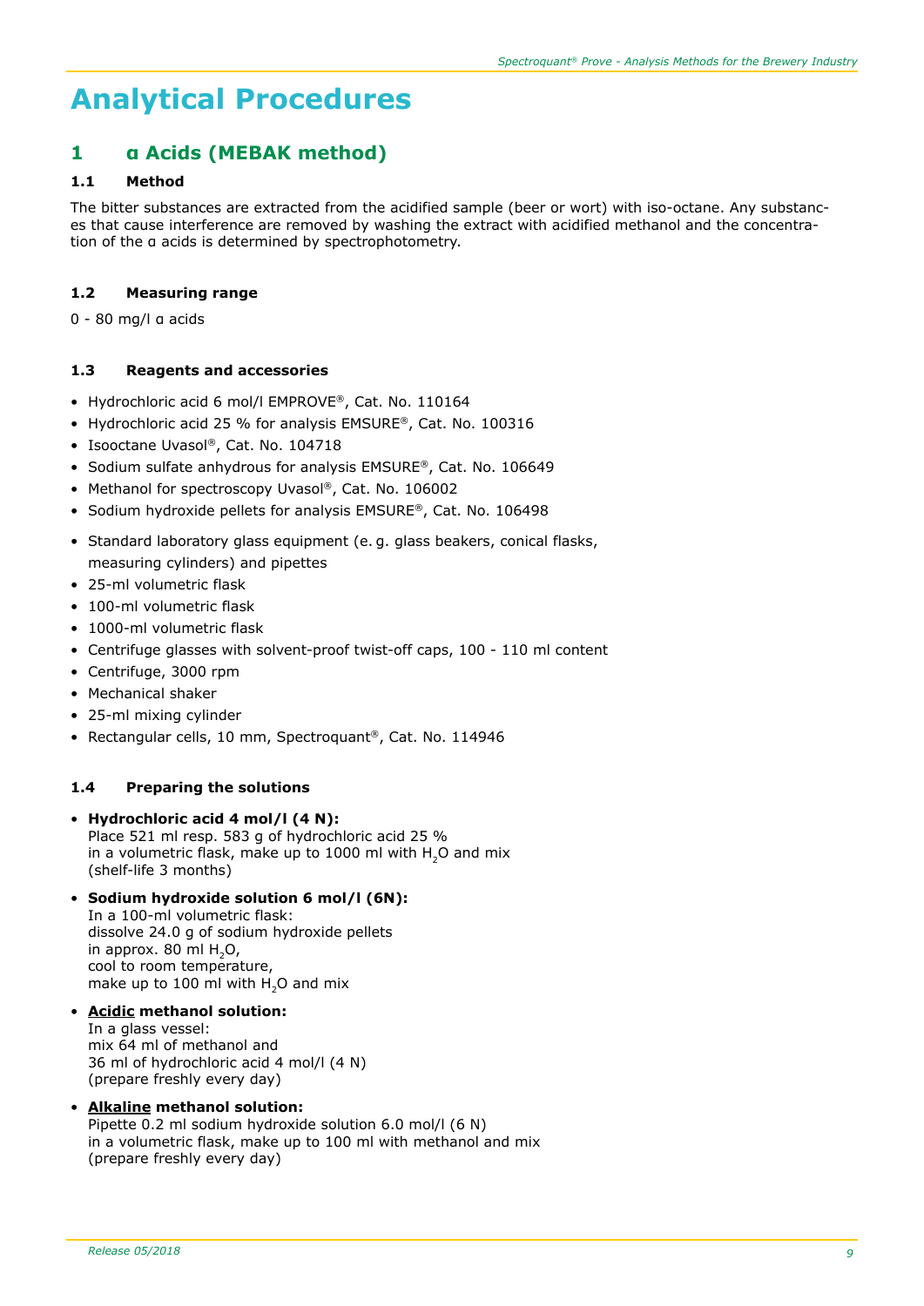# Analytical Procedures

## 1 α Acids (MEBAK method)

### 1.1 Method

The bitter substances are extracted from the acidified sample (beer or wort) with iso-octane. Any substances that cause interference are removed by washing the extract with acidified methanol and the concentration of the α acids is determined by spectrophotometry.

### 1.2 Measuring range

0 - 80 mg/l α acids

### 1.3 Reagents and accessories

- Hydrochloric acid 6 mol/l EMPROVE®, Cat. No. 110164
- Hydrochloric acid 25 % for analysis EMSURE®, Cat. No. 100316
- Isooctane Uvasol®, Cat. No. 104718
- Sodium sulfate anhydrous for analysis EMSURE®, Cat. No. 106649
- Methanol for spectroscopy Uvasol®, Cat. No. 106002
- Sodium hydroxide pellets for analysis EMSURE®, Cat. No. 106498

- Standard laboratory glass equipment (e. g. glass beakers, conical flasks, measuring cylinders) and pipettes
- 25-ml volumetric flask
- 100-ml volumetric flask
- 1000-ml volumetric flask
- Centrifuge glasses with solvent-proof twist-off caps, 100 - 110 ml content
- Centrifuge, 3000 rpm
- Mechanical shaker
- 25-ml mixing cylinder
- Rectangular cells, 10 mm, Spectroquant®, Cat. No. 114946

### 1.4 Preparing the solutions

- **Hydrochloric acid 4 mol/l (4 N):**
  Place 521 ml resp. 583 g of hydrochloric acid 25 %
  in a volumetric flask, make up to 1000 ml with $H_2O$ and mix
  (shelf-life 3 months)

- **Sodium hydroxide solution 6 mol/l (6N):**
  In a 100-ml volumetric flask:
  dissolve 24.0 g of sodium hydroxide pellets
  in approx. 80 ml $H_2O$,
  cool to room temperature,
  make up to 100 ml with $H_2O$ and mix

- **<u>Acidic</u> methanol solution:**
  In a glass vessel:
  mix 64 ml of methanol and
  36 ml of hydrochloric acid 4 mol/l (4 N)
  (prepare freshly every day)

- **<u>Alkaline</u> methanol solution:**
  Pipette 0.2 ml sodium hydroxide solution 6.0 mol/l (6 N)
  in a volumetric flask, make up to 100 ml with methanol and mix
  (prepare freshly every day)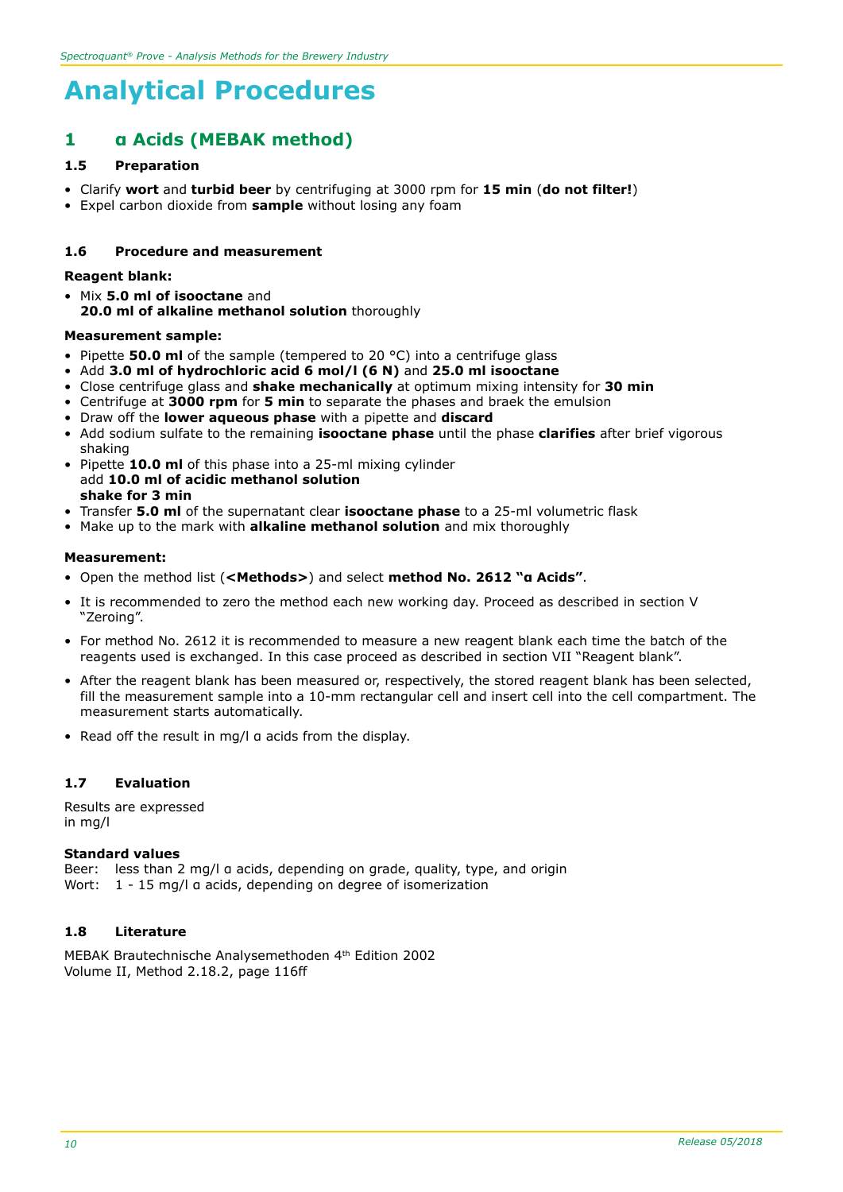# Analytical Procedures

## 1 α Acids (MEBAK method)

### 1.5 Preparation

- Clarify **wort** and **turbid beer** by centrifuging at 3000 rpm for **15 min** (**do not filter!**)
- Expel carbon dioxide from **sample** without losing any foam

### 1.6 Procedure and measurement

**Reagent blank:**

- Mix **5.0 ml of isooctane** and
  **20.0 ml of alkaline methanol solution** thoroughly

**Measurement sample:**

- Pipette **50.0 ml** of the sample (tempered to 20 °C) into a centrifuge glass
- Add **3.0 ml of hydrochloric acid 6 mol/l (6 N)** and **25.0 ml isooctane**
- Close centrifuge glass and **shake mechanically** at optimum mixing intensity for **30 min**
- Centrifuge at **3000 rpm** for **5 min** to separate the phases and braek the emulsion
- Draw off the **lower aqueous phase** with a pipette and **discard**
- Add sodium sulfate to the remaining **isooctane phase** until the phase **clarifies** after brief vigorous shaking
- Pipette **10.0 ml** of this phase into a 25-ml mixing cylinder
  add **10.0 ml of acidic methanol solution**
  **shake for 3 min**
- Transfer **5.0 ml** of the supernatant clear **isooctane phase** to a 25-ml volumetric flask
- Make up to the mark with **alkaline methanol solution** and mix thoroughly

**Measurement:**

- Open the method list (**<Methods>**) and select **method No. 2612 "α Acids"**.
- It is recommended to zero the method each new working day. Proceed as described in section V "Zeroing".
- For method No. 2612 it is recommended to measure a new reagent blank each time the batch of the reagents used is exchanged. In this case proceed as described in section VII "Reagent blank".
- After the reagent blank has been measured or, respectively, the stored reagent blank has been selected, fill the measurement sample into a 10-mm rectangular cell and insert cell into the cell compartment. The measurement starts automatically.
- Read off the result in mg/l α acids from the display.

### 1.7 Evaluation

Results are expressed
in mg/l

**Standard values**

Beer: less than 2 mg/l α acids, depending on grade, quality, type, and origin
Wort: 1 - 15 mg/l α acids, depending on degree of isomerization

### 1.8 Literature

MEBAK Brautechnische Analysemethoden 4th Edition 2002
Volume II, Method 2.18.2, page 116ff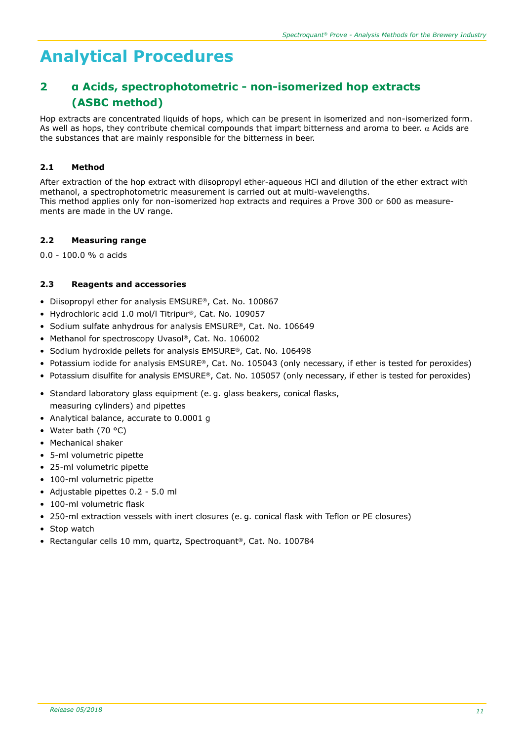# Analytical Procedures

## 2 α Acids, spectrophotometric - non-isomerized hop extracts (ASBC method)

Hop extracts are concentrated liquids of hops, which can be present in isomerized and non-isomerized form. As well as hops, they contribute chemical compounds that impart bitterness and aroma to beer. α Acids are the substances that are mainly responsible for the bitterness in beer.

### 2.1 Method

After extraction of the hop extract with diisopropyl ether-aqueous HCl and dilution of the ether extract with methanol, a spectrophotometric measurement is carried out at multi-wavelengths.
This method applies only for non-isomerized hop extracts and requires a Prove 300 or 600 as measurements are made in the UV range.

### 2.2 Measuring range

0.0 - 100.0 % α acids

### 2.3 Reagents and accessories

- Diisopropyl ether for analysis EMSURE®, Cat. No. 100867
- Hydrochloric acid 1.0 mol/l Titripur®, Cat. No. 109057
- Sodium sulfate anhydrous for analysis EMSURE®, Cat. No. 106649
- Methanol for spectroscopy Uvasol®, Cat. No. 106002
- Sodium hydroxide pellets for analysis EMSURE®, Cat. No. 106498
- Potassium iodide for analysis EMSURE®, Cat. No. 105043 (only necessary, if ether is tested for peroxides)
- Potassium disulfite for analysis EMSURE®, Cat. No. 105057 (only necessary, if ether is tested for peroxides)

- Standard laboratory glass equipment (e. g. glass beakers, conical flasks, measuring cylinders) and pipettes
- Analytical balance, accurate to 0.0001 g
- Water bath (70 °C)
- Mechanical shaker
- 5-ml volumetric pipette
- 25-ml volumetric pipette
- 100-ml volumetric pipette
- Adjustable pipettes 0.2 - 5.0 ml
- 100-ml volumetric flask
- 250-ml extraction vessels with inert closures (e. g. conical flask with Teflon or PE closures)
- Stop watch
- Rectangular cells 10 mm, quartz, Spectroquant®, Cat. No. 100784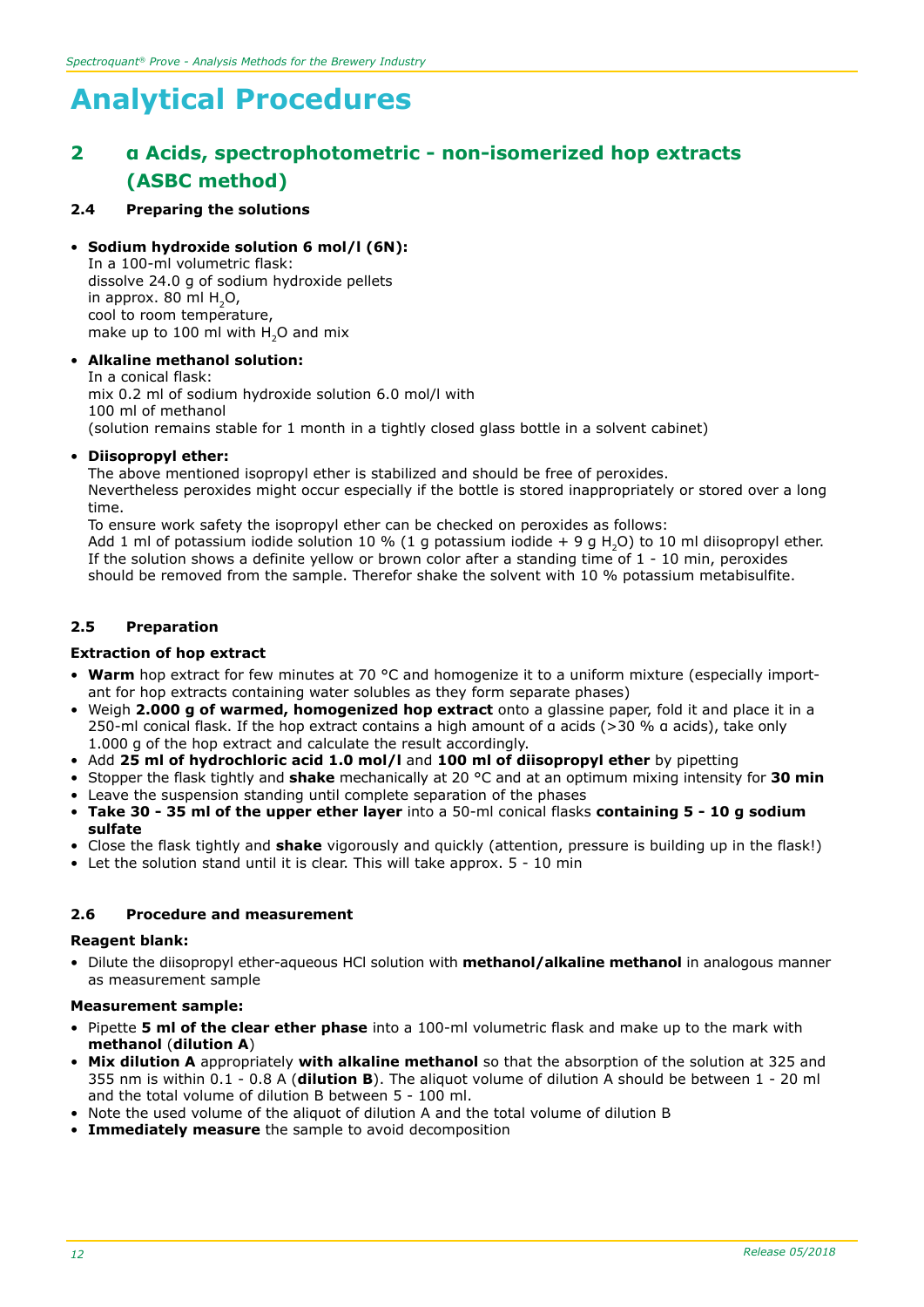# Analytical Procedures

## 2 α Acids, spectrophotometric - non-isomerized hop extracts (ASBC method)

### 2.4 Preparing the solutions

- **Sodium hydroxide solution 6 mol/l (6N):**
  In a 100-ml volumetric flask:
  dissolve 24.0 g of sodium hydroxide pellets
  in approx. 80 ml $H_2O$,
  cool to room temperature,
  make up to 100 ml with $H_2O$ and mix

- **Alkaline methanol solution:**
  In a conical flask:
  mix 0.2 ml of sodium hydroxide solution 6.0 mol/l with
  100 ml of methanol
  (solution remains stable for 1 month in a tightly closed glass bottle in a solvent cabinet)

- **Diisopropyl ether:**
  The above mentioned isopropyl ether is stabilized and should be free of peroxides.
  Nevertheless peroxides might occur especially if the bottle is stored inappropriately or stored over a long time.
  To ensure work safety the isopropyl ether can be checked on peroxides as follows:
  Add 1 ml of potassium iodide solution 10 % (1 g potassium iodide + 9 g $H_2O$) to 10 ml diisopropyl ether. If the solution shows a definite yellow or brown color after a standing time of 1 - 10 min, peroxides should be removed from the sample. Therefor shake the solvent with 10 % potassium metabisulfite.

### 2.5 Preparation

**Extraction of hop extract**

- **Warm** hop extract for few minutes at 70 °C and homogenize it to a uniform mixture (especially important for hop extracts containing water solubles as they form separate phases)
- Weigh **2.000 g of warmed, homogenized hop extract** onto a glassine paper, fold it and place it in a 250-ml conical flask. If the hop extract contains a high amount of α acids (>30 % α acids), take only 1.000 g of the hop extract and calculate the result accordingly.
- Add **25 ml of hydrochloric acid 1.0 mol/l** and **100 ml of diisopropyl ether** by pipetting
- Stopper the flask tightly and **shake** mechanically at 20 °C and at an optimum mixing intensity for **30 min**
- Leave the suspension standing until complete separation of the phases
- **Take 30 - 35 ml of the upper ether layer** into a 50-ml conical flasks **containing 5 - 10 g sodium sulfate**
- Close the flask tightly and **shake** vigorously and quickly (attention, pressure is building up in the flask!)
- Let the solution stand until it is clear. This will take approx. 5 - 10 min

### 2.6 Procedure and measurement

**Reagent blank:**

- Dilute the diisopropyl ether-aqueous HCl solution with **methanol/alkaline methanol** in analogous manner as measurement sample

**Measurement sample:**

- Pipette **5 ml of the clear ether phase** into a 100-ml volumetric flask and make up to the mark with **methanol** (**dilution A**)
- **Mix dilution A** appropriately **with alkaline methanol** so that the absorption of the solution at 325 and 355 nm is within 0.1 - 0.8 A (**dilution B**). The aliquot volume of dilution A should be between 1 - 20 ml and the total volume of dilution B between 5 - 100 ml.
- Note the used volume of the aliquot of dilution A and the total volume of dilution B
- **Immediately measure** the sample to avoid decomposition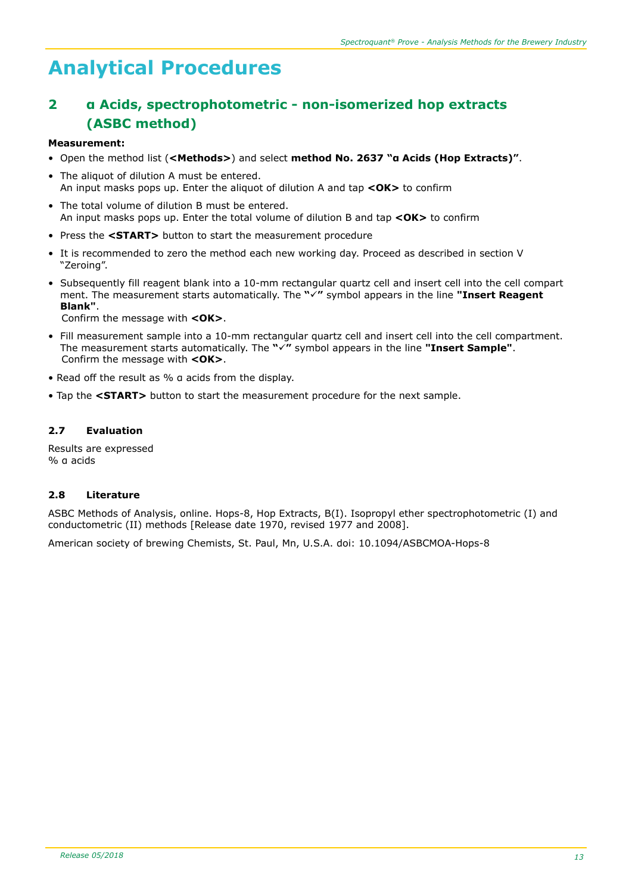# Analytical Procedures

## 2 α Acids, spectrophotometric - non-isomerized hop extracts (ASBC method)

**Measurement:**

- Open the method list (**<Methods>**) and select **method No. 2637 "α Acids (Hop Extracts)"**.
- The aliquot of dilution A must be entered.
  An input masks pops up. Enter the aliquot of dilution A and tap **<OK>** to confirm
- The total volume of dilution B must be entered.
  An input masks pops up. Enter the total volume of dilution B and tap **<OK>** to confirm
- Press the **<START>** button to start the measurement procedure
- It is recommended to zero the method each new working day. Proceed as described in section V "Zeroing".
- Subsequently fill reagent blank into a 10-mm rectangular quartz cell and insert cell into the cell compart ment. The measurement starts automatically. The **"✓"** symbol appears in the line **"Insert Reagent Blank"**.
  Confirm the message with **<OK>**.
- Fill measurement sample into a 10-mm rectangular quartz cell and insert cell into the cell compartment. The measurement starts automatically. The **"✓"** symbol appears in the line **"Insert Sample"**.
  Confirm the message with **<OK>**.
- Read off the result as % α acids from the display.
- Tap the **<START>** button to start the measurement procedure for the next sample.

### 2.7 Evaluation

Results are expressed
% α acids

### 2.8 Literature

ASBC Methods of Analysis, online. Hops-8, Hop Extracts, B(I). Isopropyl ether spectrophotometric (I) and conductometric (II) methods [Release date 1970, revised 1977 and 2008].

American society of brewing Chemists, St. Paul, Mn, U.S.A. doi: 10.1094/ASBCMOA-Hops-8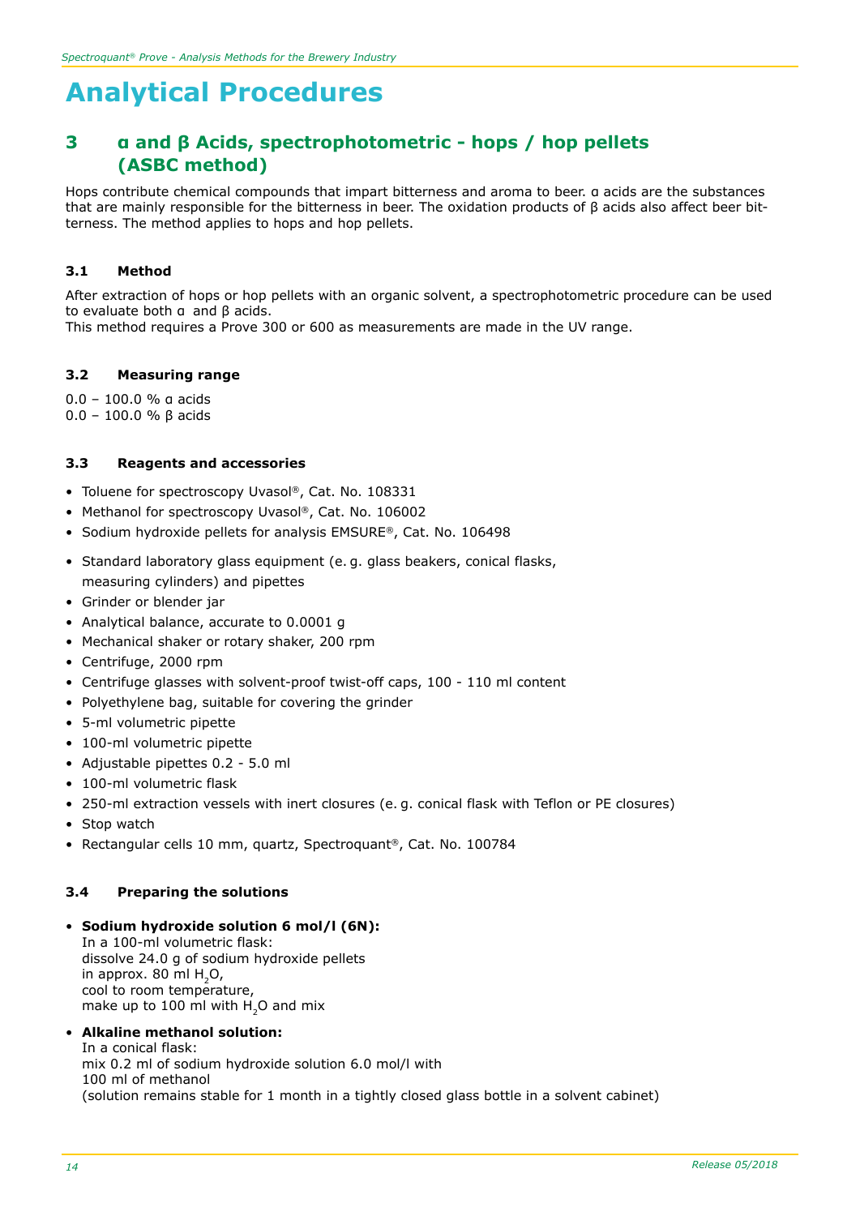# Analytical Procedures

## 3 α and β Acids, spectrophotometric - hops / hop pellets (ASBC method)

Hops contribute chemical compounds that impart bitterness and aroma to beer. α acids are the substances that are mainly responsible for the bitterness in beer. The oxidation products of β acids also affect beer bitterness. The method applies to hops and hop pellets.

### 3.1 Method

After extraction of hops or hop pellets with an organic solvent, a spectrophotometric procedure can be used to evaluate both α and β acids.
This method requires a Prove 300 or 600 as measurements are made in the UV range.

### 3.2 Measuring range

0.0 – 100.0 % α acids
0.0 – 100.0 % β acids

### 3.3 Reagents and accessories

- Toluene for spectroscopy Uvasol®, Cat. No. 108331
- Methanol for spectroscopy Uvasol®, Cat. No. 106002
- Sodium hydroxide pellets for analysis EMSURE®, Cat. No. 106498

- Standard laboratory glass equipment (e. g. glass beakers, conical flasks, measuring cylinders) and pipettes
- Grinder or blender jar
- Analytical balance, accurate to 0.0001 g
- Mechanical shaker or rotary shaker, 200 rpm
- Centrifuge, 2000 rpm
- Centrifuge glasses with solvent-proof twist-off caps, 100 - 110 ml content
- Polyethylene bag, suitable for covering the grinder
- 5-ml volumetric pipette
- 100-ml volumetric pipette
- Adjustable pipettes 0.2 - 5.0 ml
- 100-ml volumetric flask
- 250-ml extraction vessels with inert closures (e. g. conical flask with Teflon or PE closures)
- Stop watch
- Rectangular cells 10 mm, quartz, Spectroquant®, Cat. No. 100784

### 3.4 Preparing the solutions

- **Sodium hydroxide solution 6 mol/l (6N):**
  In a 100-ml volumetric flask:
  dissolve 24.0 g of sodium hydroxide pellets
  in approx. 80 ml $H_2O$,
  cool to room temperature,
  make up to 100 ml with $H_2O$ and mix

- **Alkaline methanol solution:**
  In a conical flask:
  mix 0.2 ml of sodium hydroxide solution 6.0 mol/l with
  100 ml of methanol
  (solution remains stable for 1 month in a tightly closed glass bottle in a solvent cabinet)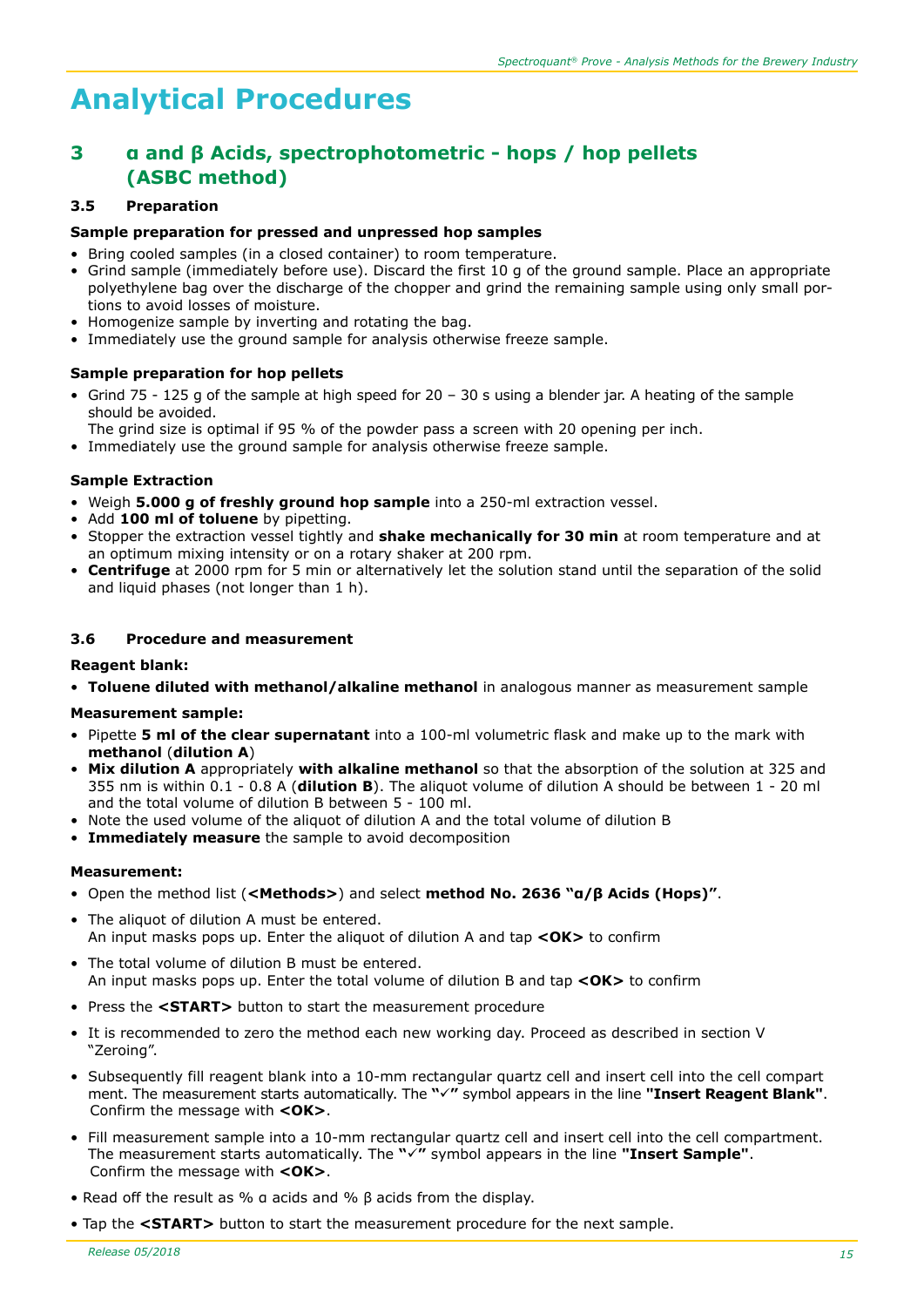# Analytical Procedures

## 3 α and β Acids, spectrophotometric - hops / hop pellets (ASBC method)

### 3.5 Preparation

**Sample preparation for pressed and unpressed hop samples**

- Bring cooled samples (in a closed container) to room temperature.
- Grind sample (immediately before use). Discard the first 10 g of the ground sample. Place an appropriate polyethylene bag over the discharge of the chopper and grind the remaining sample using only small portions to avoid losses of moisture.
- Homogenize sample by inverting and rotating the bag.
- Immediately use the ground sample for analysis otherwise freeze sample.

**Sample preparation for hop pellets**

- Grind 75 - 125 g of the sample at high speed for 20 – 30 s using a blender jar. A heating of the sample should be avoided.
  The grind size is optimal if 95 % of the powder pass a screen with 20 opening per inch.
- Immediately use the ground sample for analysis otherwise freeze sample.

**Sample Extraction**

- Weigh **5.000 g of freshly ground hop sample** into a 250-ml extraction vessel.
- Add **100 ml of toluene** by pipetting.
- Stopper the extraction vessel tightly and **shake mechanically for 30 min** at room temperature and at an optimum mixing intensity or on a rotary shaker at 200 rpm.
- **Centrifuge** at 2000 rpm for 5 min or alternatively let the solution stand until the separation of the solid and liquid phases (not longer than 1 h).

### 3.6 Procedure and measurement

**Reagent blank:**

- **Toluene diluted with methanol/alkaline methanol** in analogous manner as measurement sample

**Measurement sample:**

- Pipette **5 ml of the clear supernatant** into a 100-ml volumetric flask and make up to the mark with **methanol** (**dilution A**)
- **Mix dilution A** appropriately **with alkaline methanol** so that the absorption of the solution at 325 and 355 nm is within 0.1 - 0.8 A (**dilution B**). The aliquot volume of dilution A should be between 1 - 20 ml and the total volume of dilution B between 5 - 100 ml.
- Note the used volume of the aliquot of dilution A and the total volume of dilution B
- **Immediately measure** the sample to avoid decomposition

**Measurement:**

- Open the method list (**<Methods>**) and select **method No. 2636 "α/β Acids (Hops)"**.
- The aliquot of dilution A must be entered.
  An input masks pops up. Enter the aliquot of dilution A and tap **<OK>** to confirm
- The total volume of dilution B must be entered.
  An input masks pops up. Enter the total volume of dilution B and tap **<OK>** to confirm
- Press the **<START>** button to start the measurement procedure
- It is recommended to zero the method each new working day. Proceed as described in section V "Zeroing".
- Subsequently fill reagent blank into a 10-mm rectangular quartz cell and insert cell into the cell compartment. The measurement starts automatically. The **"✓"** symbol appears in the line **"Insert Reagent Blank"**. Confirm the message with **<OK>**.
- Fill measurement sample into a 10-mm rectangular quartz cell and insert cell into the cell compartment. The measurement starts automatically. The **"✓"** symbol appears in the line **"Insert Sample"**. Confirm the message with **<OK>**.
- Read off the result as % α acids and % β acids from the display.
- Tap the **<START>** button to start the measurement procedure for the next sample.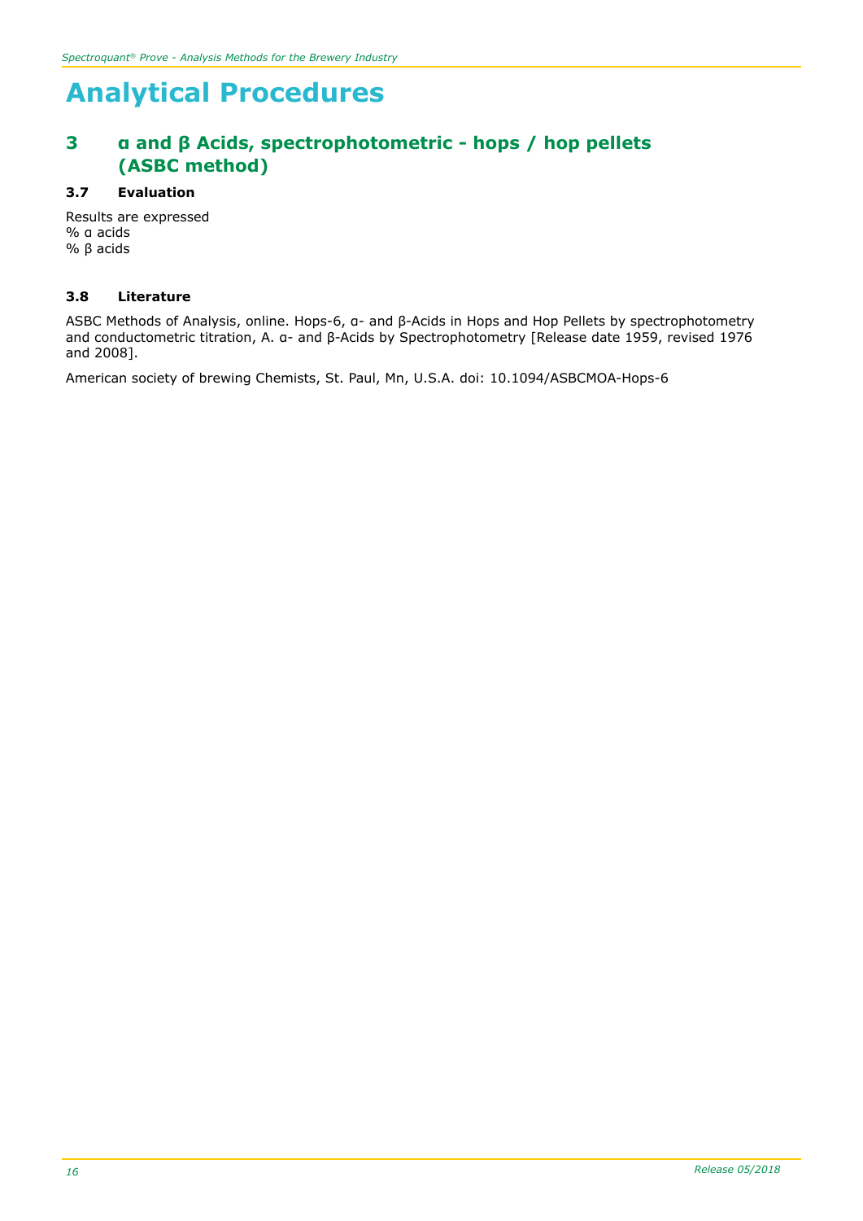# Analytical Procedures

## 3 α and β Acids, spectrophotometric - hops / hop pellets (ASBC method)

### 3.7 Evaluation

Results are expressed
% α acids
% β acids

### 3.8 Literature

ASBC Methods of Analysis, online. Hops-6, α- and β-Acids in Hops and Hop Pellets by spectrophotometry and conductometric titration, A. α- and β-Acids by Spectrophotometry [Release date 1959, revised 1976 and 2008].

American society of brewing Chemists, St. Paul, Mn, U.S.A. doi: 10.1094/ASBCMOA-Hops-6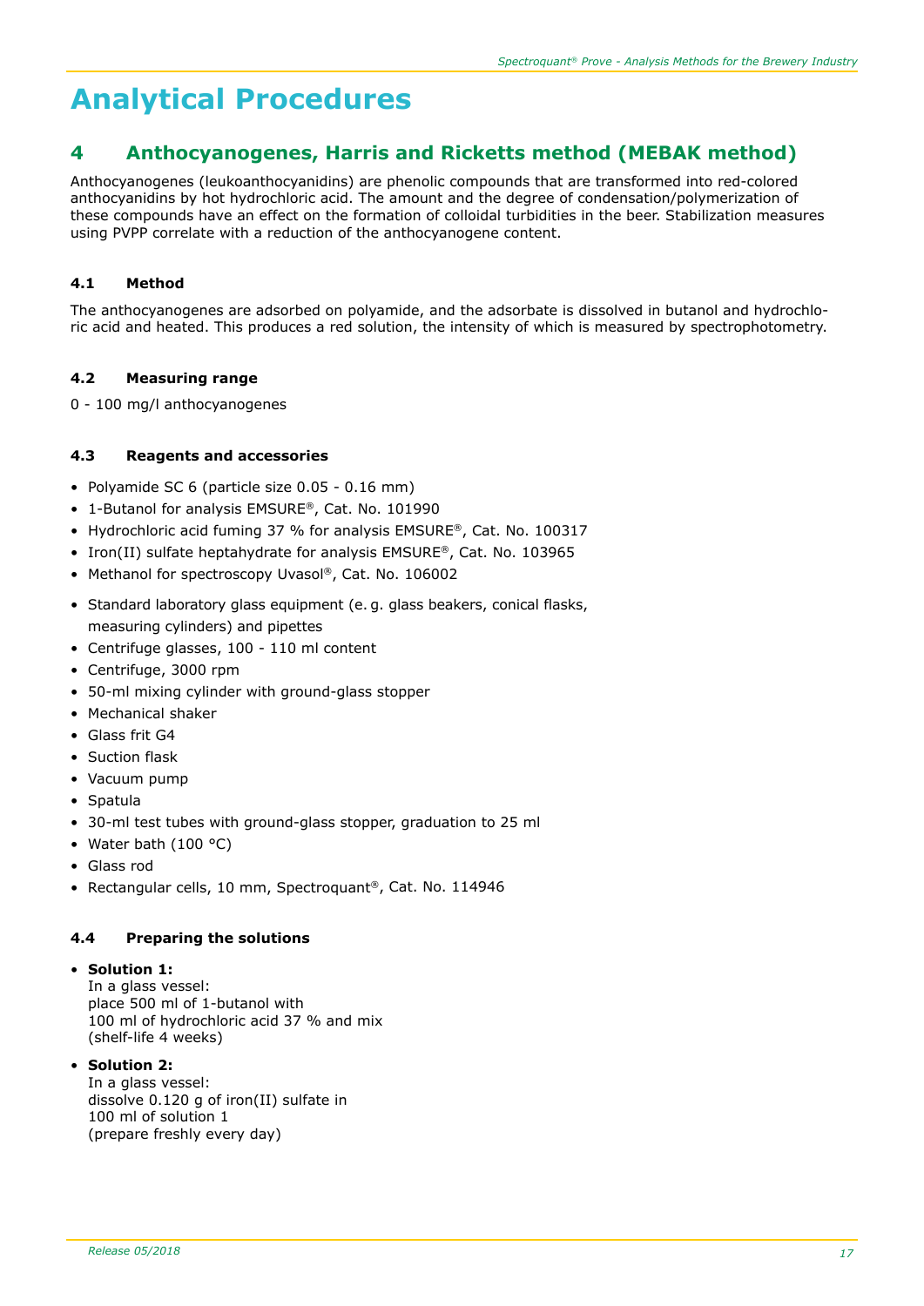# Analytical Procedures

## 4 Anthocyanogenes, Harris and Ricketts method (MEBAK method)

Anthocyanogenes (leukoanthocyanidins) are phenolic compounds that are transformed into red-colored anthocyanidins by hot hydrochloric acid. The amount and the degree of condensation/polymerization of these compounds have an effect on the formation of colloidal turbidities in the beer. Stabilization measures using PVPP correlate with a reduction of the anthocyanogene content.

### 4.1 Method

The anthocyanogenes are adsorbed on polyamide, and the adsorbate is dissolved in butanol and hydrochloric acid and heated. This produces a red solution, the intensity of which is measured by spectrophotometry.

### 4.2 Measuring range

0 - 100 mg/l anthocyanogenes

### 4.3 Reagents and accessories

- Polyamide SC 6 (particle size 0.05 - 0.16 mm)
- 1-Butanol for analysis EMSURE®, Cat. No. 101990
- Hydrochloric acid fuming 37 % for analysis EMSURE®, Cat. No. 100317
- Iron(II) sulfate heptahydrate for analysis EMSURE®, Cat. No. 103965
- Methanol for spectroscopy Uvasol®, Cat. No. 106002

- Standard laboratory glass equipment (e. g. glass beakers, conical flasks, measuring cylinders) and pipettes
- Centrifuge glasses, 100 - 110 ml content
- Centrifuge, 3000 rpm
- 50-ml mixing cylinder with ground-glass stopper
- Mechanical shaker
- Glass frit G4
- Suction flask
- Vacuum pump
- Spatula
- 30-ml test tubes with ground-glass stopper, graduation to 25 ml
- Water bath (100 °C)
- Glass rod
- Rectangular cells, 10 mm, Spectroquant®, Cat. No. 114946

### 4.4 Preparing the solutions

- **Solution 1:**
  In a glass vessel:
  place 500 ml of 1-butanol with
  100 ml of hydrochloric acid 37 % and mix
  (shelf-life 4 weeks)
- **Solution 2:**
  In a glass vessel:
  dissolve 0.120 g of iron(II) sulfate in
  100 ml of solution 1
  (prepare freshly every day)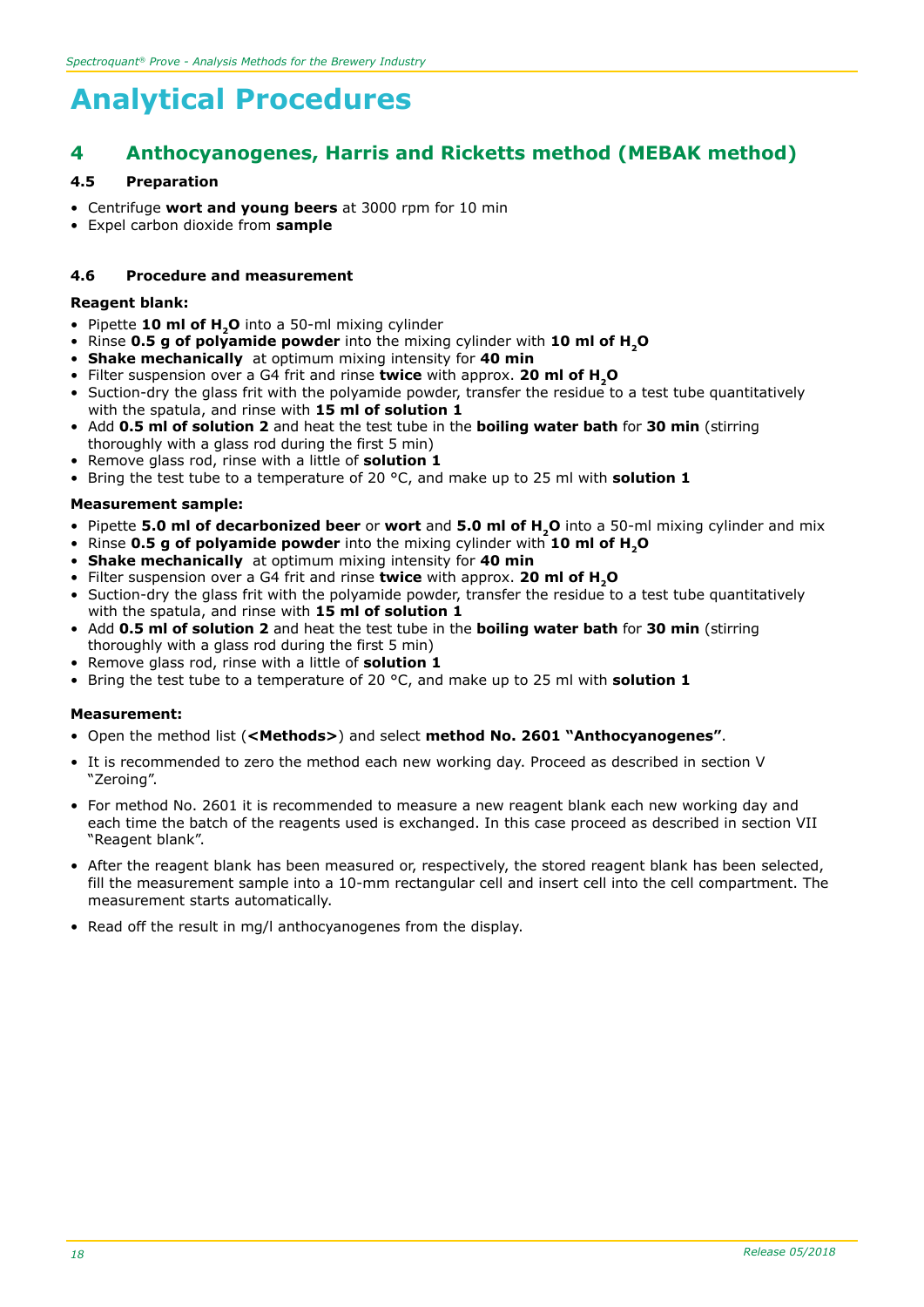# Analytical Procedures

## 4 Anthocyanogenes, Harris and Ricketts method (MEBAK method)

### 4.5 Preparation

- Centrifuge **wort and young beers** at 3000 rpm for 10 min
- Expel carbon dioxide from **sample**

### 4.6 Procedure and measurement

**Reagent blank:**

- Pipette **10 ml of $H_2O$** into a 50-ml mixing cylinder
- Rinse **0.5 g of polyamide powder** into the mixing cylinder with **10 ml of $H_2O$**
- **Shake mechanically** at optimum mixing intensity for **40 min**
- Filter suspension over a G4 frit and rinse **twice** with approx. **20 ml of $H_2O$**
- Suction-dry the glass frit with the polyamide powder, transfer the residue to a test tube quantitatively with the spatula, and rinse with **15 ml of solution 1**
- Add **0.5 ml of solution 2** and heat the test tube in the **boiling water bath** for **30 min** (stirring thoroughly with a glass rod during the first 5 min)
- Remove glass rod, rinse with a little of **solution 1**
- Bring the test tube to a temperature of 20 °C, and make up to 25 ml with **solution 1**

**Measurement sample:**

- Pipette **5.0 ml of decarbonized beer** or **wort** and **5.0 ml of $H_2O$** into a 50-ml mixing cylinder and mix
- Rinse **0.5 g of polyamide powder** into the mixing cylinder with **10 ml of $H_2O$**
- **Shake mechanically** at optimum mixing intensity for **40 min**
- Filter suspension over a G4 frit and rinse **twice** with approx. **20 ml of $H_2O$**
- Suction-dry the glass frit with the polyamide powder, transfer the residue to a test tube quantitatively with the spatula, and rinse with **15 ml of solution 1**
- Add **0.5 ml of solution 2** and heat the test tube in the **boiling water bath** for **30 min** (stirring thoroughly with a glass rod during the first 5 min)
- Remove glass rod, rinse with a little of **solution 1**
- Bring the test tube to a temperature of 20 °C, and make up to 25 ml with **solution 1**

**Measurement:**

- Open the method list (**<Methods>**) and select **method No. 2601 "Anthocyanogenes"**.
- It is recommended to zero the method each new working day. Proceed as described in section V "Zeroing".
- For method No. 2601 it is recommended to measure a new reagent blank each new working day and each time the batch of the reagents used is exchanged. In this case proceed as described in section VII "Reagent blank".
- After the reagent blank has been measured or, respectively, the stored reagent blank has been selected, fill the measurement sample into a 10-mm rectangular cell and insert cell into the cell compartment. The measurement starts automatically.
- Read off the result in mg/l anthocyanogenes from the display.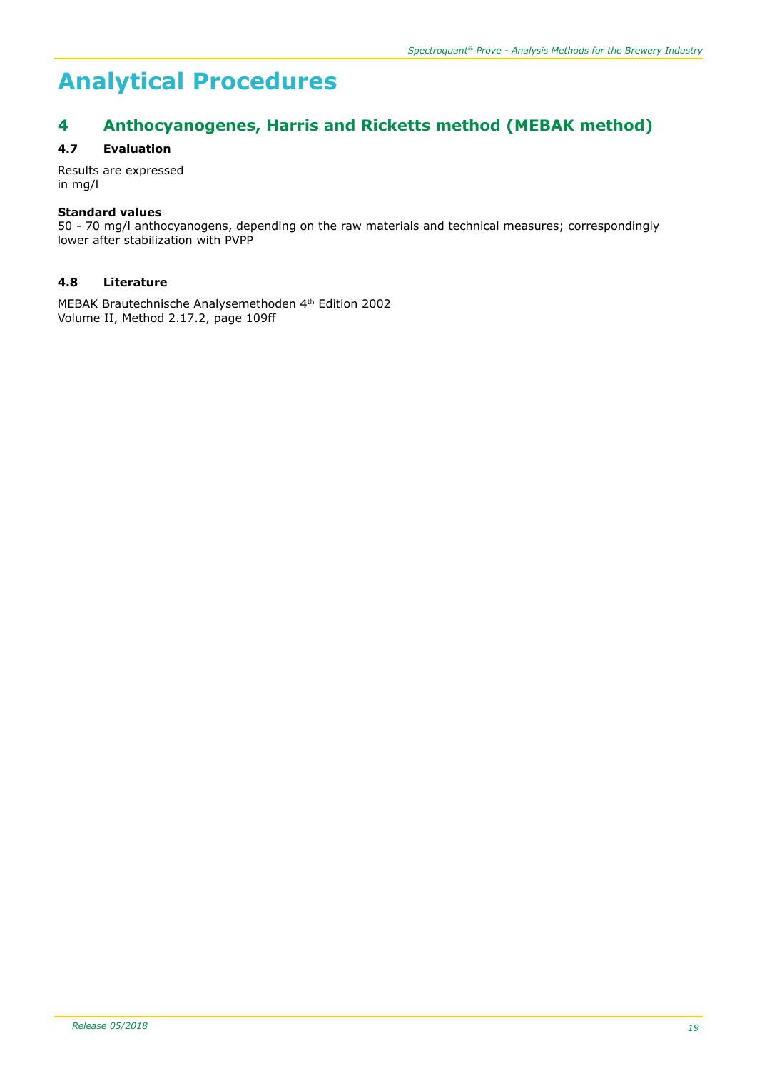# Analytical Procedures

## 4 Anthocyanogenes, Harris and Ricketts method (MEBAK method)

### 4.7 Evaluation

Results are expressed
in mg/l

**Standard values**
50 - 70 mg/l anthocyanogens, depending on the raw materials and technical measures; correspondingly lower after stabilization with PVPP

### 4.8 Literature

MEBAK Brautechnische Analysemethoden 4th Edition 2002
Volume II, Method 2.17.2, page 109ff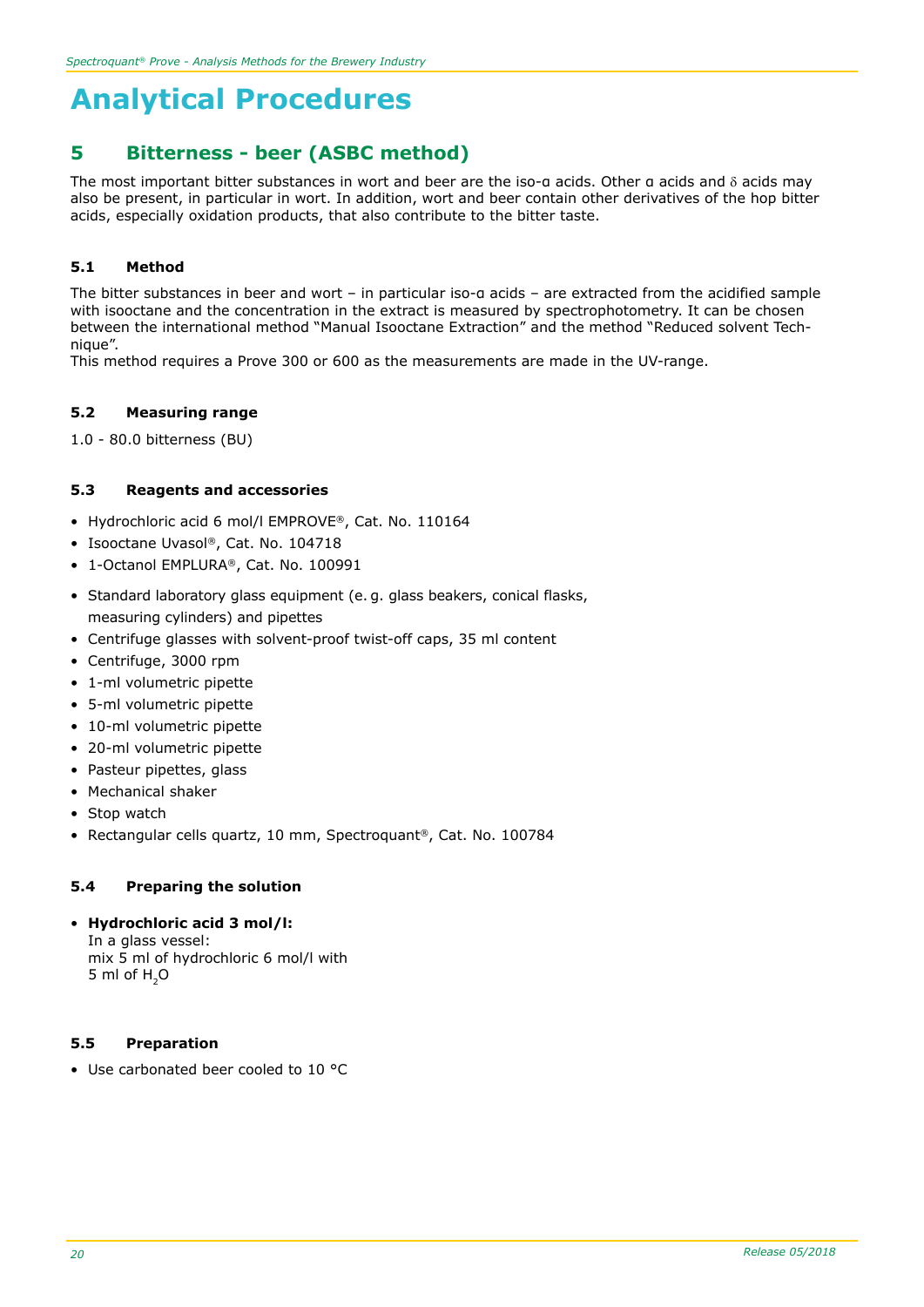# Analytical Procedures

## 5 Bitterness - beer (ASBC method)

The most important bitter substances in wort and beer are the iso-α acids. Other α acids and δ acids may also be present, in particular in wort. In addition, wort and beer contain other derivatives of the hop bitter acids, especially oxidation products, that also contribute to the bitter taste.

### 5.1 Method

The bitter substances in beer and wort – in particular iso-α acids – are extracted from the acidified sample with isooctane and the concentration in the extract is measured by spectrophotometry. It can be chosen between the international method "Manual Isooctane Extraction" and the method "Reduced solvent Technique".
This method requires a Prove 300 or 600 as the measurements are made in the UV-range.

### 5.2 Measuring range

1.0 - 80.0 bitterness (BU)

### 5.3 Reagents and accessories

- Hydrochloric acid 6 mol/l EMPROVE®, Cat. No. 110164
- Isooctane Uvasol®, Cat. No. 104718
- 1-Octanol EMPLURA®, Cat. No. 100991

- Standard laboratory glass equipment (e. g. glass beakers, conical flasks, measuring cylinders) and pipettes
- Centrifuge glasses with solvent-proof twist-off caps, 35 ml content
- Centrifuge, 3000 rpm
- 1-ml volumetric pipette
- 5-ml volumetric pipette
- 10-ml volumetric pipette
- 20-ml volumetric pipette
- Pasteur pipettes, glass
- Mechanical shaker
- Stop watch
- Rectangular cells quartz, 10 mm, Spectroquant®, Cat. No. 100784

### 5.4 Preparing the solution

- **Hydrochloric acid 3 mol/l:**
  In a glass vessel:
  mix 5 ml of hydrochloric 6 mol/l with
  5 ml of $H_2O$

### 5.5 Preparation

- Use carbonated beer cooled to 10 °C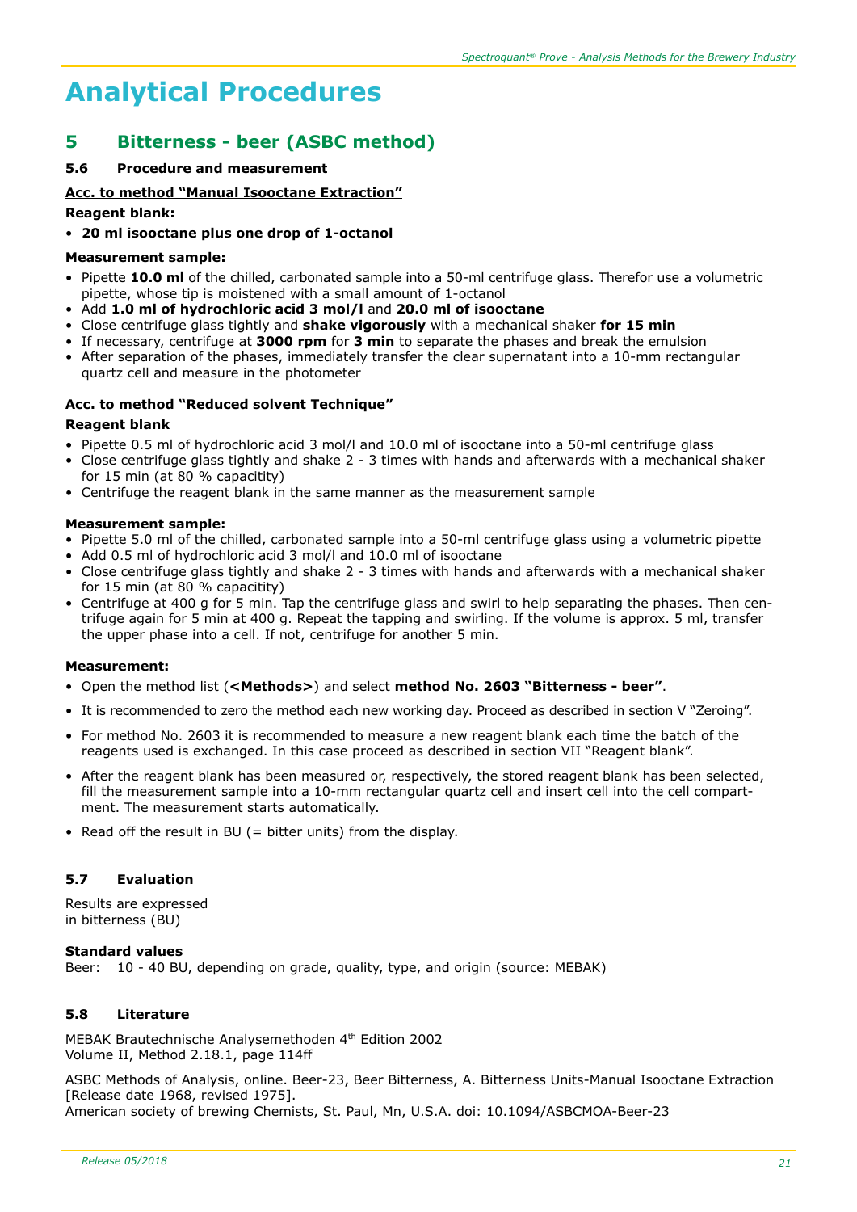# Analytical Procedures

## 5 Bitterness - beer (ASBC method)

### 5.6 Procedure and measurement

**Acc. to method "Manual Isooctane Extraction"**

**Reagent blank:**

- **20 ml isooctane plus one drop of 1-octanol**

**Measurement sample:**

- Pipette **10.0 ml** of the chilled, carbonated sample into a 50-ml centrifuge glass. Therefor use a volumetric pipette, whose tip is moistened with a small amount of 1-octanol
- Add **1.0 ml of hydrochloric acid 3 mol/l** and **20.0 ml of isooctane**
- Close centrifuge glass tightly and **shake vigorously** with a mechanical shaker **for 15 min**
- If necessary, centrifuge at **3000 rpm** for **3 min** to separate the phases and break the emulsion
- After separation of the phases, immediately transfer the clear supernatant into a 10-mm rectangular quartz cell and measure in the photometer

**Acc. to method "Reduced solvent Technique"**

**Reagent blank**

- Pipette 0.5 ml of hydrochloric acid 3 mol/l and 10.0 ml of isooctane into a 50-ml centrifuge glass
- Close centrifuge glass tightly and shake 2 - 3 times with hands and afterwards with a mechanical shaker for 15 min (at 80 % capacitity)
- Centrifuge the reagent blank in the same manner as the measurement sample

**Measurement sample:**

- Pipette 5.0 ml of the chilled, carbonated sample into a 50-ml centrifuge glass using a volumetric pipette
- Add 0.5 ml of hydrochloric acid 3 mol/l and 10.0 ml of isooctane
- Close centrifuge glass tightly and shake 2 - 3 times with hands and afterwards with a mechanical shaker for 15 min (at 80 % capacitity)
- Centrifuge at 400 g for 5 min. Tap the centrifuge glass and swirl to help separating the phases. Then centrifuge again for 5 min at 400 g. Repeat the tapping and swirling. If the volume is approx. 5 ml, transfer the upper phase into a cell. If not, centrifuge for another 5 min.

**Measurement:**

- Open the method list (**<Methods>**) and select **method No. 2603 "Bitterness - beer"**.
- It is recommended to zero the method each new working day. Proceed as described in section V "Zeroing".
- For method No. 2603 it is recommended to measure a new reagent blank each time the batch of the reagents used is exchanged. In this case proceed as described in section VII "Reagent blank".
- After the reagent blank has been measured or, respectively, the stored reagent blank has been selected, fill the measurement sample into a 10-mm rectangular quartz cell and insert cell into the cell compartment. The measurement starts automatically.
- Read off the result in BU (= bitter units) from the display.

### 5.7 Evaluation

Results are expressed
in bitterness (BU)

**Standard values**
Beer: 10 - 40 BU, depending on grade, quality, type, and origin (source: MEBAK)

### 5.8 Literature

MEBAK Brautechnische Analysemethoden 4th Edition 2002
Volume II, Method 2.18.1, page 114ff

ASBC Methods of Analysis, online. Beer-23, Beer Bitterness, A. Bitterness Units-Manual Isooctane Extraction [Release date 1968, revised 1975].
American society of brewing Chemists, St. Paul, Mn, U.S.A. doi: 10.1094/ASBCMOA-Beer-23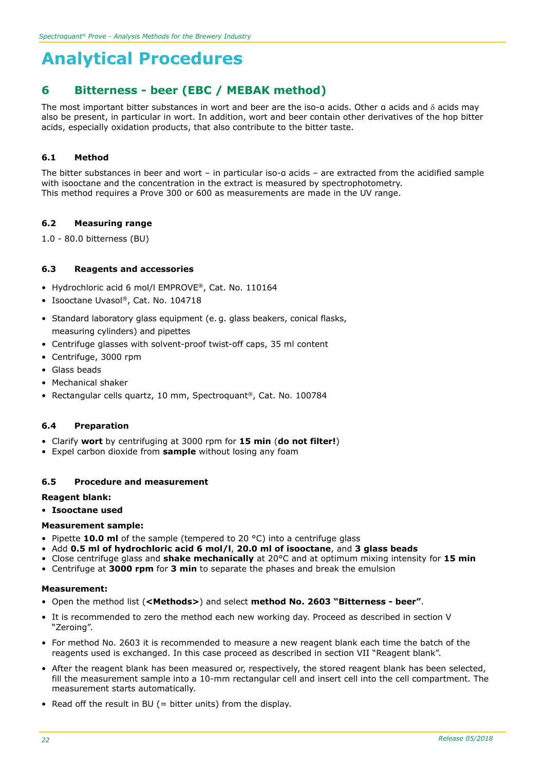# Analytical Procedures

## 6 Bitterness - beer (EBC / MEBAK method)

The most important bitter substances in wort and beer are the iso-α acids. Other α acids and δ acids may also be present, in particular in wort. In addition, wort and beer contain other derivatives of the hop bitter acids, especially oxidation products, that also contribute to the bitter taste.

### 6.1 Method

The bitter substances in beer and wort – in particular iso-α acids – are extracted from the acidified sample with isooctane and the concentration in the extract is measured by spectrophotometry.
This method requires a Prove 300 or 600 as measurements are made in the UV range.

### 6.2 Measuring range

1.0 - 80.0 bitterness (BU)

### 6.3 Reagents and accessories

- Hydrochloric acid 6 mol/l EMPROVE®, Cat. No. 110164
- Isooctane Uvasol®, Cat. No. 104718

- Standard laboratory glass equipment (e. g. glass beakers, conical flasks, measuring cylinders) and pipettes
- Centrifuge glasses with solvent-proof twist-off caps, 35 ml content
- Centrifuge, 3000 rpm
- Glass beads
- Mechanical shaker
- Rectangular cells quartz, 10 mm, Spectroquant®, Cat. No. 100784

### 6.4 Preparation

- Clarify **wort** by centrifuging at 3000 rpm for **15 min** (**do not filter!**)
- Expel carbon dioxide from **sample** without losing any foam

### 6.5 Procedure and measurement

**Reagent blank:**

- **Isooctane used**

**Measurement sample:**

- Pipette **10.0 ml** of the sample (tempered to 20 °C) into a centrifuge glass
- Add **0.5 ml of hydrochloric acid 6 mol/l**, **20.0 ml of isooctane**, and **3 glass beads**
- Close centrifuge glass and **shake mechanically** at 20°C and at optimum mixing intensity for **15 min**
- Centrifuge at **3000 rpm** for **3 min** to separate the phases and break the emulsion

**Measurement:**

- Open the method list (**<Methods>**) and select **method No. 2603 "Bitterness - beer"**.
- It is recommended to zero the method each new working day. Proceed as described in section V "Zeroing".
- For method No. 2603 it is recommended to measure a new reagent blank each time the batch of the reagents used is exchanged. In this case proceed as described in section VII "Reagent blank".
- After the reagent blank has been measured or, respectively, the stored reagent blank has been selected, fill the measurement sample into a 10-mm rectangular cell and insert cell into the cell compartment. The measurement starts automatically.
- Read off the result in BU (= bitter units) from the display.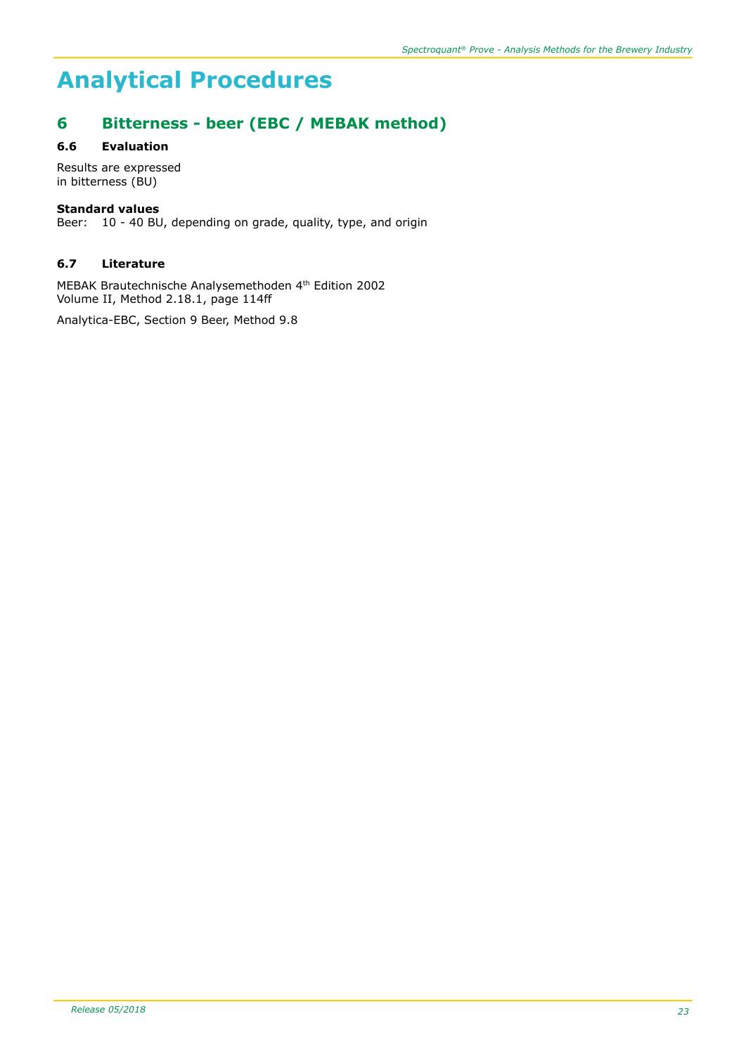# Analytical Procedures

## 6 Bitterness - beer (EBC / MEBAK method)

### 6.6 Evaluation

Results are expressed
in bitterness (BU)

**Standard values**
Beer: 10 - 40 BU, depending on grade, quality, type, and origin

### 6.7 Literature

MEBAK Brautechnische Analysemethoden 4th Edition 2002
Volume II, Method 2.18.1, page 114ff

Analytica-EBC, Section 9 Beer, Method 9.8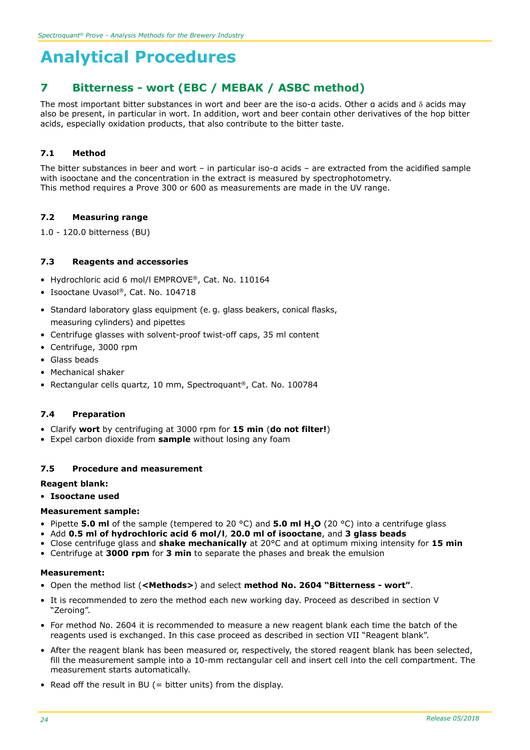# Analytical Procedures

## 7 Bitterness - wort (EBC / MEBAK / ASBC method)

The most important bitter substances in wort and beer are the iso-α acids. Other α acids and δ acids may also be present, in particular in wort. In addition, wort and beer contain other derivatives of the hop bitter acids, especially oxidation products, that also contribute to the bitter taste.

### 7.1 Method

The bitter substances in beer and wort – in particular iso-α acids – are extracted from the acidified sample with isooctane and the concentration in the extract is measured by spectrophotometry.
This method requires a Prove 300 or 600 as measurements are made in the UV range.

### 7.2 Measuring range

1.0 - 120.0 bitterness (BU)

### 7.3 Reagents and accessories

- Hydrochloric acid 6 mol/l EMPROVE®, Cat. No. 110164
- Isooctane Uvasol®, Cat. No. 104718
- Standard laboratory glass equipment (e. g. glass beakers, conical flasks, measuring cylinders) and pipettes
- Centrifuge glasses with solvent-proof twist-off caps, 35 ml content
- Centrifuge, 3000 rpm
- Glass beads
- Mechanical shaker
- Rectangular cells quartz, 10 mm, Spectroquant®, Cat. No. 100784

### 7.4 Preparation

- Clarify **wort** by centrifuging at 3000 rpm for **15 min** (**do not filter!**)
- Expel carbon dioxide from **sample** without losing any foam

### 7.5 Procedure and measurement

**Reagent blank:**

- **Isooctane used**

**Measurement sample:**

- Pipette **5.0 ml** of the sample (tempered to 20 °C) and **5.0 ml $H_2O$** (20 °C) into a centrifuge glass
- Add **0.5 ml of hydrochloric acid 6 mol/l**, **20.0 ml of isooctane**, and **3 glass beads**
- Close centrifuge glass and **shake mechanically** at 20°C and at optimum mixing intensity for **15 min**
- Centrifuge at **3000 rpm** for **3 min** to separate the phases and break the emulsion

**Measurement:**

- Open the method list (**<Methods>**) and select **method No. 2604 "Bitterness - wort"**.
- It is recommended to zero the method each new working day. Proceed as described in section V "Zeroing".
- For method No. 2604 it is recommended to measure a new reagent blank each time the batch of the reagents used is exchanged. In this case proceed as described in section VII "Reagent blank".
- After the reagent blank has been measured or, respectively, the stored reagent blank has been selected, fill the measurement sample into a 10-mm rectangular cell and insert cell into the cell compartment. The measurement starts automatically.
- Read off the result in BU (= bitter units) from the display.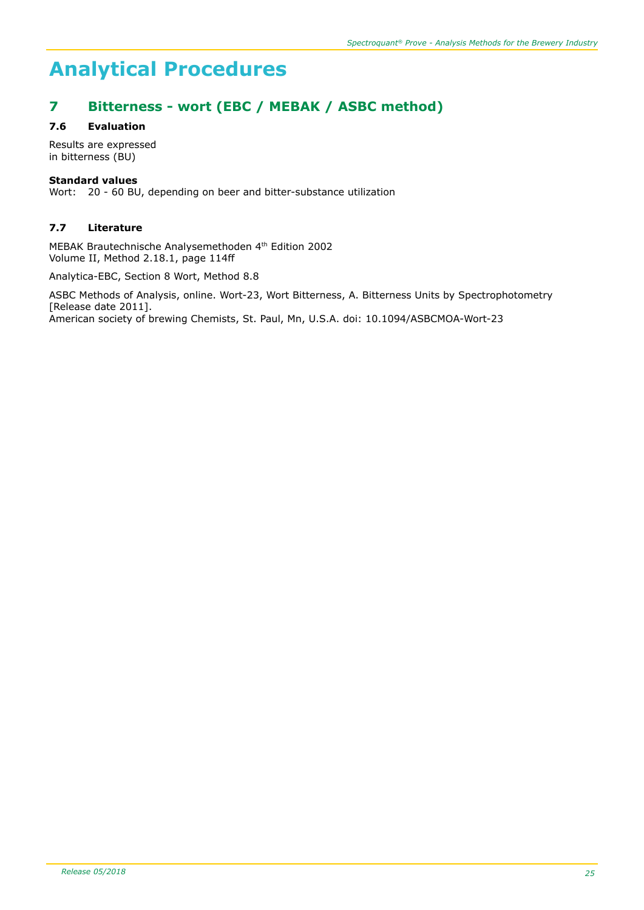# Analytical Procedures

## 7 Bitterness - wort (EBC / MEBAK / ASBC method)

### 7.6 Evaluation

Results are expressed
in bitterness (BU)

**Standard values**
Wort: 20 - 60 BU, depending on beer and bitter-substance utilization

### 7.7 Literature

MEBAK Brautechnische Analysemethoden 4th Edition 2002
Volume II, Method 2.18.1, page 114ff

Analytica-EBC, Section 8 Wort, Method 8.8

ASBC Methods of Analysis, online. Wort-23, Wort Bitterness, A. Bitterness Units by Spectrophotometry [Release date 2011].
American society of brewing Chemists, St. Paul, Mn, U.S.A. doi: 10.1094/ASBCMOA-Wort-23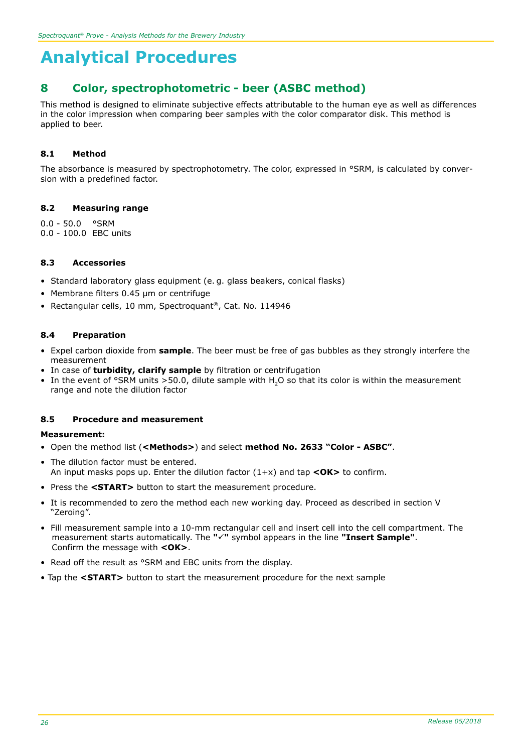# Analytical Procedures

## 8 Color, spectrophotometric - beer (ASBC method)

This method is designed to eliminate subjective effects attributable to the human eye as well as differences in the color impression when comparing beer samples with the color comparator disk. This method is applied to beer.

### 8.1 Method

The absorbance is measured by spectrophotometry. The color, expressed in °SRM, is calculated by conversion with a predefined factor.

### 8.2 Measuring range

0.0 - 50.0 °SRM
0.0 - 100.0 EBC units

### 8.3 Accessories

- Standard laboratory glass equipment (e. g. glass beakers, conical flasks)
- Membrane filters 0.45 µm or centrifuge
- Rectangular cells, 10 mm, Spectroquant®, Cat. No. 114946

### 8.4 Preparation

- Expel carbon dioxide from **sample**. The beer must be free of gas bubbles as they strongly interfere the measurement
- In case of **turbidity, clarify sample** by filtration or centrifugation
- In the event of °SRM units >50.0, dilute sample with $H_2O$ so that its color is within the measurement range and note the dilution factor

### 8.5 Procedure and measurement

**Measurement:**

- Open the method list (**<Methods>**) and select **method No. 2633 "Color - ASBC"**.
- The dilution factor must be entered.
  An input masks pops up. Enter the dilution factor (1+x) and tap **<OK>** to confirm.
- Press the **<START>** button to start the measurement procedure.
- It is recommended to zero the method each new working day. Proceed as described in section V "Zeroing".
- Fill measurement sample into a 10-mm rectangular cell and insert cell into the cell compartment. The measurement starts automatically. The **"✓"** symbol appears in the line **"Insert Sample"**. Confirm the message with **<OK>**.
- Read off the result as °SRM and EBC units from the display.
- Tap the **<START>** button to start the measurement procedure for the next sample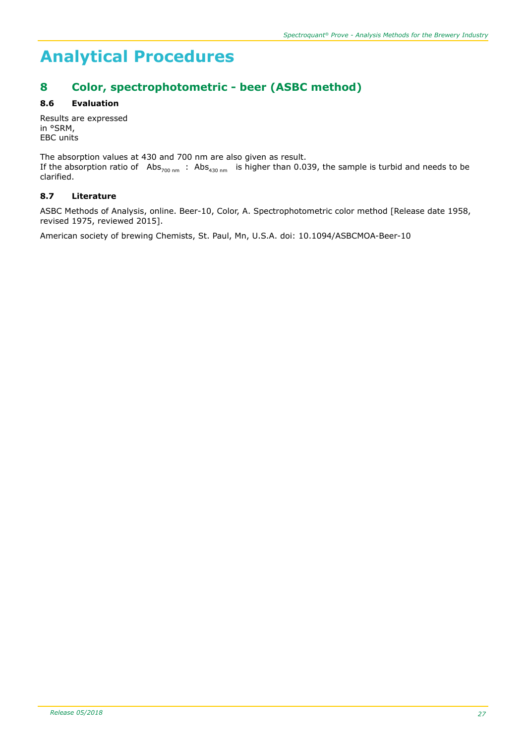# Analytical Procedures

## 8 Color, spectrophotometric - beer (ASBC method)

### 8.6 Evaluation

Results are expressed
in °SRM,
EBC units

The absorption values at 430 and 700 nm are also given as result.
If the absorption ratio of $Abs_{700\ nm} : Abs_{430\ nm}$ is higher than 0.039, the sample is turbid and needs to be clarified.

### 8.7 Literature

ASBC Methods of Analysis, online. Beer-10, Color, A. Spectrophotometric color method [Release date 1958, revised 1975, reviewed 2015].

American society of brewing Chemists, St. Paul, Mn, U.S.A. doi: 10.1094/ASBCMOA-Beer-10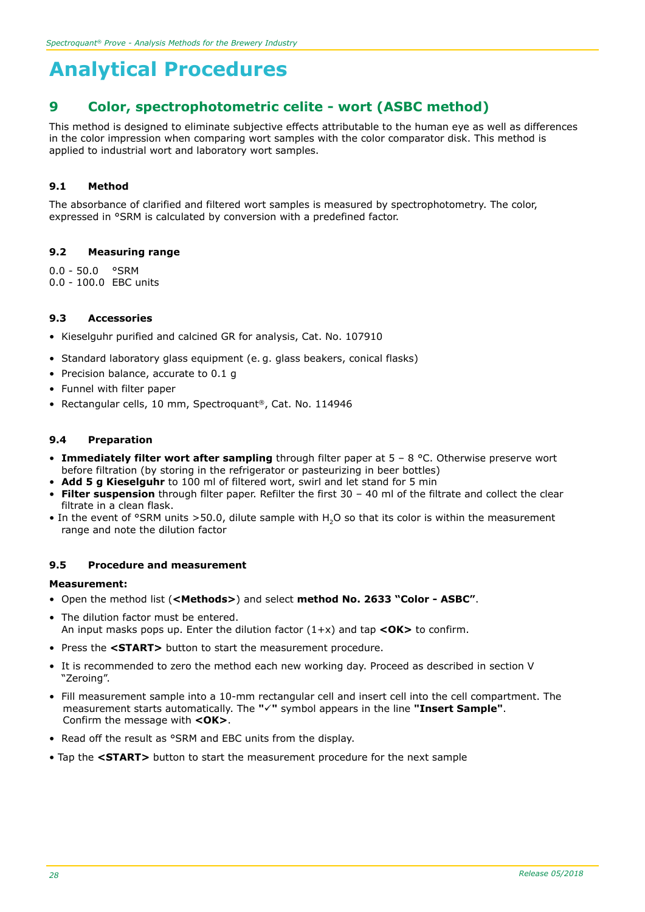# Analytical Procedures

## 9 Color, spectrophotometric celite - wort (ASBC method)

This method is designed to eliminate subjective effects attributable to the human eye as well as differences in the color impression when comparing wort samples with the color comparator disk. This method is applied to industrial wort and laboratory wort samples.

### 9.1 Method

The absorbance of clarified and filtered wort samples is measured by spectrophotometry. The color, expressed in °SRM is calculated by conversion with a predefined factor.

### 9.2 Measuring range

0.0 - 50.0 °SRM
0.0 - 100.0 EBC units

### 9.3 Accessories

- Kieselguhr purified and calcined GR for analysis, Cat. No. 107910
- Standard laboratory glass equipment (e. g. glass beakers, conical flasks)
- Precision balance, accurate to 0.1 g
- Funnel with filter paper
- Rectangular cells, 10 mm, Spectroquant®, Cat. No. 114946

### 9.4 Preparation

- **Immediately filter wort after sampling** through filter paper at 5 – 8 °C. Otherwise preserve wort before filtration (by storing in the refrigerator or pasteurizing in beer bottles)
- **Add 5 g Kieselguhr** to 100 ml of filtered wort, swirl and let stand for 5 min
- **Filter suspension** through filter paper. Refilter the first 30 – 40 ml of the filtrate and collect the clear filtrate in a clean flask.
- In the event of °SRM units >50.0, dilute sample with $H_2O$ so that its color is within the measurement range and note the dilution factor

### 9.5 Procedure and measurement

**Measurement:**

- Open the method list (**<Methods>**) and select **method No. 2633 "Color - ASBC"**.
- The dilution factor must be entered.
  An input masks pops up. Enter the dilution factor (1+x) and tap **<OK>** to confirm.
- Press the **<START>** button to start the measurement procedure.
- It is recommended to zero the method each new working day. Proceed as described in section V "Zeroing".
- Fill measurement sample into a 10-mm rectangular cell and insert cell into the cell compartment. The measurement starts automatically. The **"✓"** symbol appears in the line **"Insert Sample"**. Confirm the message with **<OK>**.
- Read off the result as °SRM and EBC units from the display.
- Tap the **<START>** button to start the measurement procedure for the next sample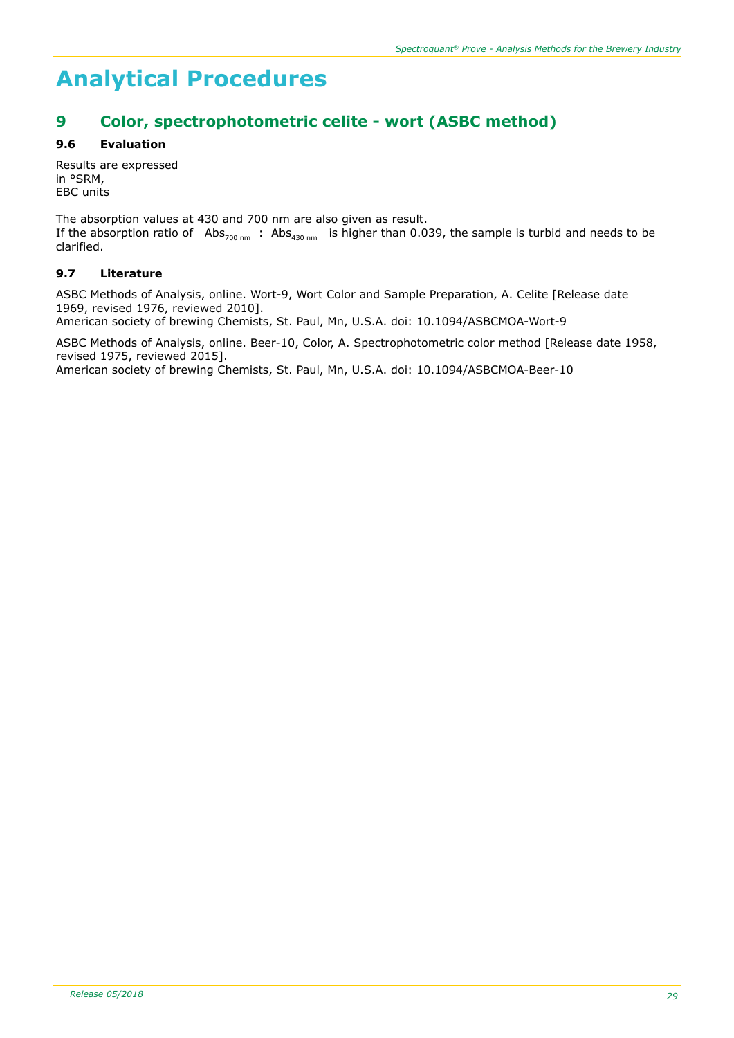# Analytical Procedures

## 9 Color, spectrophotometric celite - wort (ASBC method)

### 9.6 Evaluation

Results are expressed
in °SRM,
EBC units

The absorption values at 430 and 700 nm are also given as result.
If the absorption ratio of $Abs_{700\ nm}$ : $Abs_{430\ nm}$ is higher than 0.039, the sample is turbid and needs to be clarified.

### 9.7 Literature

ASBC Methods of Analysis, online. Wort-9, Wort Color and Sample Preparation, A. Celite [Release date 1969, revised 1976, reviewed 2010].
American society of brewing Chemists, St. Paul, Mn, U.S.A. doi: 10.1094/ASBCMOA-Wort-9

ASBC Methods of Analysis, online. Beer-10, Color, A. Spectrophotometric color method [Release date 1958, revised 1975, reviewed 2015].
American society of brewing Chemists, St. Paul, Mn, U.S.A. doi: 10.1094/ASBCMOA-Beer-10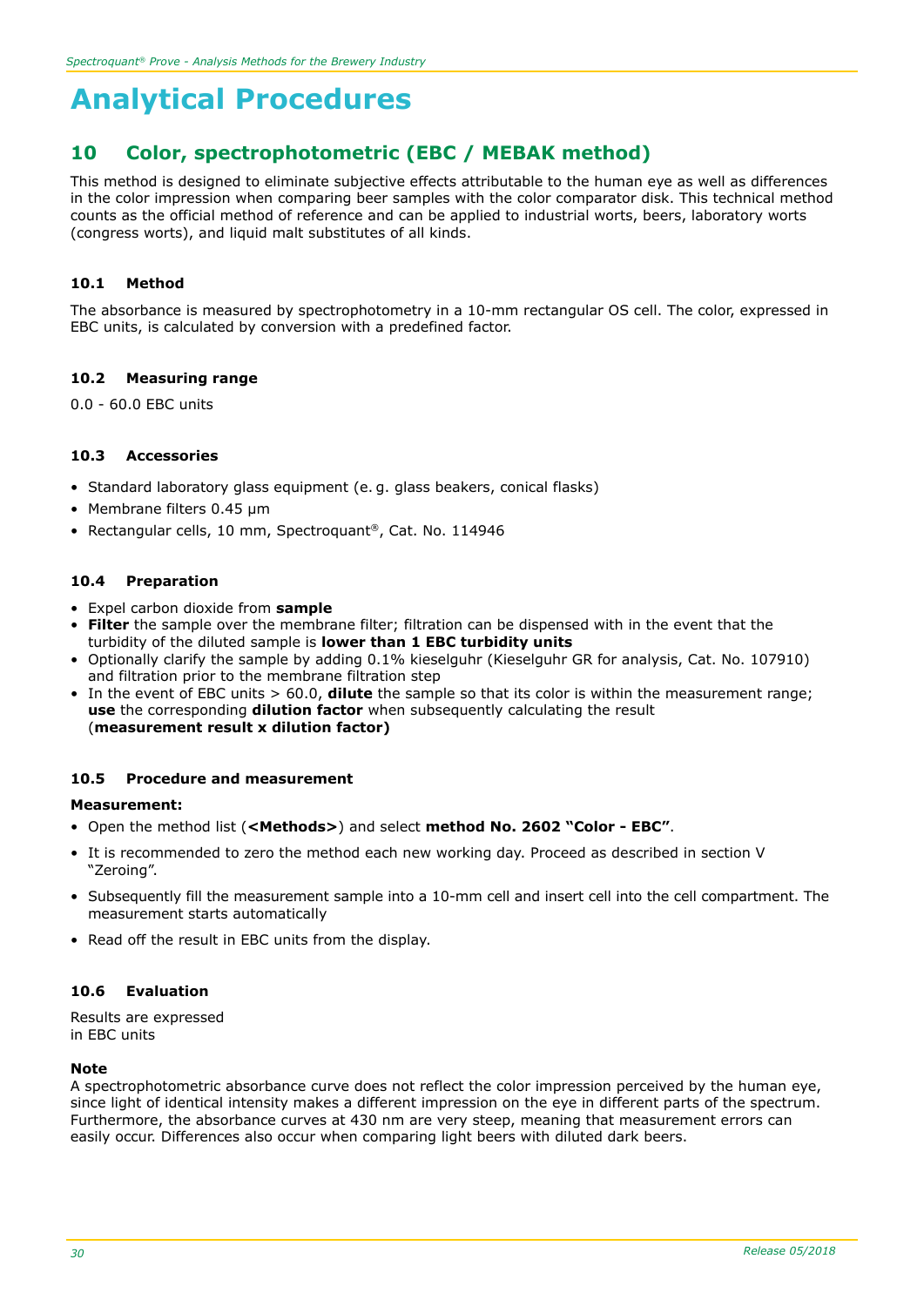# Analytical Procedures

## 10 Color, spectrophotometric (EBC / MEBAK method)

This method is designed to eliminate subjective effects attributable to the human eye as well as differences in the color impression when comparing beer samples with the color comparator disk. This technical method counts as the official method of reference and can be applied to industrial worts, beers, laboratory worts (congress worts), and liquid malt substitutes of all kinds.

### 10.1 Method

The absorbance is measured by spectrophotometry in a 10-mm rectangular OS cell. The color, expressed in EBC units, is calculated by conversion with a predefined factor.

### 10.2 Measuring range

0.0 - 60.0 EBC units

### 10.3 Accessories

- Standard laboratory glass equipment (e. g. glass beakers, conical flasks)
- Membrane filters 0.45 µm
- Rectangular cells, 10 mm, Spectroquant®, Cat. No. 114946

### 10.4 Preparation

- Expel carbon dioxide from **sample**
- **Filter** the sample over the membrane filter; filtration can be dispensed with in the event that the turbidity of the diluted sample is **lower than 1 EBC turbidity units**
- Optionally clarify the sample by adding 0.1% kieselguhr (Kieselguhr GR for analysis, Cat. No. 107910) and filtration prior to the membrane filtration step
- In the event of EBC units > 60.0, **dilute** the sample so that its color is within the measurement range; **use** the corresponding **dilution factor** when subsequently calculating the result (**measurement result x dilution factor)**

### 10.5 Procedure and measurement

**Measurement:**

- Open the method list (**<Methods>**) and select **method No. 2602 "Color - EBC"**.
- It is recommended to zero the method each new working day. Proceed as described in section V "Zeroing".
- Subsequently fill the measurement sample into a 10-mm cell and insert cell into the cell compartment. The measurement starts automatically
- Read off the result in EBC units from the display.

### 10.6 Evaluation

Results are expressed
in EBC units

**Note**
A spectrophotometric absorbance curve does not reflect the color impression perceived by the human eye, since light of identical intensity makes a different impression on the eye in different parts of the spectrum. Furthermore, the absorbance curves at 430 nm are very steep, meaning that measurement errors can easily occur. Differences also occur when comparing light beers with diluted dark beers.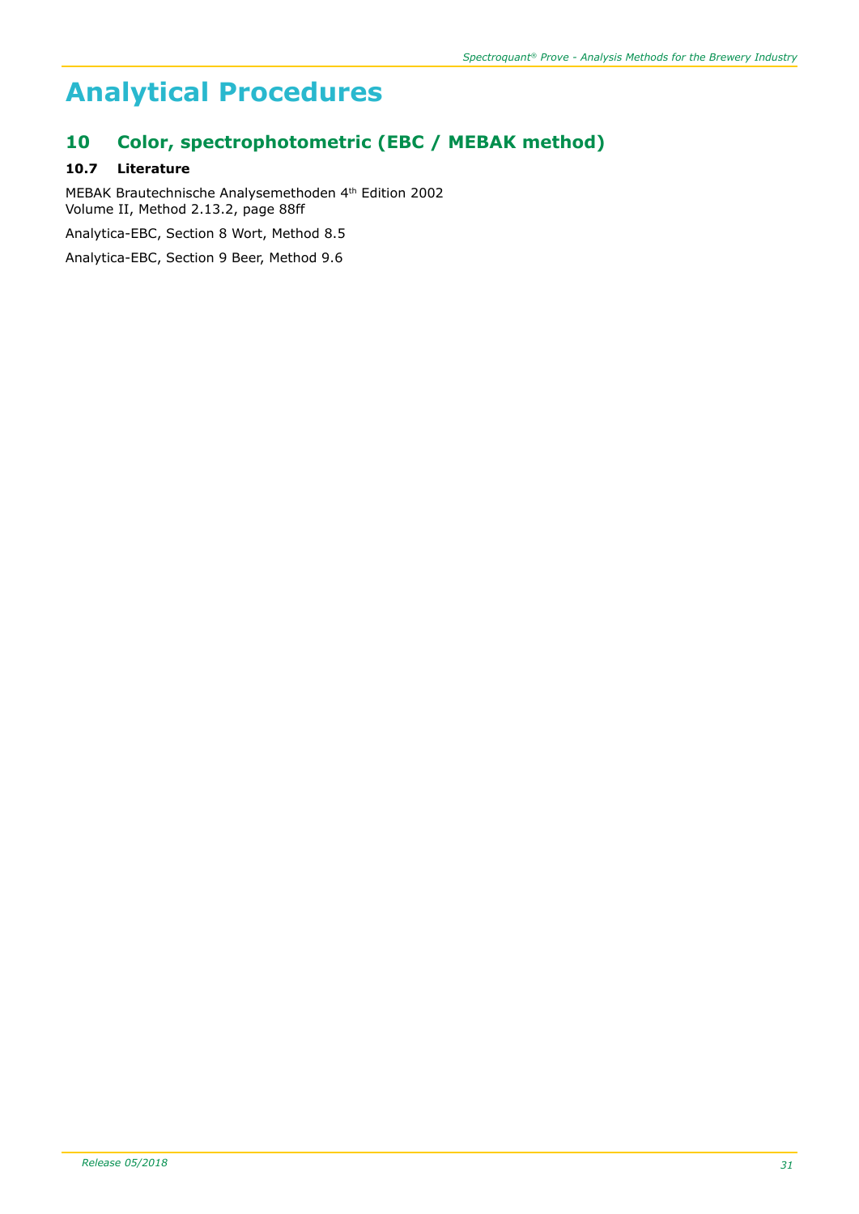# Analytical Procedures

## 10 Color, spectrophotometric (EBC / MEBAK method)

### 10.7 Literature

MEBAK Brautechnische Analysemethoden 4th Edition 2002
Volume II, Method 2.13.2, page 88ff

Analytica-EBC, Section 8 Wort, Method 8.5

Analytica-EBC, Section 9 Beer, Method 9.6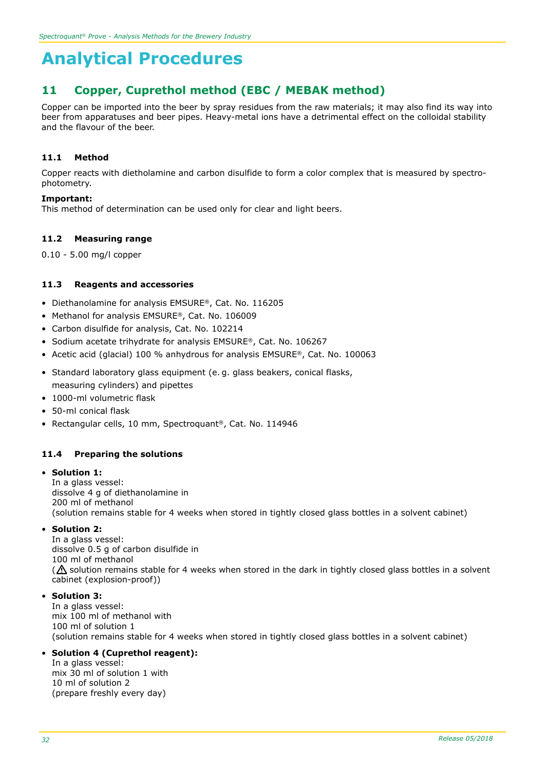# Analytical Procedures

## 11 Copper, Cuprethol method (EBC / MEBAK method)

Copper can be imported into the beer by spray residues from the raw materials; it may also find its way into beer from apparatuses and beer pipes. Heavy-metal ions have a detrimental effect on the colloidal stability and the flavour of the beer.

### 11.1 Method

Copper reacts with dietholamine and carbon disulfide to form a color complex that is measured by spectrophotometry.

**Important:**
This method of determination can be used only for clear and light beers.

### 11.2 Measuring range

0.10 - 5.00 mg/l copper

### 11.3 Reagents and accessories

- Diethanolamine for analysis EMSURE®, Cat. No. 116205
- Methanol for analysis EMSURE®, Cat. No. 106009
- Carbon disulfide for analysis, Cat. No. 102214
- Sodium acetate trihydrate for analysis EMSURE®, Cat. No. 106267
- Acetic acid (glacial) 100 % anhydrous for analysis EMSURE®, Cat. No. 100063
- Standard laboratory glass equipment (e. g. glass beakers, conical flasks, measuring cylinders) and pipettes
- 1000-ml volumetric flask
- 50-ml conical flask
- Rectangular cells, 10 mm, Spectroquant®, Cat. No. 114946

### 11.4 Preparing the solutions

- **Solution 1:**
  In a glass vessel:
  dissolve 4 g of diethanolamine in
  200 ml of methanol
  (solution remains stable for 4 weeks when stored in tightly closed glass bottles in a solvent cabinet)
- **Solution 2:**
  In a glass vessel:
  dissolve 0.5 g of carbon disulfide in
  100 ml of methanol
  (⚠ solution remains stable for 4 weeks when stored in the dark in tightly closed glass bottles in a solvent cabinet (explosion-proof))
- **Solution 3:**
  In a glass vessel:
  mix 100 ml of methanol with
  100 ml of solution 1
  (solution remains stable for 4 weeks when stored in tightly closed glass bottles in a solvent cabinet)
- **Solution 4 (Cuprethol reagent):**
  In a glass vessel:
  mix 30 ml of solution 1 with
  10 ml of solution 2
  (prepare freshly every day)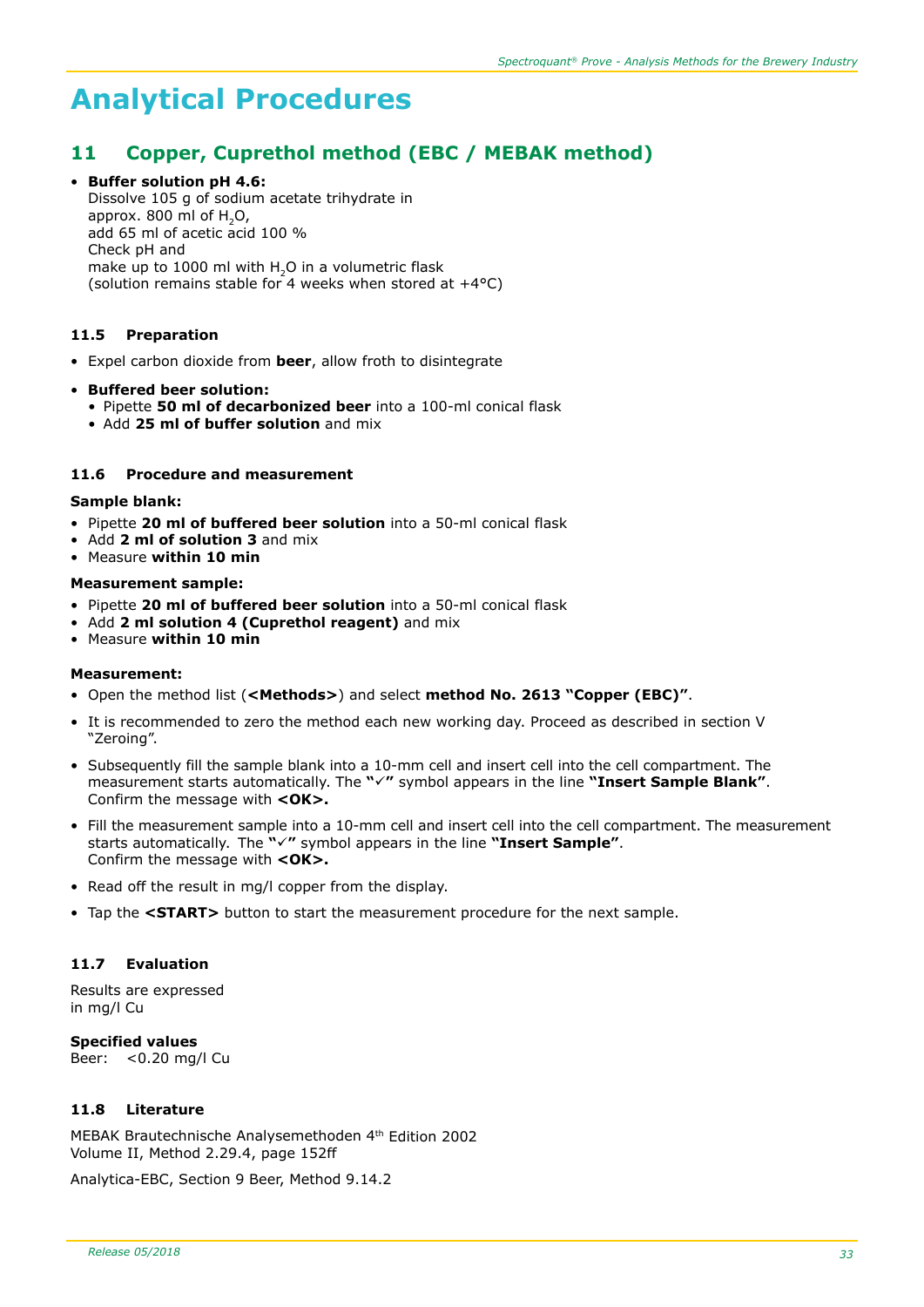# Analytical Procedures

## 11 Copper, Cuprethol method (EBC / MEBAK method)

- **Buffer solution pH 4.6:**
  Dissolve 105 g of sodium acetate trihydrate in
  approx. 800 ml of $H_2O$,
  add 65 ml of acetic acid 100 %
  Check pH and
  make up to 1000 ml with $H_2O$ in a volumetric flask
  (solution remains stable for 4 weeks when stored at +4°C)

### 11.5 Preparation

- Expel carbon dioxide from **beer**, allow froth to disintegrate
- **Buffered beer solution:**
  - Pipette **50 ml of decarbonized beer** into a 100-ml conical flask
  - Add **25 ml of buffer solution** and mix

### 11.6 Procedure and measurement

**Sample blank:**

- Pipette **20 ml of buffered beer solution** into a 50-ml conical flask
- Add **2 ml of solution 3** and mix
- Measure **within 10 min**

**Measurement sample:**

- Pipette **20 ml of buffered beer solution** into a 50-ml conical flask
- Add **2 ml solution 4 (Cuprethol reagent)** and mix
- Measure **within 10 min**

**Measurement:**

- Open the method list (**<Methods>**) and select **method No. 2613 "Copper (EBC)"**.
- It is recommended to zero the method each new working day. Proceed as described in section V "Zeroing".
- Subsequently fill the sample blank into a 10-mm cell and insert cell into the cell compartment. The measurement starts automatically. The **"✓"** symbol appears in the line **"Insert Sample Blank"**. Confirm the message with **<OK>.**
- Fill the measurement sample into a 10-mm cell and insert cell into the cell compartment. The measurement starts automatically. The **"✓"** symbol appears in the line **"Insert Sample"**. Confirm the message with **<OK>.**
- Read off the result in mg/l copper from the display.
- Tap the **<START>** button to start the measurement procedure for the next sample.

### 11.7 Evaluation

Results are expressed
in mg/l Cu

**Specified values**
Beer: <0.20 mg/l Cu

### 11.8 Literature

MEBAK Brautechnische Analysemethoden 4th Edition 2002
Volume II, Method 2.29.4, page 152ff

Analytica-EBC, Section 9 Beer, Method 9.14.2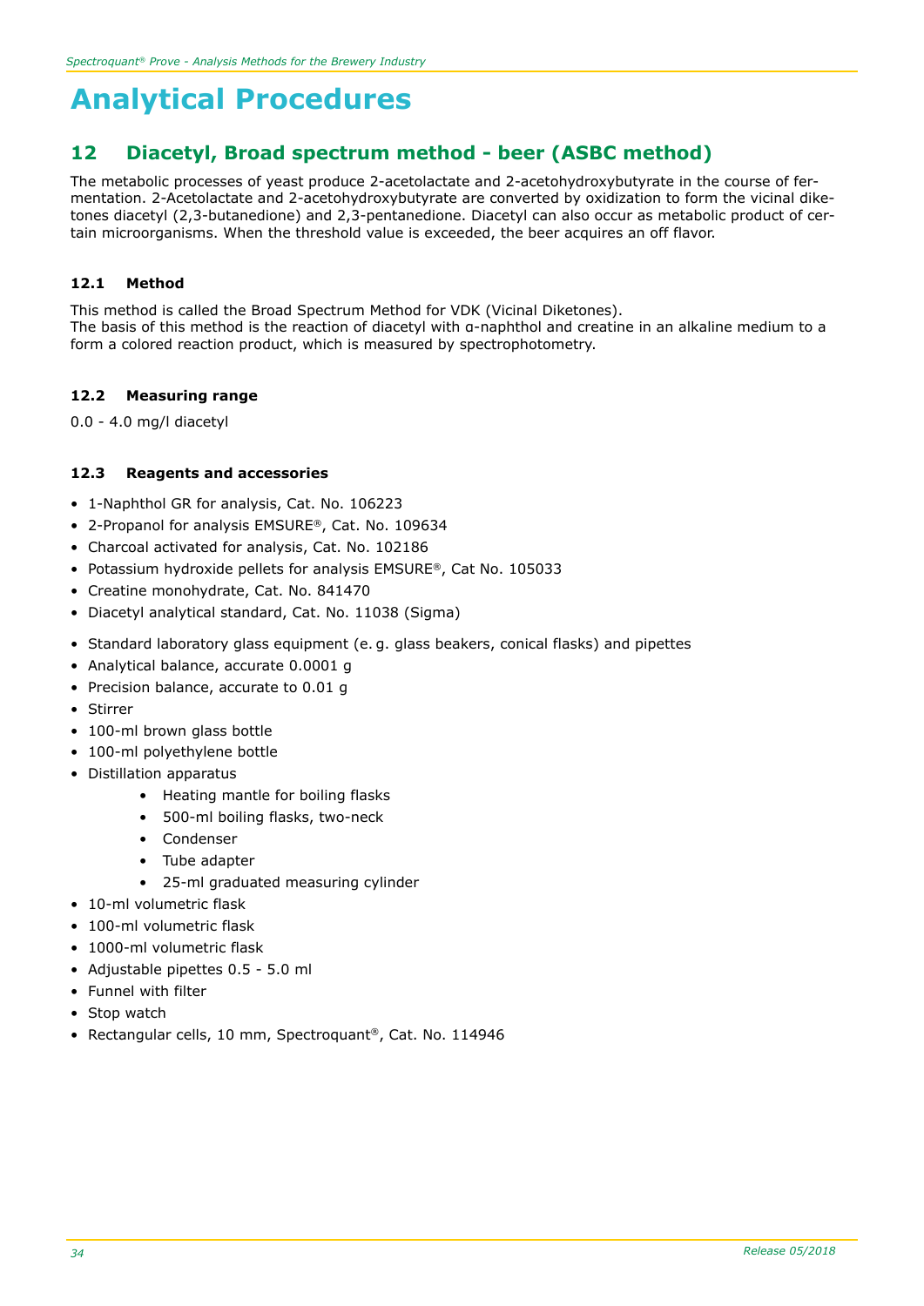# Analytical Procedures

## 12 Diacetyl, Broad spectrum method - beer (ASBC method)

The metabolic processes of yeast produce 2-acetolactate and 2-acetohydroxybutyrate in the course of fermentation. 2-Acetolactate and 2-acetohydroxybutyrate are converted by oxidization to form the vicinal diketones diacetyl (2,3-butanedione) and 2,3-pentanedione. Diacetyl can also occur as metabolic product of certain microorganisms. When the threshold value is exceeded, the beer acquires an off flavor.

### 12.1 Method

This method is called the Broad Spectrum Method for VDK (Vicinal Diketones).
The basis of this method is the reaction of diacetyl with α-naphthol and creatine in an alkaline medium to a form a colored reaction product, which is measured by spectrophotometry.

### 12.2 Measuring range

0.0 - 4.0 mg/l diacetyl

### 12.3 Reagents and accessories

- 1-Naphthol GR for analysis, Cat. No. 106223
- 2-Propanol for analysis EMSURE®, Cat. No. 109634
- Charcoal activated for analysis, Cat. No. 102186
- Potassium hydroxide pellets for analysis EMSURE®, Cat No. 105033
- Creatine monohydrate, Cat. No. 841470
- Diacetyl analytical standard, Cat. No. 11038 (Sigma)

- Standard laboratory glass equipment (e. g. glass beakers, conical flasks) and pipettes
- Analytical balance, accurate 0.0001 g
- Precision balance, accurate to 0.01 g
- Stirrer
- 100-ml brown glass bottle
- 100-ml polyethylene bottle
- Distillation apparatus
  - Heating mantle for boiling flasks
  - 500-ml boiling flasks, two-neck
  - Condenser
  - Tube adapter
  - 25-ml graduated measuring cylinder
- 10-ml volumetric flask
- 100-ml volumetric flask
- 1000-ml volumetric flask
- Adjustable pipettes 0.5 - 5.0 ml
- Funnel with filter
- Stop watch
- Rectangular cells, 10 mm, Spectroquant®, Cat. No. 114946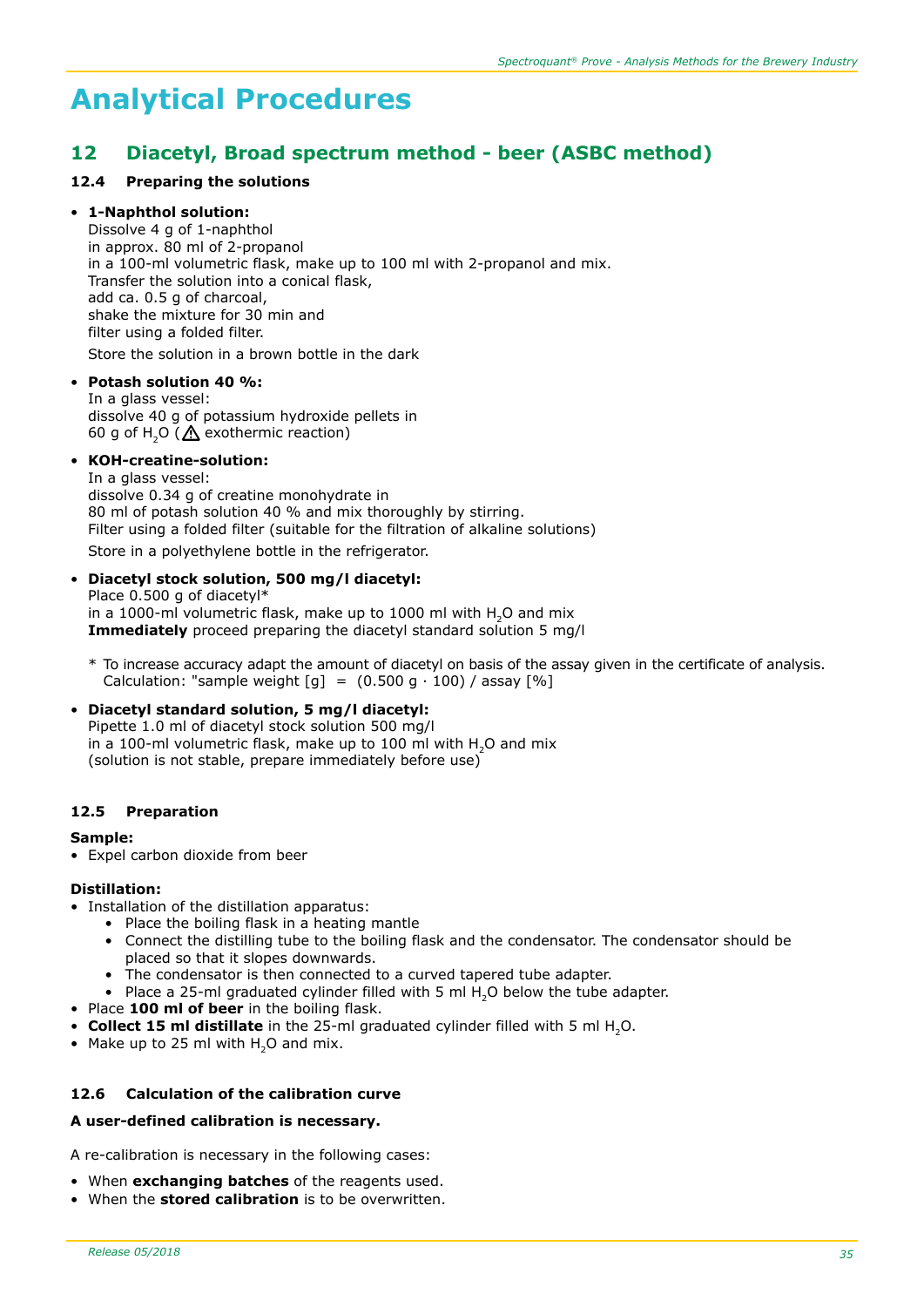# Analytical Procedures

## 12 Diacetyl, Broad spectrum method - beer (ASBC method)

### 12.4 Preparing the solutions

- **1-Naphthol solution:**
  Dissolve 4 g of 1-naphthol
  in approx. 80 ml of 2-propanol
  in a 100-ml volumetric flask, make up to 100 ml with 2-propanol and mix.
  Transfer the solution into a conical flask,
  add ca. 0.5 g of charcoal,
  shake the mixture for 30 min and
  filter using a folded filter.
  Store the solution in a brown bottle in the dark

- **Potash solution 40 %:**
  In a glass vessel:
  dissolve 40 g of potassium hydroxide pellets in
  60 g of $H_2O$ (⚠ exothermic reaction)

- **KOH-creatine-solution:**
  In a glass vessel:
  dissolve 0.34 g of creatine monohydrate in
  80 ml of potash solution 40 % and mix thoroughly by stirring.
  Filter using a folded filter (suitable for the filtration of alkaline solutions)
  Store in a polyethylene bottle in the refrigerator.

- **Diacetyl stock solution, 500 mg/l diacetyl:**
  Place 0.500 g of diacetyl*
  in a 1000-ml volumetric flask, make up to 1000 ml with $H_2O$ and mix
  **Immediately** proceed preparing the diacetyl standard solution 5 mg/l

  \* To increase accuracy adapt the amount of diacetyl on basis of the assay given in the certificate of analysis.
  Calculation: "sample weight [g] = (0.500 g · 100) / assay [%]

- **Diacetyl standard solution, 5 mg/l diacetyl:**
  Pipette 1.0 ml of diacetyl stock solution 500 mg/l
  in a 100-ml volumetric flask, make up to 100 ml with $H_2O$ and mix
  (solution is not stable, prepare immediately before use)

### 12.5 Preparation

**Sample:**

- Expel carbon dioxide from beer

**Distillation:**

- Installation of the distillation apparatus:
  - Place the boiling flask in a heating mantle
  - Connect the distilling tube to the boiling flask and the condensator. The condensator should be placed so that it slopes downwards.
  - The condensator is then connected to a curved tapered tube adapter.
  - Place a 25-ml graduated cylinder filled with 5 ml $H_2O$ below the tube adapter.
- Place **100 ml of beer** in the boiling flask.
- **Collect 15 ml distillate** in the 25-ml graduated cylinder filled with 5 ml $H_2O$.
- Make up to 25 ml with $H_2O$ and mix.

### 12.6 Calculation of the calibration curve

**A user-defined calibration is necessary.**

A re-calibration is necessary in the following cases:

- When **exchanging batches** of the reagents used.
- When the **stored calibration** is to be overwritten.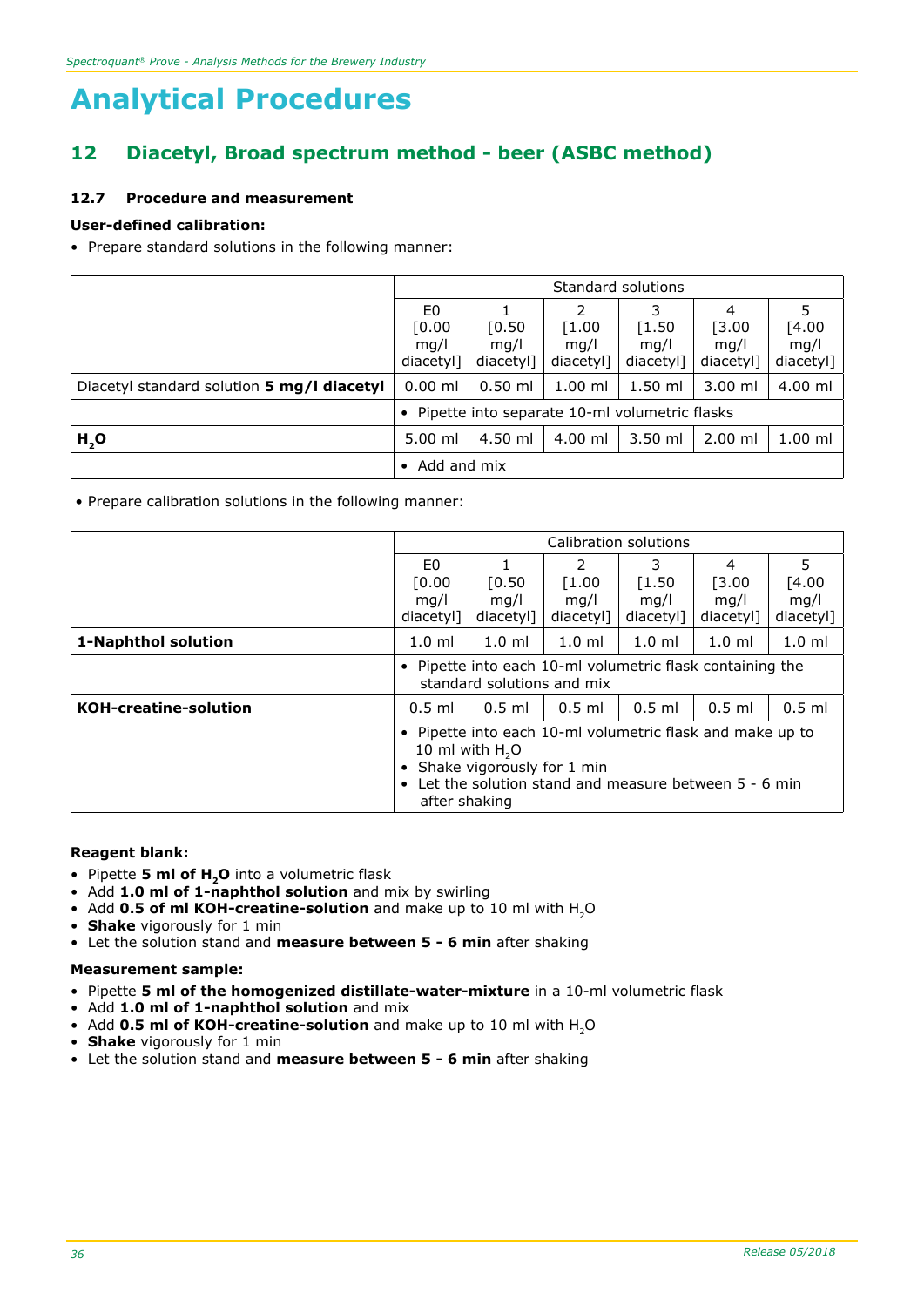# Analytical Procedures

## 12 Diacetyl, Broad spectrum method - beer (ASBC method)

### 12.7 Procedure and measurement

**User-defined calibration:**

- Prepare standard solutions in the following manner:

| | Standard solutions | | | | | |
|---|---|---|---|---|---|---|
| | E0 [0.00 mg/l diacetyl] | 1 [0.50 mg/l diacetyl] | 2 [1.00 mg/l diacetyl] | 3 [1.50 mg/l diacetyl] | 4 [3.00 mg/l diacetyl] | 5 [4.00 mg/l diacetyl] |
| Diacetyl standard solution **5 mg/l diacetyl** | 0.00 ml | 0.50 ml | 1.00 ml | 1.50 ml | 3.00 ml | 4.00 ml |
| | • Pipette into separate 10-ml volumetric flasks | | | | | |
| **$H_2O$** | 5.00 ml | 4.50 ml | 4.00 ml | 3.50 ml | 2.00 ml | 1.00 ml |
| | • Add and mix | | | | | |

- Prepare calibration solutions in the following manner:

| | Calibration solutions | | | | | |
|---|---|---|---|---|---|---|
| | E0 [0.00 mg/l diacetyl] | 1 [0.50 mg/l diacetyl] | 2 [1.00 mg/l diacetyl] | 3 [1.50 mg/l diacetyl] | 4 [3.00 mg/l diacetyl] | 5 [4.00 mg/l diacetyl] |
| **1-Naphthol solution** | 1.0 ml | 1.0 ml | 1.0 ml | 1.0 ml | 1.0 ml | 1.0 ml |
| | • Pipette into each 10-ml volumetric flask containing the standard solutions and mix | | | | | |
| **KOH-creatine-solution** | 0.5 ml | 0.5 ml | 0.5 ml | 0.5 ml | 0.5 ml | 0.5 ml |
| | • Pipette into each 10-ml volumetric flask and make up to 10 ml with $H_2O$ • Shake vigorously for 1 min • Let the solution stand and measure between 5 - 6 min after shaking | | | | | |

**Reagent blank:**

- Pipette **5 ml of $H_2O$** into a volumetric flask
- Add **1.0 ml of 1-naphthol solution** and mix by swirling
- Add **0.5 of ml KOH-creatine-solution** and make up to 10 ml with $H_2O$
- **Shake** vigorously for 1 min
- Let the solution stand and **measure between 5 - 6 min** after shaking

**Measurement sample:**

- Pipette **5 ml of the homogenized distillate-water-mixture** in a 10-ml volumetric flask
- Add **1.0 ml of 1-naphthol solution** and mix
- Add **0.5 ml of KOH-creatine-solution** and make up to 10 ml with $H_2O$
- **Shake** vigorously for 1 min
- Let the solution stand and **measure between 5 - 6 min** after shaking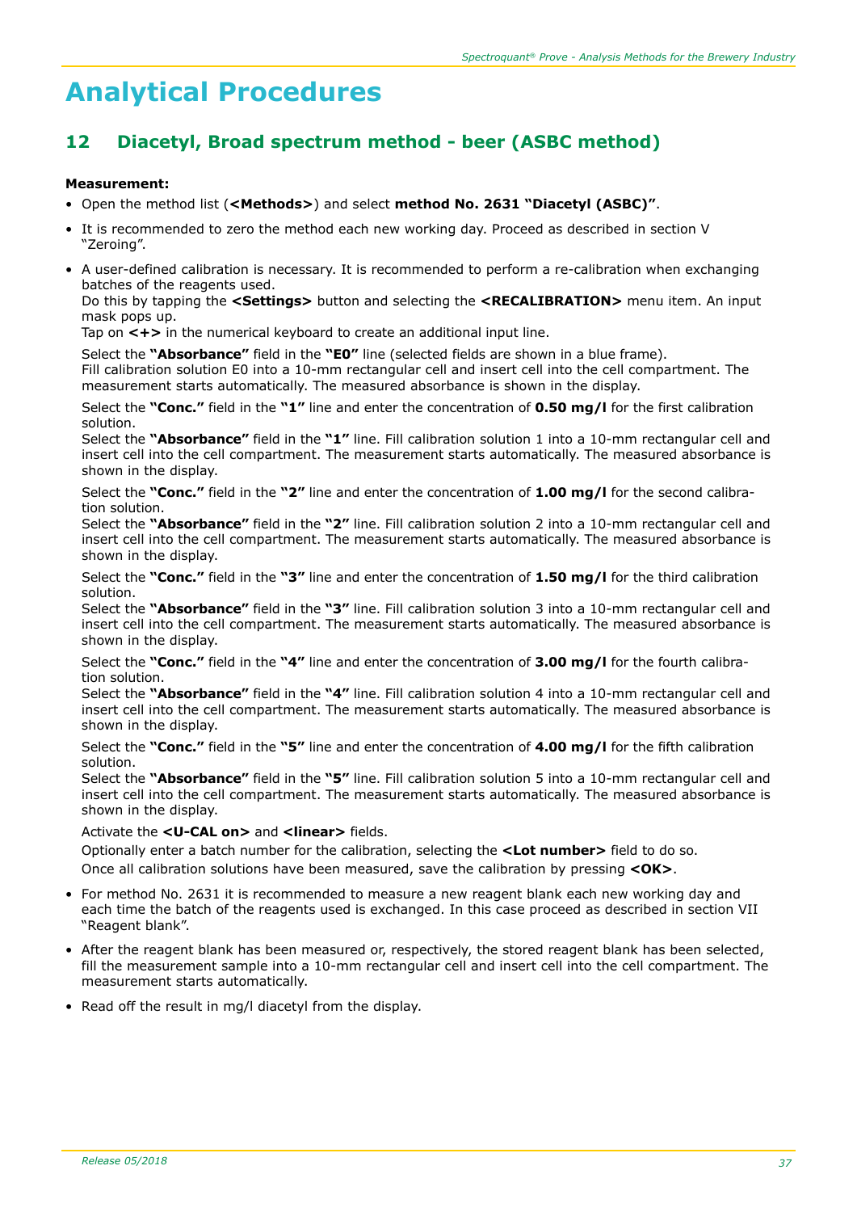# Analytical Procedures

## 12 Diacetyl, Broad spectrum method - beer (ASBC method)

**Measurement:**

- Open the method list (**<Methods>**) and select **method No. 2631 "Diacetyl (ASBC)"**.
- It is recommended to zero the method each new working day. Proceed as described in section V "Zeroing".
- A user-defined calibration is necessary. It is recommended to perform a re-calibration when exchanging batches of the reagents used.
  Do this by tapping the **<Settings>** button and selecting the **<RECALIBRATION>** menu item. An input mask pops up.
  Tap on **<+>** in the numerical keyboard to create an additional input line.

  Select the **"Absorbance"** field in the **"E0"** line (selected fields are shown in a blue frame).
  Fill calibration solution E0 into a 10-mm rectangular cell and insert cell into the cell compartment. The measurement starts automatically. The measured absorbance is shown in the display.

  Select the **"Conc."** field in the **"1"** line and enter the concentration of **0.50 mg/l** for the first calibration solution.
  Select the **"Absorbance"** field in the **"1"** line. Fill calibration solution 1 into a 10-mm rectangular cell and insert cell into the cell compartment. The measurement starts automatically. The measured absorbance is shown in the display.

  Select the **"Conc."** field in the **"2"** line and enter the concentration of **1.00 mg/l** for the second calibration solution.
  Select the **"Absorbance"** field in the **"2"** line. Fill calibration solution 2 into a 10-mm rectangular cell and insert cell into the cell compartment. The measurement starts automatically. The measured absorbance is shown in the display.

  Select the **"Conc."** field in the **"3"** line and enter the concentration of **1.50 mg/l** for the third calibration solution.
  Select the **"Absorbance"** field in the **"3"** line. Fill calibration solution 3 into a 10-mm rectangular cell and insert cell into the cell compartment. The measurement starts automatically. The measured absorbance is shown in the display.

  Select the **"Conc."** field in the **"4"** line and enter the concentration of **3.00 mg/l** for the fourth calibration solution.
  Select the **"Absorbance"** field in the **"4"** line. Fill calibration solution 4 into a 10-mm rectangular cell and insert cell into the cell compartment. The measurement starts automatically. The measured absorbance is shown in the display.

  Select the **"Conc."** field in the **"5"** line and enter the concentration of **4.00 mg/l** for the fifth calibration solution.
  Select the **"Absorbance"** field in the **"5"** line. Fill calibration solution 5 into a 10-mm rectangular cell and insert cell into the cell compartment. The measurement starts automatically. The measured absorbance is shown in the display.

  Activate the **<U-CAL on>** and **<linear>** fields.
  Optionally enter a batch number for the calibration, selecting the **<Lot number>** field to do so.
  Once all calibration solutions have been measured, save the calibration by pressing **<OK>**.

- For method No. 2631 it is recommended to measure a new reagent blank each new working day and each time the batch of the reagents used is exchanged. In this case proceed as described in section VII "Reagent blank".
- After the reagent blank has been measured or, respectively, the stored reagent blank has been selected, fill the measurement sample into a 10-mm rectangular cell and insert cell into the cell compartment. The measurement starts automatically.
- Read off the result in mg/l diacetyl from the display.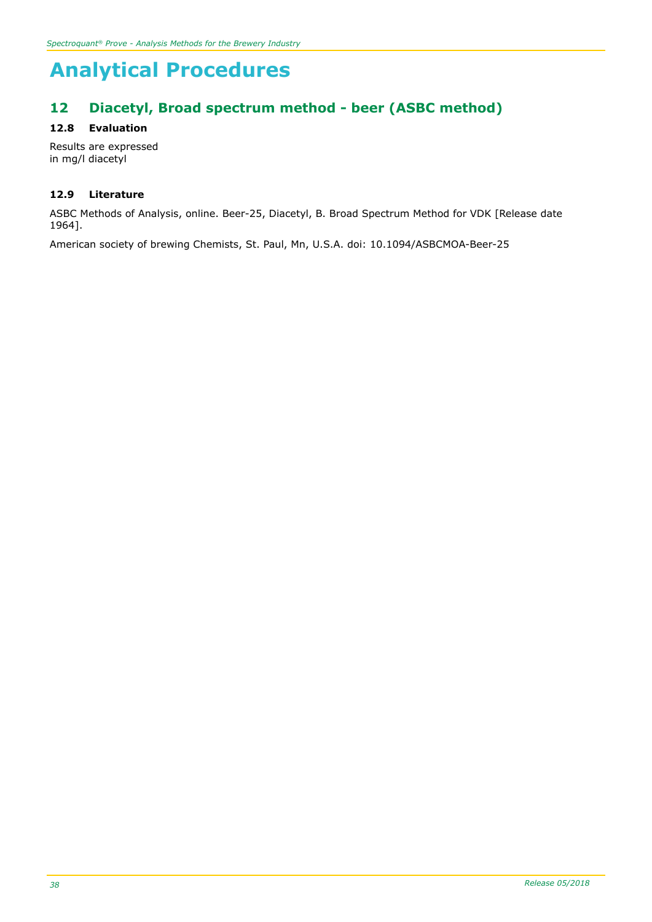# Analytical Procedures

## 12 Diacetyl, Broad spectrum method - beer (ASBC method)

### 12.8 Evaluation

Results are expressed
in mg/l diacetyl

### 12.9 Literature

ASBC Methods of Analysis, online. Beer-25, Diacetyl, B. Broad Spectrum Method for VDK [Release date 1964].

American society of brewing Chemists, St. Paul, Mn, U.S.A. doi: 10.1094/ASBCMOA-Beer-25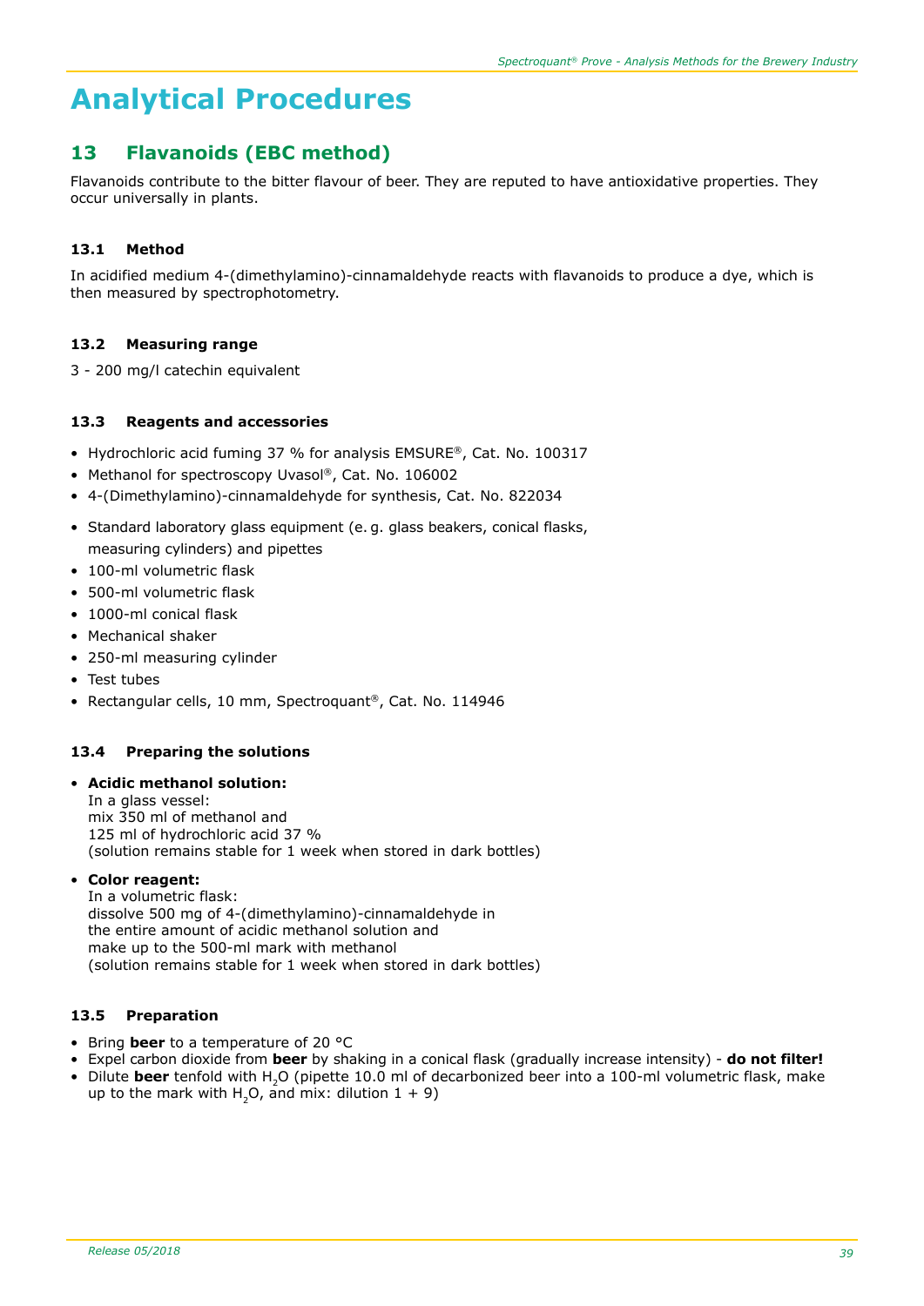# Analytical Procedures

## 13 Flavanoids (EBC method)

Flavanoids contribute to the bitter flavour of beer. They are reputed to have antioxidative properties. They occur universally in plants.

### 13.1 Method

In acidified medium 4-(dimethylamino)-cinnamaldehyde reacts with flavanoids to produce a dye, which is then measured by spectrophotometry.

### 13.2 Measuring range

3 - 200 mg/l catechin equivalent

### 13.3 Reagents and accessories

- Hydrochloric acid fuming 37 % for analysis EMSURE®, Cat. No. 100317
- Methanol for spectroscopy Uvasol®, Cat. No. 106002
- 4-(Dimethylamino)-cinnamaldehyde for synthesis, Cat. No. 822034

- Standard laboratory glass equipment (e. g. glass beakers, conical flasks, measuring cylinders) and pipettes
- 100-ml volumetric flask
- 500-ml volumetric flask
- 1000-ml conical flask
- Mechanical shaker
- 250-ml measuring cylinder
- Test tubes
- Rectangular cells, 10 mm, Spectroquant®, Cat. No. 114946

### 13.4 Preparing the solutions

- **Acidic methanol solution:**
  In a glass vessel:
  mix 350 ml of methanol and
  125 ml of hydrochloric acid 37 %
  (solution remains stable for 1 week when stored in dark bottles)

- **Color reagent:**
  In a volumetric flask:
  dissolve 500 mg of 4-(dimethylamino)-cinnamaldehyde in
  the entire amount of acidic methanol solution and
  make up to the 500-ml mark with methanol
  (solution remains stable for 1 week when stored in dark bottles)

### 13.5 Preparation

- Bring **beer** to a temperature of 20 °C
- Expel carbon dioxide from **beer** by shaking in a conical flask (gradually increase intensity) - **do not filter!**
- Dilute **beer** tenfold with $H_2O$ (pipette 10.0 ml of decarbonized beer into a 100-ml volumetric flask, make up to the mark with $H_2O$, and mix: dilution 1 + 9)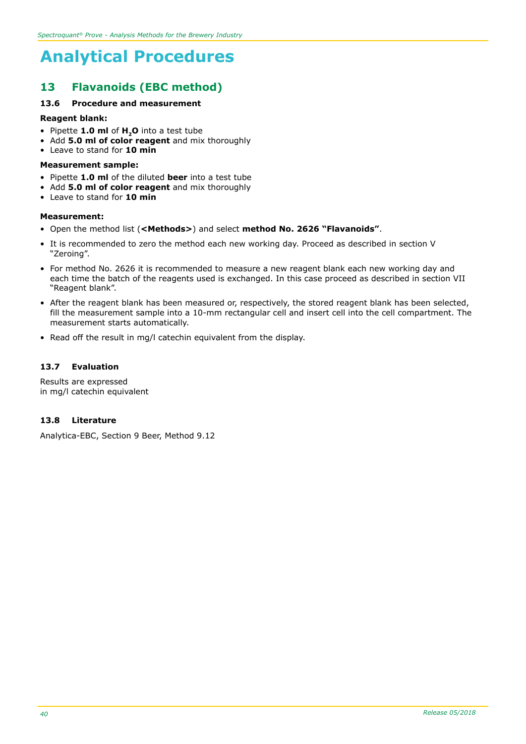# Analytical Procedures

## 13 Flavanoids (EBC method)

### 13.6 Procedure and measurement

**Reagent blank:**

- Pipette **1.0 ml** of **$H_2O$** into a test tube
- Add **5.0 ml of color reagent** and mix thoroughly
- Leave to stand for **10 min**

**Measurement sample:**

- Pipette **1.0 ml** of the diluted **beer** into a test tube
- Add **5.0 ml of color reagent** and mix thoroughly
- Leave to stand for **10 min**

**Measurement:**

- Open the method list (**<Methods>**) and select **method No. 2626 "Flavanoids"**.
- It is recommended to zero the method each new working day. Proceed as described in section V "Zeroing".
- For method No. 2626 it is recommended to measure a new reagent blank each new working day and each time the batch of the reagents used is exchanged. In this case proceed as described in section VII "Reagent blank".
- After the reagent blank has been measured or, respectively, the stored reagent blank has been selected, fill the measurement sample into a 10-mm rectangular cell and insert cell into the cell compartment. The measurement starts automatically.
- Read off the result in mg/l catechin equivalent from the display.

### 13.7 Evaluation

Results are expressed
in mg/l catechin equivalent

### 13.8 Literature

Analytica-EBC, Section 9 Beer, Method 9.12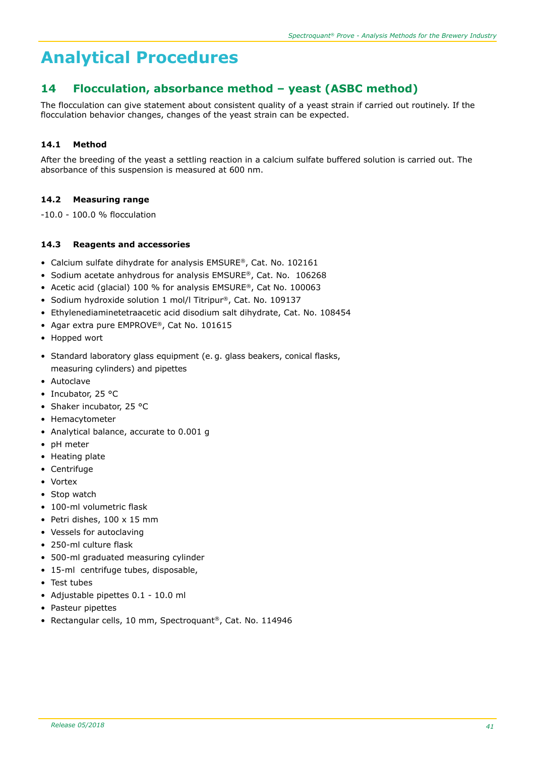# Analytical Procedures

## 14 Flocculation, absorbance method – yeast (ASBC method)

The flocculation can give statement about consistent quality of a yeast strain if carried out routinely. If the flocculation behavior changes, changes of the yeast strain can be expected.

### 14.1 Method

After the breeding of the yeast a settling reaction in a calcium sulfate buffered solution is carried out. The absorbance of this suspension is measured at 600 nm.

### 14.2 Measuring range

-10.0 - 100.0 % flocculation

### 14.3 Reagents and accessories

- Calcium sulfate dihydrate for analysis EMSURE®, Cat. No. 102161
- Sodium acetate anhydrous for analysis EMSURE®, Cat. No. 106268
- Acetic acid (glacial) 100 % for analysis EMSURE®, Cat No. 100063
- Sodium hydroxide solution 1 mol/l Titripur®, Cat. No. 109137
- Ethylenediaminetetraacetic acid disodium salt dihydrate, Cat. No. 108454
- Agar extra pure EMPROVE®, Cat No. 101615
- Hopped wort

- Standard laboratory glass equipment (e. g. glass beakers, conical flasks, measuring cylinders) and pipettes
- Autoclave
- Incubator, 25 °C
- Shaker incubator, 25 °C
- Hemacytometer
- Analytical balance, accurate to 0.001 g
- pH meter
- Heating plate
- Centrifuge
- Vortex
- Stop watch
- 100-ml volumetric flask
- Petri dishes, 100 x 15 mm
- Vessels for autoclaving
- 250-ml culture flask
- 500-ml graduated measuring cylinder
- 15-ml centrifuge tubes, disposable,
- Test tubes
- Adjustable pipettes 0.1 - 10.0 ml
- Pasteur pipettes
- Rectangular cells, 10 mm, Spectroquant®, Cat. No. 114946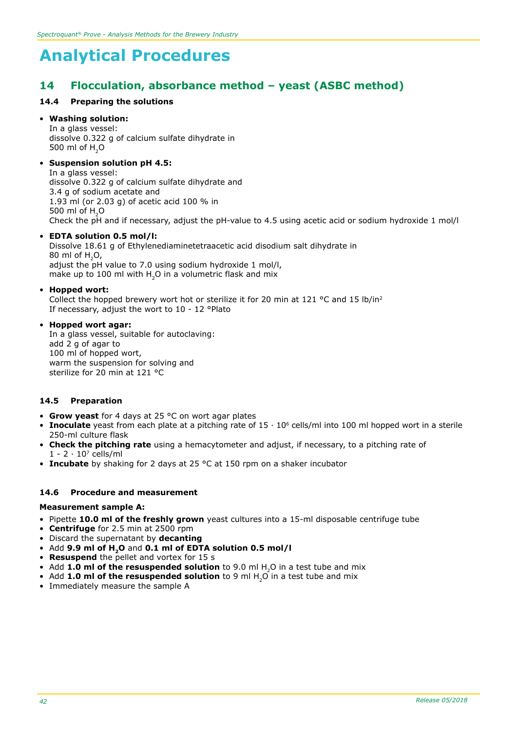# Analytical Procedures

## 14 Flocculation, absorbance method – yeast (ASBC method)

### 14.4 Preparing the solutions

- **Washing solution:**
  In a glass vessel:
  dissolve 0.322 g of calcium sulfate dihydrate in
  500 ml of $H_2O$
- **Suspension solution pH 4.5:**
  In a glass vessel:
  dissolve 0.322 g of calcium sulfate dihydrate and
  3.4 g of sodium acetate and
  1.93 ml (or 2.03 g) of acetic acid 100 % in
  500 ml of $H_2O$
  Check the pH and if necessary, adjust the pH-value to 4.5 using acetic acid or sodium hydroxide 1 mol/l
- **EDTA solution 0.5 mol/l:**
  Dissolve 18.61 g of Ethylenediaminetetraacetic acid disodium salt dihydrate in
  80 ml of $H_2O$,
  adjust the pH value to 7.0 using sodium hydroxide 1 mol/l,
  make up to 100 ml with $H_2O$ in a volumetric flask and mix
- **Hopped wort:**
  Collect the hopped brewery wort hot or sterilize it for 20 min at 121 °C and 15 lb/in²
  If necessary, adjust the wort to 10 - 12 °Plato
- **Hopped wort agar:**
  In a glass vessel, suitable for autoclaving:
  add 2 g of agar to
  100 ml of hopped wort,
  warm the suspension for solving and
  sterilize for 20 min at 121 °C

### 14.5 Preparation

- **Grow yeast** for 4 days at 25 °C on wort agar plates
- **Inoculate** yeast from each plate at a pitching rate of $15 \cdot 10^6$ cells/ml into 100 ml hopped wort in a sterile 250-ml culture flask
- **Check the pitching rate** using a hemacytometer and adjust, if necessary, to a pitching rate of $1 - 2 \cdot 10^7$ cells/ml
- **Incubate** by shaking for 2 days at 25 °C at 150 rpm on a shaker incubator

### 14.6 Procedure and measurement

**Measurement sample A:**

- Pipette **10.0 ml of the freshly grown** yeast cultures into a 15-ml disposable centrifuge tube
- **Centrifuge** for 2.5 min at 2500 rpm
- Discard the supernatant by **decanting**
- Add **9.9 ml of $H_2O$** and **0.1 ml of EDTA solution 0.5 mol/l**
- **Resuspend** the pellet and vortex for 15 s
- Add **1.0 ml of the resuspended solution** to 9.0 ml $H_2O$ in a test tube and mix
- Add **1.0 ml of the resuspended solution** to 9 ml $H_2O$ in a test tube and mix
- Immediately measure the sample A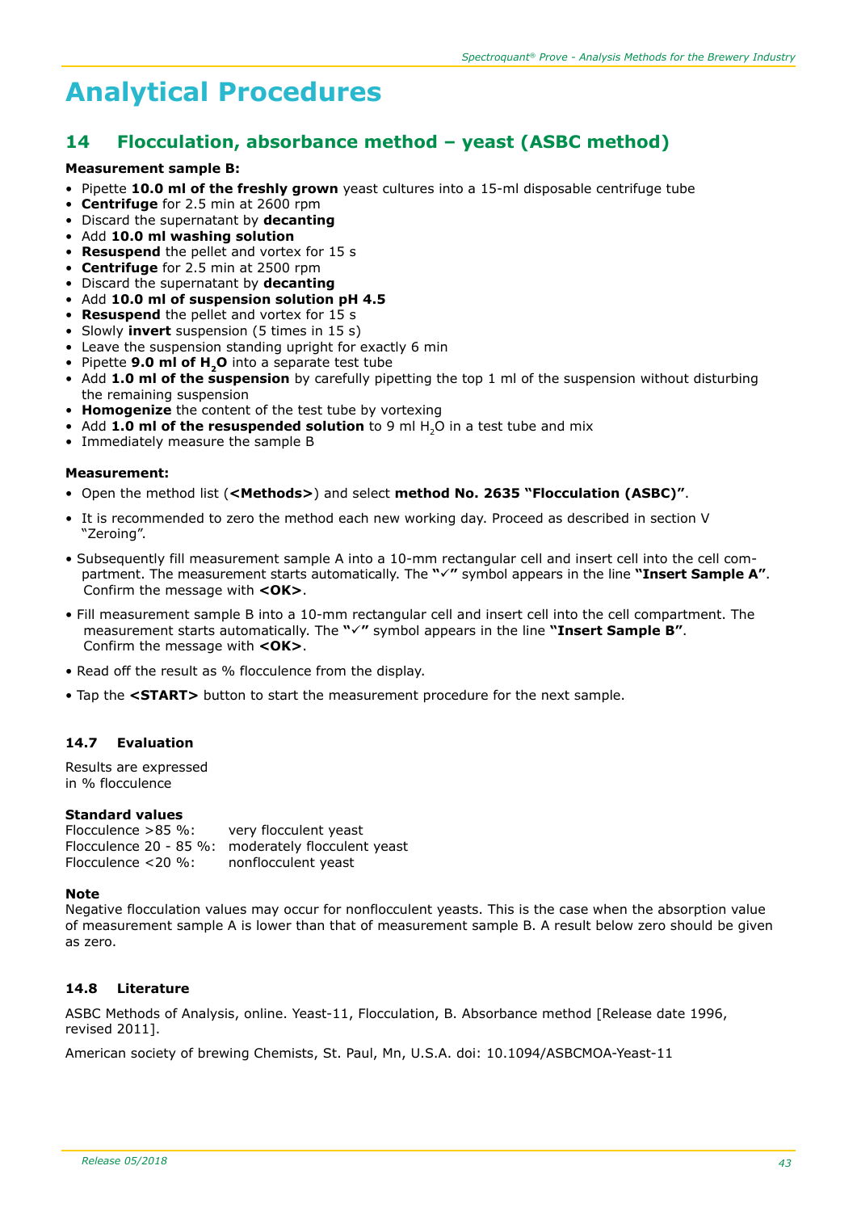# Analytical Procedures

## 14 Flocculation, absorbance method – yeast (ASBC method)

**Measurement sample B:**

- Pipette **10.0 ml of the freshly grown** yeast cultures into a 15-ml disposable centrifuge tube
- **Centrifuge** for 2.5 min at 2600 rpm
- Discard the supernatant by **decanting**
- Add **10.0 ml washing solution**
- **Resuspend** the pellet and vortex for 15 s
- **Centrifuge** for 2.5 min at 2500 rpm
- Discard the supernatant by **decanting**
- Add **10.0 ml of suspension solution pH 4.5**
- **Resuspend** the pellet and vortex for 15 s
- Slowly **invert** suspension (5 times in 15 s)
- Leave the suspension standing upright for exactly 6 min
- Pipette **9.0 ml of $H_2O$** into a separate test tube
- Add **1.0 ml of the suspension** by carefully pipetting the top 1 ml of the suspension without disturbing the remaining suspension
- **Homogenize** the content of the test tube by vortexing
- Add **1.0 ml of the resuspended solution** to 9 ml $H_2O$ in a test tube and mix
- Immediately measure the sample B

**Measurement:**

- Open the method list (**<Methods>**) and select **method No. 2635 "Flocculation (ASBC)"**.
- It is recommended to zero the method each new working day. Proceed as described in section V "Zeroing".
- Subsequently fill measurement sample A into a 10-mm rectangular cell and insert cell into the cell compartment. The measurement starts automatically. The **"✓"** symbol appears in the line **"Insert Sample A"**. Confirm the message with **<OK>**.
- Fill measurement sample B into a 10-mm rectangular cell and insert cell into the cell compartment. The measurement starts automatically. The **"✓"** symbol appears in the line **"Insert Sample B"**. Confirm the message with **<OK>**.
- Read off the result as % flocculence from the display.
- Tap the **<START>** button to start the measurement procedure for the next sample.

### 14.7 Evaluation

Results are expressed in % flocculence

**Standard values**

| | |
|---|---|
| Flocculence >85 %: | very flocculent yeast |
| Flocculence 20 - 85 %: | moderately flocculent yeast |
| Flocculence <20 %: | nonflocculent yeast |

**Note**

Negative flocculation values may occur for nonflocculent yeasts. This is the case when the absorption value of measurement sample A is lower than that of measurement sample B. A result below zero should be given as zero.

### 14.8 Literature

ASBC Methods of Analysis, online. Yeast-11, Flocculation, B. Absorbance method [Release date 1996, revised 2011].

American society of brewing Chemists, St. Paul, Mn, U.S.A. doi: 10.1094/ASBCMOA-Yeast-11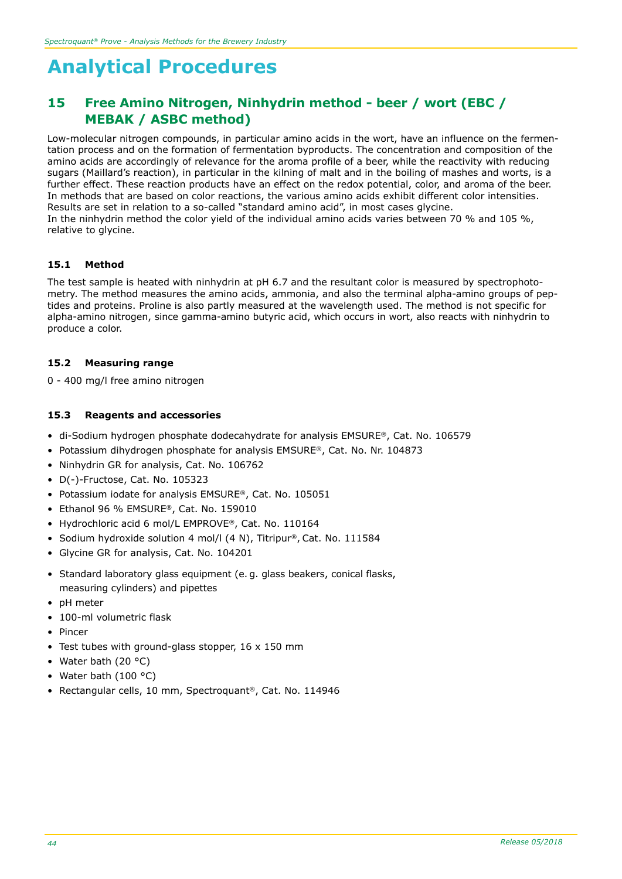# Analytical Procedures

## 15 Free Amino Nitrogen, Ninhydrin method - beer / wort (EBC / MEBAK / ASBC method)

Low-molecular nitrogen compounds, in particular amino acids in the wort, have an influence on the fermentation process and on the formation of fermentation byproducts. The concentration and composition of the amino acids are accordingly of relevance for the aroma profile of a beer, while the reactivity with reducing sugars (Maillard's reaction), in particular in the kilning of malt and in the boiling of mashes and worts, is a further effect. These reaction products have an effect on the redox potential, color, and aroma of the beer. In methods that are based on color reactions, the various amino acids exhibit different color intensities. Results are set in relation to a so-called "standard amino acid", in most cases glycine.
In the ninhydrin method the color yield of the individual amino acids varies between 70 % and 105 %, relative to glycine.

### 15.1 Method

The test sample is heated with ninhydrin at pH 6.7 and the resultant color is measured by spectrophotometry. The method measures the amino acids, ammonia, and also the terminal alpha-amino groups of peptides and proteins. Proline is also partly measured at the wavelength used. The method is not specific for alpha-amino nitrogen, since gamma-amino butyric acid, which occurs in wort, also reacts with ninhydrin to produce a color.

### 15.2 Measuring range

0 - 400 mg/l free amino nitrogen

### 15.3 Reagents and accessories

- di-Sodium hydrogen phosphate dodecahydrate for analysis EMSURE®, Cat. No. 106579
- Potassium dihydrogen phosphate for analysis EMSURE®, Cat. No. Nr. 104873
- Ninhydrin GR for analysis, Cat. No. 106762
- D(-)-Fructose, Cat. No. 105323
- Potassium iodate for analysis EMSURE®, Cat. No. 105051
- Ethanol 96 % EMSURE®, Cat. No. 159010
- Hydrochloric acid 6 mol/L EMPROVE®, Cat. No. 110164
- Sodium hydroxide solution 4 mol/l (4 N), Titripur®, Cat. No. 111584
- Glycine GR for analysis, Cat. No. 104201

- Standard laboratory glass equipment (e. g. glass beakers, conical flasks, measuring cylinders) and pipettes
- pH meter
- 100-ml volumetric flask
- Pincer
- Test tubes with ground-glass stopper, 16 x 150 mm
- Water bath (20 °C)
- Water bath (100 °C)
- Rectangular cells, 10 mm, Spectroquant®, Cat. No. 114946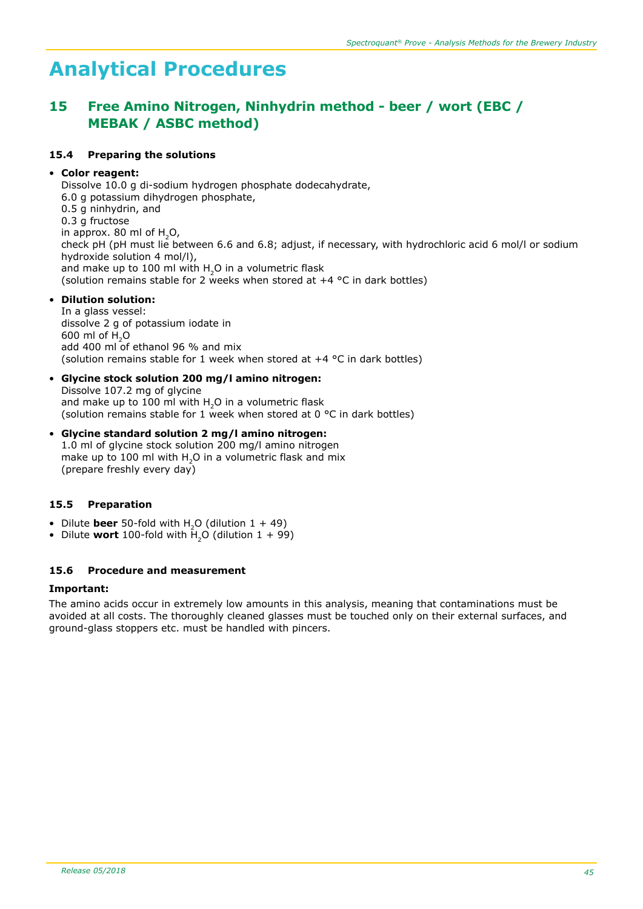# Analytical Procedures

## 15 Free Amino Nitrogen, Ninhydrin method - beer / wort (EBC / MEBAK / ASBC method)

### 15.4 Preparing the solutions

- **Color reagent:**
  Dissolve 10.0 g di-sodium hydrogen phosphate dodecahydrate,
  6.0 g potassium dihydrogen phosphate,
  0.5 g ninhydrin, and
  0.3 g fructose
  in approx. 80 ml of $H_2O$,
  check pH (pH must lie between 6.6 and 6.8; adjust, if necessary, with hydrochloric acid 6 mol/l or sodium hydroxide solution 4 mol/l),
  and make up to 100 ml with $H_2O$ in a volumetric flask
  (solution remains stable for 2 weeks when stored at +4 °C in dark bottles)

- **Dilution solution:**
  In a glass vessel:
  dissolve 2 g of potassium iodate in
  600 ml of $H_2O$
  add 400 ml of ethanol 96 % and mix
  (solution remains stable for 1 week when stored at +4 °C in dark bottles)

- **Glycine stock solution 200 mg/l amino nitrogen:**
  Dissolve 107.2 mg of glycine
  and make up to 100 ml with $H_2O$ in a volumetric flask
  (solution remains stable for 1 week when stored at 0 °C in dark bottles)

- **Glycine standard solution 2 mg/l amino nitrogen:**
  1.0 ml of glycine stock solution 200 mg/l amino nitrogen
  make up to 100 ml with $H_2O$ in a volumetric flask and mix
  (prepare freshly every day)

### 15.5 Preparation

- Dilute **beer** 50-fold with $H_2O$ (dilution 1 + 49)
- Dilute **wort** 100-fold with $H_2O$ (dilution 1 + 99)

### 15.6 Procedure and measurement

**Important:**

The amino acids occur in extremely low amounts in this analysis, meaning that contaminations must be avoided at all costs. The thoroughly cleaned glasses must be touched only on their external surfaces, and ground-glass stoppers etc. must be handled with pincers.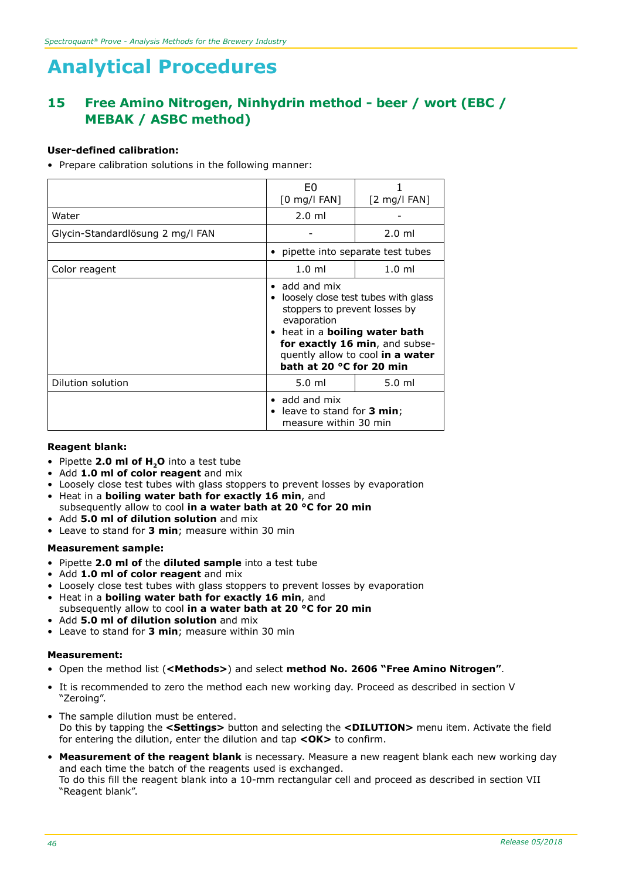# Analytical Procedures

## 15 Free Amino Nitrogen, Ninhydrin method - beer / wort (EBC / MEBAK / ASBC method)

**User-defined calibration:**

- Prepare calibration solutions in the following manner:

| | E0 [0 mg/l FAN] | 1 [2 mg/l FAN] |
|---|---|---|
| Water | 2.0 ml | - |
| Glycin-Standardlösung 2 mg/l FAN | - | 2.0 ml |
| | • pipette into separate test tubes | |
| Color reagent | 1.0 ml | 1.0 ml |
| | • add and mix<br>• loosely close test tubes with glass stoppers to prevent losses by evaporation<br>• heat in a **boiling water bath for exactly 16 min**, and subsequently allow to cool **in a water bath at 20 °C for 20 min** | |
| Dilution solution | 5.0 ml | 5.0 ml |
| | • add and mix<br>• leave to stand for **3 min**; measure within 30 min | |

**Reagent blank:**

- Pipette **2.0 ml of $H_2O$** into a test tube
- Add **1.0 ml of color reagent** and mix
- Loosely close test tubes with glass stoppers to prevent losses by evaporation
- Heat in a **boiling water bath for exactly 16 min**, and subsequently allow to cool **in a water bath at 20 °C for 20 min**
- Add **5.0 ml of dilution solution** and mix
- Leave to stand for **3 min**; measure within 30 min

**Measurement sample:**

- Pipette **2.0 ml of** the **diluted sample** into a test tube
- Add **1.0 ml of color reagent** and mix
- Loosely close test tubes with glass stoppers to prevent losses by evaporation
- Heat in a **boiling water bath for exactly 16 min**, and subsequently allow to cool **in a water bath at 20 °C for 20 min**
- Add **5.0 ml of dilution solution** and mix
- Leave to stand for **3 min**; measure within 30 min

**Measurement:**

- Open the method list (**<Methods>**) and select **method No. 2606 "Free Amino Nitrogen"**.
- It is recommended to zero the method each new working day. Proceed as described in section V "Zeroing".
- The sample dilution must be entered.
  Do this by tapping the **<Settings>** button and selecting the **<DILUTION>** menu item. Activate the field for entering the dilution, enter the dilution and tap **<OK>** to confirm.
- **Measurement of the reagent blank** is necessary. Measure a new reagent blank each new working day and each time the batch of the reagents used is exchanged.
  To do this fill the reagent blank into a 10-mm rectangular cell and proceed as described in section VII "Reagent blank".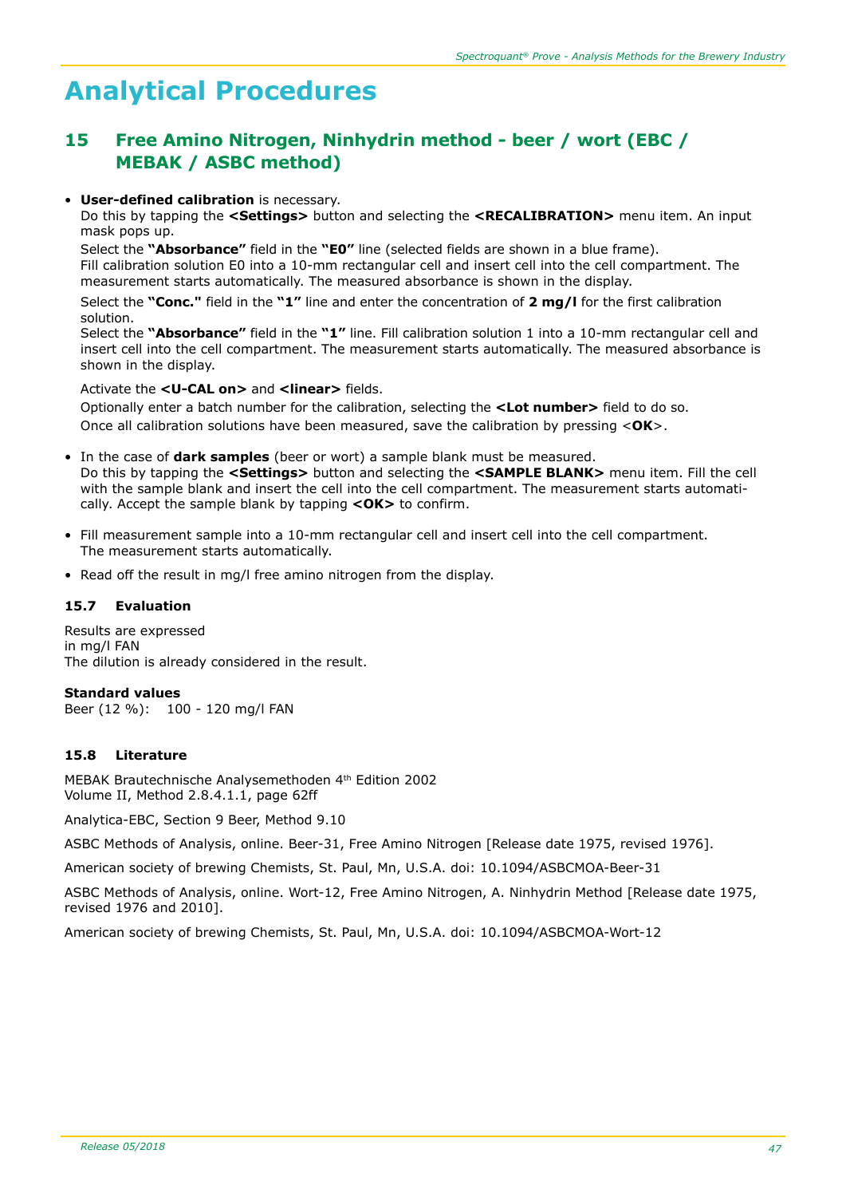# Analytical Procedures

## 15 Free Amino Nitrogen, Ninhydrin method - beer / wort (EBC / MEBAK / ASBC method)

- **User-defined calibration** is necessary.
  Do this by tapping the **<Settings>** button and selecting the **<RECALIBRATION>** menu item. An input mask pops up.

  Select the **"Absorbance"** field in the **"E0"** line (selected fields are shown in a blue frame).
  Fill calibration solution E0 into a 10-mm rectangular cell and insert cell into the cell compartment. The measurement starts automatically. The measured absorbance is shown in the display.

  Select the **"Conc."** field in the **"1"** line and enter the concentration of **2 mg/l** for the first calibration solution.
  Select the **"Absorbance"** field in the **"1"** line. Fill calibration solution 1 into a 10-mm rectangular cell and insert cell into the cell compartment. The measurement starts automatically. The measured absorbance is shown in the display.

  Activate the **<U-CAL on>** and **<linear>** fields.

  Optionally enter a batch number for the calibration, selecting the **<Lot number>** field to do so.

  Once all calibration solutions have been measured, save the calibration by pressing <**OK**>.

- In the case of **dark samples** (beer or wort) a sample blank must be measured.
  Do this by tapping the **<Settings>** button and selecting the **<SAMPLE BLANK>** menu item. Fill the cell with the sample blank and insert the cell into the cell compartment. The measurement starts automatically. Accept the sample blank by tapping **<OK>** to confirm.

- Fill measurement sample into a 10-mm rectangular cell and insert cell into the cell compartment.
  The measurement starts automatically.

- Read off the result in mg/l free amino nitrogen from the display.

### 15.7 Evaluation

Results are expressed
in mg/l FAN
The dilution is already considered in the result.

**Standard values**
Beer (12 %): 100 - 120 mg/l FAN

### 15.8 Literature

MEBAK Brautechnische Analysemethoden 4th Edition 2002
Volume II, Method 2.8.4.1.1, page 62ff

Analytica-EBC, Section 9 Beer, Method 9.10

ASBC Methods of Analysis, online. Beer-31, Free Amino Nitrogen [Release date 1975, revised 1976].

American society of brewing Chemists, St. Paul, Mn, U.S.A. doi: 10.1094/ASBCMOA-Beer-31

ASBC Methods of Analysis, online. Wort-12, Free Amino Nitrogen, A. Ninhydrin Method [Release date 1975, revised 1976 and 2010].

American society of brewing Chemists, St. Paul, Mn, U.S.A. doi: 10.1094/ASBCMOA-Wort-12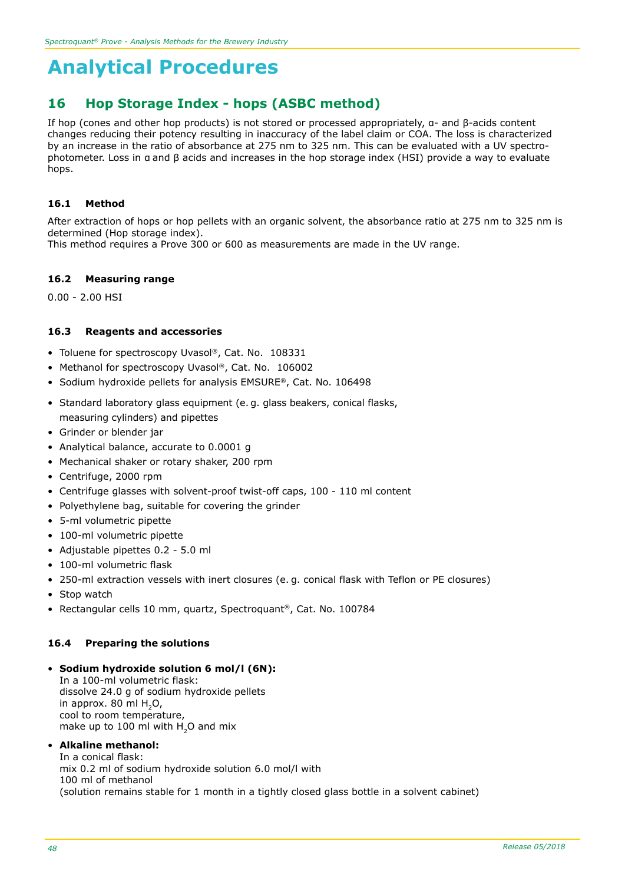# Analytical Procedures

## 16 Hop Storage Index - hops (ASBC method)

If hop (cones and other hop products) is not stored or processed appropriately, α- and β-acids content changes reducing their potency resulting in inaccuracy of the label claim or COA. The loss is characterized by an increase in the ratio of absorbance at 275 nm to 325 nm. This can be evaluated with a UV spectrophotometer. Loss in α and β acids and increases in the hop storage index (HSI) provide a way to evaluate hops.

### 16.1 Method

After extraction of hops or hop pellets with an organic solvent, the absorbance ratio at 275 nm to 325 nm is determined (Hop storage index).
This method requires a Prove 300 or 600 as measurements are made in the UV range.

### 16.2 Measuring range

0.00 - 2.00 HSI

### 16.3 Reagents and accessories

- Toluene for spectroscopy Uvasol®, Cat. No. 108331
- Methanol for spectroscopy Uvasol®, Cat. No. 106002
- Sodium hydroxide pellets for analysis EMSURE®, Cat. No. 106498

- Standard laboratory glass equipment (e. g. glass beakers, conical flasks, measuring cylinders) and pipettes
- Grinder or blender jar
- Analytical balance, accurate to 0.0001 g
- Mechanical shaker or rotary shaker, 200 rpm
- Centrifuge, 2000 rpm
- Centrifuge glasses with solvent-proof twist-off caps, 100 - 110 ml content
- Polyethylene bag, suitable for covering the grinder
- 5-ml volumetric pipette
- 100-ml volumetric pipette
- Adjustable pipettes 0.2 - 5.0 ml
- 100-ml volumetric flask
- 250-ml extraction vessels with inert closures (e. g. conical flask with Teflon or PE closures)
- Stop watch
- Rectangular cells 10 mm, quartz, Spectroquant®, Cat. No. 100784

### 16.4 Preparing the solutions

- **Sodium hydroxide solution 6 mol/l (6N):**
  In a 100-ml volumetric flask:
  dissolve 24.0 g of sodium hydroxide pellets
  in approx. 80 ml $H_2O$,
  cool to room temperature,
  make up to 100 ml with $H_2O$ and mix

- **Alkaline methanol:**
  In a conical flask:
  mix 0.2 ml of sodium hydroxide solution 6.0 mol/l with
  100 ml of methanol
  (solution remains stable for 1 month in a tightly closed glass bottle in a solvent cabinet)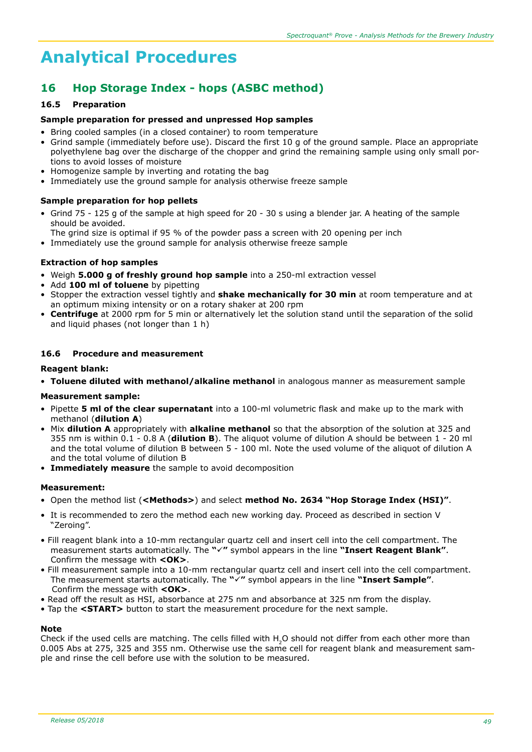# Analytical Procedures

## 16 Hop Storage Index - hops (ASBC method)

### 16.5 Preparation

**Sample preparation for pressed and unpressed Hop samples**

- Bring cooled samples (in a closed container) to room temperature
- Grind sample (immediately before use). Discard the first 10 g of the ground sample. Place an appropriate polyethylene bag over the discharge of the chopper and grind the remaining sample using only small portions to avoid losses of moisture
- Homogenize sample by inverting and rotating the bag
- Immediately use the ground sample for analysis otherwise freeze sample

**Sample preparation for hop pellets**

- Grind 75 - 125 g of the sample at high speed for 20 - 30 s using a blender jar. A heating of the sample should be avoided.
  The grind size is optimal if 95 % of the powder pass a screen with 20 opening per inch
- Immediately use the ground sample for analysis otherwise freeze sample

**Extraction of hop samples**

- Weigh **5.000 g of freshly ground hop sample** into a 250-ml extraction vessel
- Add **100 ml of toluene** by pipetting
- Stopper the extraction vessel tightly and **shake mechanically for 30 min** at room temperature and at an optimum mixing intensity or on a rotary shaker at 200 rpm
- **Centrifuge** at 2000 rpm for 5 min or alternatively let the solution stand until the separation of the solid and liquid phases (not longer than 1 h)

### 16.6 Procedure and measurement

**Reagent blank:**

- **Toluene diluted with methanol/alkaline methanol** in analogous manner as measurement sample

**Measurement sample:**

- Pipette **5 ml of the clear supernatant** into a 100-ml volumetric flask and make up to the mark with methanol (**dilution A**)
- Mix **dilution A** appropriately with **alkaline methanol** so that the absorption of the solution at 325 and 355 nm is within 0.1 - 0.8 A (**dilution B**). The aliquot volume of dilution A should be between 1 - 20 ml and the total volume of dilution B between 5 - 100 ml. Note the used volume of the aliquot of dilution A and the total volume of dilution B
- **Immediately measure** the sample to avoid decomposition

**Measurement:**

- Open the method list (**<Methods>**) and select **method No. 2634 "Hop Storage Index (HSI)"**.
- It is recommended to zero the method each new working day. Proceed as described in section V "Zeroing".
- Fill reagent blank into a 10-mm rectangular quartz cell and insert cell into the cell compartment. The measurement starts automatically. The **"✓"** symbol appears in the line **"Insert Reagent Blank"**. Confirm the message with **<OK>**.
- Fill measurement sample into a 10-mm rectangular quartz cell and insert cell into the cell compartment. The measurement starts automatically. The **"✓"** symbol appears in the line **"Insert Sample"**. Confirm the message with **<OK>**.
- Read off the result as HSI, absorbance at 275 nm and absorbance at 325 nm from the display.
- Tap the **<START>** button to start the measurement procedure for the next sample.

**Note**

Check if the used cells are matching. The cells filled with $H_2O$ should not differ from each other more than 0.005 Abs at 275, 325 and 355 nm. Otherwise use the same cell for reagent blank and measurement sample and rinse the cell before use with the solution to be measured.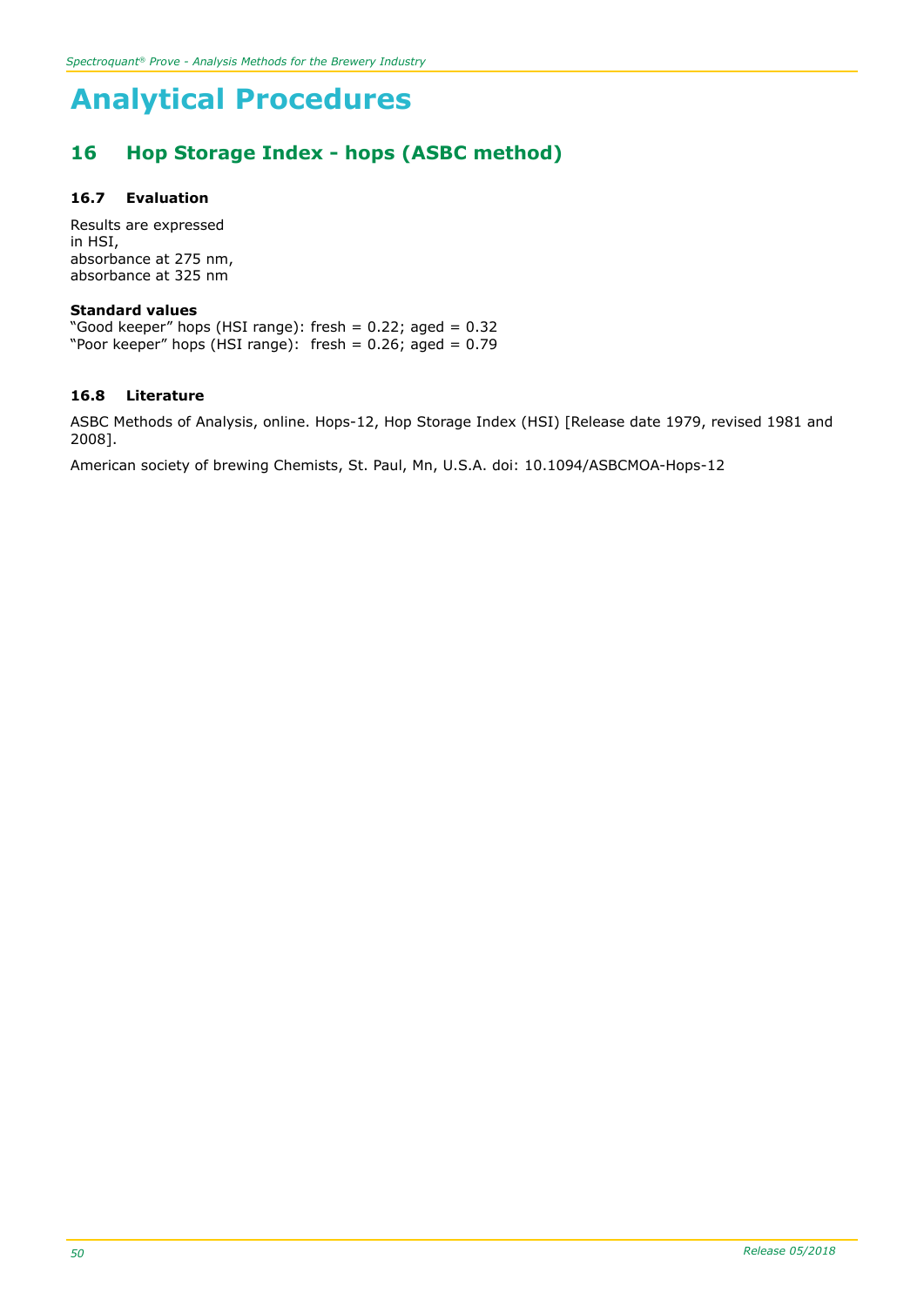# Analytical Procedures

## 16 Hop Storage Index - hops (ASBC method)

### 16.7 Evaluation

Results are expressed
in HSI,
absorbance at 275 nm,
absorbance at 325 nm

**Standard values**
"Good keeper" hops (HSI range): fresh = 0.22; aged = 0.32
"Poor keeper" hops (HSI range): fresh = 0.26; aged = 0.79

### 16.8 Literature

ASBC Methods of Analysis, online. Hops-12, Hop Storage Index (HSI) [Release date 1979, revised 1981 and 2008].

American society of brewing Chemists, St. Paul, Mn, U.S.A. doi: 10.1094/ASBCMOA-Hops-12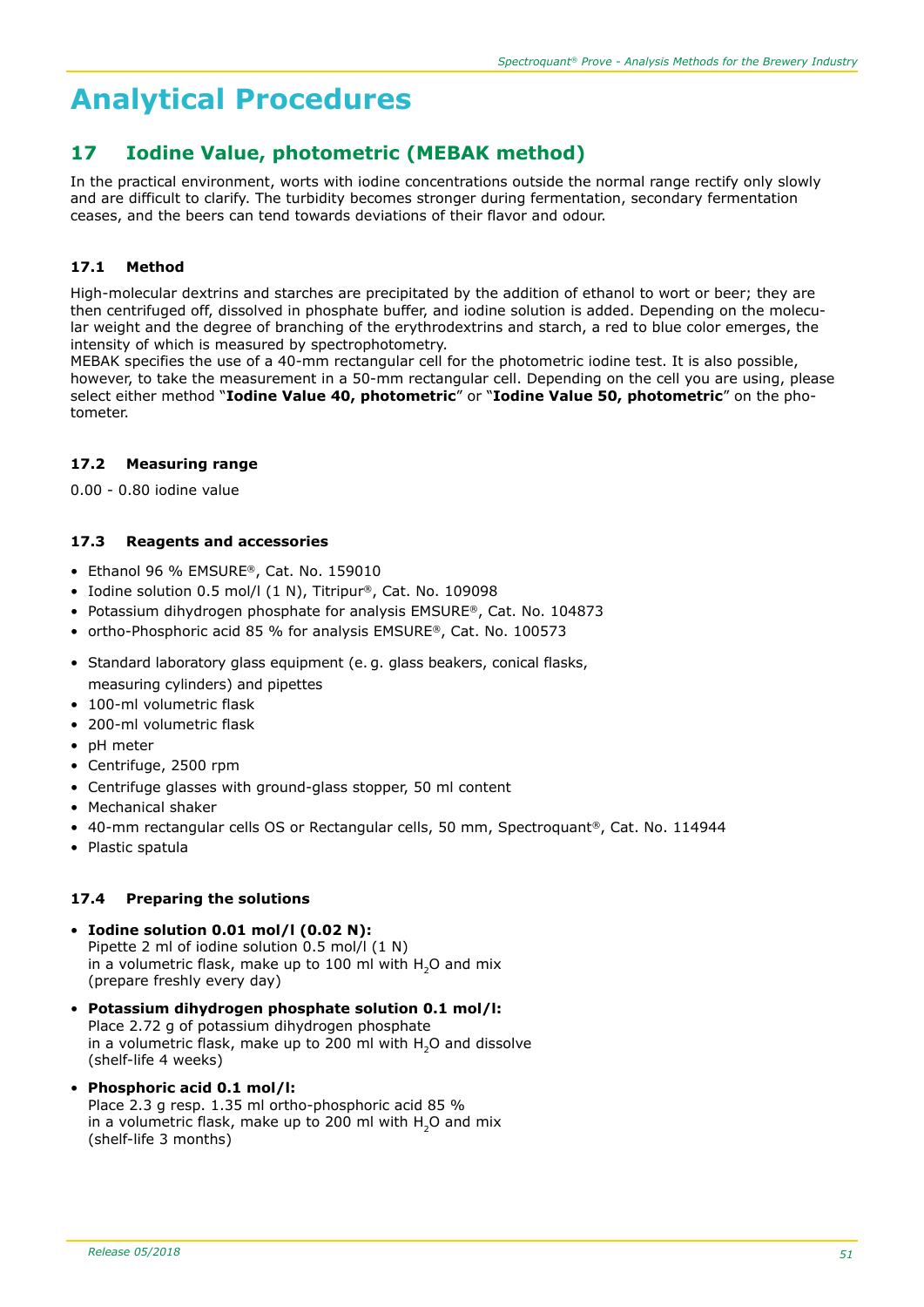# Analytical Procedures

## 17 Iodine Value, photometric (MEBAK method)

In the practical environment, worts with iodine concentrations outside the normal range rectify only slowly and are difficult to clarify. The turbidity becomes stronger during fermentation, secondary fermentation ceases, and the beers can tend towards deviations of their flavor and odour.

### 17.1 Method

High-molecular dextrins and starches are precipitated by the addition of ethanol to wort or beer; they are then centrifuged off, dissolved in phosphate buffer, and iodine solution is added. Depending on the molecular weight and the degree of branching of the erythrodextrins and starch, a red to blue color emerges, the intensity of which is measured by spectrophotometry.
MEBAK specifies the use of a 40-mm rectangular cell for the photometric iodine test. It is also possible, however, to take the measurement in a 50-mm rectangular cell. Depending on the cell you are using, please select either method "**Iodine Value 40, photometric**" or "**Iodine Value 50, photometric**" on the photometer.

### 17.2 Measuring range

0.00 - 0.80 iodine value

### 17.3 Reagents and accessories

- Ethanol 96 % EMSURE®, Cat. No. 159010
- Iodine solution 0.5 mol/l (1 N), Titripur®, Cat. No. 109098
- Potassium dihydrogen phosphate for analysis EMSURE®, Cat. No. 104873
- ortho-Phosphoric acid 85 % for analysis EMSURE®, Cat. No. 100573

- Standard laboratory glass equipment (e. g. glass beakers, conical flasks, measuring cylinders) and pipettes
- 100-ml volumetric flask
- 200-ml volumetric flask
- pH meter
- Centrifuge, 2500 rpm
- Centrifuge glasses with ground-glass stopper, 50 ml content
- Mechanical shaker
- 40-mm rectangular cells OS or Rectangular cells, 50 mm, Spectroquant®, Cat. No. 114944
- Plastic spatula

### 17.4 Preparing the solutions

- **Iodine solution 0.01 mol/l (0.02 N):**
  Pipette 2 ml of iodine solution 0.5 mol/l (1 N)
  in a volumetric flask, make up to 100 ml with $H_2O$ and mix
  (prepare freshly every day)
- **Potassium dihydrogen phosphate solution 0.1 mol/l:**
  Place 2.72 g of potassium dihydrogen phosphate
  in a volumetric flask, make up to 200 ml with $H_2O$ and dissolve
  (shelf-life 4 weeks)
- **Phosphoric acid 0.1 mol/l:**
  Place 2.3 g resp. 1.35 ml ortho-phosphoric acid 85 %
  in a volumetric flask, make up to 200 ml with $H_2O$ and mix
  (shelf-life 3 months)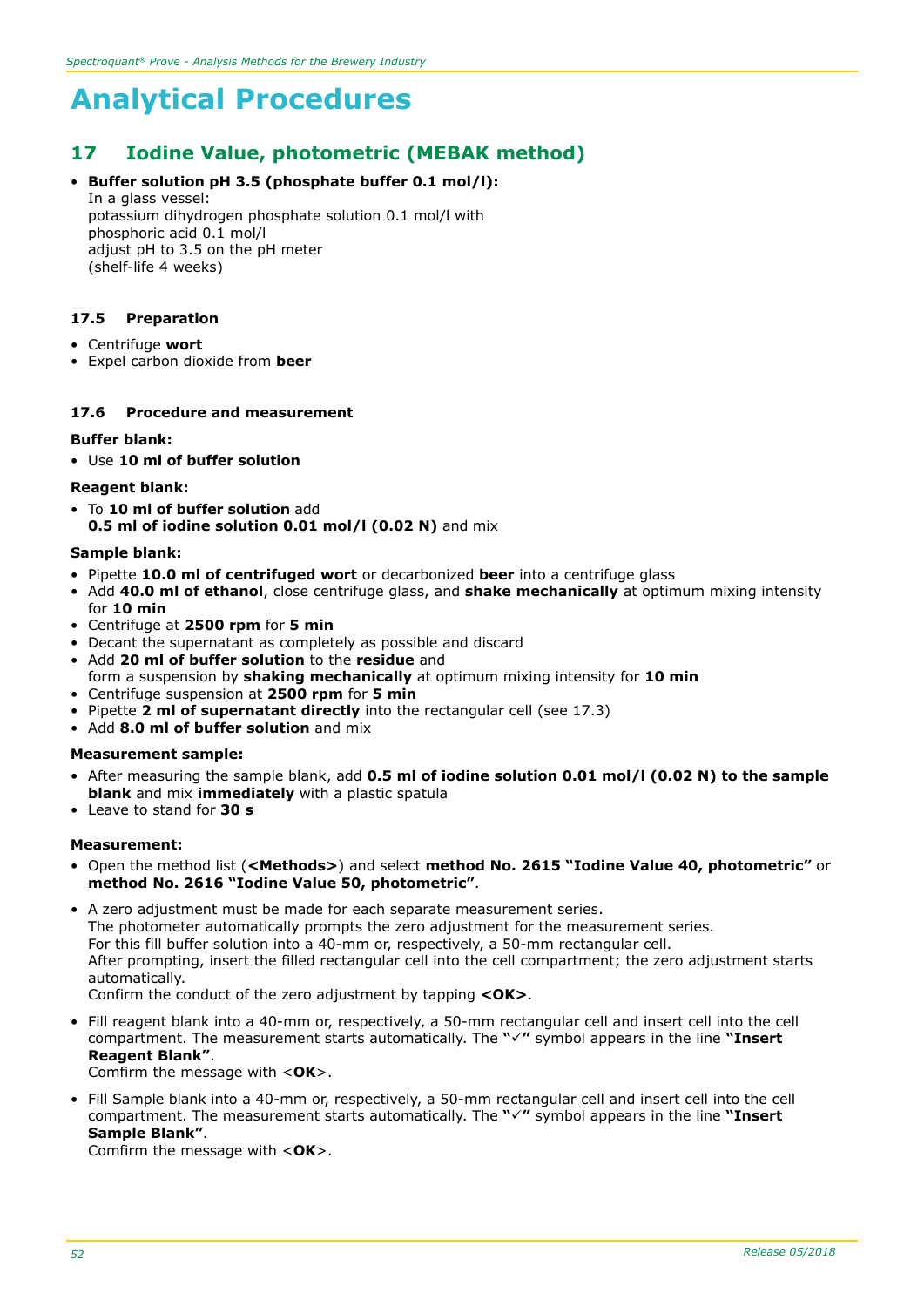# Analytical Procedures

## 17 Iodine Value, photometric (MEBAK method)

- **Buffer solution pH 3.5 (phosphate buffer 0.1 mol/l):**
  In a glass vessel:
  potassium dihydrogen phosphate solution 0.1 mol/l with
  phosphoric acid 0.1 mol/l
  adjust pH to 3.5 on the pH meter
  (shelf-life 4 weeks)

### 17.5 Preparation

- Centrifuge **wort**
- Expel carbon dioxide from **beer**

### 17.6 Procedure and measurement

**Buffer blank:**

- Use **10 ml of buffer solution**

**Reagent blank:**

- To **10 ml of buffer solution** add
  **0.5 ml of iodine solution 0.01 mol/l (0.02 N)** and mix

**Sample blank:**

- Pipette **10.0 ml of centrifuged wort** or decarbonized **beer** into a centrifuge glass
- Add **40.0 ml of ethanol**, close centrifuge glass, and **shake mechanically** at optimum mixing intensity for **10 min**
- Centrifuge at **2500 rpm** for **5 min**
- Decant the supernatant as completely as possible and discard
- Add **20 ml of buffer solution** to the **residue** and
  form a suspension by **shaking mechanically** at optimum mixing intensity for **10 min**
- Centrifuge suspension at **2500 rpm** for **5 min**
- Pipette **2 ml of supernatant directly** into the rectangular cell (see 17.3)
- Add **8.0 ml of buffer solution** and mix

**Measurement sample:**

- After measuring the sample blank, add **0.5 ml of iodine solution 0.01 mol/l (0.02 N) to the sample blank** and mix **immediately** with a plastic spatula
- Leave to stand for **30 s**

**Measurement:**

- Open the method list (**<Methods>**) and select **method No. 2615 "Iodine Value 40, photometric"** or **method No. 2616 "Iodine Value 50, photometric"**.
- A zero adjustment must be made for each separate measurement series.
  The photometer automatically prompts the zero adjustment for the measurement series.
  For this fill buffer solution into a 40-mm or, respectively, a 50-mm rectangular cell.
  After prompting, insert the filled rectangular cell into the cell compartment; the zero adjustment starts automatically.
  Confirm the conduct of the zero adjustment by tapping **<OK>**.
- Fill reagent blank into a 40-mm or, respectively, a 50-mm rectangular cell and insert cell into the cell compartment. The measurement starts automatically. The **"✓"** symbol appears in the line **"Insert Reagent Blank"**.
  Comfirm the message with <**OK**>.
- Fill Sample blank into a 40-mm or, respectively, a 50-mm rectangular cell and insert cell into the cell compartment. The measurement starts automatically. The **"✓"** symbol appears in the line **"Insert Sample Blank"**.
  Comfirm the message with <**OK**>.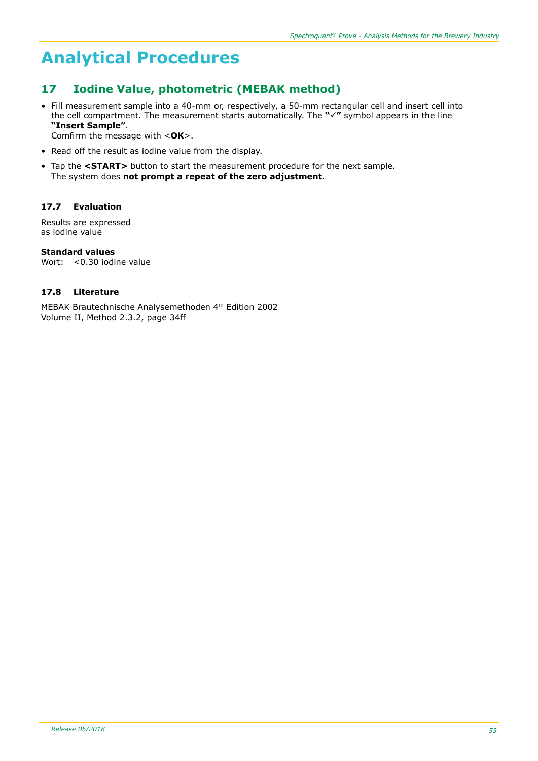# Analytical Procedures

## 17 Iodine Value, photometric (MEBAK method)

- Fill measurement sample into a 40-mm or, respectively, a 50-mm rectangular cell and insert cell into the cell compartment. The measurement starts automatically. The **"✓"** symbol appears in the line **"Insert Sample"**.
  Comfirm the message with <**OK**>.
- Read off the result as iodine value from the display.
- Tap the **<START>** button to start the measurement procedure for the next sample.
  The system does **not prompt a repeat of the zero adjustment**.

### 17.7 Evaluation

Results are expressed
as iodine value

**Standard values**
Wort: <0.30 iodine value

### 17.8 Literature

MEBAK Brautechnische Analysemethoden 4th Edition 2002
Volume II, Method 2.3.2, page 34ff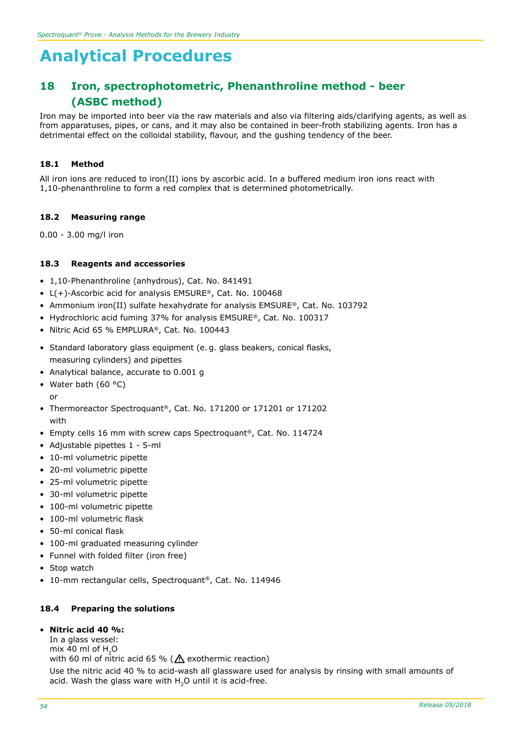# Analytical Procedures

## 18 Iron, spectrophotometric, Phenanthroline method - beer (ASBC method)

Iron may be imported into beer via the raw materials and also via filtering aids/clarifying agents, as well as from apparatuses, pipes, or cans, and it may also be contained in beer-froth stabilizing agents. Iron has a detrimental effect on the colloidal stability, flavour, and the gushing tendency of the beer.

### 18.1 Method

All iron ions are reduced to iron(II) ions by ascorbic acid. In a buffered medium iron ions react with 1,10-phenanthroline to form a red complex that is determined photometrically.

### 18.2 Measuring range

0.00 - 3.00 mg/l iron

### 18.3 Reagents and accessories

- 1,10-Phenanthroline (anhydrous), Cat. No. 841491
- L(+)-Ascorbic acid for analysis EMSURE®, Cat. No. 100468
- Ammonium iron(II) sulfate hexahydrate for analysis EMSURE®, Cat. No. 103792
- Hydrochloric acid fuming 37% for analysis EMSURE®, Cat. No. 100317
- Nitric Acid 65 % EMPLURA®, Cat. No. 100443

- Standard laboratory glass equipment (e. g. glass beakers, conical flasks, measuring cylinders) and pipettes
- Analytical balance, accurate to 0.001 g
- Water bath (60 °C)
  or
- Thermoreactor Spectroquant®, Cat. No. 171200 or 171201 or 171202
  with
- Empty cells 16 mm with screw caps Spectroquant®, Cat. No. 114724
- Adjustable pipettes 1 - 5-ml
- 10-ml volumetric pipette
- 20-ml volumetric pipette
- 25-ml volumetric pipette
- 30-ml volumetric pipette
- 100-ml volumetric pipette
- 100-ml volumetric flask
- 50-ml conical flask
- 100-ml graduated measuring cylinder
- Funnel with folded filter (iron free)
- Stop watch
- 10-mm rectangular cells, Spectroquant®, Cat. No. 114946

### 18.4 Preparing the solutions

- **Nitric acid 40 %:**
  In a glass vessel:
  mix 40 ml of $H_2O$
  with 60 ml of nitric acid 65 % (⚠ exothermic reaction)
  Use the nitric acid 40 % to acid-wash all glassware used for analysis by rinsing with small amounts of acid. Wash the glass ware with $H_2O$ until it is acid-free.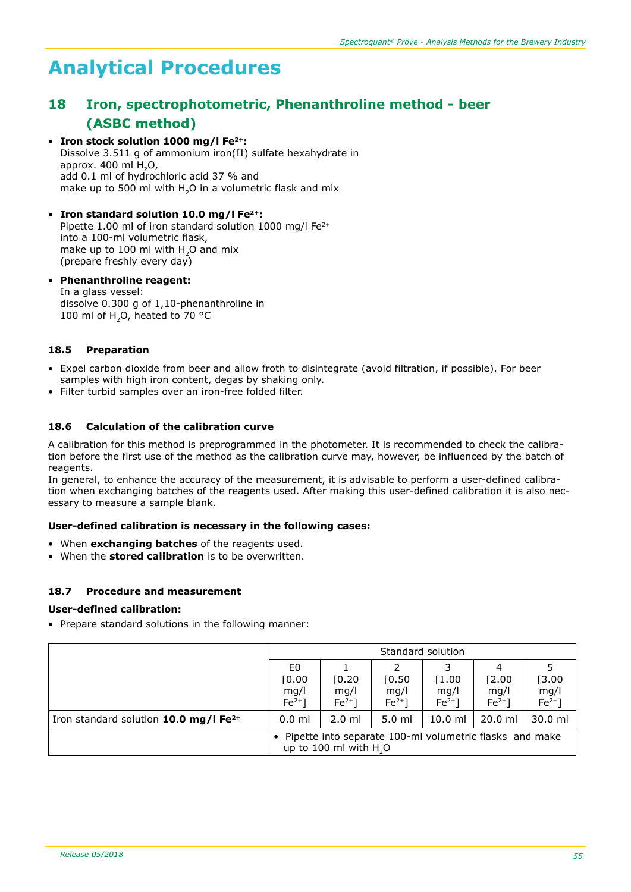# Analytical Procedures

## 18 Iron, spectrophotometric, Phenanthroline method - beer (ASBC method)

- **Iron stock solution 1000 mg/l $Fe^{2+}$:**
  Dissolve 3.511 g of ammonium iron(II) sulfate hexahydrate in approx. 400 ml $H_2O$,
  add 0.1 ml of hydrochloric acid 37 % and
  make up to 500 ml with $H_2O$ in a volumetric flask and mix

- **Iron standard solution 10.0 mg/l $Fe^{2+}$:**
  Pipette 1.00 ml of iron standard solution 1000 mg/l $Fe^{2+}$ into a 100-ml volumetric flask,
  make up to 100 ml with $H_2O$ and mix
  (prepare freshly every day)

- **Phenanthroline reagent:**
  In a glass vessel:
  dissolve 0.300 g of 1,10-phenanthroline in 100 ml of $H_2O$, heated to 70 °C

### 18.5 Preparation

- Expel carbon dioxide from beer and allow froth to disintegrate (avoid filtration, if possible). For beer samples with high iron content, degas by shaking only.
- Filter turbid samples over an iron-free folded filter.

### 18.6 Calculation of the calibration curve

A calibration for this method is preprogrammed in the photometer. It is recommended to check the calibration before the first use of the method as the calibration curve may, however, be influenced by the batch of reagents.
In general, to enhance the accuracy of the measurement, it is advisable to perform a user-defined calibration when exchanging batches of the reagents used. After making this user-defined calibration it is also necessary to measure a sample blank.

**User-defined calibration is necessary in the following cases:**

- When **exchanging batches** of the reagents used.
- When the **stored calibration** is to be overwritten.

### 18.7 Procedure and measurement

**User-defined calibration:**

- Prepare standard solutions in the following manner:

| | Standard solution | | | | | |
|---|---|---|---|---|---|---|
| | E0 [0.00 mg/l $Fe^{2+}$] | 1 [0.20 mg/l $Fe^{2+}$] | 2 [0.50 mg/l $Fe^{2+}$] | 3 [1.00 mg/l $Fe^{2+}$] | 4 [2.00 mg/l $Fe^{2+}$] | 5 [3.00 mg/l $Fe^{2+}$] |
| Iron standard solution **10.0 mg/l $Fe^{2+}$** | 0.0 ml | 2.0 ml | 5.0 ml | 10.0 ml | 20.0 ml | 30.0 ml |
| | • Pipette into separate 100-ml volumetric flasks and make up to 100 ml with $H_2O$ | | | | | |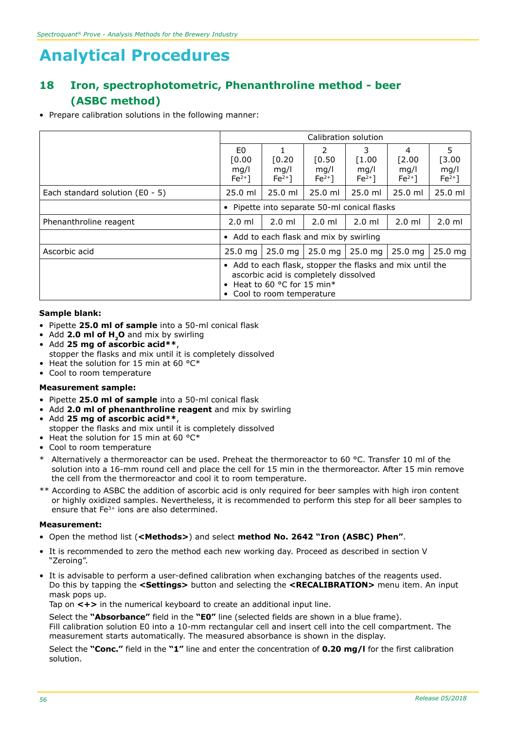# Analytical Procedures

## 18 Iron, spectrophotometric, Phenanthroline method - beer (ASBC method)

- Prepare calibration solutions in the following manner:

| | Calibration solution | | | | | |
|---|---|---|---|---|---|---|
| | E0 [0.00 mg/l $Fe^{2+}$] | 1 [0.20 mg/l $Fe^{2+}$] | 2 [0.50 mg/l $Fe^{2+}$] | 3 [1.00 mg/l $Fe^{2+}$] | 4 [2.00 mg/l $Fe^{2+}$] | 5 [3.00 mg/l $Fe^{2+}$] |
| Each standard solution (E0 - 5) | 25.0 ml | 25.0 ml | 25.0 ml | 25.0 ml | 25.0 ml | 25.0 ml |
| | • Pipette into separate 50-ml conical flasks | | | | | |
| Phenanthroline reagent | 2.0 ml | 2.0 ml | 2.0 ml | 2.0 ml | 2.0 ml | 2.0 ml |
| | • Add to each flask and mix by swirling | | | | | |
| Ascorbic acid | 25.0 mg | 25.0 mg | 25.0 mg | 25.0 mg | 25.0 mg | 25.0 mg |
| | • Add to each flask, stopper the flasks and mix until the ascorbic acid is completely dissolved • Heat to 60 °C for 15 min* • Cool to room temperature | | | | | |

**Sample blank:**

- Pipette **25.0 ml of sample** into a 50-ml conical flask
- Add **2.0 ml of $H_2O$** and mix by swirling
- Add **25 mg of ascorbic acid****,
  stopper the flasks and mix until it is completely dissolved
- Heat the solution for 15 min at 60 °C*
- Cool to room temperature

**Measurement sample:**

- Pipette **25.0 ml of sample** into a 50-ml conical flask
- Add **2.0 ml of phenanthroline reagent** and mix by swirling
- Add **25 mg of ascorbic acid****,
  stopper the flasks and mix until it is completely dissolved
- Heat the solution for 15 min at 60 °C*
- Cool to room temperature

\* Alternatively a thermoreactor can be used. Preheat the thermoreactor to 60 °C. Transfer 10 ml of the solution into a 16-mm round cell and place the cell for 15 min in the thermoreactor. After 15 min remove the cell from the thermoreactor and cool it to room temperature.

** According to ASBC the addition of ascorbic acid is only required for beer samples with high iron content or highly oxidized samples. Nevertheless, it is recommended to perform this step for all beer samples to ensure that $Fe^{3+}$ ions are also determined.

**Measurement:**

- Open the method list (**<Methods>**) and select **method No. 2642 "Iron (ASBC) Phen"**.
- It is recommended to zero the method each new working day. Proceed as described in section V "Zeroing".
- It is advisable to perform a user-defined calibration when exchanging batches of the reagents used. Do this by tapping the **<Settings>** button and selecting the **<RECALIBRATION>** menu item. An input mask pops up.
  Tap on **<+>** in the numerical keyboard to create an additional input line.

  Select the **"Absorbance"** field in the **"E0"** line (selected fields are shown in a blue frame).
  Fill calibration solution E0 into a 10-mm rectangular cell and insert cell into the cell compartment. The measurement starts automatically. The measured absorbance is shown in the display.

  Select the **"Conc."** field in the **"1"** line and enter the concentration of **0.20 mg/l** for the first calibration solution.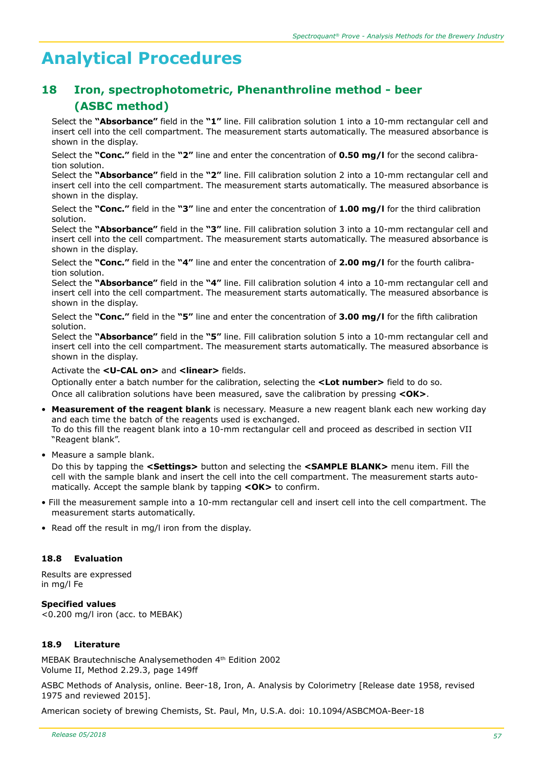# Analytical Procedures

## 18 Iron, spectrophotometric, Phenanthroline method - beer (ASBC method)

Select the **"Absorbance"** field in the **"1"** line. Fill calibration solution 1 into a 10-mm rectangular cell and insert cell into the cell compartment. The measurement starts automatically. The measured absorbance is shown in the display.

Select the **"Conc."** field in the **"2"** line and enter the concentration of **0.50 mg/l** for the second calibration solution.
Select the **"Absorbance"** field in the **"2"** line. Fill calibration solution 2 into a 10-mm rectangular cell and insert cell into the cell compartment. The measurement starts automatically. The measured absorbance is shown in the display.

Select the **"Conc."** field in the **"3"** line and enter the concentration of **1.00 mg/l** for the third calibration solution.
Select the **"Absorbance"** field in the **"3"** line. Fill calibration solution 3 into a 10-mm rectangular cell and insert cell into the cell compartment. The measurement starts automatically. The measured absorbance is shown in the display.

Select the **"Conc."** field in the **"4"** line and enter the concentration of **2.00 mg/l** for the fourth calibration solution.
Select the **"Absorbance"** field in the **"4"** line. Fill calibration solution 4 into a 10-mm rectangular cell and insert cell into the cell compartment. The measurement starts automatically. The measured absorbance is shown in the display.

Select the **"Conc."** field in the **"5"** line and enter the concentration of **3.00 mg/l** for the fifth calibration solution.
Select the **"Absorbance"** field in the **"5"** line. Fill calibration solution 5 into a 10-mm rectangular cell and insert cell into the cell compartment. The measurement starts automatically. The measured absorbance is shown in the display.

Activate the **<U-CAL on>** and **<linear>** fields.
Optionally enter a batch number for the calibration, selecting the **<Lot number>** field to do so.
Once all calibration solutions have been measured, save the calibration by pressing **<OK>**.

- **Measurement of the reagent blank** is necessary. Measure a new reagent blank each new working day and each time the batch of the reagents used is exchanged.
  To do this fill the reagent blank into a 10-mm rectangular cell and proceed as described in section VII "Reagent blank".
- Measure a sample blank.
  Do this by tapping the **<Settings>** button and selecting the **<SAMPLE BLANK>** menu item. Fill the cell with the sample blank and insert the cell into the cell compartment. The measurement starts automatically. Accept the sample blank by tapping **<OK>** to confirm.
- Fill the measurement sample into a 10-mm rectangular cell and insert cell into the cell compartment. The measurement starts automatically.
- Read off the result in mg/l iron from the display.

### 18.8 Evaluation

Results are expressed
in mg/l Fe

**Specified values**
<0.200 mg/l iron (acc. to MEBAK)

### 18.9 Literature

MEBAK Brautechnische Analysemethoden 4th Edition 2002
Volume II, Method 2.29.3, page 149ff

ASBC Methods of Analysis, online. Beer-18, Iron, A. Analysis by Colorimetry [Release date 1958, revised 1975 and reviewed 2015].

American society of brewing Chemists, St. Paul, Mn, U.S.A. doi: 10.1094/ASBCMOA-Beer-18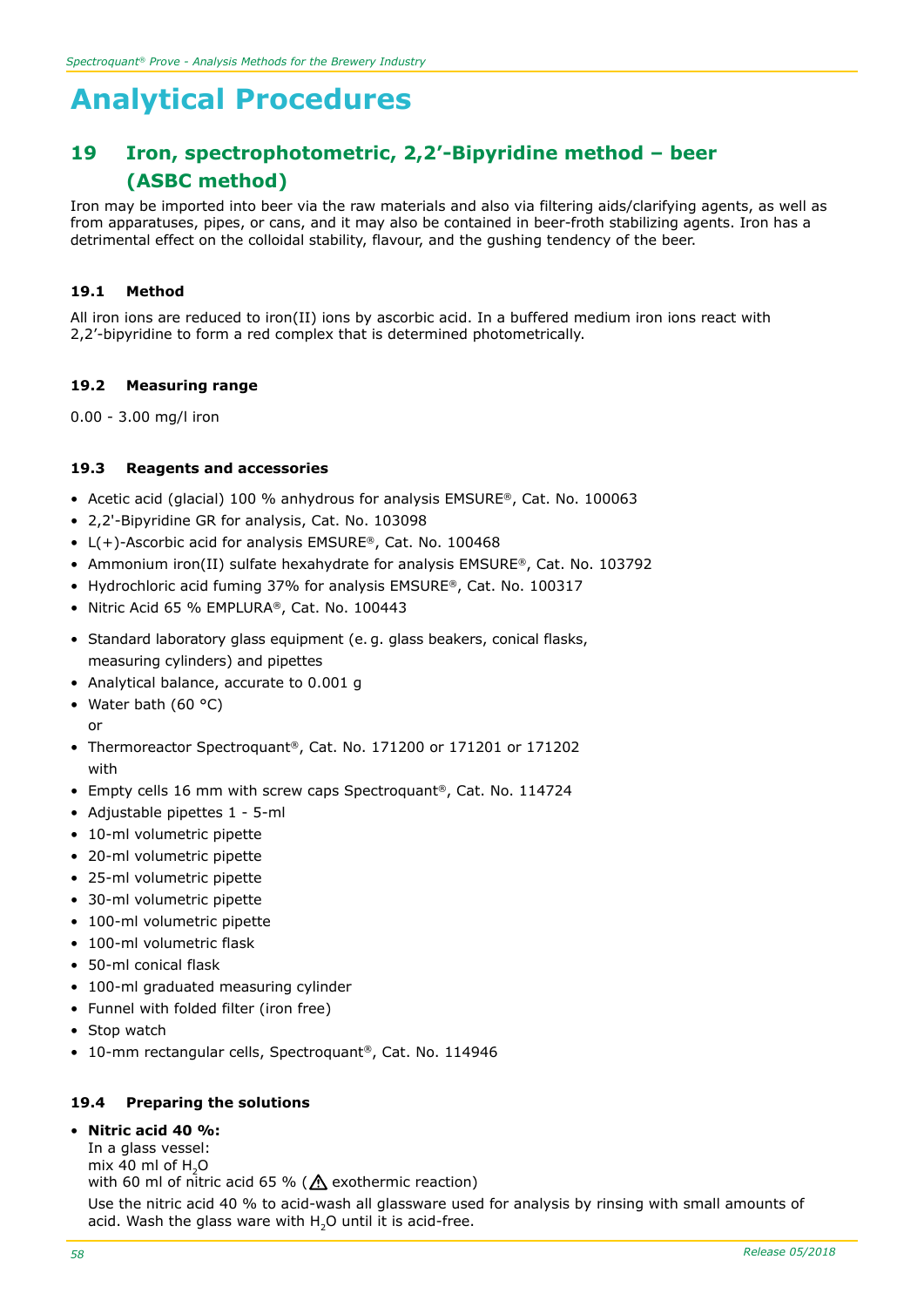# Analytical Procedures

## 19 Iron, spectrophotometric, 2,2'-Bipyridine method – beer (ASBC method)

Iron may be imported into beer via the raw materials and also via filtering aids/clarifying agents, as well as from apparatuses, pipes, or cans, and it may also be contained in beer-froth stabilizing agents. Iron has a detrimental effect on the colloidal stability, flavour, and the gushing tendency of the beer.

### 19.1 Method

All iron ions are reduced to iron(II) ions by ascorbic acid. In a buffered medium iron ions react with 2,2'-bipyridine to form a red complex that is determined photometrically.

### 19.2 Measuring range

0.00 - 3.00 mg/l iron

### 19.3 Reagents and accessories

- Acetic acid (glacial) 100 % anhydrous for analysis EMSURE®, Cat. No. 100063
- 2,2'-Bipyridine GR for analysis, Cat. No. 103098
- L(+)-Ascorbic acid for analysis EMSURE®, Cat. No. 100468
- Ammonium iron(II) sulfate hexahydrate for analysis EMSURE®, Cat. No. 103792
- Hydrochloric acid fuming 37% for analysis EMSURE®, Cat. No. 100317
- Nitric Acid 65 % EMPLURA®, Cat. No. 100443

- Standard laboratory glass equipment (e. g. glass beakers, conical flasks, measuring cylinders) and pipettes
- Analytical balance, accurate to 0.001 g
- Water bath (60 °C)
  or
- Thermoreactor Spectroquant®, Cat. No. 171200 or 171201 or 171202
  with
- Empty cells 16 mm with screw caps Spectroquant®, Cat. No. 114724
- Adjustable pipettes 1 - 5-ml
- 10-ml volumetric pipette
- 20-ml volumetric pipette
- 25-ml volumetric pipette
- 30-ml volumetric pipette
- 100-ml volumetric pipette
- 100-ml volumetric flask
- 50-ml conical flask
- 100-ml graduated measuring cylinder
- Funnel with folded filter (iron free)
- Stop watch
- 10-mm rectangular cells, Spectroquant®, Cat. No. 114946

### 19.4 Preparing the solutions

- **Nitric acid 40 %:**
  In a glass vessel:
  mix 40 ml of $H_2O$
  with 60 ml of nitric acid 65 % (⚠ exothermic reaction)
  Use the nitric acid 40 % to acid-wash all glassware used for analysis by rinsing with small amounts of acid. Wash the glass ware with $H_2O$ until it is acid-free.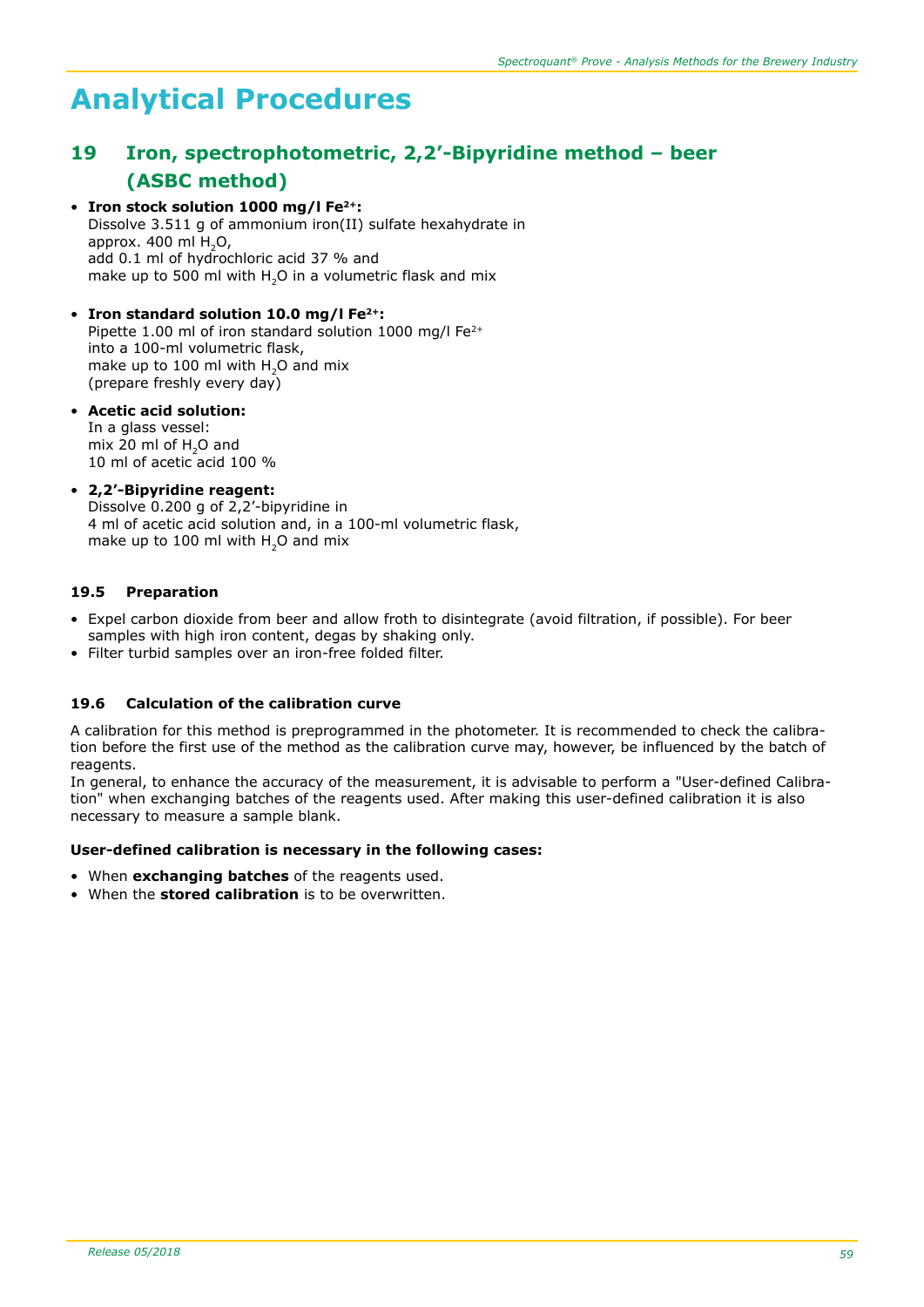# Analytical Procedures

## 19 Iron, spectrophotometric, 2,2'-Bipyridine method – beer (ASBC method)

- **Iron stock solution 1000 mg/l $Fe^{2+}$:**
  Dissolve 3.511 g of ammonium iron(II) sulfate hexahydrate in approx. 400 ml $H_2O$,
  add 0.1 ml of hydrochloric acid 37 % and
  make up to 500 ml with $H_2O$ in a volumetric flask and mix

- **Iron standard solution 10.0 mg/l $Fe^{2+}$:**
  Pipette 1.00 ml of iron standard solution 1000 mg/l $Fe^{2+}$
  into a 100-ml volumetric flask,
  make up to 100 ml with $H_2O$ and mix
  (prepare freshly every day)

- **Acetic acid solution:**
  In a glass vessel:
  mix 20 ml of $H_2O$ and
  10 ml of acetic acid 100 %

- **2,2'-Bipyridine reagent:**
  Dissolve 0.200 g of 2,2'-bipyridine in
  4 ml of acetic acid solution and, in a 100-ml volumetric flask,
  make up to 100 ml with $H_2O$ and mix

### 19.5 Preparation

- Expel carbon dioxide from beer and allow froth to disintegrate (avoid filtration, if possible). For beer samples with high iron content, degas by shaking only.
- Filter turbid samples over an iron-free folded filter.

### 19.6 Calculation of the calibration curve

A calibration for this method is preprogrammed in the photometer. It is recommended to check the calibration before the first use of the method as the calibration curve may, however, be influenced by the batch of reagents.
In general, to enhance the accuracy of the measurement, it is advisable to perform a "User-defined Calibration" when exchanging batches of the reagents used. After making this user-defined calibration it is also necessary to measure a sample blank.

**User-defined calibration is necessary in the following cases:**

- When **exchanging batches** of the reagents used.
- When the **stored calibration** is to be overwritten.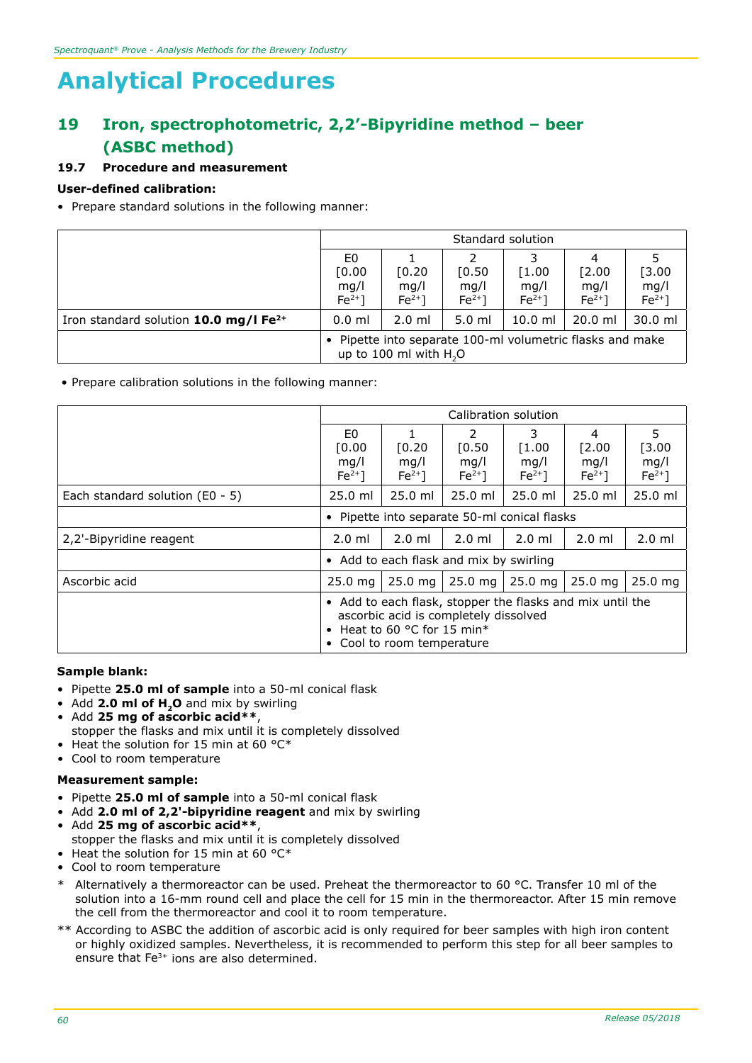# Analytical Procedures

## 19 Iron, spectrophotometric, 2,2'-Bipyridine method – beer (ASBC method)

### 19.7 Procedure and measurement

**User-defined calibration:**

- Prepare standard solutions in the following manner:

| | Standard solution | | | | | |
|---|---|---|---|---|---|---|
| | E0 [0.00 mg/l $Fe^{2+}$] | 1 [0.20 mg/l $Fe^{2+}$] | 2 [0.50 mg/l $Fe^{2+}$] | 3 [1.00 mg/l $Fe^{2+}$] | 4 [2.00 mg/l $Fe^{2+}$] | 5 [3.00 mg/l $Fe^{2+}$] |
| Iron standard solution **10.0 mg/l $Fe^{2+}$** | 0.0 ml | 2.0 ml | 5.0 ml | 10.0 ml | 20.0 ml | 30.0 ml |
| | • Pipette into separate 100-ml volumetric flasks and make up to 100 ml with $H_2O$ | | | | | |

- Prepare calibration solutions in the following manner:

| | Calibration solution | | | | | |
|---|---|---|---|---|---|---|
| | E0 [0.00 mg/l $Fe^{2+}$] | 1 [0.20 mg/l $Fe^{2+}$] | 2 [0.50 mg/l $Fe^{2+}$] | 3 [1.00 mg/l $Fe^{2+}$] | 4 [2.00 mg/l $Fe^{2+}$] | 5 [3.00 mg/l $Fe^{2+}$] |
| Each standard solution (E0 - 5) | 25.0 ml | 25.0 ml | 25.0 ml | 25.0 ml | 25.0 ml | 25.0 ml |
| | • Pipette into separate 50-ml conical flasks | | | | | |
| 2,2'-Bipyridine reagent | 2.0 ml | 2.0 ml | 2.0 ml | 2.0 ml | 2.0 ml | 2.0 ml |
| | • Add to each flask and mix by swirling | | | | | |
| Ascorbic acid | 25.0 mg | 25.0 mg | 25.0 mg | 25.0 mg | 25.0 mg | 25.0 mg |
| | • Add to each flask, stopper the flasks and mix until the ascorbic acid is completely dissolved • Heat to 60 °C for 15 min* • Cool to room temperature | | | | | |

**Sample blank:**

- Pipette **25.0 ml of sample** into a 50-ml conical flask
- Add **2.0 ml of $H_2O$** and mix by swirling
- Add **25 mg of ascorbic acid****, stopper the flasks and mix until it is completely dissolved
- Heat the solution for 15 min at 60 °C*
- Cool to room temperature

**Measurement sample:**

- Pipette **25.0 ml of sample** into a 50-ml conical flask
- Add **2.0 ml of 2,2'-bipyridine reagent** and mix by swirling
- Add **25 mg of ascorbic acid****, stopper the flasks and mix until it is completely dissolved
- Heat the solution for 15 min at 60 °C*
- Cool to room temperature

\* Alternatively a thermoreactor can be used. Preheat the thermoreactor to 60 °C. Transfer 10 ml of the solution into a 16-mm round cell and place the cell for 15 min in the thermoreactor. After 15 min remove the cell from the thermoreactor and cool it to room temperature.

** According to ASBC the addition of ascorbic acid is only required for beer samples with high iron content or highly oxidized samples. Nevertheless, it is recommended to perform this step for all beer samples to ensure that $Fe^{3+}$ ions are also determined.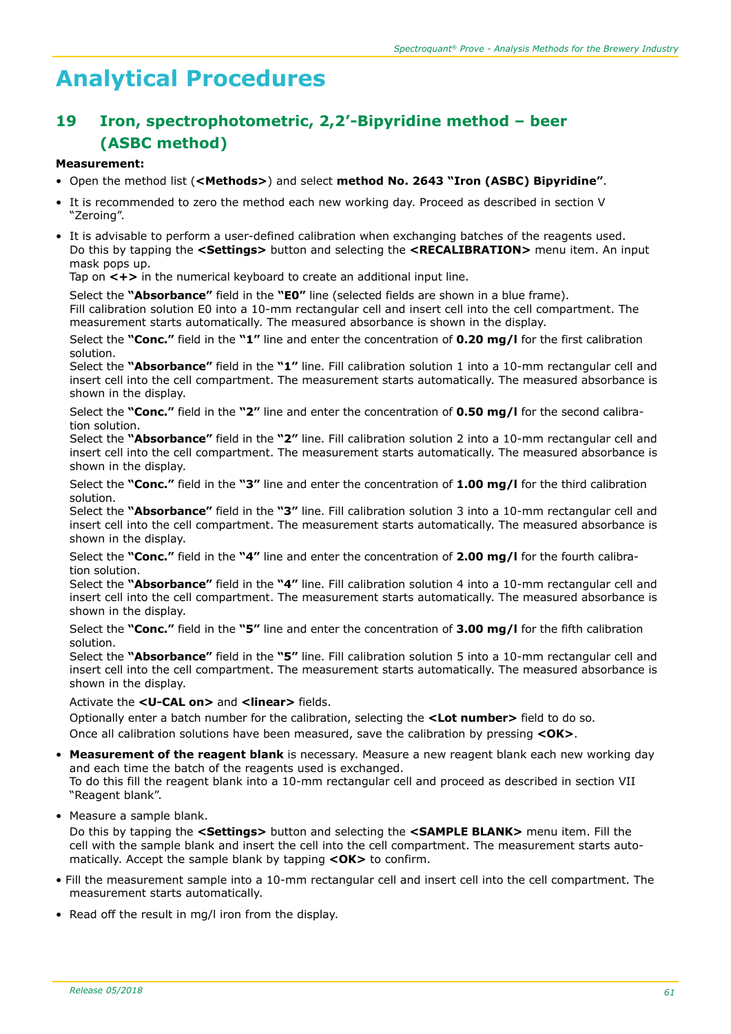# Analytical Procedures

## 19 Iron, spectrophotometric, 2,2′-Bipyridine method – beer (ASBC method)

**Measurement:**

- Open the method list (**<Methods>**) and select **method No. 2643 "Iron (ASBC) Bipyridine"**.
- It is recommended to zero the method each new working day. Proceed as described in section V "Zeroing".
- It is advisable to perform a user-defined calibration when exchanging batches of the reagents used. Do this by tapping the **<Settings>** button and selecting the **<RECALIBRATION>** menu item. An input mask pops up.
  Tap on **<+>** in the numerical keyboard to create an additional input line.

  Select the **"Absorbance"** field in the **"E0"** line (selected fields are shown in a blue frame).
  Fill calibration solution E0 into a 10-mm rectangular cell and insert cell into the cell compartment. The measurement starts automatically. The measured absorbance is shown in the display.

  Select the **"Conc."** field in the **"1"** line and enter the concentration of **0.20 mg/l** for the first calibration solution.
  Select the **"Absorbance"** field in the **"1"** line. Fill calibration solution 1 into a 10-mm rectangular cell and insert cell into the cell compartment. The measurement starts automatically. The measured absorbance is shown in the display.

  Select the **"Conc."** field in the **"2"** line and enter the concentration of **0.50 mg/l** for the second calibration solution.
  Select the **"Absorbance"** field in the **"2"** line. Fill calibration solution 2 into a 10-mm rectangular cell and insert cell into the cell compartment. The measurement starts automatically. The measured absorbance is shown in the display.

  Select the **"Conc."** field in the **"3"** line and enter the concentration of **1.00 mg/l** for the third calibration solution.
  Select the **"Absorbance"** field in the **"3"** line. Fill calibration solution 3 into a 10-mm rectangular cell and insert cell into the cell compartment. The measurement starts automatically. The measured absorbance is shown in the display.

  Select the **"Conc."** field in the **"4"** line and enter the concentration of **2.00 mg/l** for the fourth calibration solution.
  Select the **"Absorbance"** field in the **"4"** line. Fill calibration solution 4 into a 10-mm rectangular cell and insert cell into the cell compartment. The measurement starts automatically. The measured absorbance is shown in the display.

  Select the **"Conc."** field in the **"5"** line and enter the concentration of **3.00 mg/l** for the fifth calibration solution.
  Select the **"Absorbance"** field in the **"5"** line. Fill calibration solution 5 into a 10-mm rectangular cell and insert cell into the cell compartment. The measurement starts automatically. The measured absorbance is shown in the display.

  Activate the **<U-CAL on>** and **<linear>** fields.

  Optionally enter a batch number for the calibration, selecting the **<Lot number>** field to do so.
  Once all calibration solutions have been measured, save the calibration by pressing **<OK>**.

- **Measurement of the reagent blank** is necessary. Measure a new reagent blank each new working day and each time the batch of the reagents used is exchanged.
  To do this fill the reagent blank into a 10-mm rectangular cell and proceed as described in section VII "Reagent blank".
- Measure a sample blank.
  Do this by tapping the **<Settings>** button and selecting the **<SAMPLE BLANK>** menu item. Fill the cell with the sample blank and insert the cell into the cell compartment. The measurement starts automatically. Accept the sample blank by tapping **<OK>** to confirm.
- Fill the measurement sample into a 10-mm rectangular cell and insert cell into the cell compartment. The measurement starts automatically.
- Read off the result in mg/l iron from the display.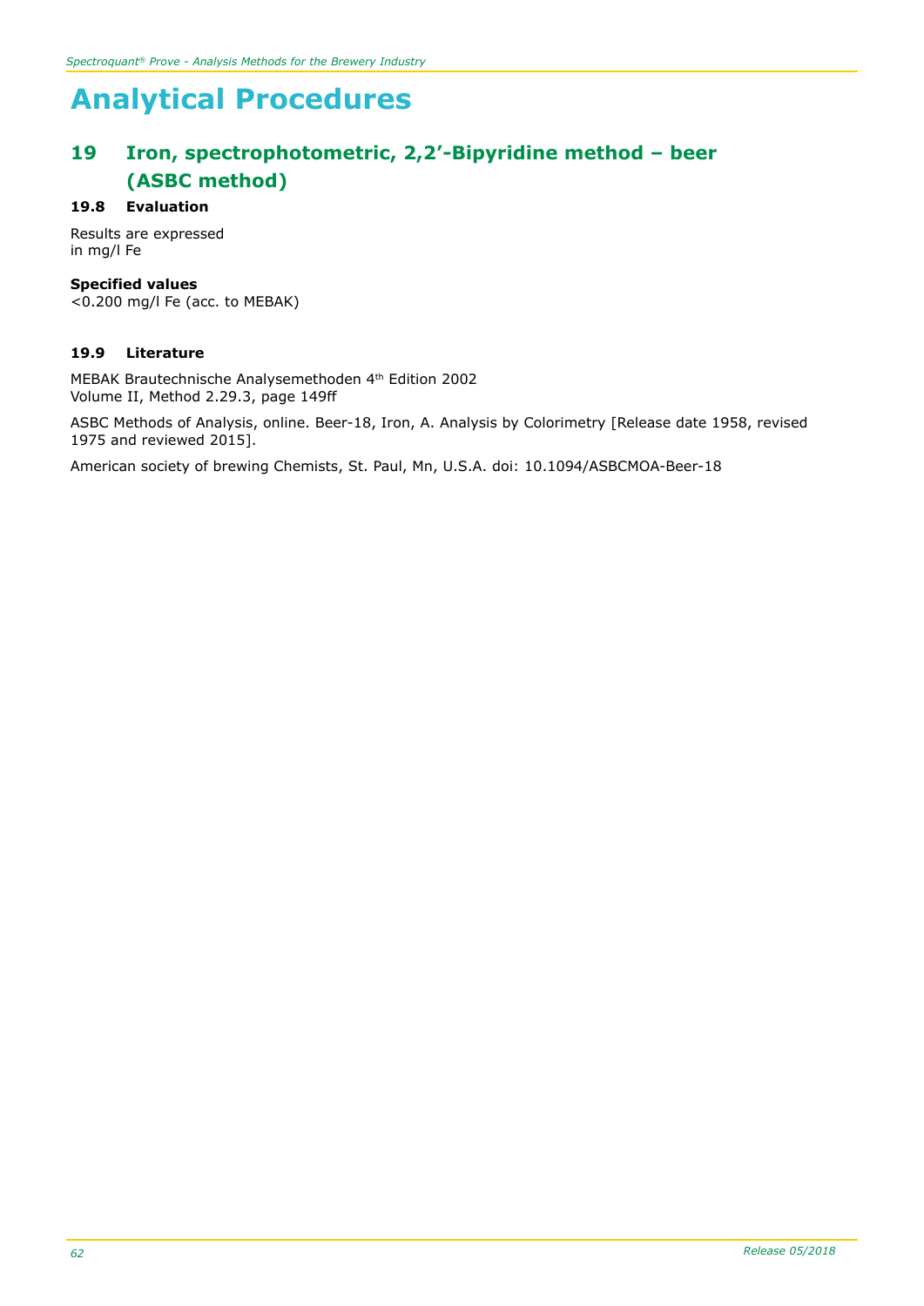# Analytical Procedures

## 19 Iron, spectrophotometric, 2,2'-Bipyridine method – beer (ASBC method)

### 19.8 Evaluation

Results are expressed
in mg/l Fe

**Specified values**
<0.200 mg/l Fe (acc. to MEBAK)

### 19.9 Literature

MEBAK Brautechnische Analysemethoden 4th Edition 2002
Volume II, Method 2.29.3, page 149ff

ASBC Methods of Analysis, online. Beer-18, Iron, A. Analysis by Colorimetry [Release date 1958, revised 1975 and reviewed 2015].

American society of brewing Chemists, St. Paul, Mn, U.S.A. doi: 10.1094/ASBCMOA-Beer-18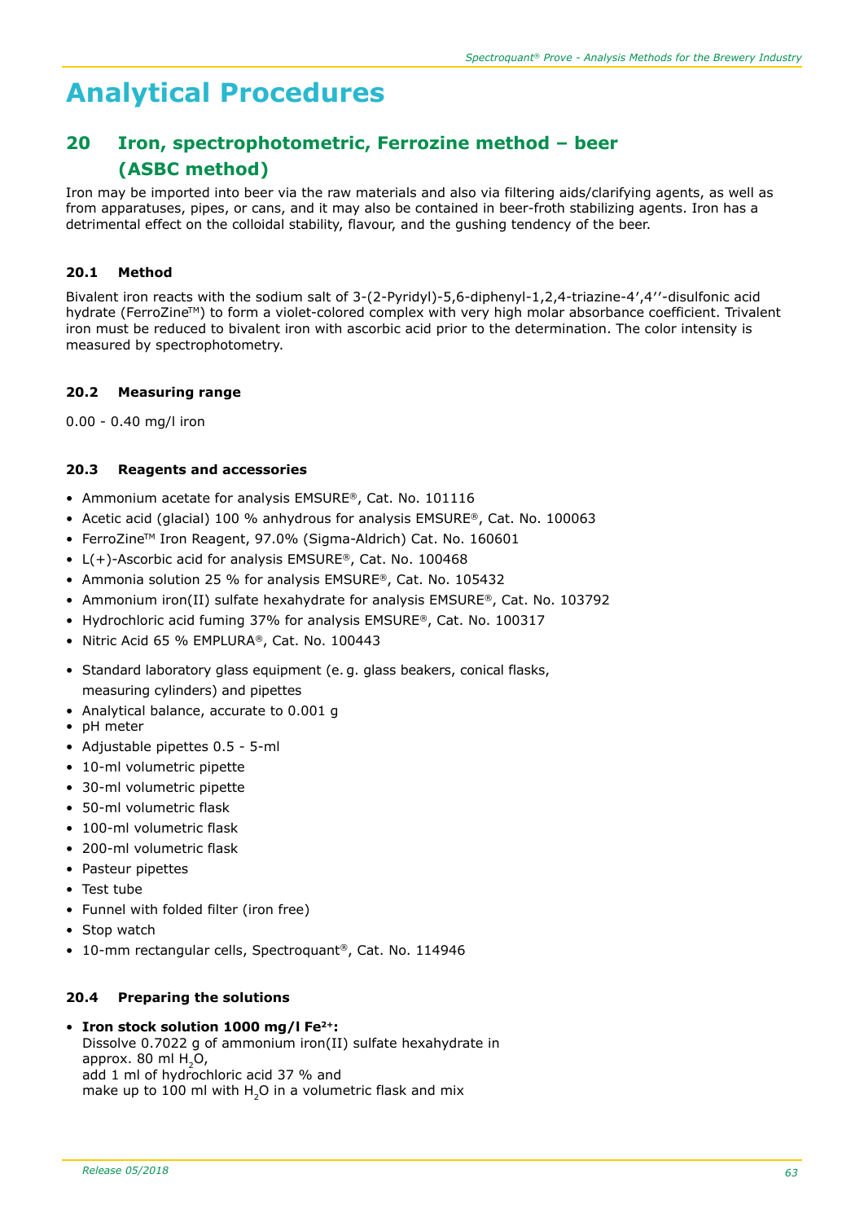# Analytical Procedures

## 20 Iron, spectrophotometric, Ferrozine method – beer (ASBC method)

Iron may be imported into beer via the raw materials and also via filtering aids/clarifying agents, as well as from apparatuses, pipes, or cans, and it may also be contained in beer-froth stabilizing agents. Iron has a detrimental effect on the colloidal stability, flavour, and the gushing tendency of the beer.

### 20.1 Method

Bivalent iron reacts with the sodium salt of 3-(2-Pyridyl)-5,6-diphenyl-1,2,4-triazine-4′,4′′-disulfonic acid hydrate (FerroZine™) to form a violet-colored complex with very high molar absorbance coefficient. Trivalent iron must be reduced to bivalent iron with ascorbic acid prior to the determination. The color intensity is measured by spectrophotometry.

### 20.2 Measuring range

0.00 - 0.40 mg/l iron

### 20.3 Reagents and accessories

- Ammonium acetate for analysis EMSURE®, Cat. No. 101116
- Acetic acid (glacial) 100 % anhydrous for analysis EMSURE®, Cat. No. 100063
- FerroZine™ Iron Reagent, 97.0% (Sigma-Aldrich) Cat. No. 160601
- L(+)-Ascorbic acid for analysis EMSURE®, Cat. No. 100468
- Ammonia solution 25 % for analysis EMSURE®, Cat. No. 105432
- Ammonium iron(II) sulfate hexahydrate for analysis EMSURE®, Cat. No. 103792
- Hydrochloric acid fuming 37% for analysis EMSURE®, Cat. No. 100317
- Nitric Acid 65 % EMPLURA®, Cat. No. 100443

- Standard laboratory glass equipment (e. g. glass beakers, conical flasks, measuring cylinders) and pipettes
- Analytical balance, accurate to 0.001 g
- pH meter
- Adjustable pipettes 0.5 - 5-ml
- 10-ml volumetric pipette
- 30-ml volumetric pipette
- 50-ml volumetric flask
- 100-ml volumetric flask
- 200-ml volumetric flask
- Pasteur pipettes
- Test tube
- Funnel with folded filter (iron free)
- Stop watch
- 10-mm rectangular cells, Spectroquant®, Cat. No. 114946

### 20.4 Preparing the solutions

- **Iron stock solution 1000 mg/l $Fe^{2+}$:**
  Dissolve 0.7022 g of ammonium iron(II) sulfate hexahydrate in approx. 80 ml $H_2O$,
  add 1 ml of hydrochloric acid 37 % and
  make up to 100 ml with $H_2O$ in a volumetric flask and mix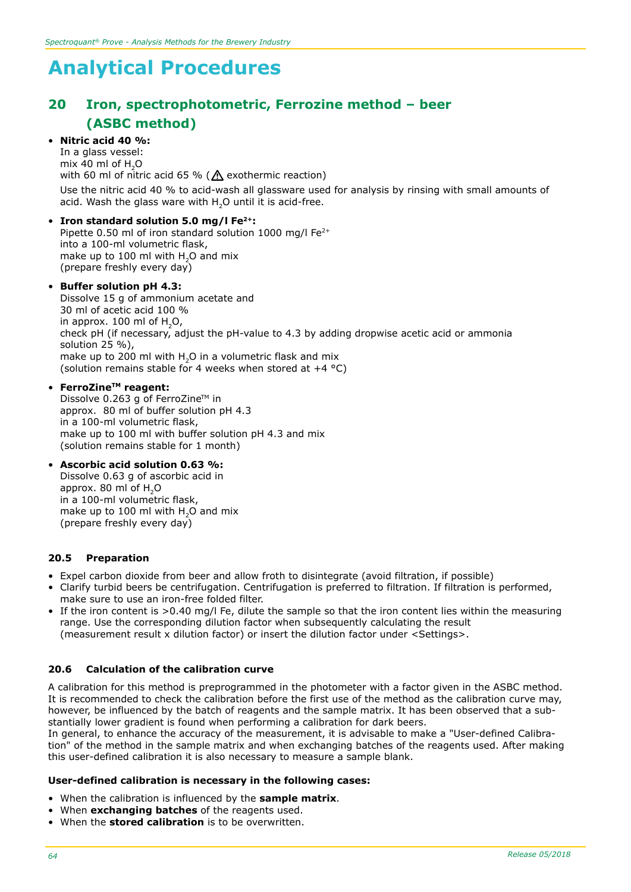# Analytical Procedures

## 20 Iron, spectrophotometric, Ferrozine method – beer (ASBC method)

- **Nitric acid 40 %:**
  In a glass vessel:
  mix 40 ml of $H_2O$
  with 60 ml of nitric acid 65 % (⚠ exothermic reaction)

  Use the nitric acid 40 % to acid-wash all glassware used for analysis by rinsing with small amounts of acid. Wash the glass ware with $H_2O$ until it is acid-free.

- **Iron standard solution 5.0 mg/l $Fe^{2+}$:**
  Pipette 0.50 ml of iron standard solution 1000 mg/l $Fe^{2+}$
  into a 100-ml volumetric flask,
  make up to 100 ml with $H_2O$ and mix
  (prepare freshly every day)

- **Buffer solution pH 4.3:**
  Dissolve 15 g of ammonium acetate and
  30 ml of acetic acid 100 %
  in approx. 100 ml of $H_2O$,
  check pH (if necessary, adjust the pH-value to 4.3 by adding dropwise acetic acid or ammonia solution 25 %),
  make up to 200 ml with $H_2O$ in a volumetric flask and mix
  (solution remains stable for 4 weeks when stored at +4 °C)

- **FerroZine™ reagent:**
  Dissolve 0.263 g of FerroZine™ in
  approx. 80 ml of buffer solution pH 4.3
  in a 100-ml volumetric flask,
  make up to 100 ml with buffer solution pH 4.3 and mix
  (solution remains stable for 1 month)

- **Ascorbic acid solution 0.63 %:**
  Dissolve 0.63 g of ascorbic acid in
  approx. 80 ml of $H_2O$
  in a 100-ml volumetric flask,
  make up to 100 ml with $H_2O$ and mix
  (prepare freshly every day)

### 20.5 Preparation

- Expel carbon dioxide from beer and allow froth to disintegrate (avoid filtration, if possible)
- Clarify turbid beers be centrifugation. Centrifugation is preferred to filtration. If filtration is performed, make sure to use an iron-free folded filter.
- If the iron content is >0.40 mg/l Fe, dilute the sample so that the iron content lies within the measuring range. Use the corresponding dilution factor when subsequently calculating the result (measurement result x dilution factor) or insert the dilution factor under <Settings>.

### 20.6 Calculation of the calibration curve

A calibration for this method is preprogrammed in the photometer with a factor given in the ASBC method. It is recommended to check the calibration before the first use of the method as the calibration curve may, however, be influenced by the batch of reagents and the sample matrix. It has been observed that a substantially lower gradient is found when performing a calibration for dark beers.
In general, to enhance the accuracy of the measurement, it is advisable to make a "User-defined Calibration" of the method in the sample matrix and when exchanging batches of the reagents used. After making this user-defined calibration it is also necessary to measure a sample blank.

**User-defined calibration is necessary in the following cases:**

- When the calibration is influenced by the **sample matrix**.
- When **exchanging batches** of the reagents used.
- When the **stored calibration** is to be overwritten.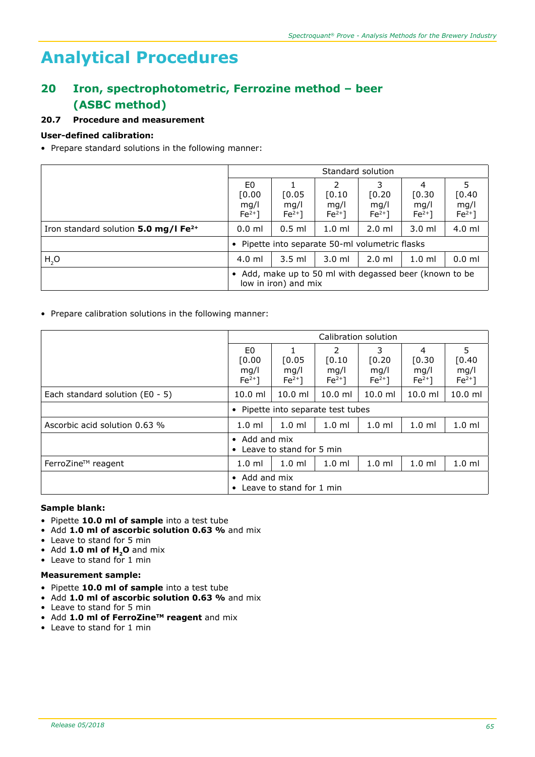# Analytical Procedures

## 20 Iron, spectrophotometric, Ferrozine method – beer (ASBC method)

### 20.7 Procedure and measurement

**User-defined calibration:**

- Prepare standard solutions in the following manner:

| | Standard solution | | | | | |
|---|---|---|---|---|---|---|
| | E0 [0.00 mg/l $Fe^{2+}$] | 1 [0.05 mg/l $Fe^{2+}$] | 2 [0.10 mg/l $Fe^{2+}$] | 3 [0.20 mg/l $Fe^{2+}$] | 4 [0.30 mg/l $Fe^{2+}$] | 5 [0.40 mg/l $Fe^{2+}$] |
| Iron standard solution **5.0 mg/l $Fe^{2+}$** | 0.0 ml | 0.5 ml | 1.0 ml | 2.0 ml | 3.0 ml | 4.0 ml |
| | • Pipette into separate 50-ml volumetric flasks | | | | | |
| $H_2O$ | 4.0 ml | 3.5 ml | 3.0 ml | 2.0 ml | 1.0 ml | 0.0 ml |
| | • Add, make up to 50 ml with degassed beer (known to be low in iron) and mix | | | | | |

- Prepare calibration solutions in the following manner:

| | Calibration solution | | | | | |
|---|---|---|---|---|---|---|
| | E0 [0.00 mg/l $Fe^{2+}$] | 1 [0.05 mg/l $Fe^{2+}$] | 2 [0.10 mg/l $Fe^{2+}$] | 3 [0.20 mg/l $Fe^{2+}$] | 4 [0.30 mg/l $Fe^{2+}$] | 5 [0.40 mg/l $Fe^{2+}$] |
| Each standard solution (E0 - 5) | 10.0 ml | 10.0 ml | 10.0 ml | 10.0 ml | 10.0 ml | 10.0 ml |
| | • Pipette into separate test tubes | | | | | |
| Ascorbic acid solution 0.63 % | 1.0 ml | 1.0 ml | 1.0 ml | 1.0 ml | 1.0 ml | 1.0 ml |
| | • Add and mix • Leave to stand for 5 min | | | | | |
| FerroZine™ reagent | 1.0 ml | 1.0 ml | 1.0 ml | 1.0 ml | 1.0 ml | 1.0 ml |
| | • Add and mix • Leave to stand for 1 min | | | | | |

**Sample blank:**

- Pipette **10.0 ml of sample** into a test tube
- Add **1.0 ml of ascorbic solution 0.63 %** and mix
- Leave to stand for 5 min
- Add **1.0 ml of $H_2O$** and mix
- Leave to stand for 1 min

**Measurement sample:**

- Pipette **10.0 ml of sample** into a test tube
- Add **1.0 ml of ascorbic solution 0.63 %** and mix
- Leave to stand for 5 min
- Add **1.0 ml of FerroZine™ reagent** and mix
- Leave to stand for 1 min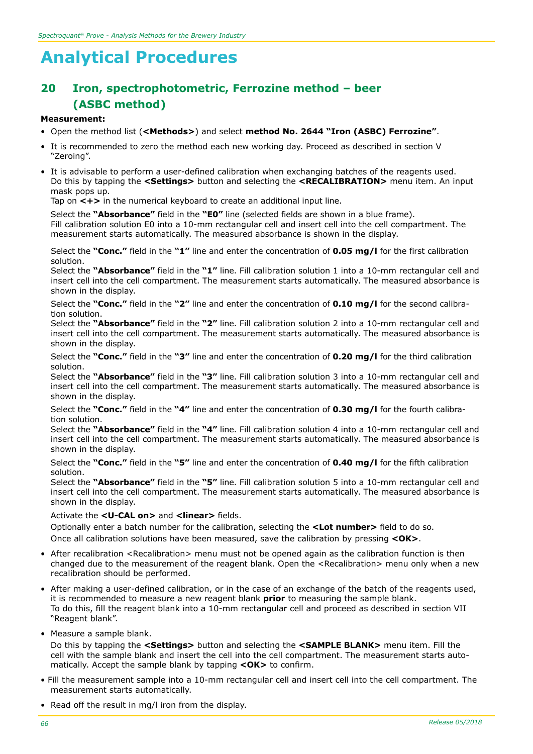# Analytical Procedures

## 20 Iron, spectrophotometric, Ferrozine method – beer (ASBC method)

**Measurement:**

- Open the method list (**<Methods>**) and select **method No. 2644 "Iron (ASBC) Ferrozine"**.
- It is recommended to zero the method each new working day. Proceed as described in section V "Zeroing".
- It is advisable to perform a user-defined calibration when exchanging batches of the reagents used. Do this by tapping the **<Settings>** button and selecting the **<RECALIBRATION>** menu item. An input mask pops up.
  Tap on **<+>** in the numerical keyboard to create an additional input line.

  Select the **"Absorbance"** field in the **"E0"** line (selected fields are shown in a blue frame).
  Fill calibration solution E0 into a 10-mm rectangular cell and insert cell into the cell compartment. The measurement starts automatically. The measured absorbance is shown in the display.

  Select the **"Conc."** field in the **"1"** line and enter the concentration of **0.05 mg/l** for the first calibration solution.
  Select the **"Absorbance"** field in the **"1"** line. Fill calibration solution 1 into a 10-mm rectangular cell and insert cell into the cell compartment. The measurement starts automatically. The measured absorbance is shown in the display.

  Select the **"Conc."** field in the **"2"** line and enter the concentration of **0.10 mg/l** for the second calibration solution.
  Select the **"Absorbance"** field in the **"2"** line. Fill calibration solution 2 into a 10-mm rectangular cell and insert cell into the cell compartment. The measurement starts automatically. The measured absorbance is shown in the display.

  Select the **"Conc."** field in the **"3"** line and enter the concentration of **0.20 mg/l** for the third calibration solution.
  Select the **"Absorbance"** field in the **"3"** line. Fill calibration solution 3 into a 10-mm rectangular cell and insert cell into the cell compartment. The measurement starts automatically. The measured absorbance is shown in the display.

  Select the **"Conc."** field in the **"4"** line and enter the concentration of **0.30 mg/l** for the fourth calibration solution.
  Select the **"Absorbance"** field in the **"4"** line. Fill calibration solution 4 into a 10-mm rectangular cell and insert cell into the cell compartment. The measurement starts automatically. The measured absorbance is shown in the display.

  Select the **"Conc."** field in the **"5"** line and enter the concentration of **0.40 mg/l** for the fifth calibration solution.
  Select the **"Absorbance"** field in the **"5"** line. Fill calibration solution 5 into a 10-mm rectangular cell and insert cell into the cell compartment. The measurement starts automatically. The measured absorbance is shown in the display.

  Activate the **<U-CAL on>** and **<linear>** fields.
  Optionally enter a batch number for the calibration, selecting the **<Lot number>** field to do so.
  Once all calibration solutions have been measured, save the calibration by pressing **<OK>**.

- After recalibration <Recalibration> menu must not be opened again as the calibration function is then changed due to the measurement of the reagent blank. Open the <Recalibration> menu only when a new recalibration should be performed.
- After making a user-defined calibration, or in the case of an exchange of the batch of the reagents used, it is recommended to measure a new reagent blank **prior** to measuring the sample blank.
  To do this, fill the reagent blank into a 10-mm rectangular cell and proceed as described in section VII "Reagent blank".
- Measure a sample blank.
  Do this by tapping the **<Settings>** button and selecting the **<SAMPLE BLANK>** menu item. Fill the cell with the sample blank and insert the cell into the cell compartment. The measurement starts automatically. Accept the sample blank by tapping **<OK>** to confirm.
- Fill the measurement sample into a 10-mm rectangular cell and insert cell into the cell compartment. The measurement starts automatically.
- Read off the result in mg/l iron from the display.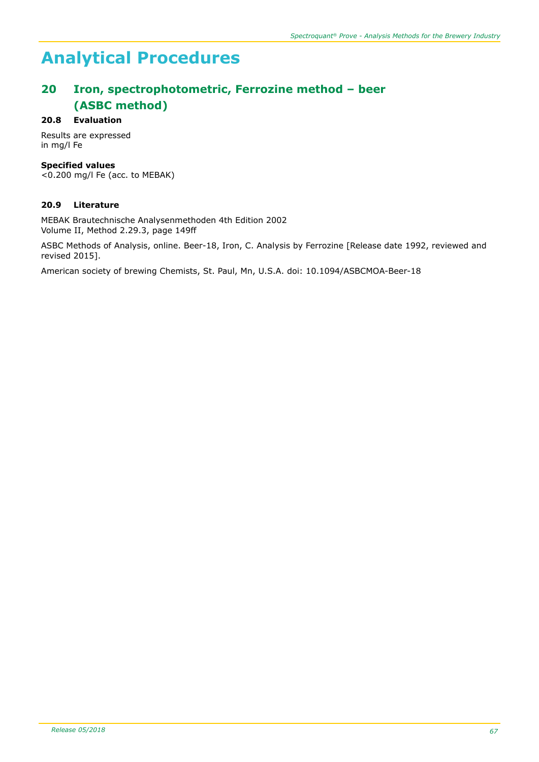# Analytical Procedures

## 20 Iron, spectrophotometric, Ferrozine method – beer (ASBC method)

### 20.8 Evaluation

Results are expressed
in mg/l Fe

**Specified values**
<0.200 mg/l Fe (acc. to MEBAK)

### 20.9 Literature

MEBAK Brautechnische Analysenmethoden 4th Edition 2002
Volume II, Method 2.29.3, page 149ff

ASBC Methods of Analysis, online. Beer-18, Iron, C. Analysis by Ferrozine [Release date 1992, reviewed and revised 2015].

American society of brewing Chemists, St. Paul, Mn, U.S.A. doi: 10.1094/ASBCMOA-Beer-18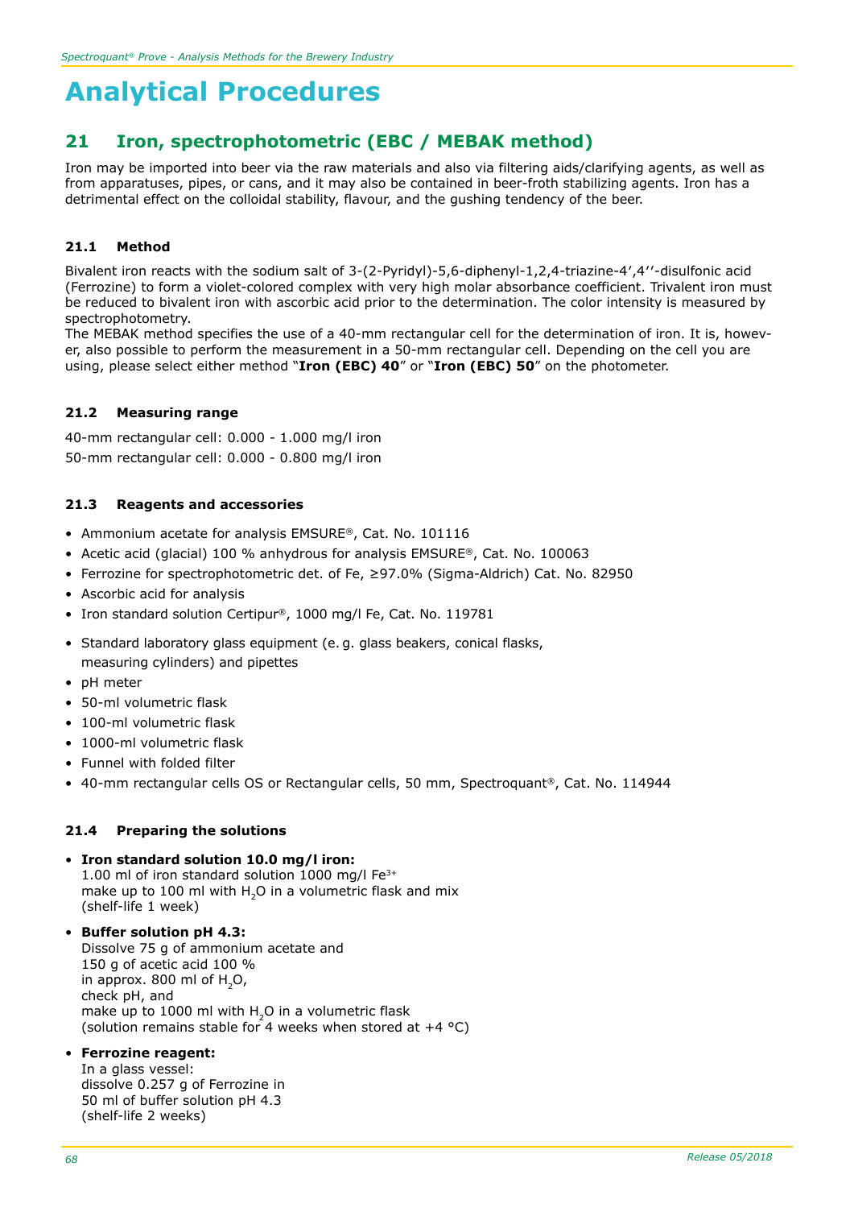# Analytical Procedures

## 21 Iron, spectrophotometric (EBC / MEBAK method)

Iron may be imported into beer via the raw materials and also via filtering aids/clarifying agents, as well as from apparatuses, pipes, or cans, and it may also be contained in beer-froth stabilizing agents. Iron has a detrimental effect on the colloidal stability, flavour, and the gushing tendency of the beer.

### 21.1 Method

Bivalent iron reacts with the sodium salt of 3-(2-Pyridyl)-5,6-diphenyl-1,2,4-triazine-4',4''-disulfonic acid (Ferrozine) to form a violet-colored complex with very high molar absorbance coefficient. Trivalent iron must be reduced to bivalent iron with ascorbic acid prior to the determination. The color intensity is measured by spectrophotometry.

The MEBAK method specifies the use of a 40-mm rectangular cell for the determination of iron. It is, however, also possible to perform the measurement in a 50-mm rectangular cell. Depending on the cell you are using, please select either method "**Iron (EBC) 40**" or "**Iron (EBC) 50**" on the photometer.

### 21.2 Measuring range

40-mm rectangular cell: 0.000 - 1.000 mg/l iron

50-mm rectangular cell: 0.000 - 0.800 mg/l iron

### 21.3 Reagents and accessories

- Ammonium acetate for analysis EMSURE®, Cat. No. 101116
- Acetic acid (glacial) 100 % anhydrous for analysis EMSURE®, Cat. No. 100063
- Ferrozine for spectrophotometric det. of Fe, ≥97.0% (Sigma-Aldrich) Cat. No. 82950
- Ascorbic acid for analysis
- Iron standard solution Certipur®, 1000 mg/l Fe, Cat. No. 119781
- Standard laboratory glass equipment (e. g. glass beakers, conical flasks, measuring cylinders) and pipettes
- pH meter
- 50-ml volumetric flask
- 100-ml volumetric flask
- 1000-ml volumetric flask
- Funnel with folded filter
- 40-mm rectangular cells OS or Rectangular cells, 50 mm, Spectroquant®, Cat. No. 114944

### 21.4 Preparing the solutions

- **Iron standard solution 10.0 mg/l iron:**
  1.00 ml of iron standard solution 1000 mg/l $Fe^{3+}$
  make up to 100 ml with $H_2O$ in a volumetric flask and mix
  (shelf-life 1 week)
- **Buffer solution pH 4.3:**
  Dissolve 75 g of ammonium acetate and
  150 g of acetic acid 100 %
  in approx. 800 ml of $H_2O$,
  check pH, and
  make up to 1000 ml with $H_2O$ in a volumetric flask
  (solution remains stable for 4 weeks when stored at +4 °C)
- **Ferrozine reagent:**
  In a glass vessel:
  dissolve 0.257 g of Ferrozine in
  50 ml of buffer solution pH 4.3
  (shelf-life 2 weeks)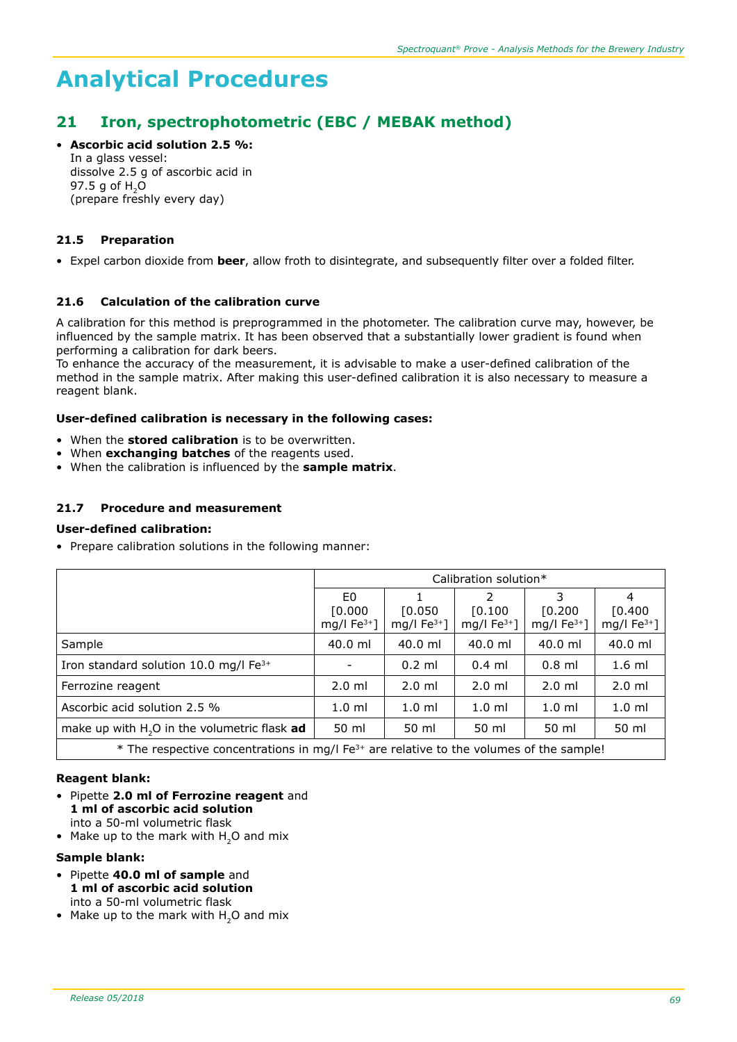# Analytical Procedures

## 21 Iron, spectrophotometric (EBC / MEBAK method)

- **Ascorbic acid solution 2.5 %:**
  In a glass vessel:
  dissolve 2.5 g of ascorbic acid in
  97.5 g of $H_2O$
  (prepare freshly every day)

### 21.5 Preparation

- Expel carbon dioxide from **beer**, allow froth to disintegrate, and subsequently filter over a folded filter.

### 21.6 Calculation of the calibration curve

A calibration for this method is preprogrammed in the photometer. The calibration curve may, however, be influenced by the sample matrix. It has been observed that a substantially lower gradient is found when performing a calibration for dark beers.
To enhance the accuracy of the measurement, it is advisable to make a user-defined calibration of the method in the sample matrix. After making this user-defined calibration it is also necessary to measure a reagent blank.

**User-defined calibration is necessary in the following cases:**

- When the **stored calibration** is to be overwritten.
- When **exchanging batches** of the reagents used.
- When the calibration is influenced by the **sample matrix**.

### 21.7 Procedure and measurement

**User-defined calibration:**

- Prepare calibration solutions in the following manner:

| | Calibration solution* | | | | |
|---|---|---|---|---|---|
| | E0 [0.000 mg/l $Fe^{3+}$] | 1 [0.050 mg/l $Fe^{3+}$] | 2 [0.100 mg/l $Fe^{3+}$] | 3 [0.200 mg/l $Fe^{3+}$] | 4 [0.400 mg/l $Fe^{3+}$] |
| Sample | 40.0 ml | 40.0 ml | 40.0 ml | 40.0 ml | 40.0 ml |
| Iron standard solution 10.0 mg/l $Fe^{3+}$ | - | 0.2 ml | 0.4 ml | 0.8 ml | 1.6 ml |
| Ferrozine reagent | 2.0 ml | 2.0 ml | 2.0 ml | 2.0 ml | 2.0 ml |
| Ascorbic acid solution 2.5 % | 1.0 ml | 1.0 ml | 1.0 ml | 1.0 ml | 1.0 ml |
| make up with $H_2O$ in the volumetric flask **ad** | 50 ml | 50 ml | 50 ml | 50 ml | 50 ml |

\* The respective concentrations in mg/l $Fe^{3+}$ are relative to the volumes of the sample!

**Reagent blank:**

- Pipette **2.0 ml of Ferrozine reagent** and
  **1 ml of ascorbic acid solution**
  into a 50-ml volumetric flask
- Make up to the mark with $H_2O$ and mix

**Sample blank:**

- Pipette **40.0 ml of sample** and
  **1 ml of ascorbic acid solution**
  into a 50-ml volumetric flask
- Make up to the mark with $H_2O$ and mix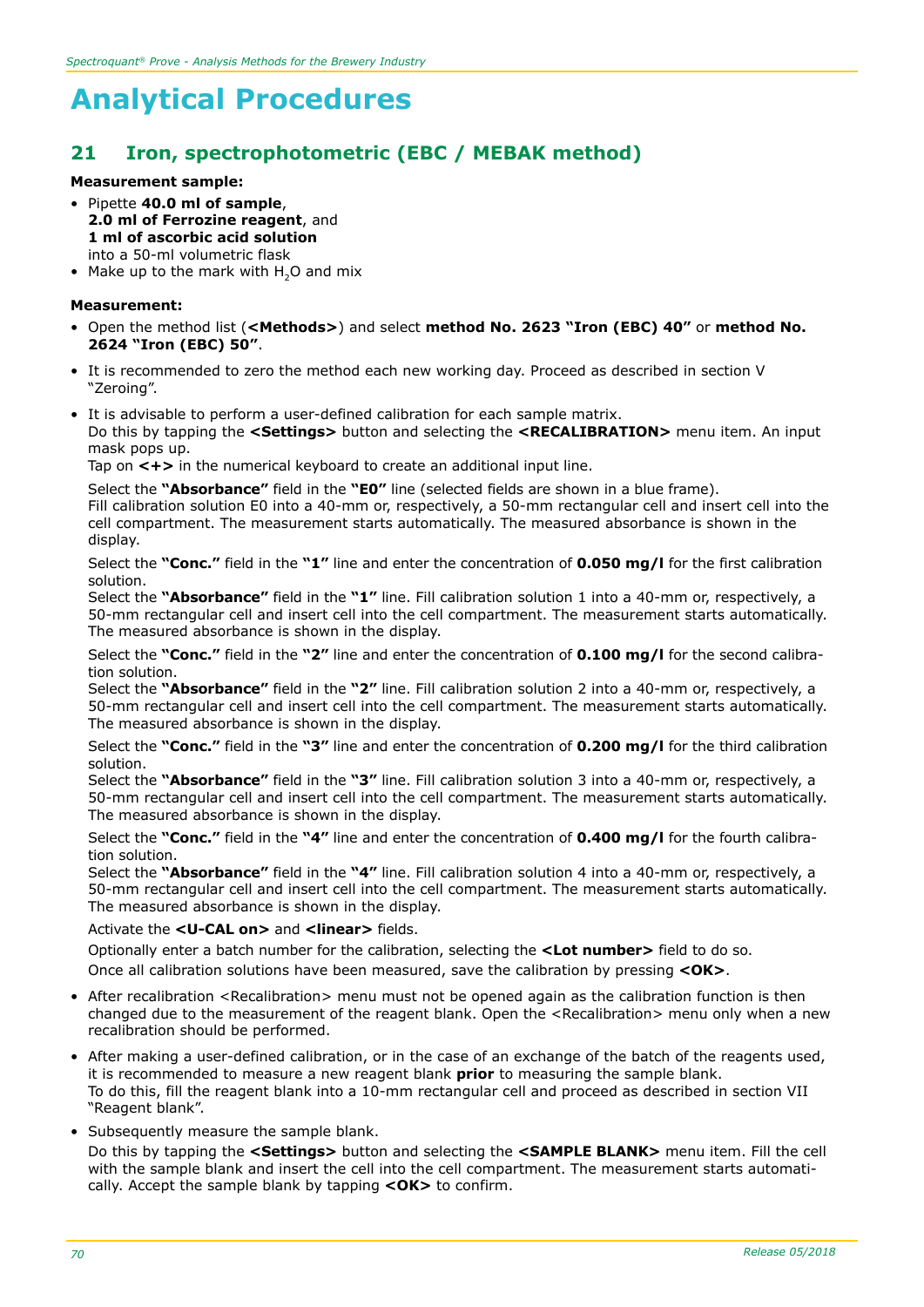# Analytical Procedures

## 21 Iron, spectrophotometric (EBC / MEBAK method)

**Measurement sample:**

- Pipette **40.0 ml of sample**,
  **2.0 ml of Ferrozine reagent**, and
  **1 ml of ascorbic acid solution**
  into a 50-ml volumetric flask
- Make up to the mark with $H_2O$ and mix

**Measurement:**

- Open the method list (**<Methods>**) and select **method No. 2623 "Iron (EBC) 40"** or **method No. 2624 "Iron (EBC) 50"**.
- It is recommended to zero the method each new working day. Proceed as described in section V "Zeroing".
- It is advisable to perform a user-defined calibration for each sample matrix.
  Do this by tapping the **<Settings>** button and selecting the **<RECALIBRATION>** menu item. An input mask pops up.
  Tap on **<+>** in the numerical keyboard to create an additional input line.

  Select the **"Absorbance"** field in the **"E0"** line (selected fields are shown in a blue frame).
  Fill calibration solution E0 into a 40-mm or, respectively, a 50-mm rectangular cell and insert cell into the cell compartment. The measurement starts automatically. The measured absorbance is shown in the display.

  Select the **"Conc."** field in the **"1"** line and enter the concentration of **0.050 mg/l** for the first calibration solution.
  Select the **"Absorbance"** field in the **"1"** line. Fill calibration solution 1 into a 40-mm or, respectively, a 50-mm rectangular cell and insert cell into the cell compartment. The measurement starts automatically. The measured absorbance is shown in the display.

  Select the **"Conc."** field in the **"2"** line and enter the concentration of **0.100 mg/l** for the second calibration solution.
  Select the **"Absorbance"** field in the **"2"** line. Fill calibration solution 2 into a 40-mm or, respectively, a 50-mm rectangular cell and insert cell into the cell compartment. The measurement starts automatically. The measured absorbance is shown in the display.

  Select the **"Conc."** field in the **"3"** line and enter the concentration of **0.200 mg/l** for the third calibration solution.
  Select the **"Absorbance"** field in the **"3"** line. Fill calibration solution 3 into a 40-mm or, respectively, a 50-mm rectangular cell and insert cell into the cell compartment. The measurement starts automatically. The measured absorbance is shown in the display.

  Select the **"Conc."** field in the **"4"** line and enter the concentration of **0.400 mg/l** for the fourth calibration solution.
  Select the **"Absorbance"** field in the **"4"** line. Fill calibration solution 4 into a 40-mm or, respectively, a 50-mm rectangular cell and insert cell into the cell compartment. The measurement starts automatically. The measured absorbance is shown in the display.

  Activate the **<U-CAL on>** and **<linear>** fields.

  Optionally enter a batch number for the calibration, selecting the **<Lot number>** field to do so.

  Once all calibration solutions have been measured, save the calibration by pressing **<OK>**.

- After recalibration <Recalibration> menu must not be opened again as the calibration function is then changed due to the measurement of the reagent blank. Open the <Recalibration> menu only when a new recalibration should be performed.
- After making a user-defined calibration, or in the case of an exchange of the batch of the reagents used, it is recommended to measure a new reagent blank **prior** to measuring the sample blank.
  To do this, fill the reagent blank into a 10-mm rectangular cell and proceed as described in section VII "Reagent blank".
- Subsequently measure the sample blank.

  Do this by tapping the **<Settings>** button and selecting the **<SAMPLE BLANK>** menu item. Fill the cell with the sample blank and insert the cell into the cell compartment. The measurement starts automatically. Accept the sample blank by tapping **<OK>** to confirm.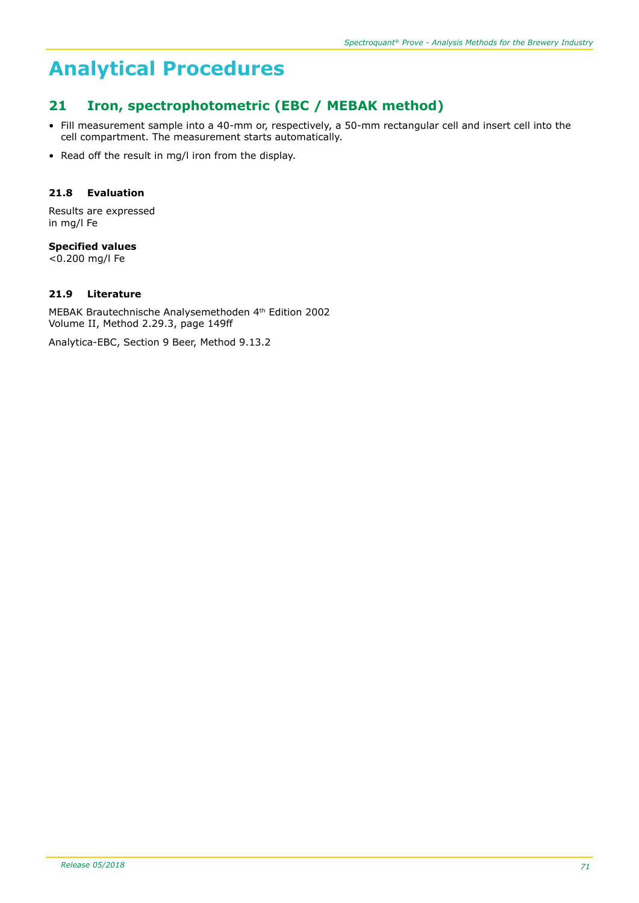# Analytical Procedures

## 21 Iron, spectrophotometric (EBC / MEBAK method)

- Fill measurement sample into a 40-mm or, respectively, a 50-mm rectangular cell and insert cell into the cell compartment. The measurement starts automatically.
- Read off the result in mg/l iron from the display.

### 21.8 Evaluation

Results are expressed
in mg/l Fe

**Specified values**
<0.200 mg/l Fe

### 21.9 Literature

MEBAK Brautechnische Analysemethoden 4th Edition 2002
Volume II, Method 2.29.3, page 149ff

Analytica-EBC, Section 9 Beer, Method 9.13.2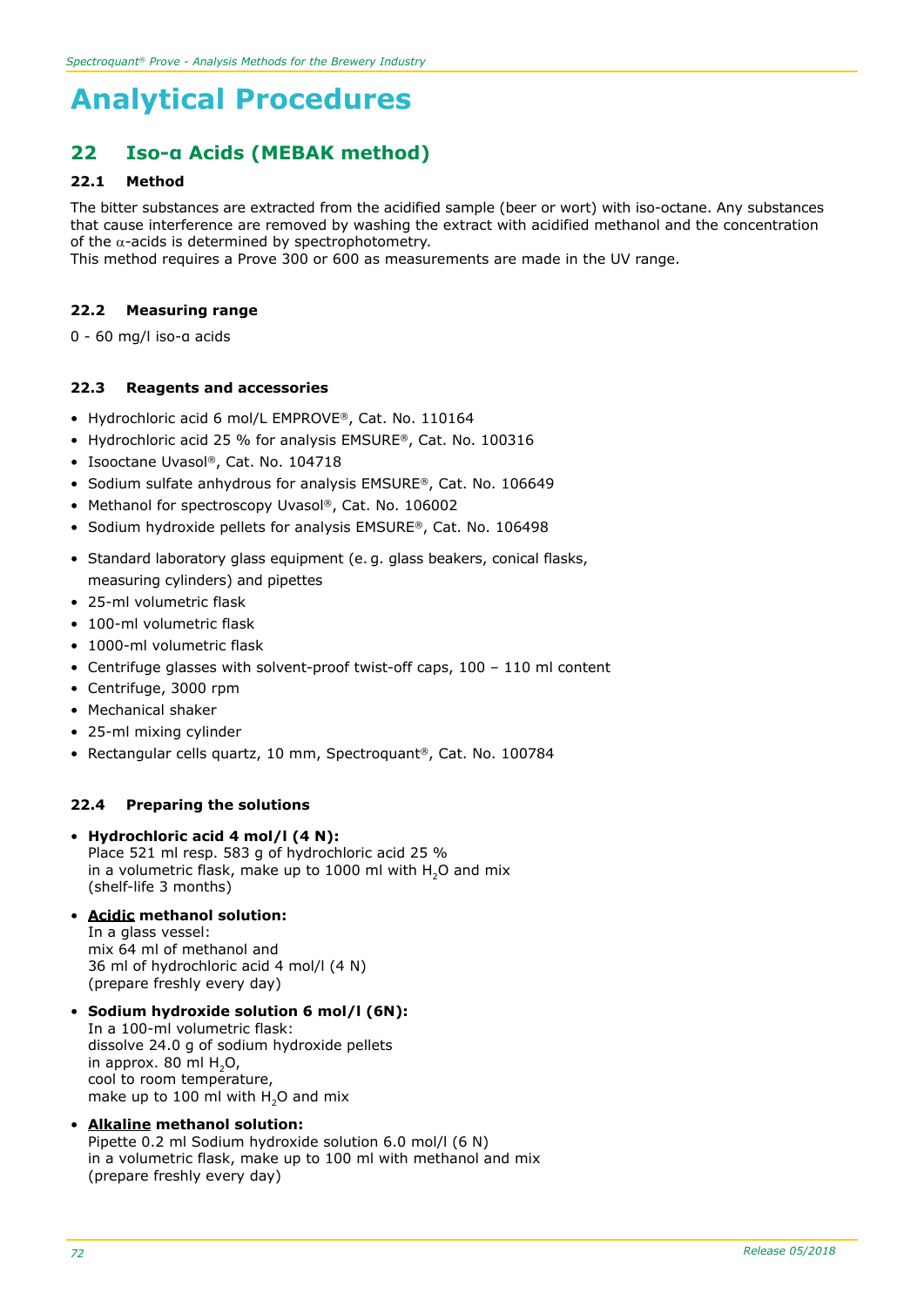# Analytical Procedures

## 22 Iso-α Acids (MEBAK method)

### 22.1 Method

The bitter substances are extracted from the acidified sample (beer or wort) with iso-octane. Any substances that cause interference are removed by washing the extract with acidified methanol and the concentration of the α-acids is determined by spectrophotometry.
This method requires a Prove 300 or 600 as measurements are made in the UV range.

### 22.2 Measuring range

0 - 60 mg/l iso-α acids

### 22.3 Reagents and accessories

- Hydrochloric acid 6 mol/L EMPROVE®, Cat. No. 110164
- Hydrochloric acid 25 % for analysis EMSURE®, Cat. No. 100316
- Isooctane Uvasol®, Cat. No. 104718
- Sodium sulfate anhydrous for analysis EMSURE®, Cat. No. 106649
- Methanol for spectroscopy Uvasol®, Cat. No. 106002
- Sodium hydroxide pellets for analysis EMSURE®, Cat. No. 106498

- Standard laboratory glass equipment (e. g. glass beakers, conical flasks, measuring cylinders) and pipettes
- 25-ml volumetric flask
- 100-ml volumetric flask
- 1000-ml volumetric flask
- Centrifuge glasses with solvent-proof twist-off caps, 100 – 110 ml content
- Centrifuge, 3000 rpm
- Mechanical shaker
- 25-ml mixing cylinder
- Rectangular cells quartz, 10 mm, Spectroquant®, Cat. No. 100784

### 22.4 Preparing the solutions

- **Hydrochloric acid 4 mol/l (4 N):**
  Place 521 ml resp. 583 g of hydrochloric acid 25 %
  in a volumetric flask, make up to 1000 ml with $H_2O$ and mix
  (shelf-life 3 months)

- **Acidic methanol solution:**
  In a glass vessel:
  mix 64 ml of methanol and
  36 ml of hydrochloric acid 4 mol/l (4 N)
  (prepare freshly every day)

- **Sodium hydroxide solution 6 mol/l (6N):**
  In a 100-ml volumetric flask:
  dissolve 24.0 g of sodium hydroxide pellets
  in approx. 80 ml $H_2O$,
  cool to room temperature,
  make up to 100 ml with $H_2O$ and mix

- **Alkaline methanol solution:**
  Pipette 0.2 ml Sodium hydroxide solution 6.0 mol/l (6 N)
  in a volumetric flask, make up to 100 ml with methanol and mix
  (prepare freshly every day)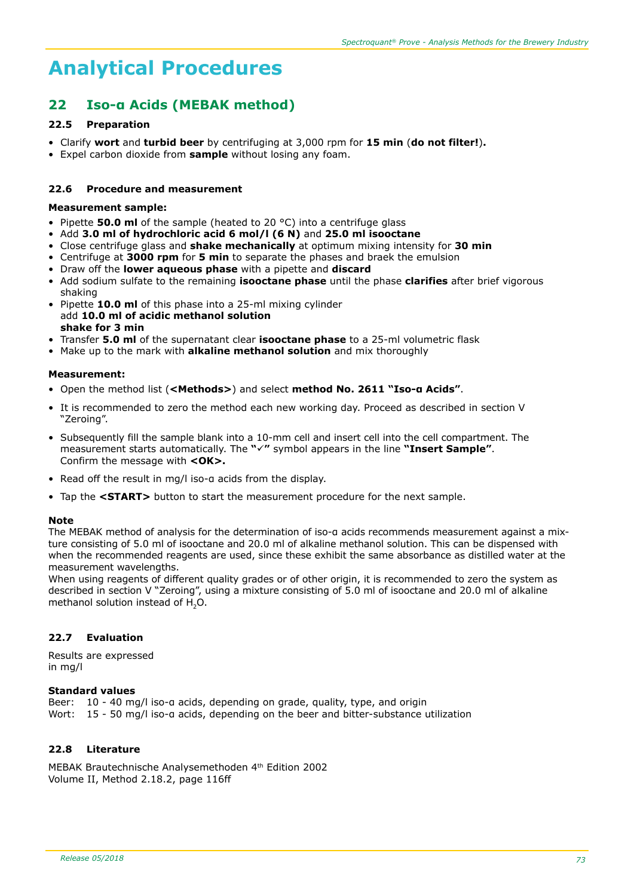# Analytical Procedures

## 22 Iso-α Acids (MEBAK method)

### 22.5 Preparation

- Clarify **wort** and **turbid beer** by centrifuging at 3,000 rpm for **15 min** (**do not filter!**).
- Expel carbon dioxide from **sample** without losing any foam.

### 22.6 Procedure and measurement

**Measurement sample:**

- Pipette **50.0 ml** of the sample (heated to 20 °C) into a centrifuge glass
- Add **3.0 ml of hydrochloric acid 6 mol/l (6 N)** and **25.0 ml isooctane**
- Close centrifuge glass and **shake mechanically** at optimum mixing intensity for **30 min**
- Centrifuge at **3000 rpm** for **5 min** to separate the phases and braek the emulsion
- Draw off the **lower aqueous phase** with a pipette and **discard**
- Add sodium sulfate to the remaining **isooctane phase** until the phase **clarifies** after brief vigorous shaking
- Pipette **10.0 ml** of this phase into a 25-ml mixing cylinder  
  add **10.0 ml of acidic methanol solution**  
  **shake for 3 min**
- Transfer **5.0 ml** of the supernatant clear **isooctane phase** to a 25-ml volumetric flask
- Make up to the mark with **alkaline methanol solution** and mix thoroughly

**Measurement:**

- Open the method list (**<Methods>**) and select **method No. 2611 "Iso-α Acids"**.
- It is recommended to zero the method each new working day. Proceed as described in section V "Zeroing".
- Subsequently fill the sample blank into a 10-mm cell and insert cell into the cell compartment. The measurement starts automatically. The **"✓"** symbol appears in the line **"Insert Sample"**.  
  Confirm the message with **<OK>.**
- Read off the result in mg/l iso-α acids from the display.
- Tap the **<START>** button to start the measurement procedure for the next sample.

**Note**

The MEBAK method of analysis for the determination of iso-α acids recommends measurement against a mixture consisting of 5.0 ml of isooctane and 20.0 ml of alkaline methanol solution. This can be dispensed with when the recommended reagents are used, since these exhibit the same absorbance as distilled water at the measurement wavelengths.

When using reagents of different quality grades or of other origin, it is recommended to zero the system as described in section V "Zeroing", using a mixture consisting of 5.0 ml of isooctane and 20.0 ml of alkaline methanol solution instead of $H_2O$.

### 22.7 Evaluation

Results are expressed  
in mg/l

**Standard values**

Beer: 10 - 40 mg/l iso-α acids, depending on grade, quality, type, and origin  
Wort: 15 - 50 mg/l iso-α acids, depending on the beer and bitter-substance utilization

### 22.8 Literature

MEBAK Brautechnische Analysemethoden 4th Edition 2002  
Volume II, Method 2.18.2, page 116ff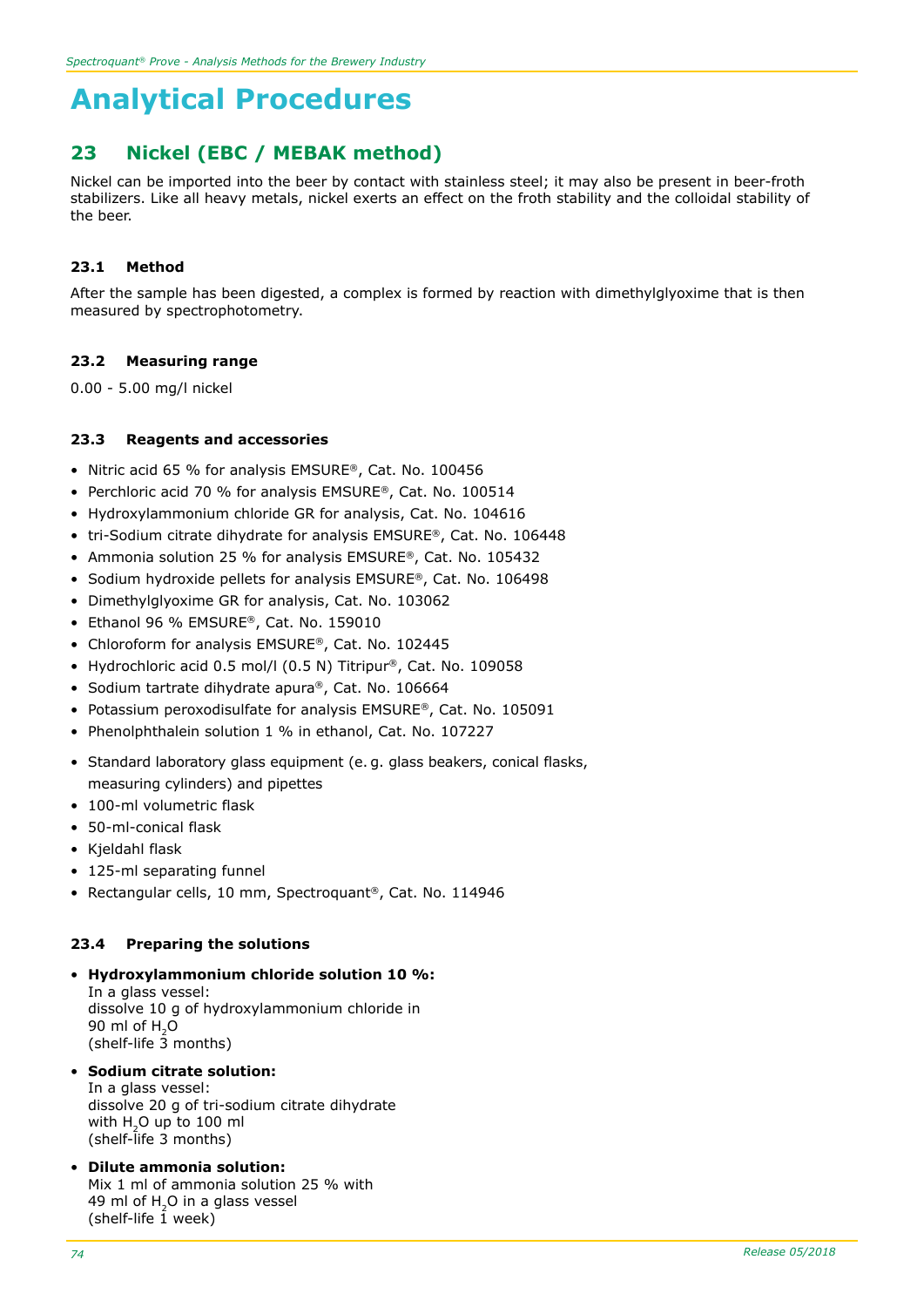# Analytical Procedures

## 23 Nickel (EBC / MEBAK method)

Nickel can be imported into the beer by contact with stainless steel; it may also be present in beer-froth stabilizers. Like all heavy metals, nickel exerts an effect on the froth stability and the colloidal stability of the beer.

### 23.1 Method

After the sample has been digested, a complex is formed by reaction with dimethylglyoxime that is then measured by spectrophotometry.

### 23.2 Measuring range

0.00 - 5.00 mg/l nickel

### 23.3 Reagents and accessories

- Nitric acid 65 % for analysis EMSURE®, Cat. No. 100456
- Perchloric acid 70 % for analysis EMSURE®, Cat. No. 100514
- Hydroxylammonium chloride GR for analysis, Cat. No. 104616
- tri-Sodium citrate dihydrate for analysis EMSURE®, Cat. No. 106448
- Ammonia solution 25 % for analysis EMSURE®, Cat. No. 105432
- Sodium hydroxide pellets for analysis EMSURE®, Cat. No. 106498
- Dimethylglyoxime GR for analysis, Cat. No. 103062
- Ethanol 96 % EMSURE®, Cat. No. 159010
- Chloroform for analysis EMSURE®, Cat. No. 102445
- Hydrochloric acid 0.5 mol/l (0.5 N) Titripur®, Cat. No. 109058
- Sodium tartrate dihydrate apura®, Cat. No. 106664
- Potassium peroxodisulfate for analysis EMSURE®, Cat. No. 105091
- Phenolphthalein solution 1 % in ethanol, Cat. No. 107227

- Standard laboratory glass equipment (e. g. glass beakers, conical flasks, measuring cylinders) and pipettes
- 100-ml volumetric flask
- 50-ml-conical flask
- Kjeldahl flask
- 125-ml separating funnel
- Rectangular cells, 10 mm, Spectroquant®, Cat. No. 114946

### 23.4 Preparing the solutions

- **Hydroxylammonium chloride solution 10 %:**
  In a glass vessel:
  dissolve 10 g of hydroxylammonium chloride in 90 ml of $H_2O$
  (shelf-life 3 months)
- **Sodium citrate solution:**
  In a glass vessel:
  dissolve 20 g of tri-sodium citrate dihydrate with $H_2O$ up to 100 ml
  (shelf-life 3 months)
- **Dilute ammonia solution:**
  Mix 1 ml of ammonia solution 25 % with 49 ml of $H_2O$ in a glass vessel
  (shelf-life 1 week)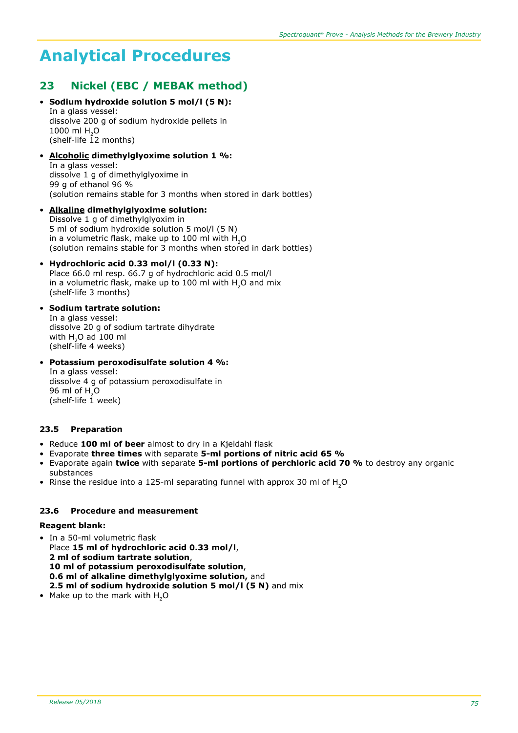# Analytical Procedures

## 23 Nickel (EBC / MEBAK method)

- **Sodium hydroxide solution 5 mol/l (5 N):**
  In a glass vessel:
  dissolve 200 g of sodium hydroxide pellets in
  1000 ml $H_2O$
  (shelf-life 12 months)

- **<u>Alcoholic</u> dimethylglyoxime solution 1 %:**
  In a glass vessel:
  dissolve 1 g of dimethylglyoxime in
  99 g of ethanol 96 %
  (solution remains stable for 3 months when stored in dark bottles)

- **<u>Alkaline</u> dimethylglyoxime solution:**
  Dissolve 1 g of dimethylglyoxim in
  5 ml of sodium hydroxide solution 5 mol/l (5 N)
  in a volumetric flask, make up to 100 ml with $H_2O$
  (solution remains stable for 3 months when stored in dark bottles)

- **Hydrochloric acid 0.33 mol/l (0.33 N):**
  Place 66.0 ml resp. 66.7 g of hydrochloric acid 0.5 mol/l
  in a volumetric flask, make up to 100 ml with $H_2O$ and mix
  (shelf-life 3 months)

- **Sodium tartrate solution:**
  In a glass vessel:
  dissolve 20 g of sodium tartrate dihydrate
  with $H_2O$ ad 100 ml
  (shelf-life 4 weeks)

- **Potassium peroxodisulfate solution 4 %:**
  In a glass vessel:
  dissolve 4 g of potassium peroxodisulfate in
  96 ml of $H_2O$
  (shelf-life 1 week)

### 23.5 Preparation

- Reduce **100 ml of beer** almost to dry in a Kjeldahl flask
- Evaporate **three times** with separate **5-ml portions of nitric acid 65 %**
- Evaporate again **twice** with separate **5-ml portions of perchloric acid 70 %** to destroy any organic substances
- Rinse the residue into a 125-ml separating funnel with approx 30 ml of $H_2O$

### 23.6 Procedure and measurement

**Reagent blank:**

- In a 50-ml volumetric flask
  Place **15 ml of hydrochloric acid 0.33 mol/l**,
  **2 ml of sodium tartrate solution**,
  **10 ml of potassium peroxodisulfate solution**,
  **0.6 ml of alkaline dimethylglyoxime solution,** and
  **2.5 ml of sodium hydroxide solution 5 mol/l (5 N)** and mix
- Make up to the mark with $H_2O$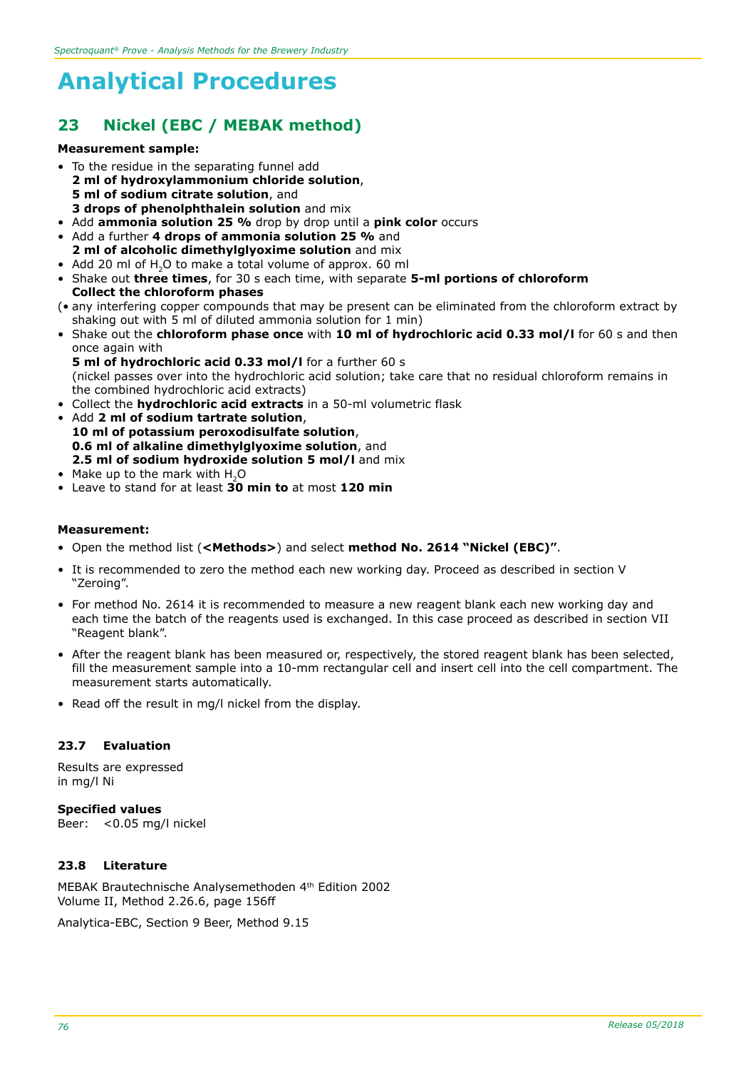# Analytical Procedures

## 23 Nickel (EBC / MEBAK method)

**Measurement sample:**

- To the residue in the separating funnel add
  **2 ml of hydroxylammonium chloride solution**,
  **5 ml of sodium citrate solution**, and
  **3 drops of phenolphthalein solution** and mix
- Add **ammonia solution 25 %** drop by drop until a **pink color** occurs
- Add a further **4 drops of ammonia solution 25 %** and
  **2 ml of alcoholic dimethylglyoxime solution** and mix
- Add 20 ml of $H_2O$ to make a total volume of approx. 60 ml
- Shake out **three times**, for 30 s each time, with separate **5-ml portions of chloroform**
  **Collect the chloroform phases**

(• any interfering copper compounds that may be present can be eliminated from the chloroform extract by shaking out with 5 ml of diluted ammonia solution for 1 min)

- Shake out the **chloroform phase once** with **10 ml of hydrochloric acid 0.33 mol/l** for 60 s and then once again with
  **5 ml of hydrochloric acid 0.33 mol/l** for a further 60 s
  (nickel passes over into the hydrochloric acid solution; take care that no residual chloroform remains in the combined hydrochloric acid extracts)
- Collect the **hydrochloric acid extracts** in a 50-ml volumetric flask
- Add **2 ml of sodium tartrate solution**,
  **10 ml of potassium peroxodisulfate solution**,
  **0.6 ml of alkaline dimethylglyoxime solution**, and
  **2.5 ml of sodium hydroxide solution 5 mol/l** and mix
- Make up to the mark with $H_2O$
- Leave to stand for at least **30 min to** at most **120 min**

**Measurement:**

- Open the method list (**<Methods>**) and select **method No. 2614 "Nickel (EBC)"**.
- It is recommended to zero the method each new working day. Proceed as described in section V "Zeroing".
- For method No. 2614 it is recommended to measure a new reagent blank each new working day and each time the batch of the reagents used is exchanged. In this case proceed as described in section VII "Reagent blank".
- After the reagent blank has been measured or, respectively, the stored reagent blank has been selected, fill the measurement sample into a 10-mm rectangular cell and insert cell into the cell compartment. The measurement starts automatically.
- Read off the result in mg/l nickel from the display.

### 23.7 Evaluation

Results are expressed
in mg/l Ni

**Specified values**
Beer: <0.05 mg/l nickel

### 23.8 Literature

MEBAK Brautechnische Analysemethoden 4th Edition 2002
Volume II, Method 2.26.6, page 156ff

Analytica-EBC, Section 9 Beer, Method 9.15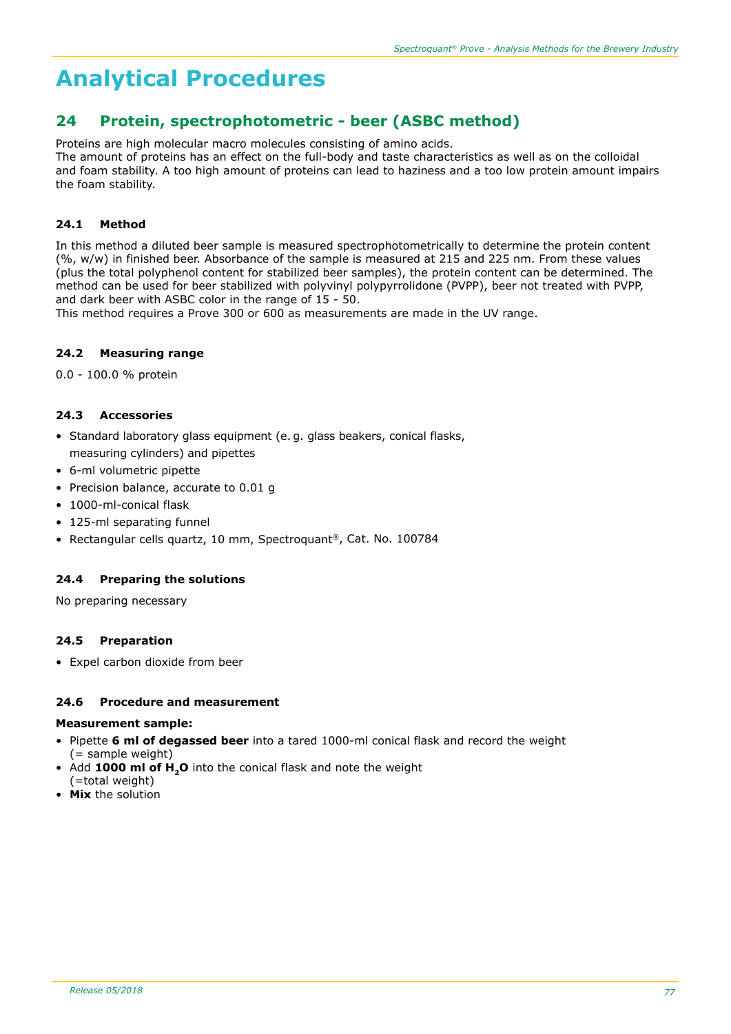# Analytical Procedures

## 24 Protein, spectrophotometric - beer (ASBC method)

Proteins are high molecular macro molecules consisting of amino acids.
The amount of proteins has an effect on the full-body and taste characteristics as well as on the colloidal and foam stability. A too high amount of proteins can lead to haziness and a too low protein amount impairs the foam stability.

### 24.1 Method

In this method a diluted beer sample is measured spectrophotometrically to determine the protein content (%, w/w) in finished beer. Absorbance of the sample is measured at 215 and 225 nm. From these values (plus the total polyphenol content for stabilized beer samples), the protein content can be determined. The method can be used for beer stabilized with polyvinyl polypyrrolidone (PVPP), beer not treated with PVPP, and dark beer with ASBC color in the range of 15 - 50.
This method requires a Prove 300 or 600 as measurements are made in the UV range.

### 24.2 Measuring range

0.0 - 100.0 % protein

### 24.3 Accessories

- Standard laboratory glass equipment (e. g. glass beakers, conical flasks, measuring cylinders) and pipettes
- 6-ml volumetric pipette
- Precision balance, accurate to 0.01 g
- 1000-ml-conical flask
- 125-ml separating funnel
- Rectangular cells quartz, 10 mm, Spectroquant®, Cat. No. 100784

### 24.4 Preparing the solutions

No preparing necessary

### 24.5 Preparation

- Expel carbon dioxide from beer

### 24.6 Procedure and measurement

**Measurement sample:**

- Pipette **6 ml of degassed beer** into a tared 1000-ml conical flask and record the weight (= sample weight)
- Add **1000 ml of $H_2O$** into the conical flask and note the weight (=total weight)
- **Mix** the solution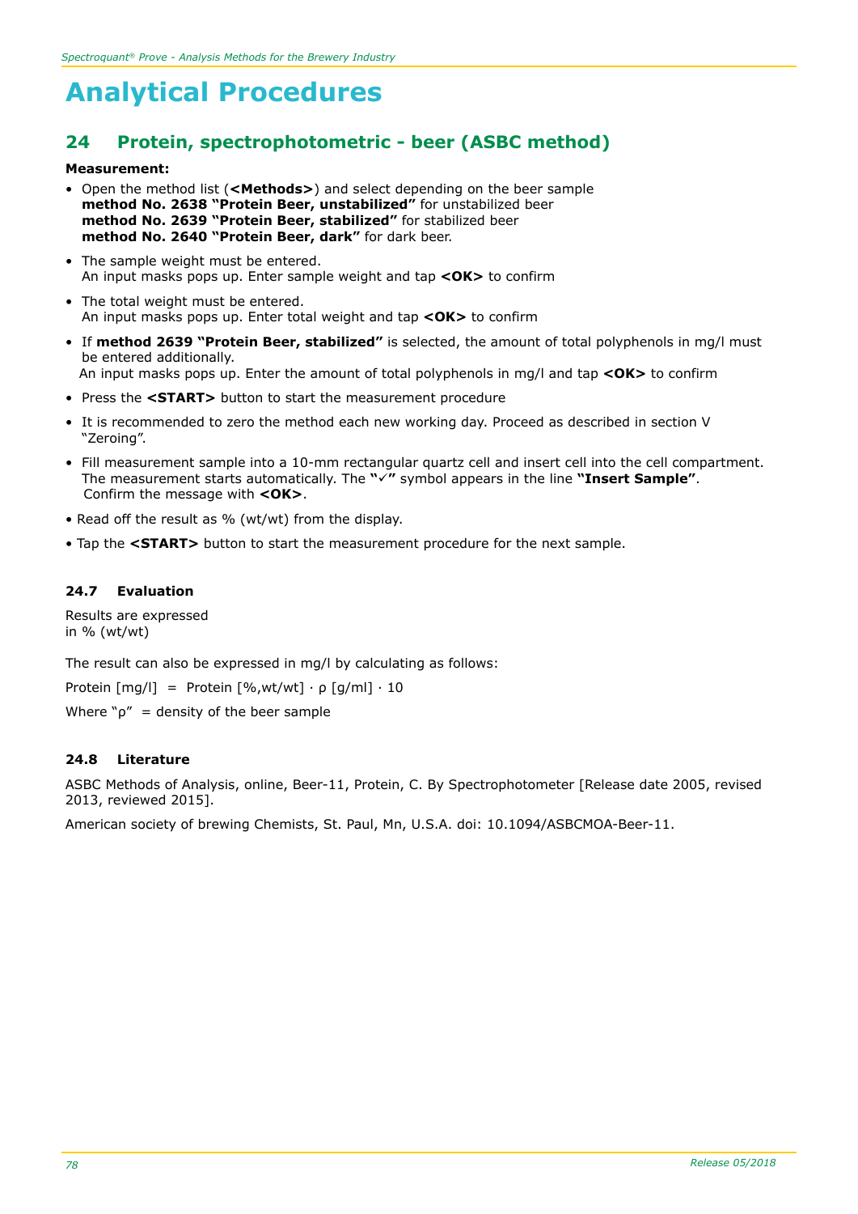# Analytical Procedures

## 24 Protein, spectrophotometric - beer (ASBC method)

**Measurement:**

- Open the method list (**<Methods>**) and select depending on the beer sample
  **method No. 2638 "Protein Beer, unstabilized"** for unstabilized beer
  **method No. 2639 "Protein Beer, stabilized"** for stabilized beer
  **method No. 2640 "Protein Beer, dark"** for dark beer.
- The sample weight must be entered.
  An input masks pops up. Enter sample weight and tap **<OK>** to confirm
- The total weight must be entered.
  An input masks pops up. Enter total weight and tap **<OK>** to confirm
- If **method 2639 "Protein Beer, stabilized"** is selected, the amount of total polyphenols in mg/l must be entered additionally.
  An input masks pops up. Enter the amount of total polyphenols in mg/l and tap **<OK>** to confirm
- Press the **<START>** button to start the measurement procedure
- It is recommended to zero the method each new working day. Proceed as described in section V "Zeroing".
- Fill measurement sample into a 10-mm rectangular quartz cell and insert cell into the cell compartment. The measurement starts automatically. The **"✓"** symbol appears in the line **"Insert Sample"**. Confirm the message with **<OK>**.
- Read off the result as % (wt/wt) from the display.
- Tap the **<START>** button to start the measurement procedure for the next sample.

### 24.7 Evaluation

Results are expressed
in % (wt/wt)

The result can also be expressed in mg/l by calculating as follows:

Protein [mg/l] = Protein [%,wt/wt] · ρ [g/ml] · 10

Where "ρ" = density of the beer sample

### 24.8 Literature

ASBC Methods of Analysis, online, Beer-11, Protein, C. By Spectrophotometer [Release date 2005, revised 2013, reviewed 2015].

American society of brewing Chemists, St. Paul, Mn, U.S.A. doi: 10.1094/ASBCMOA-Beer-11.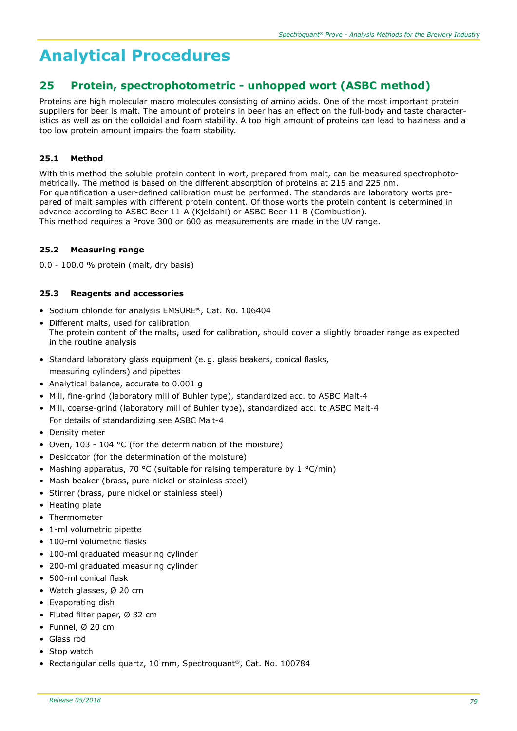# Analytical Procedures

## 25 Protein, spectrophotometric - unhopped wort (ASBC method)

Proteins are high molecular macro molecules consisting of amino acids. One of the most important protein suppliers for beer is malt. The amount of proteins in beer has an effect on the full-body and taste characteristics as well as on the colloidal and foam stability. A too high amount of proteins can lead to haziness and a too low protein amount impairs the foam stability.

### 25.1 Method

With this method the soluble protein content in wort, prepared from malt, can be measured spectrophotometrically. The method is based on the different absorption of proteins at 215 and 225 nm.
For quantification a user-defined calibration must be performed. The standards are laboratory worts prepared of malt samples with different protein content. Of those worts the protein content is determined in advance according to ASBC Beer 11-A (Kjeldahl) or ASBC Beer 11-B (Combustion).
This method requires a Prove 300 or 600 as measurements are made in the UV range.

### 25.2 Measuring range

0.0 - 100.0 % protein (malt, dry basis)

### 25.3 Reagents and accessories

- Sodium chloride for analysis EMSURE®, Cat. No. 106404
- Different malts, used for calibration
  The protein content of the malts, used for calibration, should cover a slightly broader range as expected in the routine analysis
- Standard laboratory glass equipment (e. g. glass beakers, conical flasks, measuring cylinders) and pipettes
- Analytical balance, accurate to 0.001 g
- Mill, fine-grind (laboratory mill of Buhler type), standardized acc. to ASBC Malt-4
- Mill, coarse-grind (laboratory mill of Buhler type), standardized acc. to ASBC Malt-4
  For details of standardizing see ASBC Malt-4
- Density meter
- Oven, 103 - 104 °C (for the determination of the moisture)
- Desiccator (for the determination of the moisture)
- Mashing apparatus, 70 °C (suitable for raising temperature by 1 °C/min)
- Mash beaker (brass, pure nickel or stainless steel)
- Stirrer (brass, pure nickel or stainless steel)
- Heating plate
- Thermometer
- 1-ml volumetric pipette
- 100-ml volumetric flasks
- 100-ml graduated measuring cylinder
- 200-ml graduated measuring cylinder
- 500-ml conical flask
- Watch glasses, Ø 20 cm
- Evaporating dish
- Fluted filter paper, Ø 32 cm
- Funnel, Ø 20 cm
- Glass rod
- Stop watch
- Rectangular cells quartz, 10 mm, Spectroquant®, Cat. No. 100784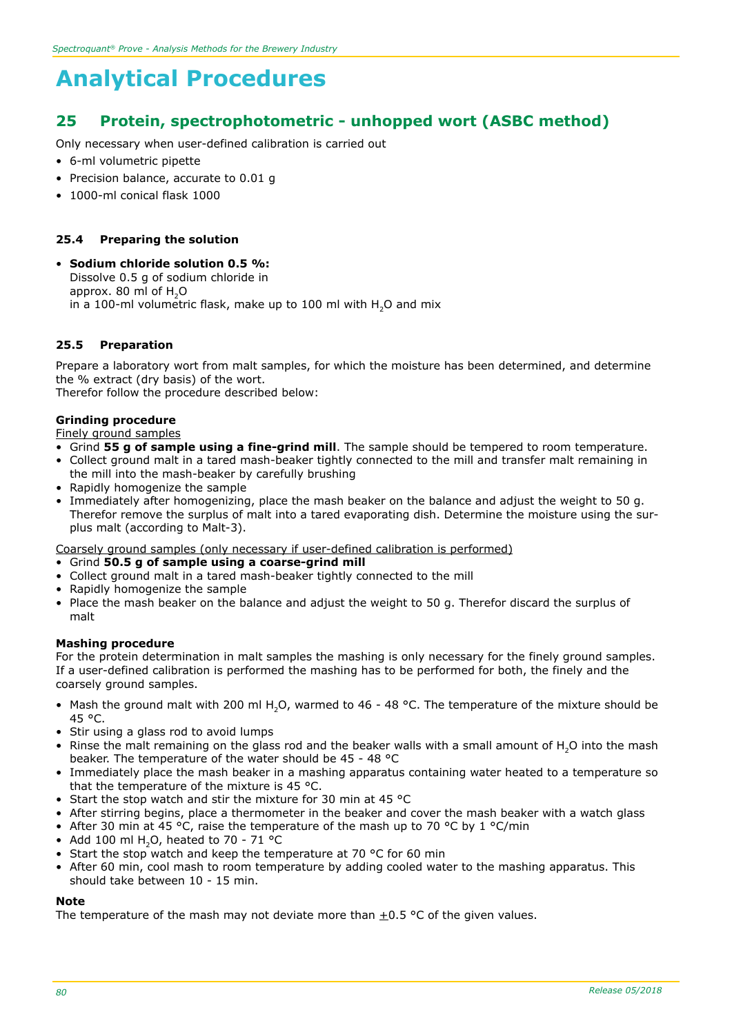# Analytical Procedures

## 25 Protein, spectrophotometric - unhopped wort (ASBC method)

Only necessary when user-defined calibration is carried out

- 6-ml volumetric pipette
- Precision balance, accurate to 0.01 g
- 1000-ml conical flask 1000

### 25.4 Preparing the solution

- **Sodium chloride solution 0.5 %:**
  Dissolve 0.5 g of sodium chloride in
  approx. 80 ml of $H_2O$
  in a 100-ml volumetric flask, make up to 100 ml with $H_2O$ and mix

### 25.5 Preparation

Prepare a laboratory wort from malt samples, for which the moisture has been determined, and determine the % extract (dry basis) of the wort.
Therefor follow the procedure described below:

**Grinding procedure**

Finely ground samples

- Grind **55 g of sample using a fine-grind mill**. The sample should be tempered to room temperature.
- Collect ground malt in a tared mash-beaker tightly connected to the mill and transfer malt remaining in the mill into the mash-beaker by carefully brushing
- Rapidly homogenize the sample
- Immediately after homogenizing, place the mash beaker on the balance and adjust the weight to 50 g. Therefor remove the surplus of malt into a tared evaporating dish. Determine the moisture using the surplus malt (according to Malt-3).

Coarsely ground samples (only necessary if user-defined calibration is performed)

- Grind **50.5 g of sample using a coarse-grind mill**
- Collect ground malt in a tared mash-beaker tightly connected to the mill
- Rapidly homogenize the sample
- Place the mash beaker on the balance and adjust the weight to 50 g. Therefor discard the surplus of malt

**Mashing procedure**

For the protein determination in malt samples the mashing is only necessary for the finely ground samples. If a user-defined calibration is performed the mashing has to be performed for both, the finely and the coarsely ground samples.

- Mash the ground malt with 200 ml $H_2O$, warmed to 46 - 48 °C. The temperature of the mixture should be 45 °C.
- Stir using a glass rod to avoid lumps
- Rinse the malt remaining on the glass rod and the beaker walls with a small amount of $H_2O$ into the mash beaker. The temperature of the water should be 45 - 48 °C
- Immediately place the mash beaker in a mashing apparatus containing water heated to a temperature so that the temperature of the mixture is 45 °C.
- Start the stop watch and stir the mixture for 30 min at 45 °C
- After stirring begins, place a thermometer in the beaker and cover the mash beaker with a watch glass
- After 30 min at 45 °C, raise the temperature of the mash up to 70 °C by 1 °C/min
- Add 100 ml $H_2O$, heated to 70 - 71 °C
- Start the stop watch and keep the temperature at 70 °C for 60 min
- After 60 min, cool mash to room temperature by adding cooled water to the mashing apparatus. This should take between 10 - 15 min.

**Note**

The temperature of the mash may not deviate more than $\pm$0.5 °C of the given values.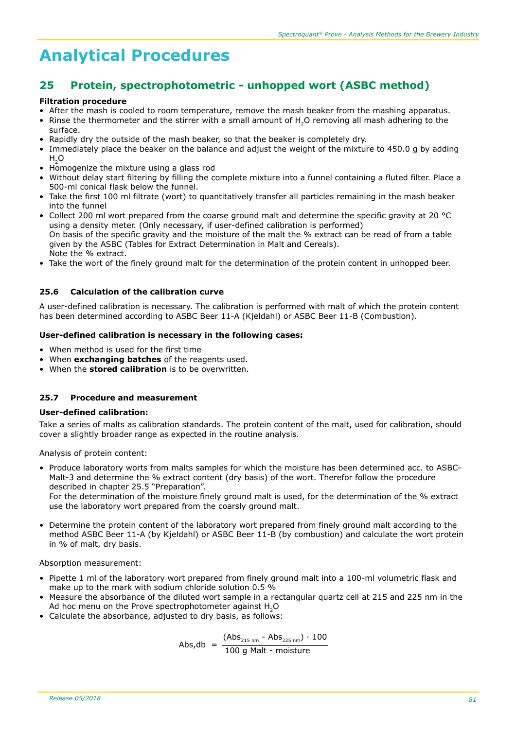# Analytical Procedures

## 25 Protein, spectrophotometric - unhopped wort (ASBC method)

**Filtration procedure**

- After the mash is cooled to room temperature, remove the mash beaker from the mashing apparatus.
- Rinse the thermometer and the stirrer with a small amount of $H_2O$ removing all mash adhering to the surface.
- Rapidly dry the outside of the mash beaker, so that the beaker is completely dry.
- Immediately place the beaker on the balance and adjust the weight of the mixture to 450.0 g by adding $H_2O$
- Homogenize the mixture using a glass rod
- Without delay start filtering by filling the complete mixture into a funnel containing a fluted filter. Place a 500-ml conical flask below the funnel.
- Take the first 100 ml filtrate (wort) to quantitatively transfer all particles remaining in the mash beaker into the funnel
- Collect 200 ml wort prepared from the coarse ground malt and determine the specific gravity at 20 °C using a density meter. (Only necessary, if user-defined calibration is performed)
  On basis of the specific gravity and the moisture of the malt the % extract can be read of from a table given by the ASBC (Tables for Extract Determination in Malt and Cereals).
  Note the % extract.
- Take the wort of the finely ground malt for the determination of the protein content in unhopped beer.

### 25.6 Calculation of the calibration curve

A user-defined calibration is necessary. The calibration is performed with malt of which the protein content has been determined according to ASBC Beer 11-A (Kjeldahl) or ASBC Beer 11-B (Combustion).

**User-defined calibration is necessary in the following cases:**

- When method is used for the first time
- When **exchanging batches** of the reagents used.
- When the **stored calibration** is to be overwritten.

### 25.7 Procedure and measurement

**User-defined calibration:**

Take a series of malts as calibration standards. The protein content of the malt, used for calibration, should cover a slightly broader range as expected in the routine analysis.

Analysis of protein content:

- Produce laboratory worts from malts samples for which the moisture has been determined acc. to ASBC-Malt-3 and determine the % extract content (dry basis) of the wort. Therefor follow the procedure described in chapter 25.5 "Preparation".
  For the determination of the moisture finely ground malt is used, for the determination of the % extract use the laboratory wort prepared from the coarsly ground malt.

- Determine the protein content of the laboratory wort prepared from finely ground malt according to the method ASBC Beer 11-A (by Kjeldahl) or ASBC Beer 11-B (by combustion) and calculate the wort protein in % of malt, dry basis.

Absorption measurement:

- Pipette 1 ml of the laboratory wort prepared from finely ground malt into a 100-ml volumetric flask and make up to the mark with sodium chloride solution 0.5 %
- Measure the absorbance of the diluted wort sample in a rectangular quartz cell at 215 and 225 nm in the Ad hoc menu on the Prove spectrophotometer against $H_2O$
- Calculate the absorbance, adjusted to dry basis, as follows:

$$\text{Abs,db} = \frac{(\text{Abs}_{215\text{ nm}} - \text{Abs}_{225\text{ nm}}) \cdot 100}{100\text{ g Malt - moisture}}$$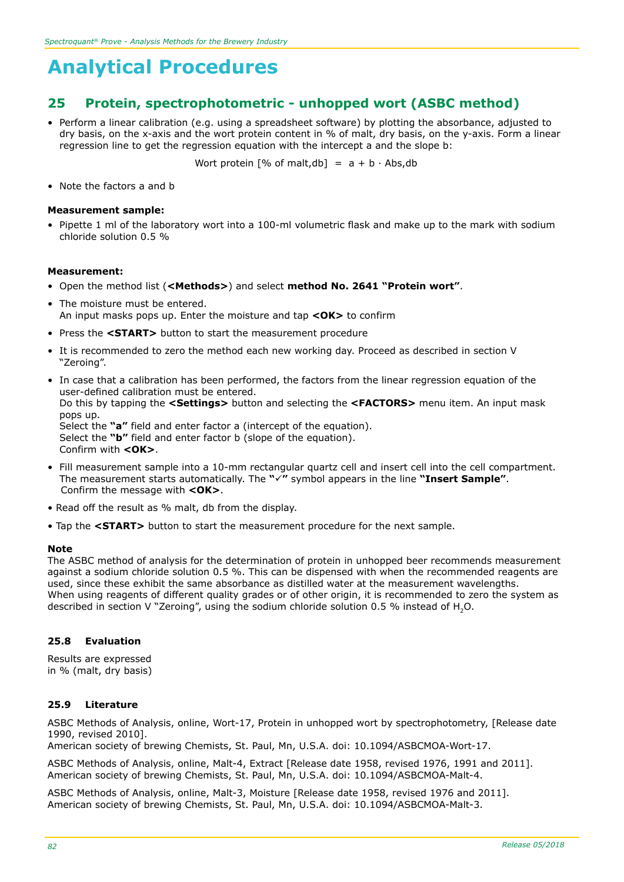# Analytical Procedures

## 25 Protein, spectrophotometric - unhopped wort (ASBC method)

- Perform a linear calibration (e.g. using a spreadsheet software) by plotting the absorbance, adjusted to dry basis, on the x-axis and the wort protein content in % of malt, dry basis, on the y-axis. Form a linear regression line to get the regression equation with the intercept a and the slope b:

$$\text{Wort protein [\% of malt,db]} = a + b \cdot \text{Abs,db}$$

- Note the factors a and b

**Measurement sample:**

- Pipette 1 ml of the laboratory wort into a 100-ml volumetric flask and make up to the mark with sodium chloride solution 0.5 %

**Measurement:**

- Open the method list (**<Methods>**) and select **method No. 2641 "Protein wort"**.
- The moisture must be entered.
  An input masks pops up. Enter the moisture and tap **<OK>** to confirm
- Press the **<START>** button to start the measurement procedure
- It is recommended to zero the method each new working day. Proceed as described in section V "Zeroing".
- In case that a calibration has been performed, the factors from the linear regression equation of the user-defined calibration must be entered.
  Do this by tapping the **<Settings>** button and selecting the **<FACTORS>** menu item. An input mask pops up.
  Select the **"a"** field and enter factor a (intercept of the equation).
  Select the **"b"** field and enter factor b (slope of the equation).
  Confirm with **<OK>**.
- Fill measurement sample into a 10-mm rectangular quartz cell and insert cell into the cell compartment. The measurement starts automatically. The **"✓"** symbol appears in the line **"Insert Sample"**.
  Confirm the message with **<OK>**.
- Read off the result as % malt, db from the display.
- Tap the **<START>** button to start the measurement procedure for the next sample.

**Note**

The ASBC method of analysis for the determination of protein in unhopped beer recommends measurement against a sodium chloride solution 0.5 %. This can be dispensed with when the recommended reagents are used, since these exhibit the same absorbance as distilled water at the measurement wavelengths.
When using reagents of different quality grades or of other origin, it is recommended to zero the system as described in section V "Zeroing", using the sodium chloride solution 0.5 % instead of $H_2O$.

### 25.8 Evaluation

Results are expressed
in % (malt, dry basis)

### 25.9 Literature

ASBC Methods of Analysis, online, Wort-17, Protein in unhopped wort by spectrophotometry, [Release date 1990, revised 2010].
American society of brewing Chemists, St. Paul, Mn, U.S.A. doi: 10.1094/ASBCMOA-Wort-17.

ASBC Methods of Analysis, online, Malt-4, Extract [Release date 1958, revised 1976, 1991 and 2011].
American society of brewing Chemists, St. Paul, Mn, U.S.A. doi: 10.1094/ASBCMOA-Malt-4.

ASBC Methods of Analysis, online, Malt-3, Moisture [Release date 1958, revised 1976 and 2011].
American society of brewing Chemists, St. Paul, Mn, U.S.A. doi: 10.1094/ASBCMOA-Malt-3.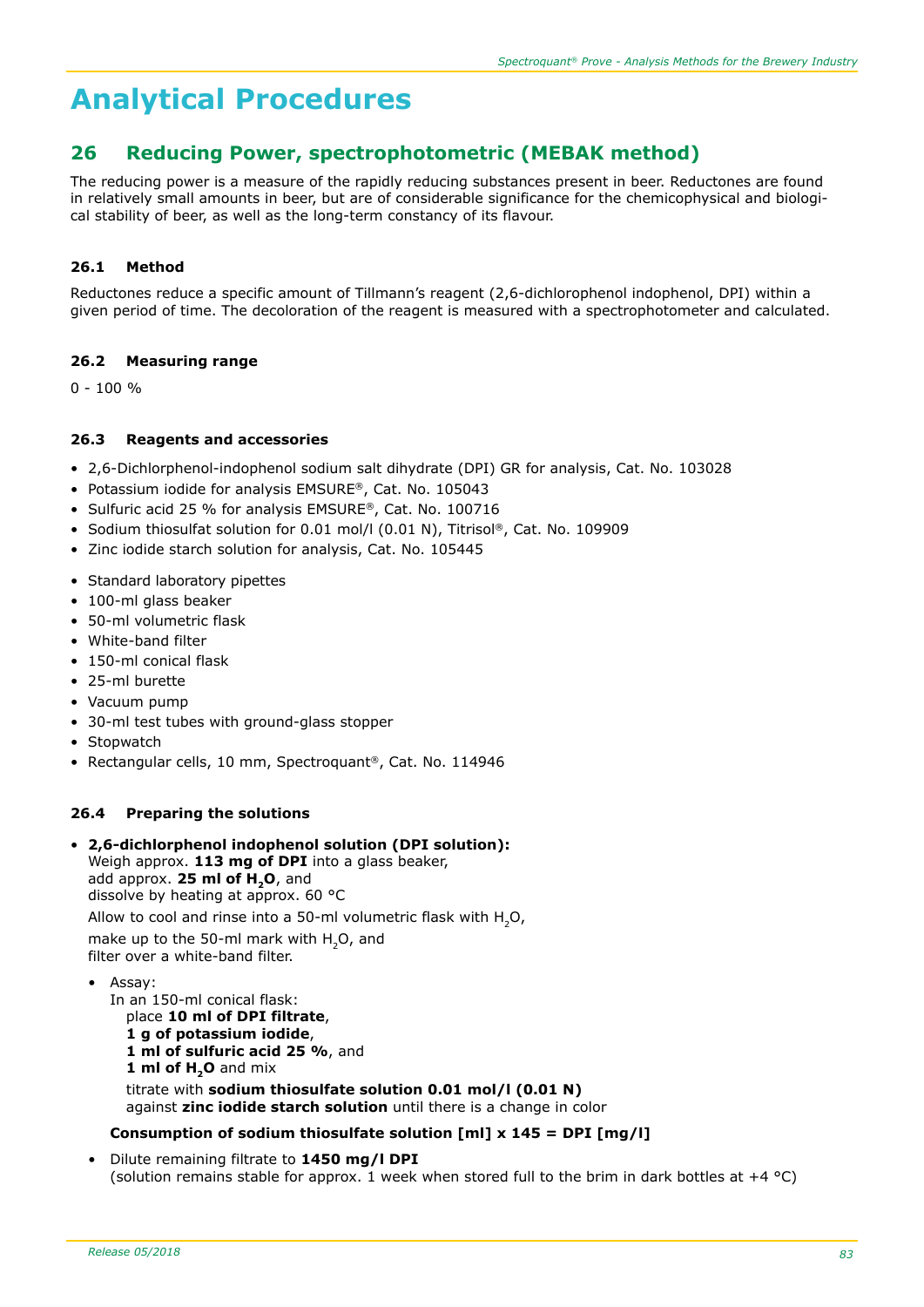# Analytical Procedures

## 26 Reducing Power, spectrophotometric (MEBAK method)

The reducing power is a measure of the rapidly reducing substances present in beer. Reductones are found in relatively small amounts in beer, but are of considerable significance for the chemicophysical and biological stability of beer, as well as the long-term constancy of its flavour.

### 26.1 Method

Reductones reduce a specific amount of Tillmann's reagent (2,6-dichlorophenol indophenol, DPI) within a given period of time. The decoloration of the reagent is measured with a spectrophotometer and calculated.

### 26.2 Measuring range

0 - 100 %

### 26.3 Reagents and accessories

- 2,6-Dichlorphenol-indophenol sodium salt dihydrate (DPI) GR for analysis, Cat. No. 103028
- Potassium iodide for analysis EMSURE®, Cat. No. 105043
- Sulfuric acid 25 % for analysis EMSURE®, Cat. No. 100716
- Sodium thiosulfat solution for 0.01 mol/l (0.01 N), Titrisol®, Cat. No. 109909
- Zinc iodide starch solution for analysis, Cat. No. 105445

- Standard laboratory pipettes
- 100-ml glass beaker
- 50-ml volumetric flask
- White-band filter
- 150-ml conical flask
- 25-ml burette
- Vacuum pump
- 30-ml test tubes with ground-glass stopper
- Stopwatch
- Rectangular cells, 10 mm, Spectroquant®, Cat. No. 114946

### 26.4 Preparing the solutions

- **2,6-dichlorphenol indophenol solution (DPI solution):**
  Weigh approx. **113 mg of DPI** into a glass beaker,
  add approx. **25 ml of $H_2O$**, and
  dissolve by heating at approx. 60 °C
  Allow to cool and rinse into a 50-ml volumetric flask with $H_2O$,
  make up to the 50-ml mark with $H_2O$, and
  filter over a white-band filter.

  - Assay:
    In an 150-ml conical flask:
    place **10 ml of DPI filtrate**,
    **1 g of potassium iodide**,
    **1 ml of sulfuric acid 25 %**, and
    **1 ml of $H_2O$** and mix
    titrate with **sodium thiosulfate solution 0.01 mol/l (0.01 N)**
    against **zinc iodide starch solution** until there is a change in color

    **Consumption of sodium thiosulfate solution [ml] x 145 = DPI [mg/l]**

  - Dilute remaining filtrate to **1450 mg/l DPI**
    (solution remains stable for approx. 1 week when stored full to the brim in dark bottles at +4 °C)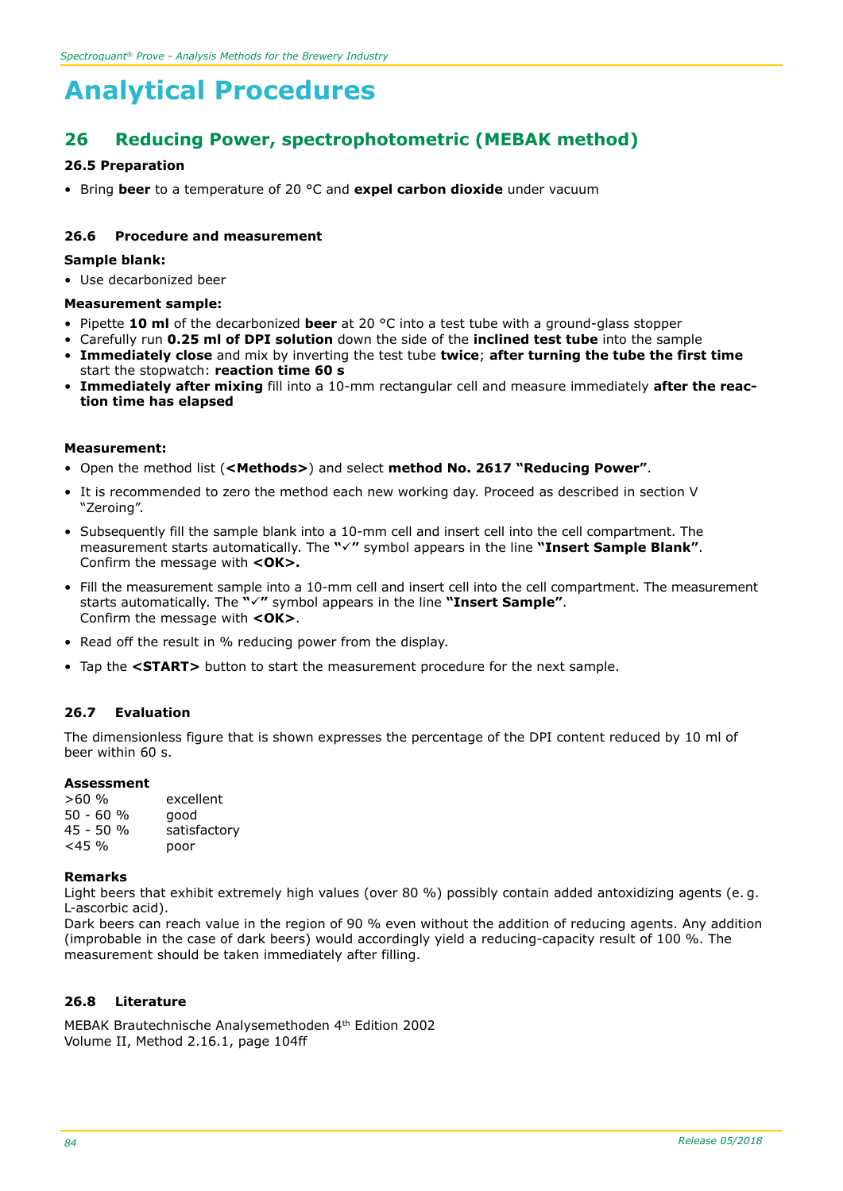# Analytical Procedures

## 26 Reducing Power, spectrophotometric (MEBAK method)

### 26.5 Preparation

- Bring **beer** to a temperature of 20 °C and **expel carbon dioxide** under vacuum

### 26.6 Procedure and measurement

**Sample blank:**

- Use decarbonized beer

**Measurement sample:**

- Pipette **10 ml** of the decarbonized **beer** at 20 °C into a test tube with a ground-glass stopper
- Carefully run **0.25 ml of DPI solution** down the side of the **inclined test tube** into the sample
- **Immediately close** and mix by inverting the test tube **twice**; **after turning the tube the first time** start the stopwatch: **reaction time 60 s**
- **Immediately after mixing** fill into a 10-mm rectangular cell and measure immediately **after the reaction time has elapsed**

**Measurement:**

- Open the method list (**<Methods>**) and select **method No. 2617 "Reducing Power"**.
- It is recommended to zero the method each new working day. Proceed as described in section V "Zeroing".
- Subsequently fill the sample blank into a 10-mm cell and insert cell into the cell compartment. The measurement starts automatically. The **"✓"** symbol appears in the line **"Insert Sample Blank"**. Confirm the message with **<OK>.**
- Fill the measurement sample into a 10-mm cell and insert cell into the cell compartment. The measurement starts automatically. The **"✓"** symbol appears in the line **"Insert Sample"**. Confirm the message with **<OK>**.
- Read off the result in % reducing power from the display.
- Tap the **<START>** button to start the measurement procedure for the next sample.

### 26.7 Evaluation

The dimensionless figure that is shown expresses the percentage of the DPI content reduced by 10 ml of beer within 60 s.

**Assessment**

| | |
|---|---|
| >60 % | excellent |
| 50 - 60 % | good |
| 45 - 50 % | satisfactory |
| <45 % | poor |

**Remarks**

Light beers that exhibit extremely high values (over 80 %) possibly contain added antoxidizing agents (e. g. L-ascorbic acid).
Dark beers can reach value in the region of 90 % even without the addition of reducing agents. Any addition (improbable in the case of dark beers) would accordingly yield a reducing-capacity result of 100 %. The measurement should be taken immediately after filling.

### 26.8 Literature

MEBAK Brautechnische Analysemethoden 4th Edition 2002
Volume II, Method 2.16.1, page 104ff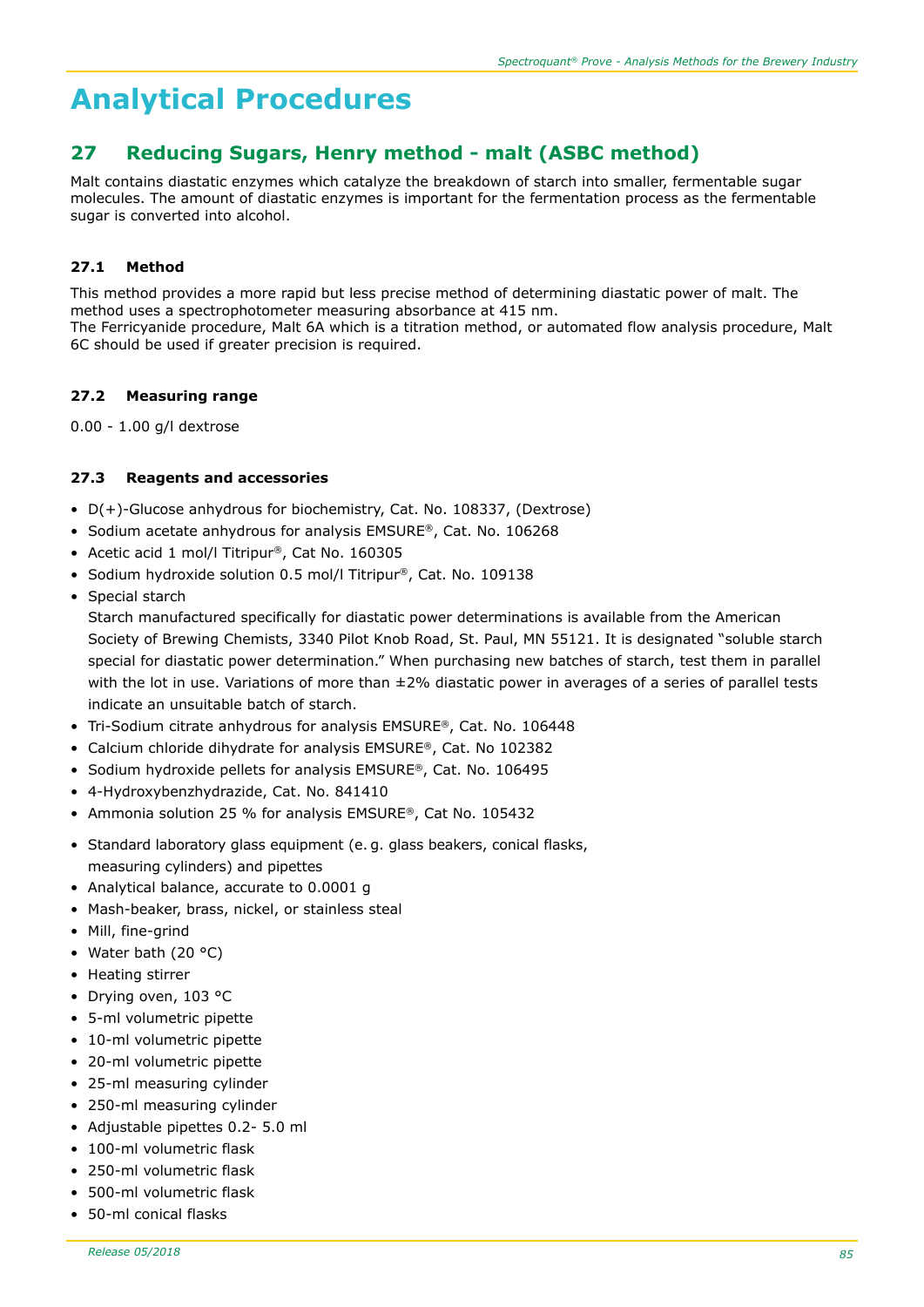# Analytical Procedures

## 27 Reducing Sugars, Henry method - malt (ASBC method)

Malt contains diastatic enzymes which catalyze the breakdown of starch into smaller, fermentable sugar molecules. The amount of diastatic enzymes is important for the fermentation process as the fermentable sugar is converted into alcohol.

### 27.1 Method

This method provides a more rapid but less precise method of determining diastatic power of malt. The method uses a spectrophotometer measuring absorbance at 415 nm.
The Ferricyanide procedure, Malt 6A which is a titration method, or automated flow analysis procedure, Malt 6C should be used if greater precision is required.

### 27.2 Measuring range

0.00 - 1.00 g/l dextrose

### 27.3 Reagents and accessories

- D(+)-Glucose anhydrous for biochemistry, Cat. No. 108337, (Dextrose)
- Sodium acetate anhydrous for analysis EMSURE®, Cat. No. 106268
- Acetic acid 1 mol/l Titripur®, Cat No. 160305
- Sodium hydroxide solution 0.5 mol/l Titripur®, Cat. No. 109138
- Special starch
  Starch manufactured specifically for diastatic power determinations is available from the American Society of Brewing Chemists, 3340 Pilot Knob Road, St. Paul, MN 55121. It is designated "soluble starch special for diastatic power determination." When purchasing new batches of starch, test them in parallel with the lot in use. Variations of more than ±2% diastatic power in averages of a series of parallel tests indicate an unsuitable batch of starch.
- Tri-Sodium citrate anhydrous for analysis EMSURE®, Cat. No. 106448
- Calcium chloride dihydrate for analysis EMSURE®, Cat. No 102382
- Sodium hydroxide pellets for analysis EMSURE®, Cat. No. 106495
- 4-Hydroxybenzhydrazide, Cat. No. 841410
- Ammonia solution 25 % for analysis EMSURE®, Cat No. 105432

- Standard laboratory glass equipment (e. g. glass beakers, conical flasks, measuring cylinders) and pipettes
- Analytical balance, accurate to 0.0001 g
- Mash-beaker, brass, nickel, or stainless steal
- Mill, fine-grind
- Water bath (20 °C)
- Heating stirrer
- Drying oven, 103 °C
- 5-ml volumetric pipette
- 10-ml volumetric pipette
- 20-ml volumetric pipette
- 25-ml measuring cylinder
- 250-ml measuring cylinder
- Adjustable pipettes 0.2- 5.0 ml
- 100-ml volumetric flask
- 250-ml volumetric flask
- 500-ml volumetric flask
- 50-ml conical flasks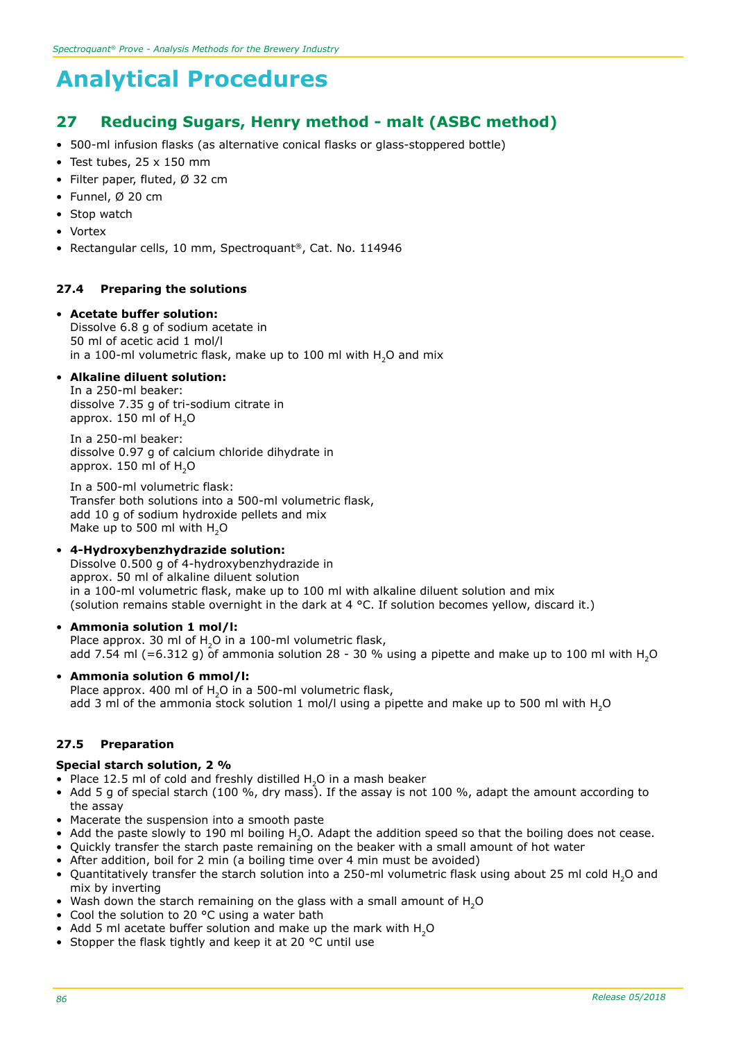# Analytical Procedures

## 27 Reducing Sugars, Henry method - malt (ASBC method)

- 500-ml infusion flasks (as alternative conical flasks or glass-stoppered bottle)
- Test tubes, 25 x 150 mm
- Filter paper, fluted, Ø 32 cm
- Funnel, Ø 20 cm
- Stop watch
- Vortex
- Rectangular cells, 10 mm, Spectroquant®, Cat. No. 114946

### 27.4 Preparing the solutions

- **Acetate buffer solution:**
  Dissolve 6.8 g of sodium acetate in
  50 ml of acetic acid 1 mol/l
  in a 100-ml volumetric flask, make up to 100 ml with $H_2O$ and mix
- **Alkaline diluent solution:**
  In a 250-ml beaker:
  dissolve 7.35 g of tri-sodium citrate in
  approx. 150 ml of $H_2O$

  In a 250-ml beaker:
  dissolve 0.97 g of calcium chloride dihydrate in
  approx. 150 ml of $H_2O$

  In a 500-ml volumetric flask:
  Transfer both solutions into a 500-ml volumetric flask,
  add 10 g of sodium hydroxide pellets and mix
  Make up to 500 ml with $H_2O$
- **4-Hydroxybenzhydrazide solution:**
  Dissolve 0.500 g of 4-hydroxybenzhydrazide in
  approx. 50 ml of alkaline diluent solution
  in a 100-ml volumetric flask, make up to 100 ml with alkaline diluent solution and mix
  (solution remains stable overnight in the dark at 4 °C. If solution becomes yellow, discard it.)
- **Ammonia solution 1 mol/l:**
  Place approx. 30 ml of $H_2O$ in a 100-ml volumetric flask,
  add 7.54 ml (=6.312 g) of ammonia solution 28 - 30 % using a pipette and make up to 100 ml with $H_2O$
- **Ammonia solution 6 mmol/l:**
  Place approx. 400 ml of $H_2O$ in a 500-ml volumetric flask,
  add 3 ml of the ammonia stock solution 1 mol/l using a pipette and make up to 500 ml with $H_2O$

### 27.5 Preparation

**Special starch solution, 2 %**

- Place 12.5 ml of cold and freshly distilled $H_2O$ in a mash beaker
- Add 5 g of special starch (100 %, dry mass). If the assay is not 100 %, adapt the amount according to the assay
- Macerate the suspension into a smooth paste
- Add the paste slowly to 190 ml boiling $H_2O$. Adapt the addition speed so that the boiling does not cease.
- Quickly transfer the starch paste remaining on the beaker with a small amount of hot water
- After addition, boil for 2 min (a boiling time over 4 min must be avoided)
- Quantitatively transfer the starch solution into a 250-ml volumetric flask using about 25 ml cold $H_2O$ and mix by inverting
- Wash down the starch remaining on the glass with a small amount of $H_2O$
- Cool the solution to 20 °C using a water bath
- Add 5 ml acetate buffer solution and make up the mark with $H_2O$
- Stopper the flask tightly and keep it at 20 °C until use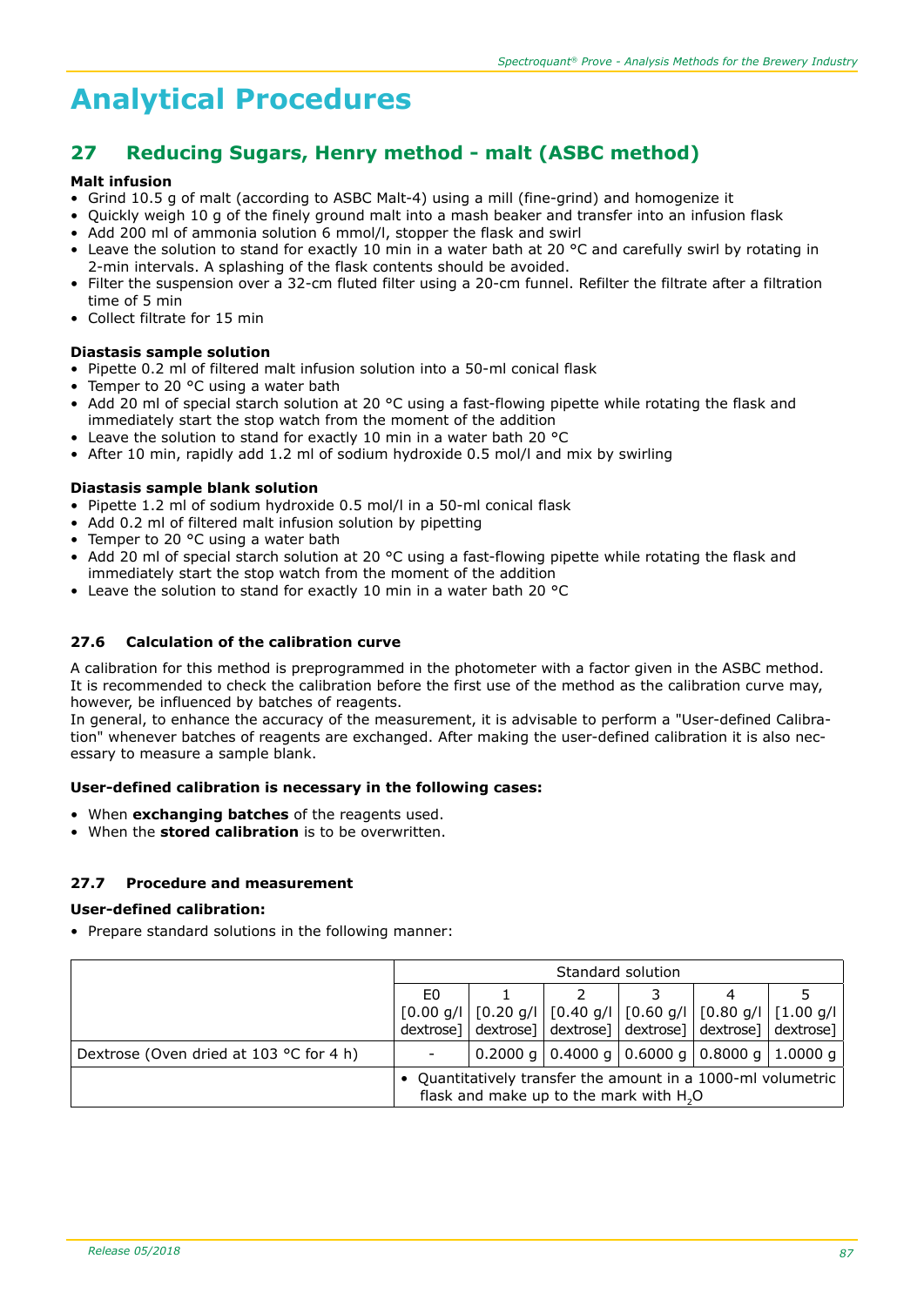# Analytical Procedures

## 27 Reducing Sugars, Henry method - malt (ASBC method)

**Malt infusion**

- Grind 10.5 g of malt (according to ASBC Malt-4) using a mill (fine-grind) and homogenize it
- Quickly weigh 10 g of the finely ground malt into a mash beaker and transfer into an infusion flask
- Add 200 ml of ammonia solution 6 mmol/l, stopper the flask and swirl
- Leave the solution to stand for exactly 10 min in a water bath at 20 °C and carefully swirl by rotating in 2-min intervals. A splashing of the flask contents should be avoided.
- Filter the suspension over a 32-cm fluted filter using a 20-cm funnel. Refilter the filtrate after a filtration time of 5 min
- Collect filtrate for 15 min

**Diastasis sample solution**

- Pipette 0.2 ml of filtered malt infusion solution into a 50-ml conical flask
- Temper to 20 °C using a water bath
- Add 20 ml of special starch solution at 20 °C using a fast-flowing pipette while rotating the flask and immediately start the stop watch from the moment of the addition
- Leave the solution to stand for exactly 10 min in a water bath 20 °C
- After 10 min, rapidly add 1.2 ml of sodium hydroxide 0.5 mol/l and mix by swirling

**Diastasis sample blank solution**

- Pipette 1.2 ml of sodium hydroxide 0.5 mol/l in a 50-ml conical flask
- Add 0.2 ml of filtered malt infusion solution by pipetting
- Temper to 20 °C using a water bath
- Add 20 ml of special starch solution at 20 °C using a fast-flowing pipette while rotating the flask and immediately start the stop watch from the moment of the addition
- Leave the solution to stand for exactly 10 min in a water bath 20 °C

### 27.6 Calculation of the calibration curve

A calibration for this method is preprogrammed in the photometer with a factor given in the ASBC method. It is recommended to check the calibration before the first use of the method as the calibration curve may, however, be influenced by batches of reagents.
In general, to enhance the accuracy of the measurement, it is advisable to perform a "User-defined Calibration" whenever batches of reagents are exchanged. After making the user-defined calibration it is also necessary to measure a sample blank.

**User-defined calibration is necessary in the following cases:**

- When **exchanging batches** of the reagents used.
- When the **stored calibration** is to be overwritten.

### 27.7 Procedure and measurement

**User-defined calibration:**

- Prepare standard solutions in the following manner:

| | Standard solution | | | | | |
|---|---|---|---|---|---|---|
| | E0 [0.00 g/l dextrose] | 1 [0.20 g/l dextrose] | 2 [0.40 g/l dextrose] | 3 [0.60 g/l dextrose] | 4 [0.80 g/l dextrose] | 5 [1.00 g/l dextrose] |
| Dextrose (Oven dried at 103 °C for 4 h) | - | 0.2000 g | 0.4000 g | 0.6000 g | 0.8000 g | 1.0000 g |
| | • Quantitatively transfer the amount in a 1000-ml volumetric flask and make up to the mark with $H_2O$ | | | | | |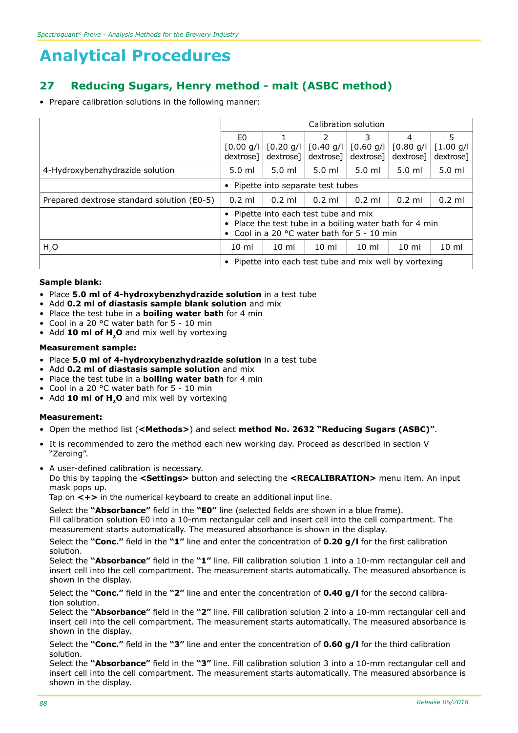# Analytical Procedures

## 27 Reducing Sugars, Henry method - malt (ASBC method)

- Prepare calibration solutions in the following manner:

| | Calibration solution | | | | | |
|---|---|---|---|---|---|---|
| | E0 [0.00 g/l dextrose] | 1 [0.20 g/l dextrose] | 2 [0.40 g/l dextrose] | 3 [0.60 g/l dextrose] | 4 [0.80 g/l dextrose] | 5 [1.00 g/l dextrose] |
| 4-Hydroxybenzhydrazide solution | 5.0 ml | 5.0 ml | 5.0 ml | 5.0 ml | 5.0 ml | 5.0 ml |
| | • Pipette into separate test tubes | | | | | |
| Prepared dextrose standard solution (E0-5) | 0.2 ml | 0.2 ml | 0.2 ml | 0.2 ml | 0.2 ml | 0.2 ml |
| | • Pipette into each test tube and mix • Place the test tube in a boiling water bath for 4 min • Cool in a 20 °C water bath for 5 - 10 min | | | | | |
| $H_2O$ | 10 ml | 10 ml | 10 ml | 10 ml | 10 ml | 10 ml |
| | • Pipette into each test tube and mix well by vortexing | | | | | |

**Sample blank:**

- Place **5.0 ml of 4-hydroxybenzhydrazide solution** in a test tube
- Add **0.2 ml of diastasis sample blank solution** and mix
- Place the test tube in a **boiling water bath** for 4 min
- Cool in a 20 °C water bath for 5 - 10 min
- Add **10 ml of $H_2O$** and mix well by vortexing

**Measurement sample:**

- Place **5.0 ml of 4-hydroxybenzhydrazide solution** in a test tube
- Add **0.2 ml of diastasis sample solution** and mix
- Place the test tube in a **boiling water bath** for 4 min
- Cool in a 20 °C water bath for 5 - 10 min
- Add **10 ml of $H_2O$** and mix well by vortexing

**Measurement:**

- Open the method list (**<Methods>**) and select **method No. 2632 "Reducing Sugars (ASBC)"**.
- It is recommended to zero the method each new working day. Proceed as described in section V "Zeroing".
- A user-defined calibration is necessary.
  Do this by tapping the **<Settings>** button and selecting the **<RECALIBRATION>** menu item. An input mask pops up.
  Tap on **<+>** in the numerical keyboard to create an additional input line.

  Select the **"Absorbance"** field in the **"E0"** line (selected fields are shown in a blue frame).
  Fill calibration solution E0 into a 10-mm rectangular cell and insert cell into the cell compartment. The measurement starts automatically. The measured absorbance is shown in the display.

  Select the **"Conc."** field in the **"1"** line and enter the concentration of **0.20 g/l** for the first calibration solution.
  Select the **"Absorbance"** field in the **"1"** line. Fill calibration solution 1 into a 10-mm rectangular cell and insert cell into the cell compartment. The measurement starts automatically. The measured absorbance is shown in the display.

  Select the **"Conc."** field in the **"2"** line and enter the concentration of **0.40 g/l** for the second calibration solution.
  Select the **"Absorbance"** field in the **"2"** line. Fill calibration solution 2 into a 10-mm rectangular cell and insert cell into the cell compartment. The measurement starts automatically. The measured absorbance is shown in the display.

  Select the **"Conc."** field in the **"3"** line and enter the concentration of **0.60 g/l** for the third calibration solution.
  Select the **"Absorbance"** field in the **"3"** line. Fill calibration solution 3 into a 10-mm rectangular cell and insert cell into the cell compartment. The measurement starts automatically. The measured absorbance is shown in the display.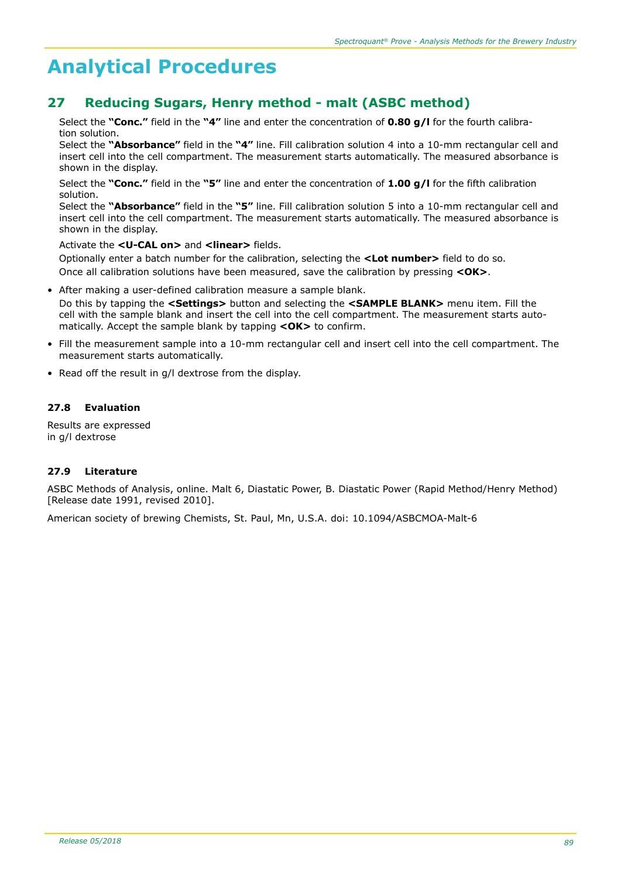# Analytical Procedures

## 27 Reducing Sugars, Henry method - malt (ASBC method)

Select the **"Conc."** field in the **"4"** line and enter the concentration of **0.80 g/l** for the fourth calibration solution.
Select the **"Absorbance"** field in the **"4"** line. Fill calibration solution 4 into a 10-mm rectangular cell and insert cell into the cell compartment. The measurement starts automatically. The measured absorbance is shown in the display.

Select the **"Conc."** field in the **"5"** line and enter the concentration of **1.00 g/l** for the fifth calibration solution.
Select the **"Absorbance"** field in the **"5"** line. Fill calibration solution 5 into a 10-mm rectangular cell and insert cell into the cell compartment. The measurement starts automatically. The measured absorbance is shown in the display.

Activate the **<U-CAL on>** and **<linear>** fields.
Optionally enter a batch number for the calibration, selecting the **<Lot number>** field to do so.
Once all calibration solutions have been measured, save the calibration by pressing **<OK>**.

- After making a user-defined calibration measure a sample blank.
  Do this by tapping the **<Settings>** button and selecting the **<SAMPLE BLANK>** menu item. Fill the cell with the sample blank and insert the cell into the cell compartment. The measurement starts automatically. Accept the sample blank by tapping **<OK>** to confirm.
- Fill the measurement sample into a 10-mm rectangular cell and insert cell into the cell compartment. The measurement starts automatically.
- Read off the result in g/l dextrose from the display.

### 27.8 Evaluation

Results are expressed
in g/l dextrose

### 27.9 Literature

ASBC Methods of Analysis, online. Malt 6, Diastatic Power, B. Diastatic Power (Rapid Method/Henry Method) [Release date 1991, revised 2010].

American society of brewing Chemists, St. Paul, Mn, U.S.A. doi: 10.1094/ASBCMOA-Malt-6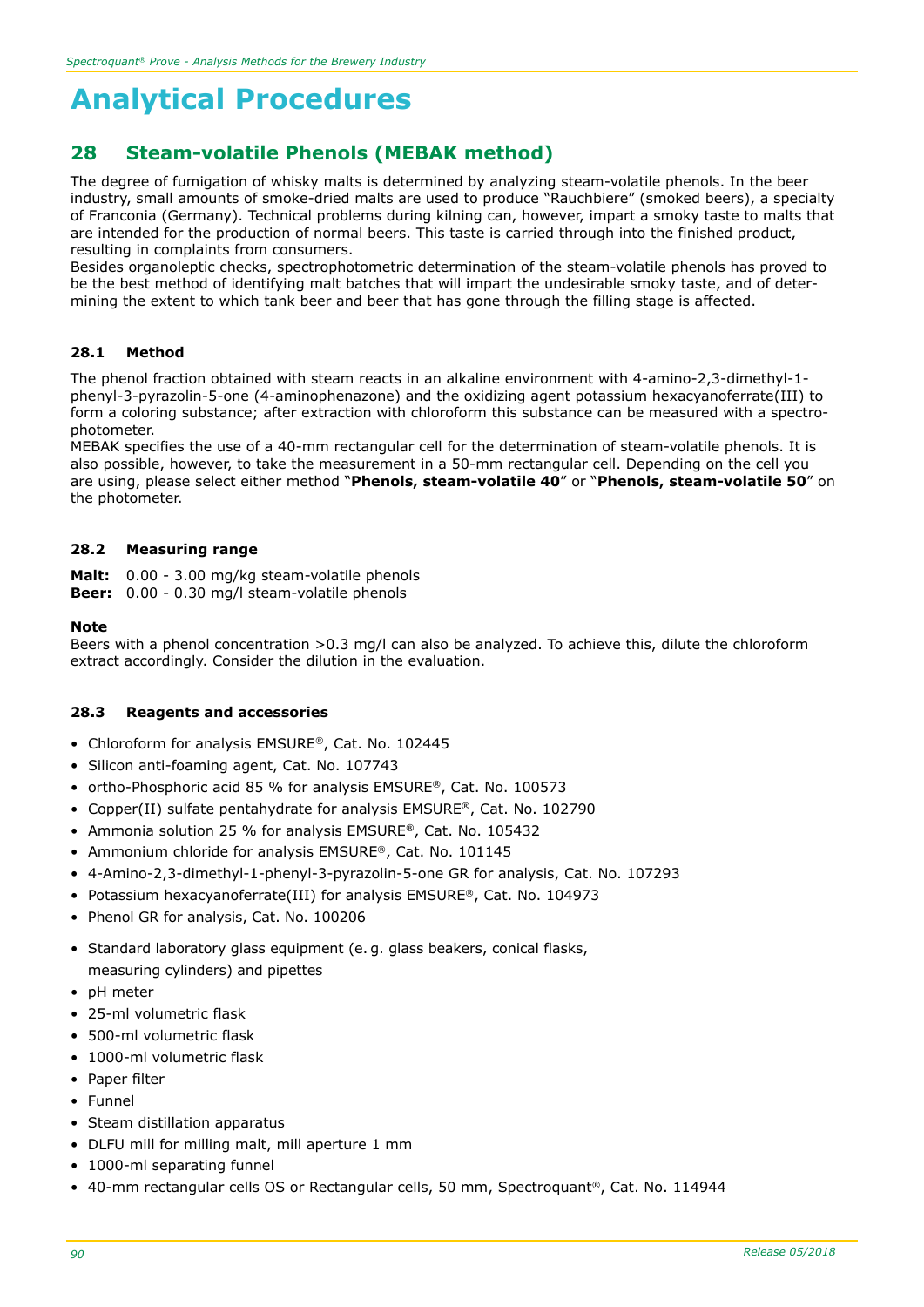# Analytical Procedures

## 28 Steam-volatile Phenols (MEBAK method)

The degree of fumigation of whisky malts is determined by analyzing steam-volatile phenols. In the beer industry, small amounts of smoke-dried malts are used to produce "Rauchbiere" (smoked beers), a specialty of Franconia (Germany). Technical problems during kilning can, however, impart a smoky taste to malts that are intended for the production of normal beers. This taste is carried through into the finished product, resulting in complaints from consumers.
Besides organoleptic checks, spectrophotometric determination of the steam-volatile phenols has proved to be the best method of identifying malt batches that will impart the undesirable smoky taste, and of determining the extent to which tank beer and beer that has gone through the filling stage is affected.

### 28.1 Method

The phenol fraction obtained with steam reacts in an alkaline environment with 4-amino-2,3-dimethyl-1-phenyl-3-pyrazolin-5-one (4-aminophenazone) and the oxidizing agent potassium hexacyanoferrate(III) to form a coloring substance; after extraction with chloroform this substance can be measured with a spectrophotometer.
MEBAK specifies the use of a 40-mm rectangular cell for the determination of steam-volatile phenols. It is also possible, however, to take the measurement in a 50-mm rectangular cell. Depending on the cell you are using, please select either method "**Phenols, steam-volatile 40**" or "**Phenols, steam-volatile 50**" on the photometer.

### 28.2 Measuring range

**Malt:** 0.00 - 3.00 mg/kg steam-volatile phenols
**Beer:** 0.00 - 0.30 mg/l steam-volatile phenols

**Note**
Beers with a phenol concentration >0.3 mg/l can also be analyzed. To achieve this, dilute the chloroform extract accordingly. Consider the dilution in the evaluation.

### 28.3 Reagents and accessories

- Chloroform for analysis EMSURE®, Cat. No. 102445
- Silicon anti-foaming agent, Cat. No. 107743
- ortho-Phosphoric acid 85 % for analysis EMSURE®, Cat. No. 100573
- Copper(II) sulfate pentahydrate for analysis EMSURE®, Cat. No. 102790
- Ammonia solution 25 % for analysis EMSURE®, Cat. No. 105432
- Ammonium chloride for analysis EMSURE®, Cat. No. 101145
- 4-Amino-2,3-dimethyl-1-phenyl-3-pyrazolin-5-one GR for analysis, Cat. No. 107293
- Potassium hexacyanoferrate(III) for analysis EMSURE®, Cat. No. 104973
- Phenol GR for analysis, Cat. No. 100206

- Standard laboratory glass equipment (e. g. glass beakers, conical flasks, measuring cylinders) and pipettes
- pH meter
- 25-ml volumetric flask
- 500-ml volumetric flask
- 1000-ml volumetric flask
- Paper filter
- Funnel
- Steam distillation apparatus
- DLFU mill for milling malt, mill aperture 1 mm
- 1000-ml separating funnel
- 40-mm rectangular cells OS or Rectangular cells, 50 mm, Spectroquant®, Cat. No. 114944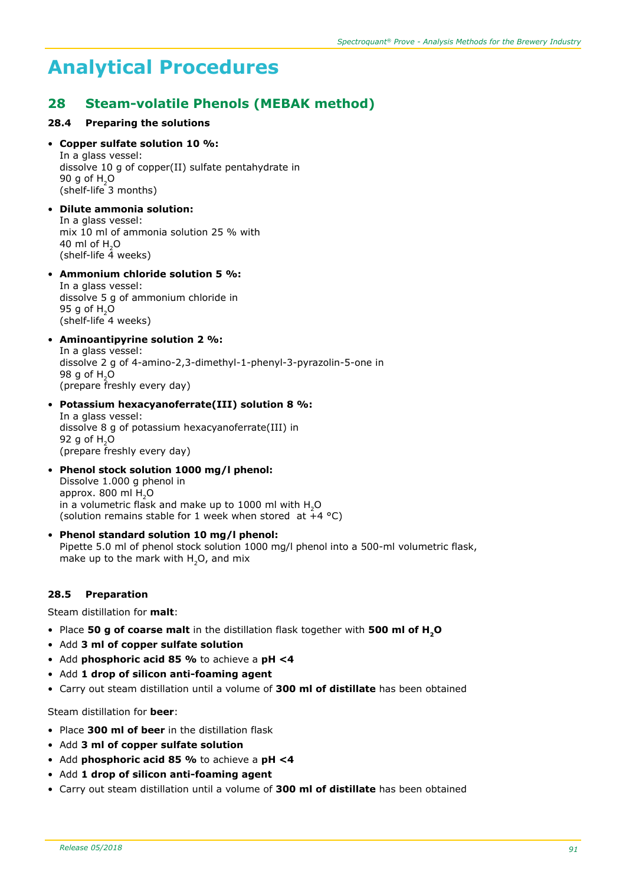# Analytical Procedures

## 28 Steam-volatile Phenols (MEBAK method)

### 28.4 Preparing the solutions

- **Copper sulfate solution 10 %:**
  In a glass vessel:
  dissolve 10 g of copper(II) sulfate pentahydrate in
  90 g of $H_2O$
  (shelf-life 3 months)

- **Dilute ammonia solution:**
  In a glass vessel:
  mix 10 ml of ammonia solution 25 % with
  40 ml of $H_2O$
  (shelf-life 4 weeks)

- **Ammonium chloride solution 5 %:**
  In a glass vessel:
  dissolve 5 g of ammonium chloride in
  95 g of $H_2O$
  (shelf-life 4 weeks)

- **Aminoantipyrine solution 2 %:**
  In a glass vessel:
  dissolve 2 g of 4-amino-2,3-dimethyl-1-phenyl-3-pyrazolin-5-one in
  98 g of $H_2O$
  (prepare freshly every day)

- **Potassium hexacyanoferrate(III) solution 8 %:**
  In a glass vessel:
  dissolve 8 g of potassium hexacyanoferrate(III) in
  92 g of $H_2O$
  (prepare freshly every day)

- **Phenol stock solution 1000 mg/l phenol:**
  Dissolve 1.000 g phenol in
  approx. 800 ml $H_2O$
  in a volumetric flask and make up to 1000 ml with $H_2O$
  (solution remains stable for 1 week when stored at +4 °C)

- **Phenol standard solution 10 mg/l phenol:**
  Pipette 5.0 ml of phenol stock solution 1000 mg/l phenol into a 500-ml volumetric flask,
  make up to the mark with $H_2O$, and mix

### 28.5 Preparation

Steam distillation for **malt**:

- Place **50 g of coarse malt** in the distillation flask together with **500 ml of $H_2O$**
- Add **3 ml of copper sulfate solution**
- Add **phosphoric acid 85 %** to achieve a **pH <4**
- Add **1 drop of silicon anti-foaming agent**
- Carry out steam distillation until a volume of **300 ml of distillate** has been obtained

Steam distillation for **beer**:

- Place **300 ml of beer** in the distillation flask
- Add **3 ml of copper sulfate solution**
- Add **phosphoric acid 85 %** to achieve a **pH <4**
- Add **1 drop of silicon anti-foaming agent**
- Carry out steam distillation until a volume of **300 ml of distillate** has been obtained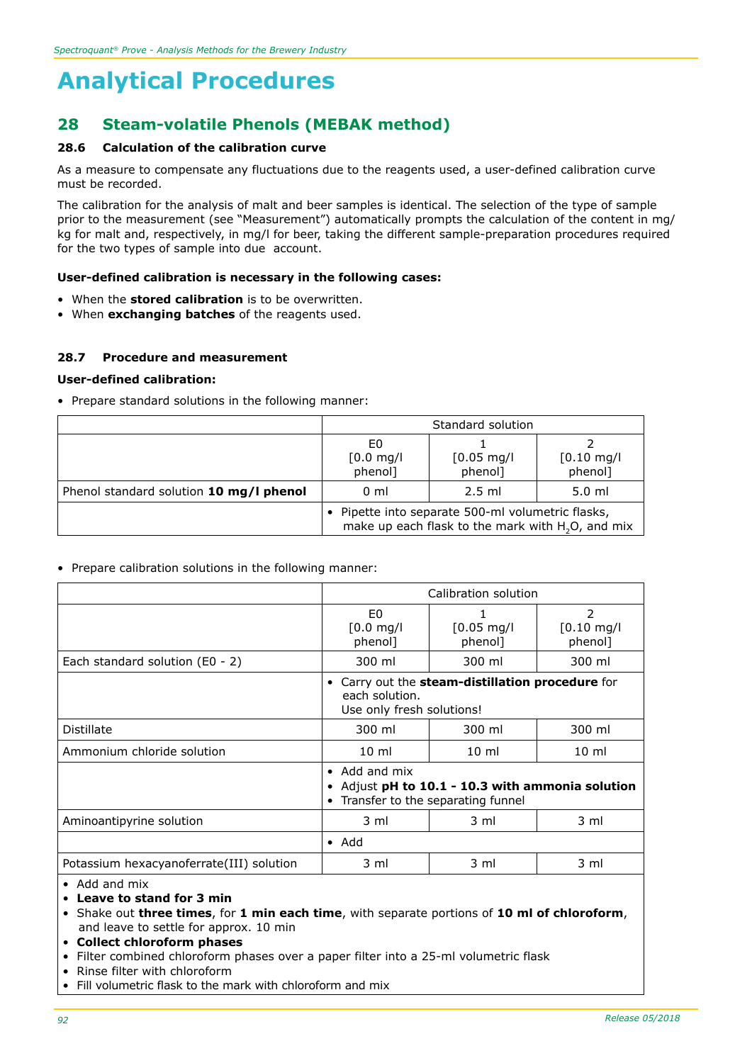# Analytical Procedures

## 28 Steam-volatile Phenols (MEBAK method)

### 28.6 Calculation of the calibration curve

As a measure to compensate any fluctuations due to the reagents used, a user-defined calibration curve must be recorded.

The calibration for the analysis of malt and beer samples is identical. The selection of the type of sample prior to the measurement (see "Measurement") automatically prompts the calculation of the content in mg/kg for malt and, respectively, in mg/l for beer, taking the different sample-preparation procedures required for the two types of sample into due account.

**User-defined calibration is necessary in the following cases:**

- When the **stored calibration** is to be overwritten.
- When **exchanging batches** of the reagents used.

### 28.7 Procedure and measurement

**User-defined calibration:**

- Prepare standard solutions in the following manner:

| | Standard solution | | |
|---|---|---|---|
| | E0 [0.0 mg/l phenol] | 1 [0.05 mg/l phenol] | 2 [0.10 mg/l phenol] |
| Phenol standard solution **10 mg/l phenol** | 0 ml | 2.5 ml | 5.0 ml |
| | • Pipette into separate 500-ml volumetric flasks, make up each flask to the mark with $H_2O$, and mix | | |

- Prepare calibration solutions in the following manner:

| | Calibration solution | | |
|---|---|---|---|
| | E0 [0.0 mg/l phenol] | 1 [0.05 mg/l phenol] | 2 [0.10 mg/l phenol] |
| Each standard solution (E0 - 2) | 300 ml | 300 ml | 300 ml |
| | • Carry out the **steam-distillation procedure** for each solution. Use only fresh solutions! | | |
| Distillate | 300 ml | 300 ml | 300 ml |
| Ammonium chloride solution | 10 ml | 10 ml | 10 ml |
| | • Add and mix<br>• Adjust **pH to 10.1 - 10.3 with ammonia solution**<br>• Transfer to the separating funnel | | |
| Aminoantipyrine solution | 3 ml | 3 ml | 3 ml |
| | • Add | | |
| Potassium hexacyanoferrate(III) solution | 3 ml | 3 ml | 3 ml |
| • Add and mix<br>• **Leave to stand for 3 min**<br>• Shake out **three times**, for **1 min each time**, with separate portions of **10 ml of chloroform**, and leave to settle for approx. 10 min<br>• **Collect chloroform phases**<br>• Filter combined chloroform phases over a paper filter into a 25-ml volumetric flask<br>• Rinse filter with chloroform<br>• Fill volumetric flask to the mark with chloroform and mix | | | |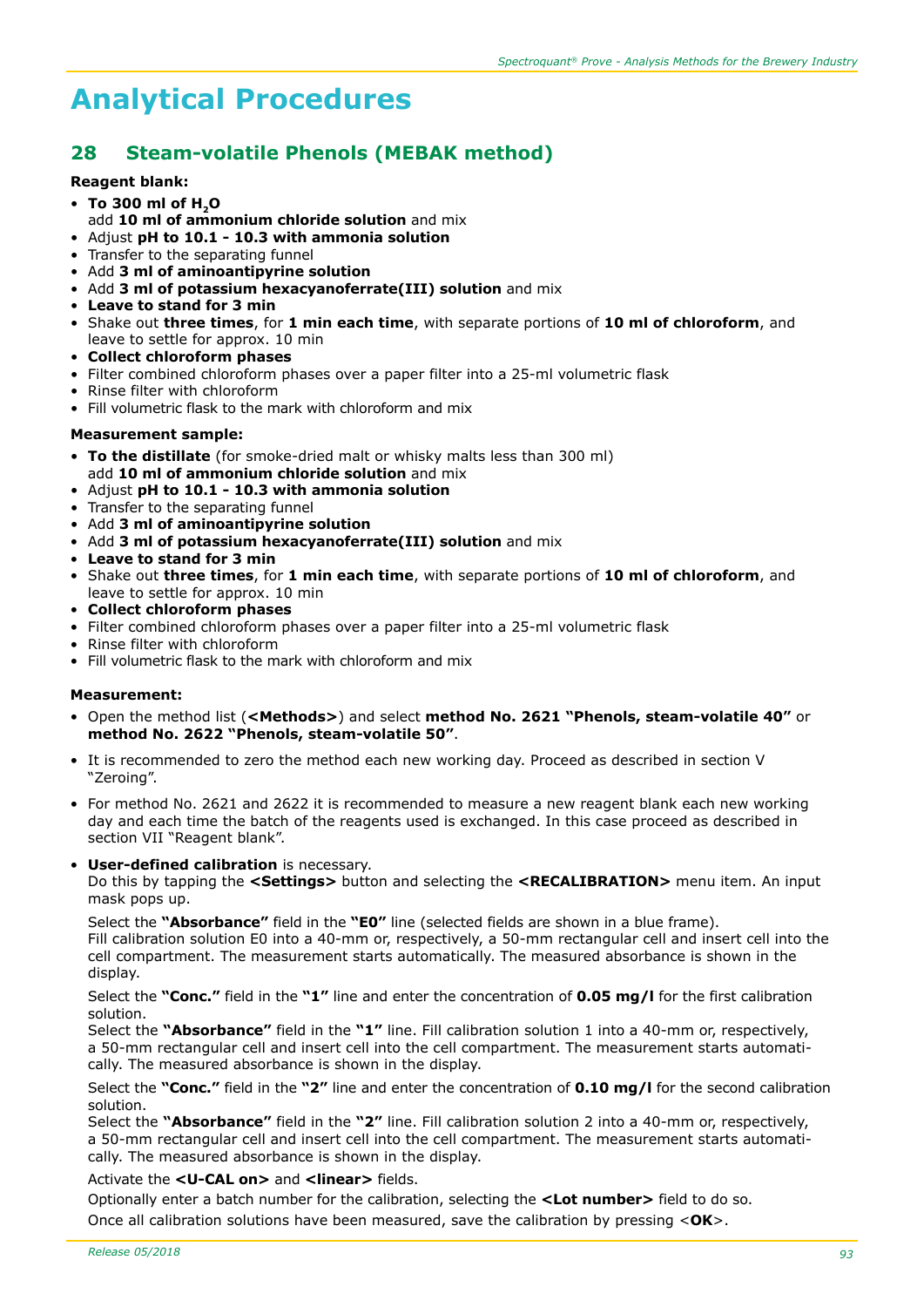# Analytical Procedures

## 28 Steam-volatile Phenols (MEBAK method)

**Reagent blank:**

- **To 300 ml of $H_2O$** add **10 ml of ammonium chloride solution** and mix
- Adjust **pH to 10.1 - 10.3 with ammonia solution**
- Transfer to the separating funnel
- Add **3 ml of aminoantipyrine solution**
- Add **3 ml of potassium hexacyanoferrate(III) solution** and mix
- **Leave to stand for 3 min**
- Shake out **three times**, for **1 min each time**, with separate portions of **10 ml of chloroform**, and leave to settle for approx. 10 min
- **Collect chloroform phases**
- Filter combined chloroform phases over a paper filter into a 25-ml volumetric flask
- Rinse filter with chloroform
- Fill volumetric flask to the mark with chloroform and mix

**Measurement sample:**

- **To the distillate** (for smoke-dried malt or whisky malts less than 300 ml) add **10 ml of ammonium chloride solution** and mix
- Adjust **pH to 10.1 - 10.3 with ammonia solution**
- Transfer to the separating funnel
- Add **3 ml of aminoantipyrine solution**
- Add **3 ml of potassium hexacyanoferrate(III) solution** and mix
- **Leave to stand for 3 min**
- Shake out **three times**, for **1 min each time**, with separate portions of **10 ml of chloroform**, and leave to settle for approx. 10 min
- **Collect chloroform phases**
- Filter combined chloroform phases over a paper filter into a 25-ml volumetric flask
- Rinse filter with chloroform
- Fill volumetric flask to the mark with chloroform and mix

**Measurement:**

- Open the method list (**<Methods>**) and select **method No. 2621 "Phenols, steam-volatile 40"** or **method No. 2622 "Phenols, steam-volatile 50"**.
- It is recommended to zero the method each new working day. Proceed as described in section V "Zeroing".
- For method No. 2621 and 2622 it is recommended to measure a new reagent blank each new working day and each time the batch of the reagents used is exchanged. In this case proceed as described in section VII "Reagent blank".
- **User-defined calibration** is necessary.
  Do this by tapping the **<Settings>** button and selecting the **<RECALIBRATION>** menu item. An input mask pops up.

  Select the **"Absorbance"** field in the **"E0"** line (selected fields are shown in a blue frame).
  Fill calibration solution E0 into a 40-mm or, respectively, a 50-mm rectangular cell and insert cell into the cell compartment. The measurement starts automatically. The measured absorbance is shown in the display.

  Select the **"Conc."** field in the **"1"** line and enter the concentration of **0.05 mg/l** for the first calibration solution.
  Select the **"Absorbance"** field in the **"1"** line. Fill calibration solution 1 into a 40-mm or, respectively, a 50-mm rectangular cell and insert cell into the cell compartment. The measurement starts automatically. The measured absorbance is shown in the display.

  Select the **"Conc."** field in the **"2"** line and enter the concentration of **0.10 mg/l** for the second calibration solution.
  Select the **"Absorbance"** field in the **"2"** line. Fill calibration solution 2 into a 40-mm or, respectively, a 50-mm rectangular cell and insert cell into the cell compartment. The measurement starts automatically. The measured absorbance is shown in the display.

  Activate the **<U-CAL on>** and **<linear>** fields.

  Optionally enter a batch number for the calibration, selecting the **<Lot number>** field to do so.

  Once all calibration solutions have been measured, save the calibration by pressing <**OK**>.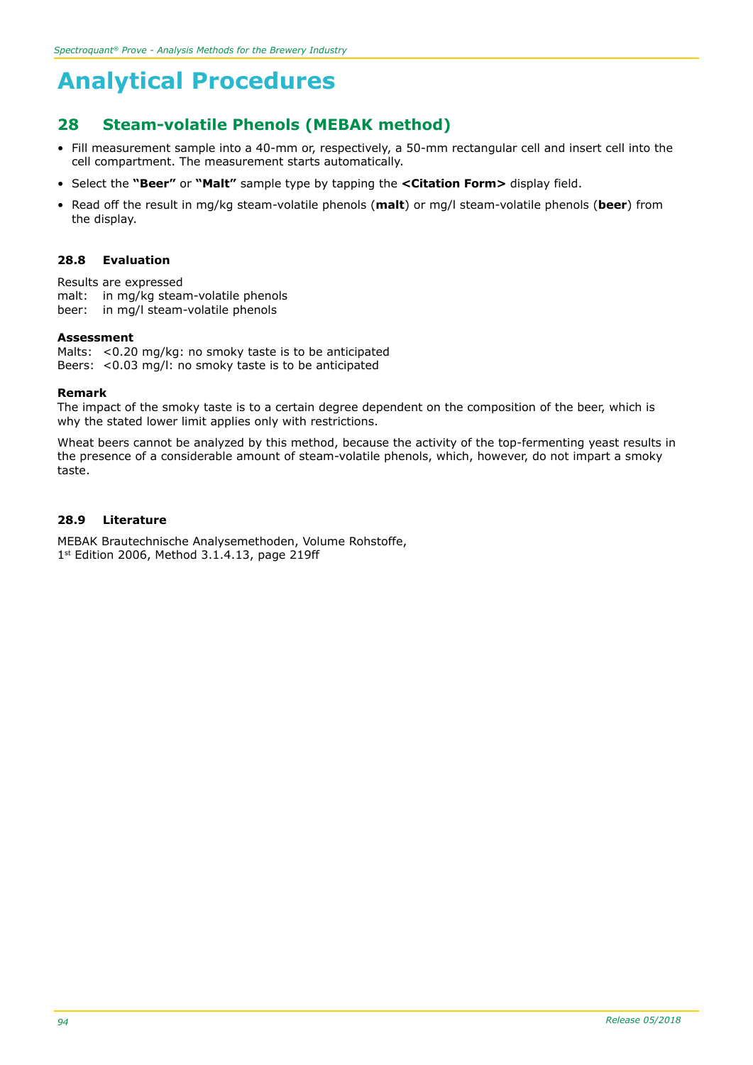# Analytical Procedures

## 28 Steam-volatile Phenols (MEBAK method)

- Fill measurement sample into a 40-mm or, respectively, a 50-mm rectangular cell and insert cell into the cell compartment. The measurement starts automatically.
- Select the **"Beer"** or **"Malt"** sample type by tapping the **<Citation Form>** display field.
- Read off the result in mg/kg steam-volatile phenols (**malt**) or mg/l steam-volatile phenols (**beer**) from the display.

### 28.8 Evaluation

Results are expressed
malt: in mg/kg steam-volatile phenols
beer: in mg/l steam-volatile phenols

**Assessment**
Malts: <0.20 mg/kg: no smoky taste is to be anticipated
Beers: <0.03 mg/l: no smoky taste is to be anticipated

**Remark**
The impact of the smoky taste is to a certain degree dependent on the composition of the beer, which is why the stated lower limit applies only with restrictions.

Wheat beers cannot be analyzed by this method, because the activity of the top-fermenting yeast results in the presence of a considerable amount of steam-volatile phenols, which, however, do not impart a smoky taste.

### 28.9 Literature

MEBAK Brautechnische Analysemethoden, Volume Rohstoffe,
1st Edition 2006, Method 3.1.4.13, page 219ff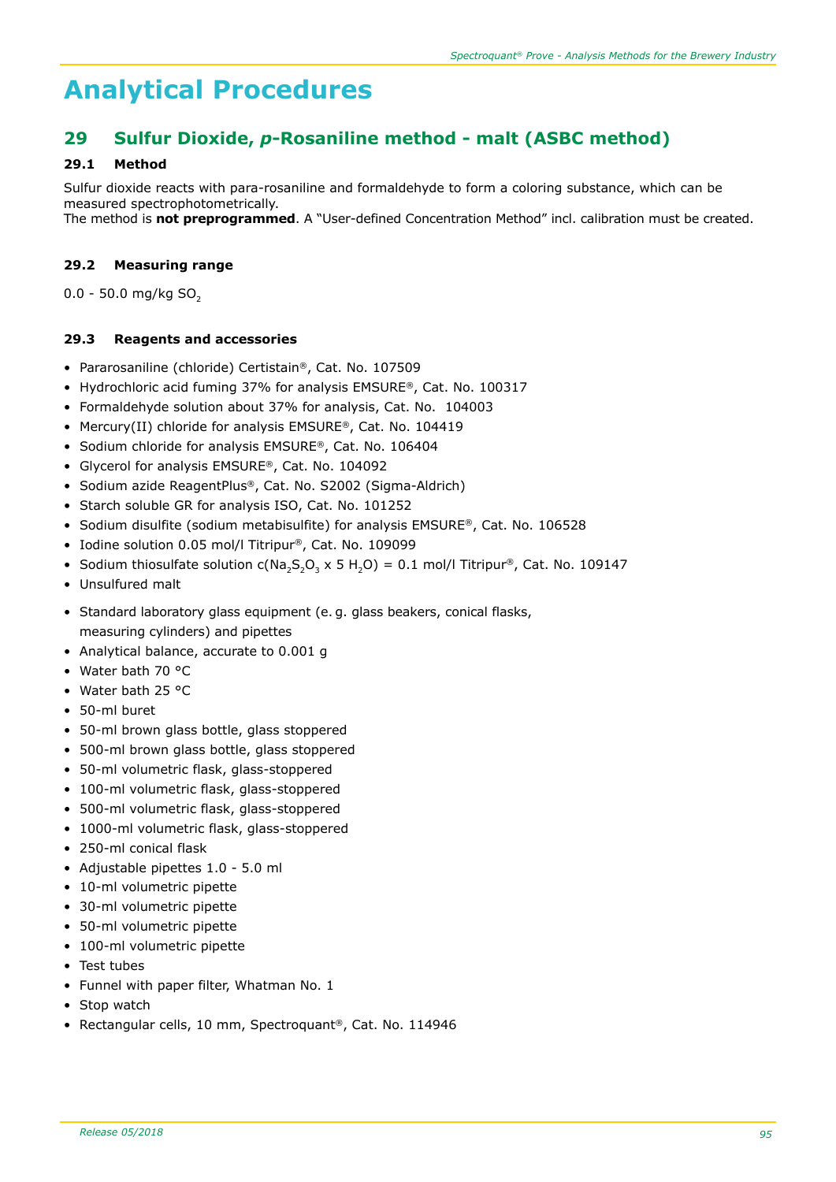# Analytical Procedures

## 29 Sulfur Dioxide, *p*-Rosaniline method - malt (ASBC method)

### 29.1 Method

Sulfur dioxide reacts with para-rosaniline and formaldehyde to form a coloring substance, which can be measured spectrophotometerically.
The method is **not preprogrammed**. A "User-defined Concentration Method" incl. calibration must be created.

### 29.2 Measuring range

0.0 - 50.0 mg/kg $SO_2$

### 29.3 Reagents and accessories

- Pararosaniline (chloride) Certistain®, Cat. No. 107509
- Hydrochloric acid fuming 37% for analysis EMSURE®, Cat. No. 100317
- Formaldehyde solution about 37% for analysis, Cat. No. 104003
- Mercury(II) chloride for analysis EMSURE®, Cat. No. 104419
- Sodium chloride for analysis EMSURE®, Cat. No. 106404
- Glycerol for analysis EMSURE®, Cat. No. 104092
- Sodium azide ReagentPlus®, Cat. No. S2002 (Sigma-Aldrich)
- Starch soluble GR for analysis ISO, Cat. No. 101252
- Sodium disulfite (sodium metabisulfite) for analysis EMSURE®, Cat. No. 106528
- Iodine solution 0.05 mol/l Titripur®, Cat. No. 109099
- Sodium thiosulfate solution c($Na_2S_2O_3$ x 5 $H_2O$) = 0.1 mol/l Titripur®, Cat. No. 109147
- Unsulfured malt

- Standard laboratory glass equipment (e. g. glass beakers, conical flasks, measuring cylinders) and pipettes
- Analytical balance, accurate to 0.001 g
- Water bath 70 °C
- Water bath 25 °C
- 50-ml buret
- 50-ml brown glass bottle, glass stoppered
- 500-ml brown glass bottle, glass stoppered
- 50-ml volumetric flask, glass-stoppered
- 100-ml volumetric flask, glass-stoppered
- 500-ml volumetric flask, glass-stoppered
- 1000-ml volumetric flask, glass-stoppered
- 250-ml conical flask
- Adjustable pipettes 1.0 - 5.0 ml
- 10-ml volumetric pipette
- 30-ml volumetric pipette
- 50-ml volumetric pipette
- 100-ml volumetric pipette
- Test tubes
- Funnel with paper filter, Whatman No. 1
- Stop watch
- Rectangular cells, 10 mm, Spectroquant®, Cat. No. 114946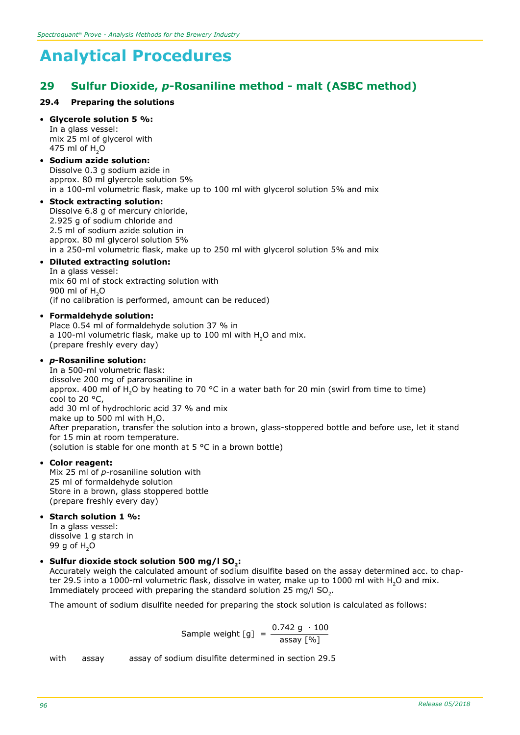# Analytical Procedures

## 29 Sulfur Dioxide, *p*-Rosaniline method - malt (ASBC method)

### 29.4 Preparing the solutions

- **Glycerole solution 5 %:**
  In a glass vessel:
  mix 25 ml of glycerol with
  475 ml of $H_2O$
- **Sodium azide solution:**
  Dissolve 0.3 g sodium azide in
  approx. 80 ml glycerole solution 5%
  in a 100-ml volumetric flask, make up to 100 ml with glycerol solution 5% and mix
- **Stock extracting solution:**
  Dissolve 6.8 g of mercury chloride,
  2.925 g of sodium chloride and
  2.5 ml of sodium azide solution in
  approx. 80 ml glycerol solution 5%
  in a 250-ml volumetric flask, make up to 250 ml with glycerol solution 5% and mix
- **Diluted extracting solution:**
  In a glass vessel:
  mix 60 ml of stock extracting solution with
  900 ml of $H_2O$
  (if no calibration is performed, amount can be reduced)
- **Formaldehyde solution:**
  Place 0.54 ml of formaldehyde solution 37 % in
  a 100-ml volumetric flask, make up to 100 ml with $H_2O$ and mix.
  (prepare freshly every day)
- ***p*-Rosaniline solution:**
  In a 500-ml volumetric flask:
  dissolve 200 mg of pararosaniline in
  approx. 400 ml of $H_2O$ by heating to 70 °C in a water bath for 20 min (swirl from time to time)
  cool to 20 °C,
  add 30 ml of hydrochloric acid 37 % and mix
  make up to 500 ml with $H_2O$.
  After preparation, transfer the solution into a brown, glass-stoppered bottle and before use, let it stand for 15 min at room temperature.
  (solution is stable for one month at 5 °C in a brown bottle)
- **Color reagent:**
  Mix 25 ml of *p*-rosaniline solution with
  25 ml of formaldehyde solution
  Store in a brown, glass stoppered bottle
  (prepare freshly every day)
- **Starch solution 1 %:**
  In a glass vessel:
  dissolve 1 g starch in
  99 g of $H_2O$
- **Sulfur dioxide stock solution 500 mg/l $SO_2$:**
  Accurately weigh the calculated amount of sodium disulfite based on the assay determined acc. to chapter 29.5 into a 1000-ml volumetric flask, dissolve in water, make up to 1000 ml with $H_2O$ and mix. Immediately proceed with preparing the standard solution 25 mg/l $SO_2$.

  The amount of sodium disulfite needed for preparing the stock solution is calculated as follows:

$$\text{Sample weight [g]} = \frac{0.742\text{ g} \cdot 100}{\text{assay [\%]}}$$

with assay: assay of sodium disulfite determined in section 29.5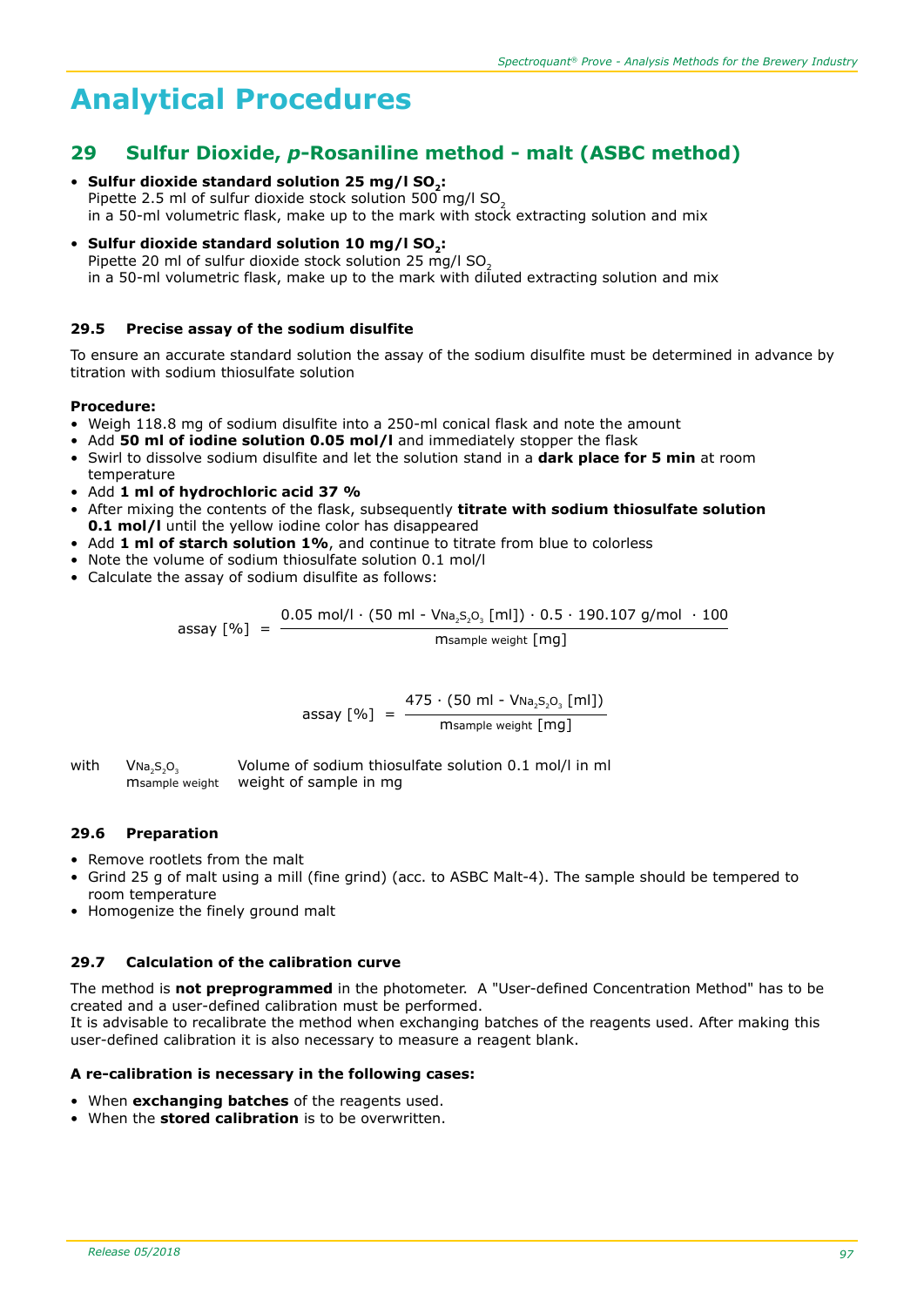# Analytical Procedures

## 29 Sulfur Dioxide, *p*-Rosaniline method - malt (ASBC method)

- **Sulfur dioxide standard solution 25 mg/l $SO_2$:**
  Pipette 2.5 ml of sulfur dioxide stock solution 500 mg/l $SO_2$
  in a 50-ml volumetric flask, make up to the mark with stock extracting solution and mix
- **Sulfur dioxide standard solution 10 mg/l $SO_2$:**
  Pipette 20 ml of sulfur dioxide stock solution 25 mg/l $SO_2$
  in a 50-ml volumetric flask, make up to the mark with diluted extracting solution and mix

### 29.5 Precise assay of the sodium disulfite

To ensure an accurate standard solution the assay of the sodium disulfite must be determined in advance by titration with sodium thiosulfate solution

**Procedure:**

- Weigh 118.8 mg of sodium disulfite into a 250-ml conical flask and note the amount
- Add **50 ml of iodine solution 0.05 mol/l** and immediately stopper the flask
- Swirl to dissolve sodium disulfite and let the solution stand in a **dark place for 5 min** at room temperature
- Add **1 ml of hydrochloric acid 37 %**
- After mixing the contents of the flask, subsequently **titrate with sodium thiosulfate solution 0.1 mol/l** until the yellow iodine color has disappeared
- Add **1 ml of starch solution 1%**, and continue to titrate from blue to colorless
- Note the volume of sodium thiosulfate solution 0.1 mol/l
- Calculate the assay of sodium disulfite as follows:

$$\text{assay [\%]} = \frac{0.05\ \text{mol/l} \cdot (50\ \text{ml} - V_{Na_2S_2O_3}\ [\text{ml}]) \cdot 0.5 \cdot 190.107\ \text{g/mol} \cdot 100}{m_{\text{sample weight}}\ [\text{mg}]}$$

$$\text{assay [\%]} = \frac{475 \cdot (50\ \text{ml} - V_{Na_2S_2O_3}\ [\text{ml}])}{m_{\text{sample weight}}\ [\text{mg}]}$$

with $V_{Na_2S_2O_3}$ Volume of sodium thiosulfate solution 0.1 mol/l in ml
$m_{\text{sample weight}}$ weight of sample in mg

### 29.6 Preparation

- Remove rootlets from the malt
- Grind 25 g of malt using a mill (fine grind) (acc. to ASBC Malt-4). The sample should be tempered to room temperature
- Homogenize the finely ground malt

### 29.7 Calculation of the calibration curve

The method is **not preprogrammed** in the photometer. A "User-defined Concentration Method" has to be created and a user-defined calibration must be performed.
It is advisable to recalibrate the method when exchanging batches of the reagents used. After making this user-defined calibration it is also necessary to measure a reagent blank.

**A re-calibration is necessary in the following cases:**

- When **exchanging batches** of the reagents used.
- When the **stored calibration** is to be overwritten.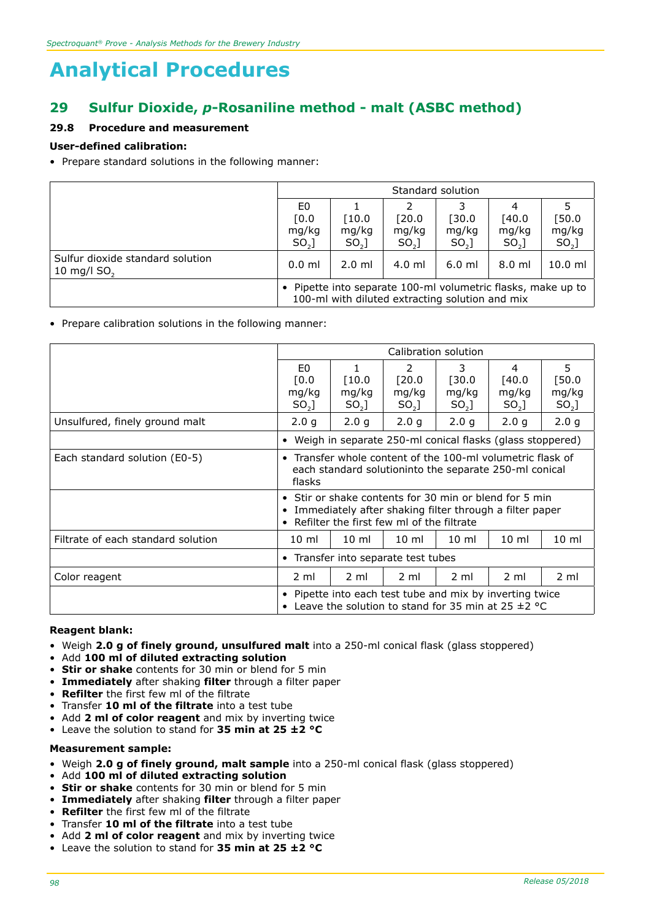# Analytical Procedures

## 29 Sulfur Dioxide, *p*-Rosaniline method - malt (ASBC method)

### 29.8 Procedure and measurement

**User-defined calibration:**

- Prepare standard solutions in the following manner:

| | Standard solution | | | | | |
|---|---|---|---|---|---|---|
| | E0 [0.0 mg/kg $SO_2$] | 1 [10.0 mg/kg $SO_2$] | 2 [20.0 mg/kg $SO_2$] | 3 [30.0 mg/kg $SO_2$] | 4 [40.0 mg/kg $SO_2$] | 5 [50.0 mg/kg $SO_2$] |
| Sulfur dioxide standard solution 10 mg/l $SO_2$ | 0.0 ml | 2.0 ml | 4.0 ml | 6.0 ml | 8.0 ml | 10.0 ml |
| | • Pipette into separate 100-ml volumetric flasks, make up to 100-ml with diluted extracting solution and mix | | | | | |

- Prepare calibration solutions in the following manner:

| | Calibration solution | | | | | |
|---|---|---|---|---|---|---|
| | E0 [0.0 mg/kg $SO_2$] | 1 [10.0 mg/kg $SO_2$] | 2 [20.0 mg/kg $SO_2$] | 3 [30.0 mg/kg $SO_2$] | 4 [40.0 mg/kg $SO_2$] | 5 [50.0 mg/kg $SO_2$] |
| Unsulfured, finely ground malt | 2.0 g | 2.0 g | 2.0 g | 2.0 g | 2.0 g | 2.0 g |
| | • Weigh in separate 250-ml conical flasks (glass stoppered) | | | | | |
| Each standard solution (E0-5) | • Transfer whole content of the 100-ml volumetric flask of each standard solutioninto the separate 250-ml conical flasks | | | | | |
| | • Stir or shake contents for 30 min or blend for 5 min • Immediately after shaking filter through a filter paper • Refilter the first few ml of the filtrate | | | | | |
| Filtrate of each standard solution | 10 ml | 10 ml | 10 ml | 10 ml | 10 ml | 10 ml |
| | • Transfer into separate test tubes | | | | | |
| Color reagent | 2 ml | 2 ml | 2 ml | 2 ml | 2 ml | 2 ml |
| | • Pipette into each test tube and mix by inverting twice • Leave the solution to stand for 35 min at 25 ±2 °C | | | | | |

**Reagent blank:**

- Weigh **2.0 g of finely ground, unsulfured malt** into a 250-ml conical flask (glass stoppered)
- Add **100 ml of diluted extracting solution**
- **Stir or shake** contents for 30 min or blend for 5 min
- **Immediately** after shaking **filter** through a filter paper
- **Refilter** the first few ml of the filtrate
- Transfer **10 ml of the filtrate** into a test tube
- Add **2 ml of color reagent** and mix by inverting twice
- Leave the solution to stand for **35 min at 25 ±2 °C**

**Measurement sample:**

- Weigh **2.0 g of finely ground, malt sample** into a 250-ml conical flask (glass stoppered)
- Add **100 ml of diluted extracting solution**
- **Stir or shake** contents for 30 min or blend for 5 min
- **Immediately** after shaking **filter** through a filter paper
- **Refilter** the first few ml of the filtrate
- Transfer **10 ml of the filtrate** into a test tube
- Add **2 ml of color reagent** and mix by inverting twice
- Leave the solution to stand for **35 min at 25 ±2 °C**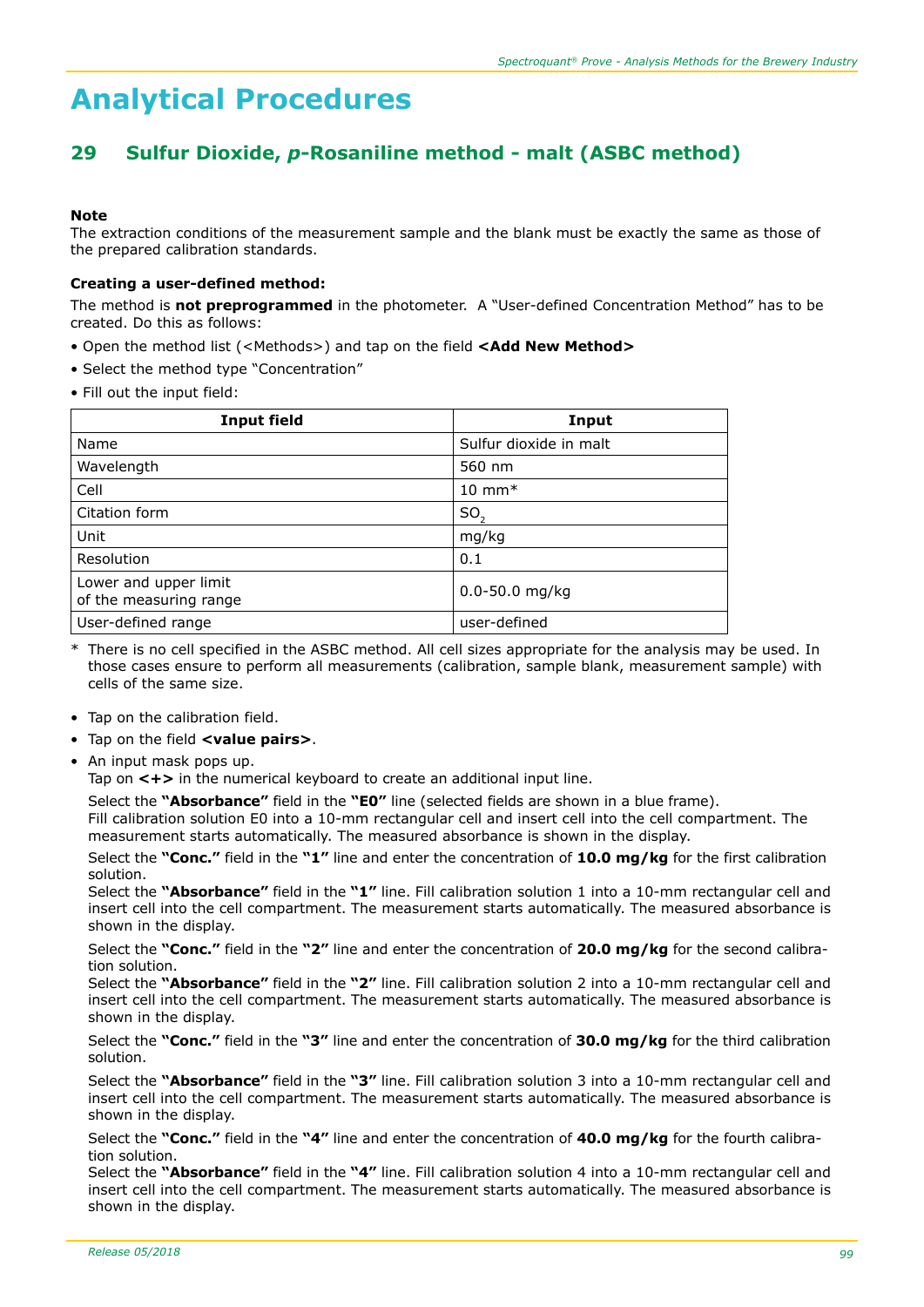# Analytical Procedures

## 29 Sulfur Dioxide, *p*-Rosaniline method - malt (ASBC method)

**Note**

The extraction conditions of the measurement sample and the blank must be exactly the same as those of the prepared calibration standards.

**Creating a user-defined method:**

The method is **not preprogrammed** in the photometer. A "User-defined Concentration Method" has to be created. Do this as follows:

- Open the method list (<Methods>) and tap on the field **<Add New Method>**
- Select the method type "Concentration"
- Fill out the input field:

| Input field | Input |
|---|---|
| Name | Sulfur dioxide in malt |
| Wavelength | 560 nm |
| Cell | 10 mm* |
| Citation form | $SO_2$ |
| Unit | mg/kg |
| Resolution | 0.1 |
| Lower and upper limit of the measuring range | 0.0-50.0 mg/kg |
| User-defined range | user-defined |

\* There is no cell specified in the ASBC method. All cell sizes appropriate for the analysis may be used. In those cases ensure to perform all measurements (calibration, sample blank, measurement sample) with cells of the same size.

- Tap on the calibration field.
- Tap on the field **<value pairs>**.
- An input mask pops up.
  Tap on **<+>** in the numerical keyboard to create an additional input line.

  Select the **"Absorbance"** field in the **"E0"** line (selected fields are shown in a blue frame).
  Fill calibration solution E0 into a 10-mm rectangular cell and insert cell into the cell compartment. The measurement starts automatically. The measured absorbance is shown in the display.

  Select the **"Conc."** field in the **"1"** line and enter the concentration of **10.0 mg/kg** for the first calibration solution.
  Select the **"Absorbance"** field in the **"1"** line. Fill calibration solution 1 into a 10-mm rectangular cell and insert cell into the cell compartment. The measurement starts automatically. The measured absorbance is shown in the display.

  Select the **"Conc."** field in the **"2"** line and enter the concentration of **20.0 mg/kg** for the second calibration solution.
  Select the **"Absorbance"** field in the **"2"** line. Fill calibration solution 2 into a 10-mm rectangular cell and insert cell into the cell compartment. The measurement starts automatically. The measured absorbance is shown in the display.

  Select the **"Conc."** field in the **"3"** line and enter the concentration of **30.0 mg/kg** for the third calibration solution.

  Select the **"Absorbance"** field in the **"3"** line. Fill calibration solution 3 into a 10-mm rectangular cell and insert cell into the cell compartment. The measurement starts automatically. The measured absorbance is shown in the display.

  Select the **"Conc."** field in the **"4"** line and enter the concentration of **40.0 mg/kg** for the fourth calibration solution.
  Select the **"Absorbance"** field in the **"4"** line. Fill calibration solution 4 into a 10-mm rectangular cell and insert cell into the cell compartment. The measurement starts automatically. The measured absorbance is shown in the display.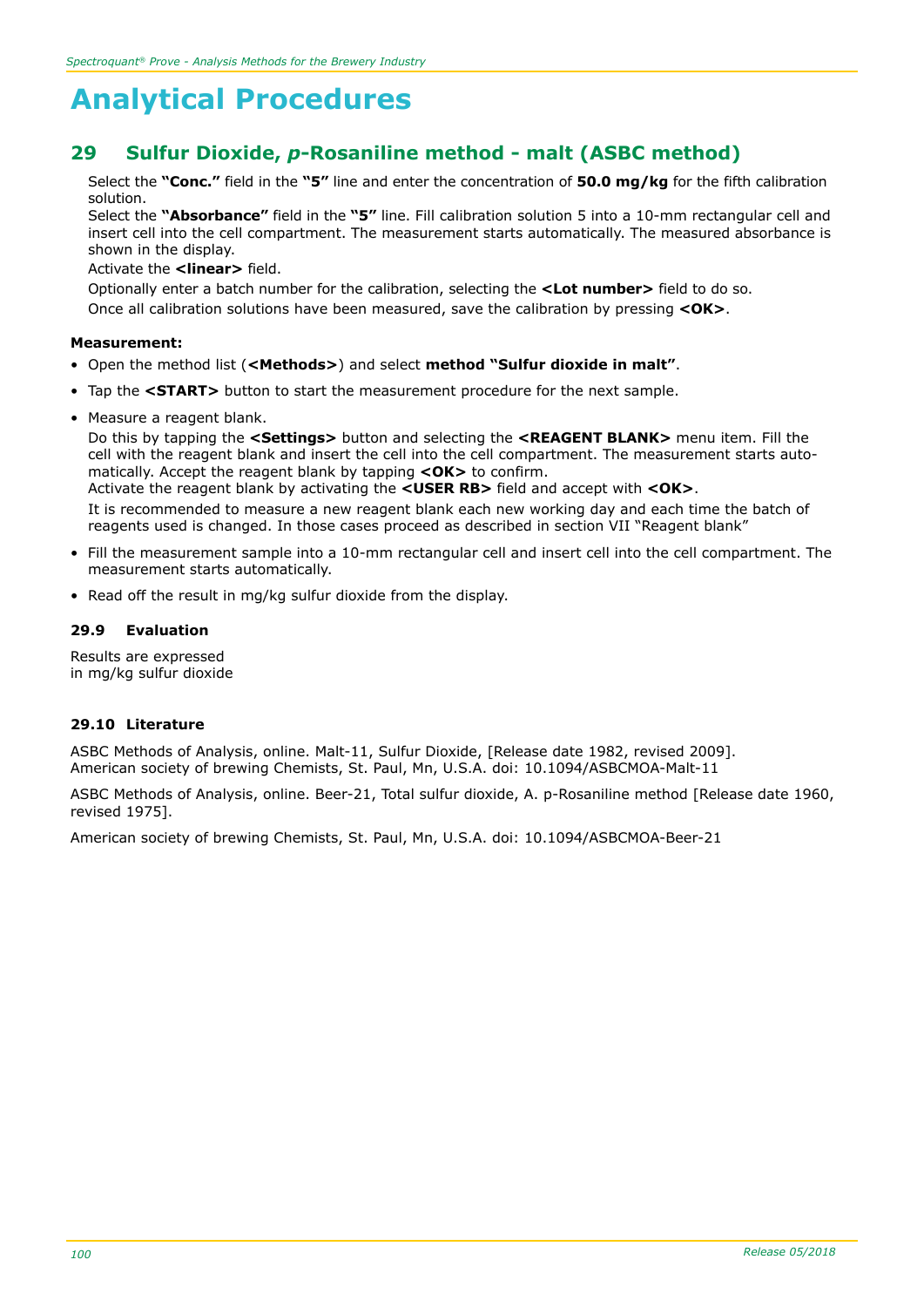# Analytical Procedures

## 29 Sulfur Dioxide, *p*-Rosaniline method - malt (ASBC method)

Select the **"Conc."** field in the **"5"** line and enter the concentration of **50.0 mg/kg** for the fifth calibration solution.

Select the **"Absorbance"** field in the **"5"** line. Fill calibration solution 5 into a 10-mm rectangular cell and insert cell into the cell compartment. The measurement starts automatically. The measured absorbance is shown in the display.

Activate the **<linear>** field.

Optionally enter a batch number for the calibration, selecting the **<Lot number>** field to do so.

Once all calibration solutions have been measured, save the calibration by pressing **<OK>**.

**Measurement:**

- Open the method list (**<Methods>**) and select **method "Sulfur dioxide in malt"**.
- Tap the **<START>** button to start the measurement procedure for the next sample.
- Measure a reagent blank.

  Do this by tapping the **<Settings>** button and selecting the **<REAGENT BLANK>** menu item. Fill the cell with the reagent blank and insert the cell into the cell compartment. The measurement starts automatically. Accept the reagent blank by tapping **<OK>** to confirm.

  Activate the reagent blank by activating the **<USER RB>** field and accept with **<OK>**.

  It is recommended to measure a new reagent blank each new working day and each time the batch of reagents used is changed. In those cases proceed as described in section VII "Reagent blank"
- Fill the measurement sample into a 10-mm rectangular cell and insert cell into the cell compartment. The measurement starts automatically.
- Read off the result in mg/kg sulfur dioxide from the display.

### 29.9 Evaluation

Results are expressed
in mg/kg sulfur dioxide

### 29.10 Literature

ASBC Methods of Analysis, online. Malt-11, Sulfur Dioxide, [Release date 1982, revised 2009].
American society of brewing Chemists, St. Paul, Mn, U.S.A. doi: 10.1094/ASBCMOA-Malt-11

ASBC Methods of Analysis, online. Beer-21, Total sulfur dioxide, A. p-Rosaniline method [Release date 1960, revised 1975].

American society of brewing Chemists, St. Paul, Mn, U.S.A. doi: 10.1094/ASBCMOA-Beer-21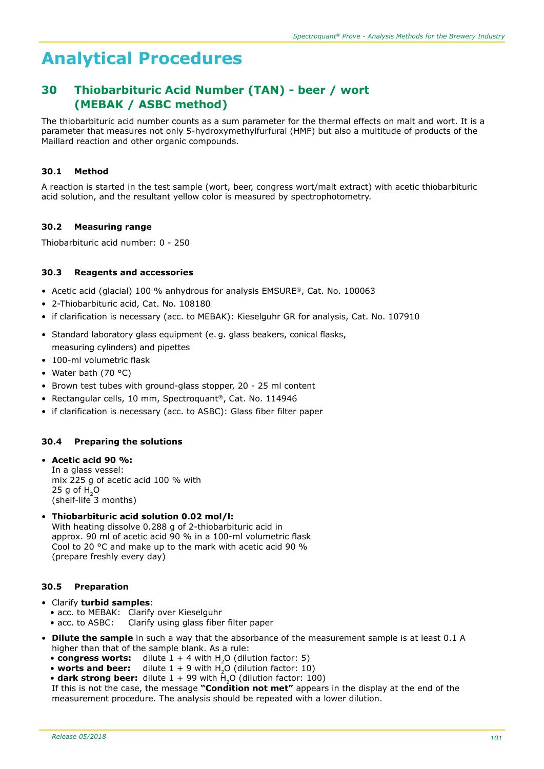# Analytical Procedures

## 30 Thiobarbituric Acid Number (TAN) - beer / wort (MEBAK / ASBC method)

The thiobarbituric acid number counts as a sum parameter for the thermal effects on malt and wort. It is a parameter that measures not only 5-hydroxymethylfurfural (HMF) but also a multitude of products of the Maillard reaction and other organic compounds.

### 30.1 Method

A reaction is started in the test sample (wort, beer, congress wort/malt extract) with acetic thiobarbituric acid solution, and the resultant yellow color is measured by spectrophotometry.

### 30.2 Measuring range

Thiobarbituric acid number: 0 - 250

### 30.3 Reagents and accessories

- Acetic acid (glacial) 100 % anhydrous for analysis EMSURE®, Cat. No. 100063
- 2-Thiobarbituric acid, Cat. No. 108180
- if clarification is necessary (acc. to MEBAK): Kieselguhr GR for analysis, Cat. No. 107910

- Standard laboratory glass equipment (e. g. glass beakers, conical flasks, measuring cylinders) and pipettes
- 100-ml volumetric flask
- Water bath (70 °C)
- Brown test tubes with ground-glass stopper, 20 - 25 ml content
- Rectangular cells, 10 mm, Spectroquant®, Cat. No. 114946
- if clarification is necessary (acc. to ASBC): Glass fiber filter paper

### 30.4 Preparing the solutions

- **Acetic acid 90 %:**
  In a glass vessel:
  mix 225 g of acetic acid 100 % with
  25 g of $H_2O$
  (shelf-life 3 months)

- **Thiobarbituric acid solution 0.02 mol/l:**
  With heating dissolve 0.288 g of 2-thiobarbituric acid in approx. 90 ml of acetic acid 90 % in a 100-ml volumetric flask
  Cool to 20 °C and make up to the mark with acetic acid 90 %
  (prepare freshly every day)

### 30.5 Preparation

- Clarify **turbid samples**:
  - acc. to MEBAK: Clarify over Kieselguhr
  - acc. to ASBC: Clarify using glass fiber filter paper

- **Dilute the sample** in such a way that the absorbance of the measurement sample is at least 0.1 A higher than that of the sample blank. As a rule:
  - **congress worts:** dilute 1 + 4 with $H_2O$ (dilution factor: 5)
  - **worts and beer:** dilute 1 + 9 with $H_2O$ (dilution factor: 10)
  - **dark strong beer:** dilute 1 + 99 with $H_2O$ (dilution factor: 100)

  If this is not the case, the message **"Condition not met"** appears in the display at the end of the measurement procedure. The analysis should be repeated with a lower dilution.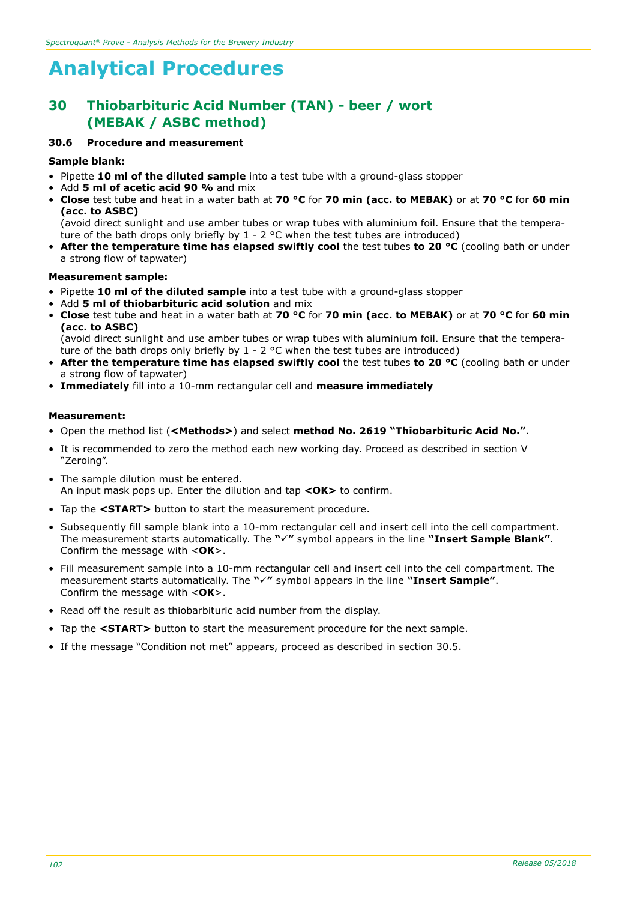# Analytical Procedures

## 30 Thiobarbituric Acid Number (TAN) - beer / wort (MEBAK / ASBC method)

### 30.6 Procedure and measurement

**Sample blank:**

- Pipette **10 ml of the diluted sample** into a test tube with a ground-glass stopper
- Add **5 ml of acetic acid 90 %** and mix
- **Close** test tube and heat in a water bath at **70 °C** for **70 min (acc. to MEBAK)** or at **70 °C** for **60 min (acc. to ASBC)**
  (avoid direct sunlight and use amber tubes or wrap tubes with aluminium foil. Ensure that the temperature of the bath drops only briefly by 1 - 2 °C when the test tubes are introduced)
- **After the temperature time has elapsed swiftly cool** the test tubes **to 20 °C** (cooling bath or under a strong flow of tapwater)

**Measurement sample:**

- Pipette **10 ml of the diluted sample** into a test tube with a ground-glass stopper
- Add **5 ml of thiobarbituric acid solution** and mix
- **Close** test tube and heat in a water bath at **70 °C** for **70 min (acc. to MEBAK)** or at **70 °C** for **60 min (acc. to ASBC)**
  (avoid direct sunlight and use amber tubes or wrap tubes with aluminium foil. Ensure that the temperature of the bath drops only briefly by 1 - 2 °C when the test tubes are introduced)
- **After the temperature time has elapsed swiftly cool** the test tubes **to 20 °C** (cooling bath or under a strong flow of tapwater)
- **Immediately** fill into a 10-mm rectangular cell and **measure immediately**

**Measurement:**

- Open the method list (**<Methods>**) and select **method No. 2619 "Thiobarbituric Acid No."**.
- It is recommended to zero the method each new working day. Proceed as described in section V "Zeroing".
- The sample dilution must be entered.
  An input mask pops up. Enter the dilution and tap **<OK>** to confirm.
- Tap the **<START>** button to start the measurement procedure.
- Subsequently fill sample blank into a 10-mm rectangular cell and insert cell into the cell compartment. The measurement starts automatically. The **"✓"** symbol appears in the line **"Insert Sample Blank"**. Confirm the message with <**OK**>.
- Fill measurement sample into a 10-mm rectangular cell and insert cell into the cell compartment. The measurement starts automatically. The **"✓"** symbol appears in the line **"Insert Sample"**. Confirm the message with <**OK**>.
- Read off the result as thiobarbituric acid number from the display.
- Tap the **<START>** button to start the measurement procedure for the next sample.
- If the message "Condition not met" appears, proceed as described in section 30.5.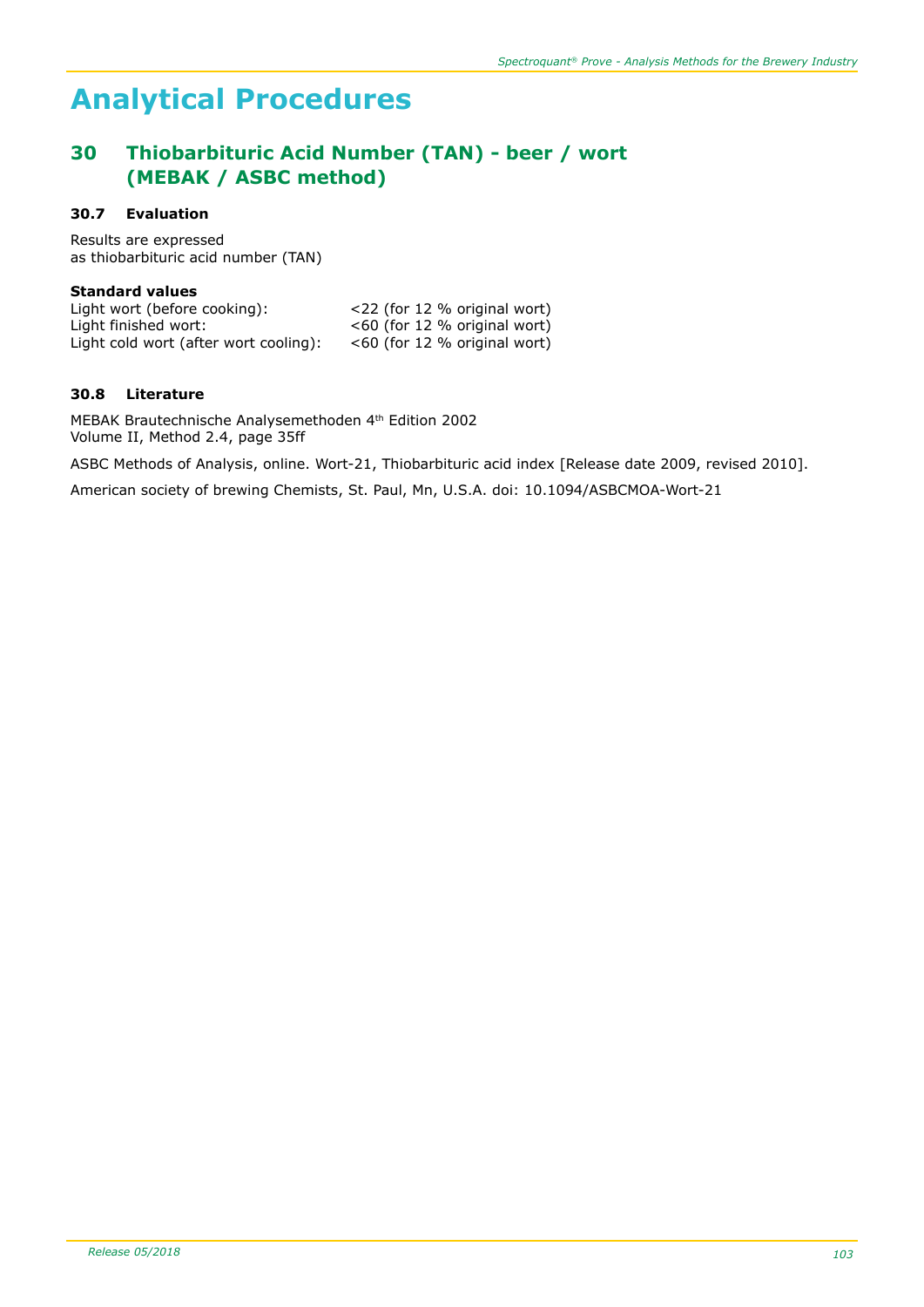# Analytical Procedures

## 30 Thiobarbituric Acid Number (TAN) - beer / wort (MEBAK / ASBC method)

### 30.7 Evaluation

Results are expressed
as thiobarbituric acid number (TAN)

**Standard values**

| | |
|---|---|
| Light wort (before cooking): | <22 (for 12 % original wort) |
| Light finished wort: | <60 (for 12 % original wort) |
| Light cold wort (after wort cooling): | <60 (for 12 % original wort) |

### 30.8 Literature

MEBAK Brautechnische Analysemethoden 4th Edition 2002
Volume II, Method 2.4, page 35ff

ASBC Methods of Analysis, online. Wort-21, Thiobarbituric acid index [Release date 2009, revised 2010].

American society of brewing Chemists, St. Paul, Mn, U.S.A. doi: 10.1094/ASBCMOA-Wort-21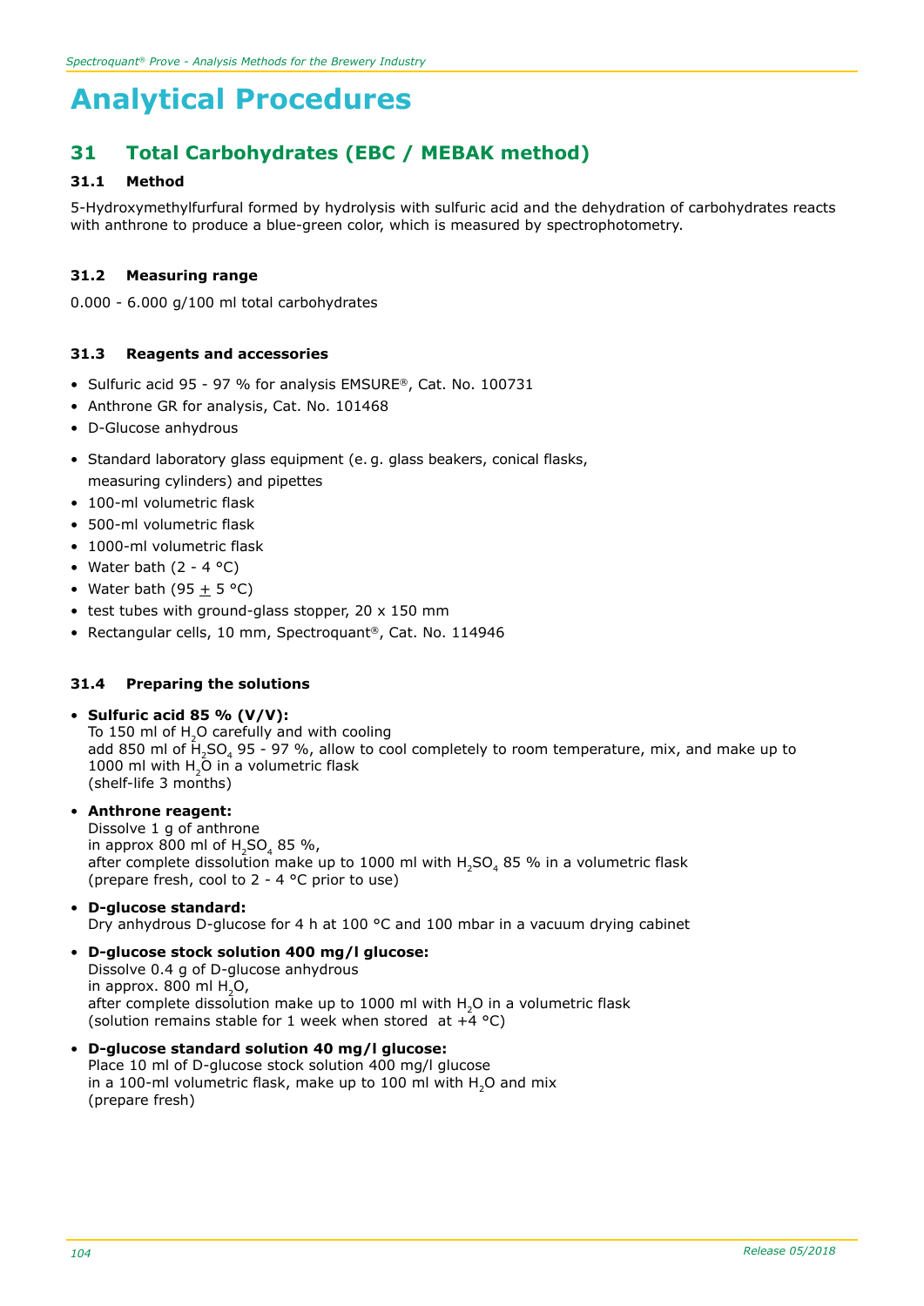# Analytical Procedures

## 31 Total Carbohydrates (EBC / MEBAK method)

### 31.1 Method

5-Hydroxymethylfurfural formed by hydrolysis with sulfuric acid and the dehydration of carbohydrates reacts with anthrone to produce a blue-green color, which is measured by spectrophotometry.

### 31.2 Measuring range

0.000 - 6.000 g/100 ml total carbohydrates

### 31.3 Reagents and accessories

- Sulfuric acid 95 - 97 % for analysis EMSURE®, Cat. No. 100731
- Anthrone GR for analysis, Cat. No. 101468
- D-Glucose anhydrous
- Standard laboratory glass equipment (e. g. glass beakers, conical flasks, measuring cylinders) and pipettes
- 100-ml volumetric flask
- 500-ml volumetric flask
- 1000-ml volumetric flask
- Water bath (2 - 4 °C)
- Water bath (95 ± 5 °C)
- test tubes with ground-glass stopper, 20 x 150 mm
- Rectangular cells, 10 mm, Spectroquant®, Cat. No. 114946

### 31.4 Preparing the solutions

- **Sulfuric acid 85 % (V/V):**
  To 150 ml of $H_2O$ carefully and with cooling
  add 850 ml of $H_2SO_4$ 95 - 97 %, allow to cool completely to room temperature, mix, and make up to 1000 ml with $H_2O$ in a volumetric flask
  (shelf-life 3 months)
- **Anthrone reagent:**
  Dissolve 1 g of anthrone
  in approx 800 ml of $H_2SO_4$ 85 %,
  after complete dissolution make up to 1000 ml with $H_2SO_4$ 85 % in a volumetric flask
  (prepare fresh, cool to 2 - 4 °C prior to use)
- **D-glucose standard:**
  Dry anhydrous D-glucose for 4 h at 100 °C and 100 mbar in a vacuum drying cabinet
- **D-glucose stock solution 400 mg/l glucose:**
  Dissolve 0.4 g of D-glucose anhydrous
  in approx. 800 ml $H_2O$,
  after complete dissolution make up to 1000 ml with $H_2O$ in a volumetric flask
  (solution remains stable for 1 week when stored at +4 °C)
- **D-glucose standard solution 40 mg/l glucose:**
  Place 10 ml of D-glucose stock solution 400 mg/l glucose
  in a 100-ml volumetric flask, make up to 100 ml with $H_2O$ and mix
  (prepare fresh)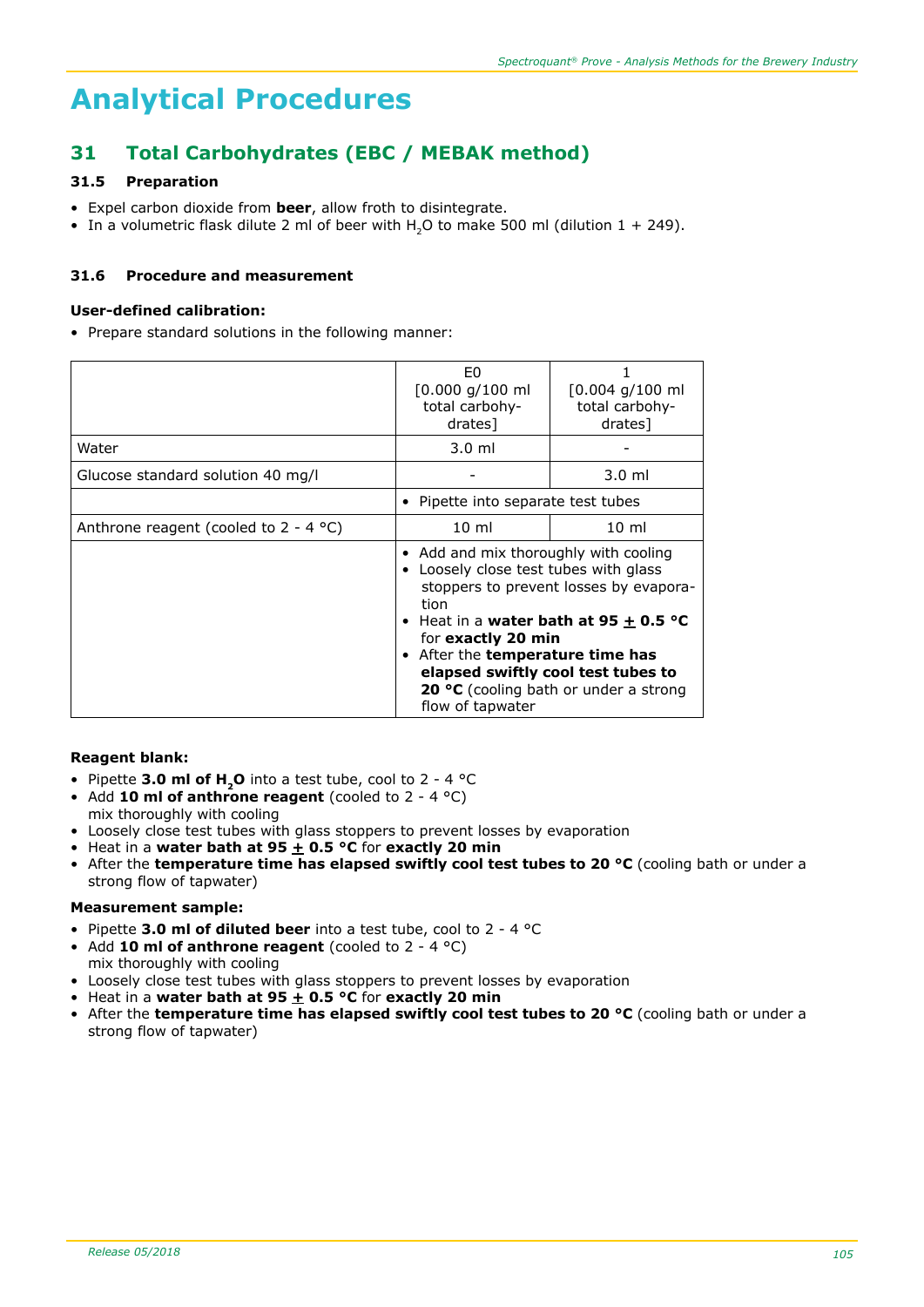# Analytical Procedures

## 31 Total Carbohydrates (EBC / MEBAK method)

### 31.5 Preparation

- Expel carbon dioxide from **beer**, allow froth to disintegrate.
- In a volumetric flask dilute 2 ml of beer with $H_2O$ to make 500 ml (dilution 1 + 249).

### 31.6 Procedure and measurement

**User-defined calibration:**

- Prepare standard solutions in the following manner:

| | E0 [0.000 g/100 ml total carbohydrates] | 1 [0.004 g/100 ml total carbohydrates] |
|---|---|---|
| Water | 3.0 ml | - |
| Glucose standard solution 40 mg/l | - | 3.0 ml |
| | • Pipette into separate test tubes | |
| Anthrone reagent (cooled to 2 - 4 °C) | 10 ml | 10 ml |
| | • Add and mix thoroughly with cooling<br>• Loosely close test tubes with glass stoppers to prevent losses by evaporation<br>• Heat in a **water bath at 95 ± 0.5 °C** for **exactly 20 min**<br>• After the **temperature time has elapsed swiftly cool test tubes to 20 °C** (cooling bath or under a strong flow of tapwater) | |

**Reagent blank:**

- Pipette **3.0 ml of $H_2O$** into a test tube, cool to 2 - 4 °C
- Add **10 ml of anthrone reagent** (cooled to 2 - 4 °C)
  mix thoroughly with cooling
- Loosely close test tubes with glass stoppers to prevent losses by evaporation
- Heat in a **water bath at 95 ± 0.5 °C** for **exactly 20 min**
- After the **temperature time has elapsed swiftly cool test tubes to 20 °C** (cooling bath or under a strong flow of tapwater)

**Measurement sample:**

- Pipette **3.0 ml of diluted beer** into a test tube, cool to 2 - 4 °C
- Add **10 ml of anthrone reagent** (cooled to 2 - 4 °C)
  mix thoroughly with cooling
- Loosely close test tubes with glass stoppers to prevent losses by evaporation
- Heat in a **water bath at 95 ± 0.5 °C** for **exactly 20 min**
- After the **temperature time has elapsed swiftly cool test tubes to 20 °C** (cooling bath or under a strong flow of tapwater)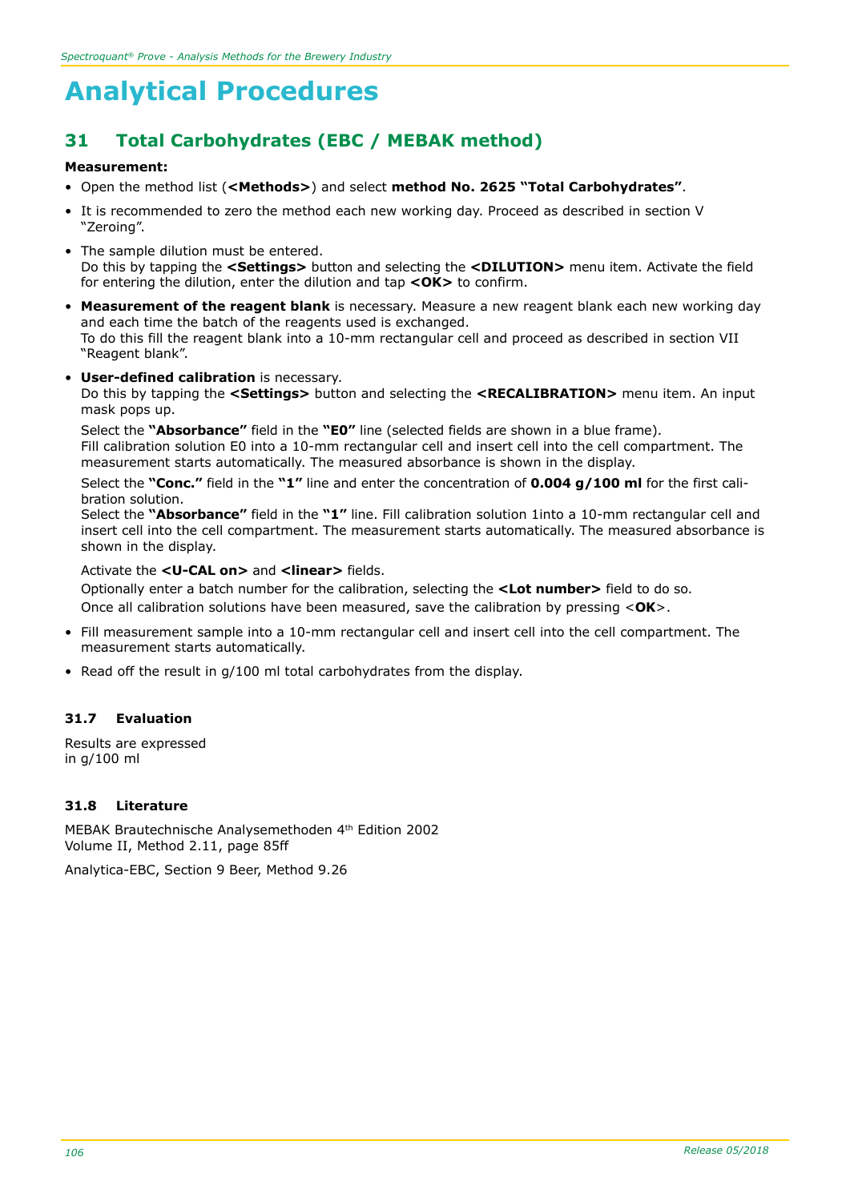# Analytical Procedures

## 31 Total Carbohydrates (EBC / MEBAK method)

**Measurement:**

- Open the method list (**<Methods>**) and select **method No. 2625 "Total Carbohydrates"**.
- It is recommended to zero the method each new working day. Proceed as described in section V "Zeroing".
- The sample dilution must be entered.
  Do this by tapping the **<Settings>** button and selecting the **<DILUTION>** menu item. Activate the field for entering the dilution, enter the dilution and tap **<OK>** to confirm.
- **Measurement of the reagent blank** is necessary. Measure a new reagent blank each new working day and each time the batch of the reagents used is exchanged.
  To do this fill the reagent blank into a 10-mm rectangular cell and proceed as described in section VII "Reagent blank".
- **User-defined calibration** is necessary.
  Do this by tapping the **<Settings>** button and selecting the **<RECALIBRATION>** menu item. An input mask pops up.

  Select the **"Absorbance"** field in the **"E0"** line (selected fields are shown in a blue frame).
  Fill calibration solution E0 into a 10-mm rectangular cell and insert cell into the cell compartment. The measurement starts automatically. The measured absorbance is shown in the display.

  Select the **"Conc."** field in the **"1"** line and enter the concentration of **0.004 g/100 ml** for the first calibration solution.
  Select the **"Absorbance"** field in the **"1"** line. Fill calibration solution 1into a 10-mm rectangular cell and insert cell into the cell compartment. The measurement starts automatically. The measured absorbance is shown in the display.

  Activate the **<U-CAL on>** and **<linear>** fields.
  Optionally enter a batch number for the calibration, selecting the **<Lot number>** field to do so.
  Once all calibration solutions have been measured, save the calibration by pressing <**OK**>.
- Fill measurement sample into a 10-mm rectangular cell and insert cell into the cell compartment. The measurement starts automatically.
- Read off the result in g/100 ml total carbohydrates from the display.

### 31.7 Evaluation

Results are expressed
in g/100 ml

### 31.8 Literature

MEBAK Brautechnische Analysemethoden 4th Edition 2002
Volume II, Method 2.11, page 85ff

Analytica-EBC, Section 9 Beer, Method 9.26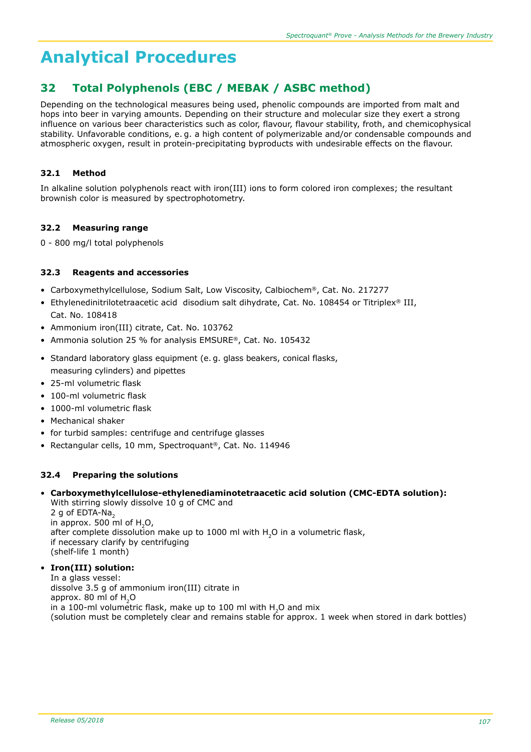# Analytical Procedures

## 32 Total Polyphenols (EBC / MEBAK / ASBC method)

Depending on the technological measures being used, phenolic compounds are imported from malt and hops into beer in varying amounts. Depending on their structure and molecular size they exert a strong influence on various beer characteristics such as color, flavour, flavour stability, froth, and chemicophysical stability. Unfavorable conditions, e. g. a high content of polymerizable and/or condensable compounds and atmospheric oxygen, result in protein-precipitating byproducts with undesirable effects on the flavour.

### 32.1 Method

In alkaline solution polyphenols react with iron(III) ions to form colored iron complexes; the resultant brownish color is measured by spectrophotometry.

### 32.2 Measuring range

0 - 800 mg/l total polyphenols

### 32.3 Reagents and accessories

- Carboxymethylcellulose, Sodium Salt, Low Viscosity, Calbiochem®, Cat. No. 217277
- Ethylenedinitrilotetraacetic acid disodium salt dihydrate, Cat. No. 108454 or Titriplex® III, Cat. No. 108418
- Ammonium iron(III) citrate, Cat. No. 103762
- Ammonia solution 25 % for analysis EMSURE®, Cat. No. 105432

- Standard laboratory glass equipment (e. g. glass beakers, conical flasks, measuring cylinders) and pipettes
- 25-ml volumetric flask
- 100-ml volumetric flask
- 1000-ml volumetric flask
- Mechanical shaker
- for turbid samples: centrifuge and centrifuge glasses
- Rectangular cells, 10 mm, Spectroquant®, Cat. No. 114946

### 32.4 Preparing the solutions

- **Carboxymethylcellulose-ethylenediaminotetraacetic acid solution (CMC-EDTA solution):**
  With stirring slowly dissolve 10 g of CMC and
  2 g of EDTA-$Na_2$
  in approx. 500 ml of $H_2O$,
  after complete dissolution make up to 1000 ml with $H_2O$ in a volumetric flask,
  if necessary clarify by centrifuging
  (shelf-life 1 month)

- **Iron(III) solution:**
  In a glass vessel:
  dissolve 3.5 g of ammonium iron(III) citrate in
  approx. 80 ml of $H_2O$
  in a 100-ml volumetric flask, make up to 100 ml with $H_2O$ and mix
  (solution must be completely clear and remains stable for approx. 1 week when stored in dark bottles)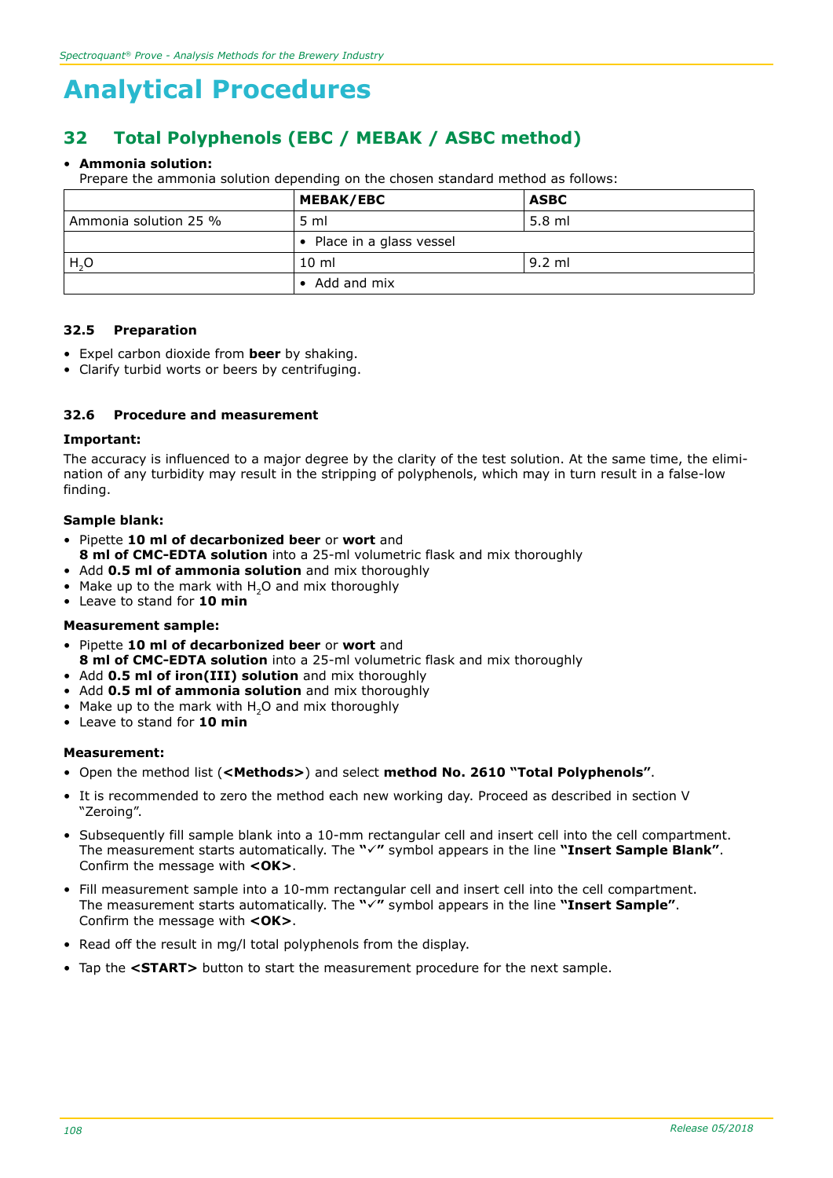# Analytical Procedures

## 32 Total Polyphenols (EBC / MEBAK / ASBC method)

- **Ammonia solution:**
  Prepare the ammonia solution depending on the chosen standard method as follows:

| | MEBAK/EBC | ASBC |
|---|---|---|
| Ammonia solution 25 % | 5 ml | 5.8 ml |
| | • Place in a glass vessel | |
| $H_2O$ | 10 ml | 9.2 ml |
| | • Add and mix | |

### 32.5 Preparation

- Expel carbon dioxide from **beer** by shaking.
- Clarify turbid worts or beers by centrifuging.

### 32.6 Procedure and measurement

**Important:**

The accuracy is influenced to a major degree by the clarity of the test solution. At the same time, the elimination of any turbidity may result in the stripping of polyphenols, which may in turn result in a false-low finding.

**Sample blank:**

- Pipette **10 ml of decarbonized beer** or **wort** and **8 ml of CMC-EDTA solution** into a 25-ml volumetric flask and mix thoroughly
- Add **0.5 ml of ammonia solution** and mix thoroughly
- Make up to the mark with $H_2O$ and mix thoroughly
- Leave to stand for **10 min**

**Measurement sample:**

- Pipette **10 ml of decarbonized beer** or **wort** and **8 ml of CMC-EDTA solution** into a 25-ml volumetric flask and mix thoroughly
- Add **0.5 ml of iron(III) solution** and mix thoroughly
- Add **0.5 ml of ammonia solution** and mix thoroughly
- Make up to the mark with $H_2O$ and mix thoroughly
- Leave to stand for **10 min**

**Measurement:**

- Open the method list (**<Methods>**) and select **method No. 2610 "Total Polyphenols"**.
- It is recommended to zero the method each new working day. Proceed as described in section V "Zeroing".
- Subsequently fill sample blank into a 10-mm rectangular cell and insert cell into the cell compartment. The measurement starts automatically. The **"✓"** symbol appears in the line **"Insert Sample Blank"**. Confirm the message with **<OK>**.
- Fill measurement sample into a 10-mm rectangular cell and insert cell into the cell compartment. The measurement starts automatically. The **"✓"** symbol appears in the line **"Insert Sample"**. Confirm the message with **<OK>**.
- Read off the result in mg/l total polyphenols from the display.
- Tap the **<START>** button to start the measurement procedure for the next sample.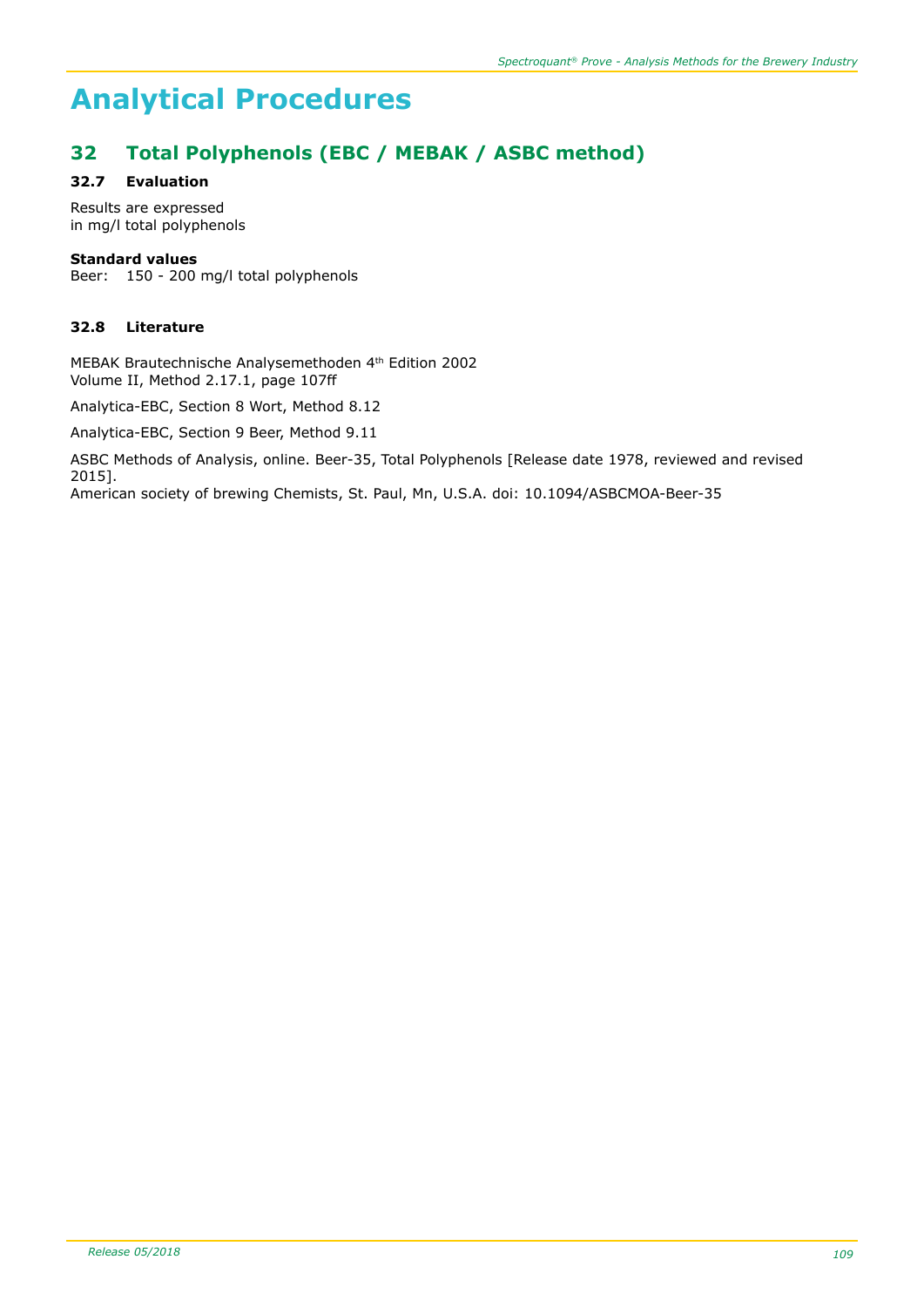# Analytical Procedures

## 32 Total Polyphenols (EBC / MEBAK / ASBC method)

### 32.7 Evaluation

Results are expressed
in mg/l total polyphenols

**Standard values**
Beer: 150 - 200 mg/l total polyphenols

### 32.8 Literature

MEBAK Brautechnische Analysemethoden 4th Edition 2002
Volume II, Method 2.17.1, page 107ff

Analytica-EBC, Section 8 Wort, Method 8.12

Analytica-EBC, Section 9 Beer, Method 9.11

ASBC Methods of Analysis, online. Beer-35, Total Polyphenols [Release date 1978, reviewed and revised 2015].
American society of brewing Chemists, St. Paul, Mn, U.S.A. doi: 10.1094/ASBCMOA-Beer-35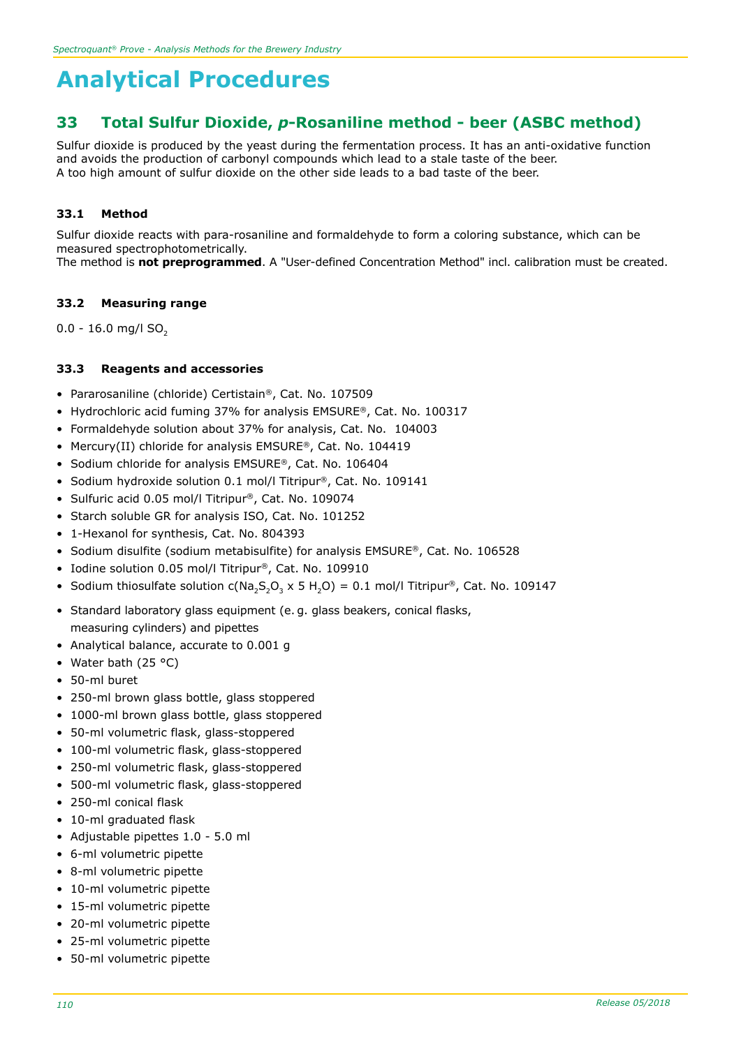# Analytical Procedures

## 33 Total Sulfur Dioxide, *p*-Rosaniline method - beer (ASBC method)

Sulfur dioxide is produced by the yeast during the fermentation process. It has an anti-oxidative function and avoids the production of carbonyl compounds which lead to a stale taste of the beer.
A too high amount of sulfur dioxide on the other side leads to a bad taste of the beer.

### 33.1 Method

Sulfur dioxide reacts with para-rosaniline and formaldehyde to form a coloring substance, which can be measured spectrophotometrically.
The method is **not preprogrammed**. A "User-defined Concentration Method" incl. calibration must be created.

### 33.2 Measuring range

0.0 - 16.0 mg/l $SO_2$

### 33.3 Reagents and accessories

- Pararosaniline (chloride) Certistain®, Cat. No. 107509
- Hydrochloric acid fuming 37% for analysis EMSURE®, Cat. No. 100317
- Formaldehyde solution about 37% for analysis, Cat. No. 104003
- Mercury(II) chloride for analysis EMSURE®, Cat. No. 104419
- Sodium chloride for analysis EMSURE®, Cat. No. 106404
- Sodium hydroxide solution 0.1 mol/l Titripur®, Cat. No. 109141
- Sulfuric acid 0.05 mol/l Titripur®, Cat. No. 109074
- Starch soluble GR for analysis ISO, Cat. No. 101252
- 1-Hexanol for synthesis, Cat. No. 804393
- Sodium disulfite (sodium metabisulfite) for analysis EMSURE®, Cat. No. 106528
- Iodine solution 0.05 mol/l Titripur®, Cat. No. 109910
- Sodium thiosulfate solution $c(Na_2S_2O_3 \times 5\ H_2O)$ = 0.1 mol/l Titripur®, Cat. No. 109147

- Standard laboratory glass equipment (e. g. glass beakers, conical flasks, measuring cylinders) and pipettes
- Analytical balance, accurate to 0.001 g
- Water bath (25 °C)
- 50-ml buret
- 250-ml brown glass bottle, glass stoppered
- 1000-ml brown glass bottle, glass stoppered
- 50-ml volumetric flask, glass-stoppered
- 100-ml volumetric flask, glass-stoppered
- 250-ml volumetric flask, glass-stoppered
- 500-ml volumetric flask, glass-stoppered
- 250-ml conical flask
- 10-ml graduated flask
- Adjustable pipettes 1.0 - 5.0 ml
- 6-ml volumetric pipette
- 8-ml volumetric pipette
- 10-ml volumetric pipette
- 15-ml volumetric pipette
- 20-ml volumetric pipette
- 25-ml volumetric pipette
- 50-ml volumetric pipette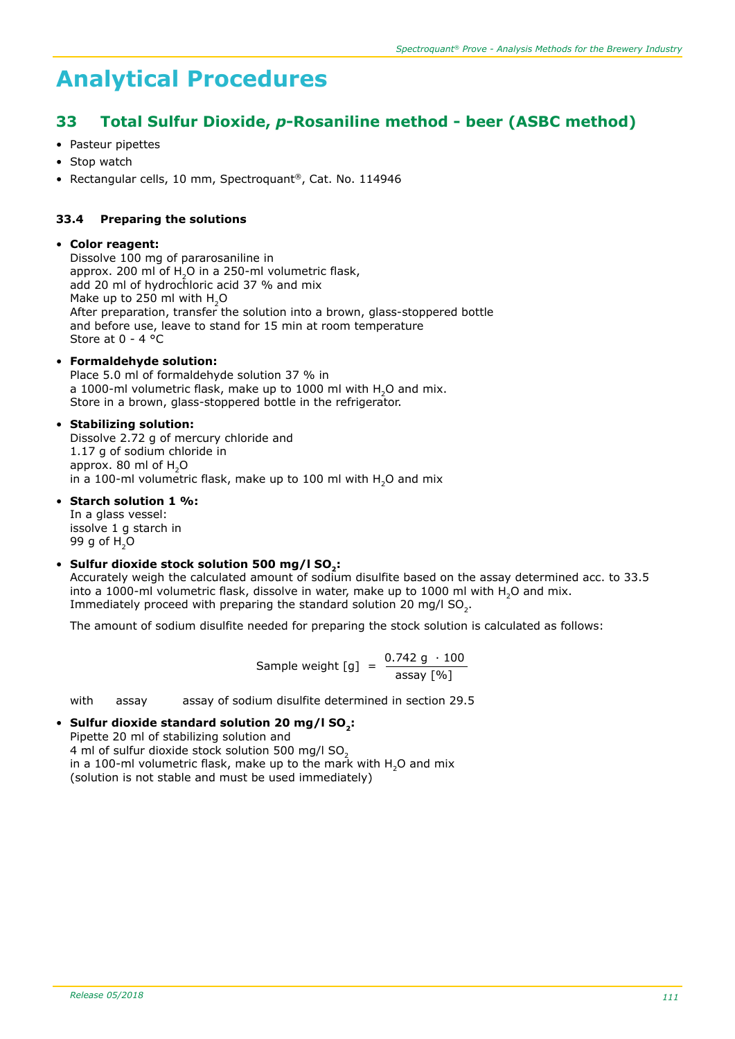# Analytical Procedures

## 33 Total Sulfur Dioxide, *p*-Rosaniline method - beer (ASBC method)

- Pasteur pipettes
- Stop watch
- Rectangular cells, 10 mm, Spectroquant®, Cat. No. 114946

### 33.4 Preparing the solutions

- **Color reagent:**
  Dissolve 100 mg of pararosaniline in
  approx. 200 ml of $H_2O$ in a 250-ml volumetric flask,
  add 20 ml of hydrochloric acid 37 % and mix
  Make up to 250 ml with $H_2O$
  After preparation, transfer the solution into a brown, glass-stoppered bottle
  and before use, leave to stand for 15 min at room temperature
  Store at 0 - 4 °C

- **Formaldehyde solution:**
  Place 5.0 ml of formaldehyde solution 37 % in
  a 1000-ml volumetric flask, make up to 1000 ml with $H_2O$ and mix.
  Store in a brown, glass-stoppered bottle in the refrigerator.

- **Stabilizing solution:**
  Dissolve 2.72 g of mercury chloride and
  1.17 g of sodium chloride in
  approx. 80 ml of $H_2O$
  in a 100-ml volumetric flask, make up to 100 ml with $H_2O$ and mix

- **Starch solution 1 %:**
  In a glass vessel:
  issolve 1 g starch in
  99 g of $H_2O$

- **Sulfur dioxide stock solution 500 mg/l $SO_2$:**
  Accurately weigh the calculated amount of sodium disulfite based on the assay determined acc. to 33.5 into a 1000-ml volumetric flask, dissolve in water, make up to 1000 ml with $H_2O$ and mix.
  Immediately proceed with preparing the standard solution 20 mg/l $SO_2$.

  The amount of sodium disulfite needed for preparing the stock solution is calculated as follows:

$$\text{Sample weight [g]} = \frac{0.742\text{ g} \cdot 100}{\text{assay [\%]}}$$

  with assay assay of sodium disulfite determined in section 29.5

- **Sulfur dioxide standard solution 20 mg/l $SO_2$:**
  Pipette 20 ml of stabilizing solution and
  4 ml of sulfur dioxide stock solution 500 mg/l $SO_2$
  in a 100-ml volumetric flask, make up to the mark with $H_2O$ and mix
  (solution is not stable and must be used immediately)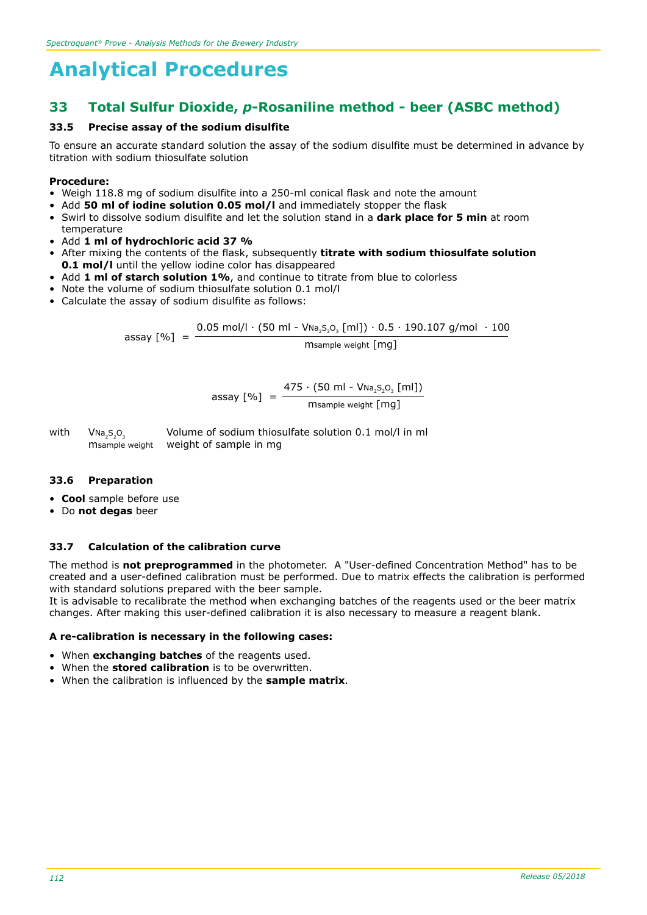# Analytical Procedures

## 33 Total Sulfur Dioxide, *p*-Rosaniline method - beer (ASBC method)

### 33.5 Precise assay of the sodium disulfite

To ensure an accurate standard solution the assay of the sodium disulfite must be determined in advance by titration with sodium thiosulfate solution

**Procedure:**

- Weigh 118.8 mg of sodium disulfite into a 250-ml conical flask and note the amount
- Add **50 ml of iodine solution 0.05 mol/l** and immediately stopper the flask
- Swirl to dissolve sodium disulfite and let the solution stand in a **dark place for 5 min** at room temperature
- Add **1 ml of hydrochloric acid 37 %**
- After mixing the contents of the flask, subsequently **titrate with sodium thiosulfate solution 0.1 mol/l** until the yellow iodine color has disappeared
- Add **1 ml of starch solution 1%**, and continue to titrate from blue to colorless
- Note the volume of sodium thiosulfate solution 0.1 mol/l
- Calculate the assay of sodium disulfite as follows:

$$\text{assay [\%]} = \frac{0.05\ \text{mol/l} \cdot (50\ \text{ml} - V_{Na_2S_2O_3}\ [\text{ml}]) \cdot 0.5 \cdot 190.107\ \text{g/mol} \cdot 100}{m_{\text{sample weight}}\ [\text{mg}]}$$

$$\text{assay [\%]} = \frac{475 \cdot (50\ \text{ml} - V_{Na_2S_2O_3}\ [\text{ml}])}{m_{\text{sample weight}}\ [\text{mg}]}$$

with $V_{Na_2S_2O_3}$ Volume of sodium thiosulfate solution 0.1 mol/l in ml
$m_{\text{sample weight}}$ weight of sample in mg

### 33.6 Preparation

- **Cool** sample before use
- Do **not degas** beer

### 33.7 Calculation of the calibration curve

The method is **not preprogrammed** in the photometer. A "User-defined Concentration Method" has to be created and a user-defined calibration must be performed. Due to matrix effects the calibration is performed with standard solutions prepared with the beer sample.
It is advisable to recalibrate the method when exchanging batches of the reagents used or the beer matrix changes. After making this user-defined calibration it is also necessary to measure a reagent blank.

**A re-calibration is necessary in the following cases:**

- When **exchanging batches** of the reagents used.
- When the **stored calibration** is to be overwritten.
- When the calibration is influenced by the **sample matrix**.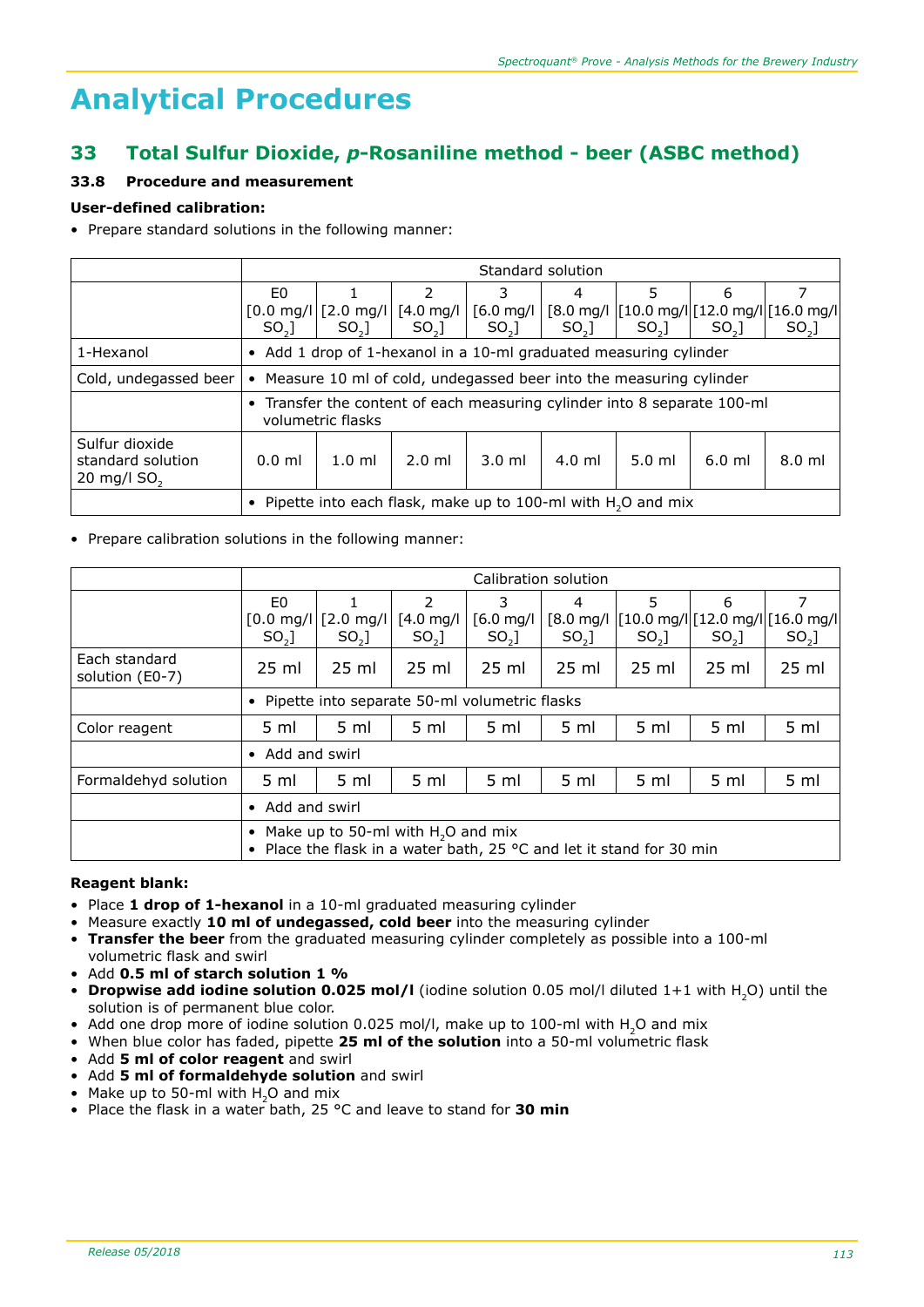# Analytical Procedures

## 33 Total Sulfur Dioxide, *p*-Rosaniline method - beer (ASBC method)

### 33.8 Procedure and measurement

**User-defined calibration:**

- Prepare standard solutions in the following manner:

| | Standard solution | | | | | | | |
|---|---|---|---|---|---|---|---|---|
| | E0 [0.0 mg/l $SO_2$] | 1 [2.0 mg/l $SO_2$] | 2 [4.0 mg/l $SO_2$] | 3 [6.0 mg/l $SO_2$] | 4 [8.0 mg/l $SO_2$] | 5 [10.0 mg/l $SO_2$] | 6 [12.0 mg/l $SO_2$] | 7 [16.0 mg/l $SO_2$] |
| 1-Hexanol | • Add 1 drop of 1-hexanol in a 10-ml graduated measuring cylinder | | | | | | | |
| Cold, undegassed beer | • Measure 10 ml of cold, undegassed beer into the measuring cylinder | | | | | | | |
| | • Transfer the content of each measuring cylinder into 8 separate 100-ml volumetric flasks | | | | | | | |
| Sulfur dioxide standard solution 20 mg/l $SO_2$ | 0.0 ml | 1.0 ml | 2.0 ml | 3.0 ml | 4.0 ml | 5.0 ml | 6.0 ml | 8.0 ml |
| | • Pipette into each flask, make up to 100-ml with $H_2O$ and mix | | | | | | | |

- Prepare calibration solutions in the following manner:

| | Calibration solution | | | | | | | |
|---|---|---|---|---|---|---|---|---|
| | E0 [0.0 mg/l $SO_2$] | 1 [2.0 mg/l $SO_2$] | 2 [4.0 mg/l $SO_2$] | 3 [6.0 mg/l $SO_2$] | 4 [8.0 mg/l $SO_2$] | 5 [10.0 mg/l $SO_2$] | 6 [12.0 mg/l $SO_2$] | 7 [16.0 mg/l $SO_2$] |
| Each standard solution (E0-7) | 25 ml | 25 ml | 25 ml | 25 ml | 25 ml | 25 ml | 25 ml | 25 ml |
| | • Pipette into separate 50-ml volumetric flasks | | | | | | | |
| Color reagent | 5 ml | 5 ml | 5 ml | 5 ml | 5 ml | 5 ml | 5 ml | 5 ml |
| | • Add and swirl | | | | | | | |
| Formaldehyd solution | 5 ml | 5 ml | 5 ml | 5 ml | 5 ml | 5 ml | 5 ml | 5 ml |
| | • Add and swirl | | | | | | | |
| | • Make up to 50-ml with $H_2O$ and mix<br>• Place the flask in a water bath, 25 °C and let it stand for 30 min | | | | | | | |

**Reagent blank:**

- Place **1 drop of 1-hexanol** in a 10-ml graduated measuring cylinder
- Measure exactly **10 ml of undegassed, cold beer** into the measuring cylinder
- **Transfer the beer** from the graduated measuring cylinder completely as possible into a 100-ml volumetric flask and swirl
- Add **0.5 ml of starch solution 1 %**
- **Dropwise add iodine solution 0.025 mol/l** (iodine solution 0.05 mol/l diluted 1+1 with $H_2O$) until the solution is of permanent blue color.
- Add one drop more of iodine solution 0.025 mol/l, make up to 100-ml with $H_2O$ and mix
- When blue color has faded, pipette **25 ml of the solution** into a 50-ml volumetric flask
- Add **5 ml of color reagent** and swirl
- Add **5 ml of formaldehyde solution** and swirl
- Make up to 50-ml with $H_2O$ and mix
- Place the flask in a water bath, 25 °C and leave to stand for **30 min**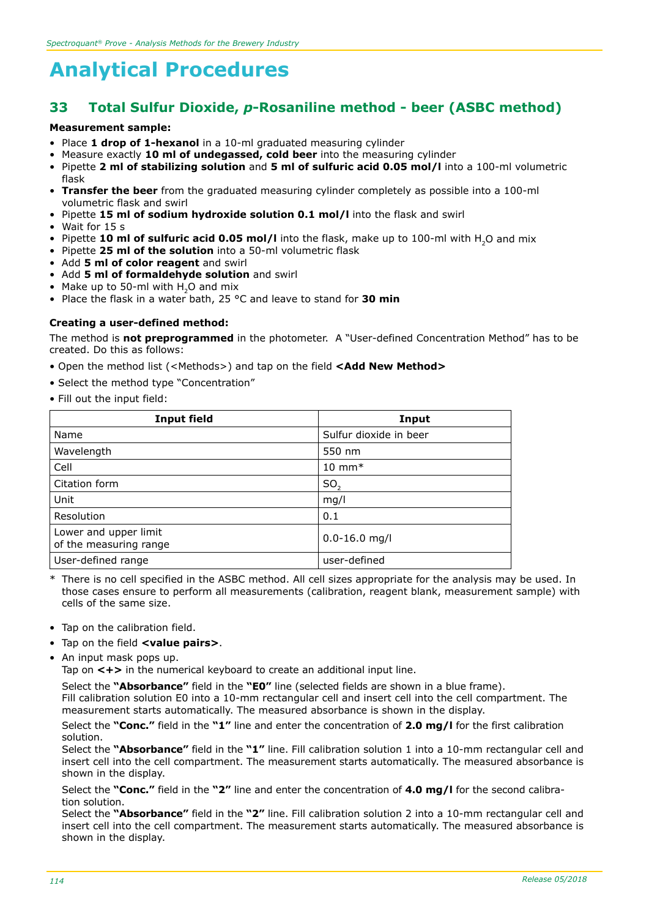# Analytical Procedures

## 33 Total Sulfur Dioxide, *p*-Rosaniline method - beer (ASBC method)

**Measurement sample:**

- Place **1 drop of 1-hexanol** in a 10-ml graduated measuring cylinder
- Measure exactly **10 ml of undegassed, cold beer** into the measuring cylinder
- Pipette **2 ml of stabilizing solution** and **5 ml of sulfuric acid 0.05 mol/l** into a 100-ml volumetric flask
- **Transfer the beer** from the graduated measuring cylinder completely as possible into a 100-ml volumetric flask and swirl
- Pipette **15 ml of sodium hydroxide solution 0.1 mol/l** into the flask and swirl
- Wait for 15 s
- Pipette **10 ml of sulfuric acid 0.05 mol/l** into the flask, make up to 100-ml with $H_2O$ and mix
- Pipette **25 ml of the solution** into a 50-ml volumetric flask
- Add **5 ml of color reagent** and swirl
- Add **5 ml of formaldehyde solution** and swirl
- Make up to 50-ml with $H_2O$ and mix
- Place the flask in a water bath, 25 °C and leave to stand for **30 min**

**Creating a user-defined method:**

The method is **not preprogrammed** in the photometer. A "User-defined Concentration Method" has to be created. Do this as follows:

- Open the method list (<Methods>) and tap on the field **<Add New Method>**
- Select the method type "Concentration"
- Fill out the input field:

| Input field | Input |
|---|---|
| Name | Sulfur dioxide in beer |
| Wavelength | 550 nm |
| Cell | 10 mm* |
| Citation form | $SO_2$ |
| Unit | mg/l |
| Resolution | 0.1 |
| Lower and upper limit of the measuring range | 0.0-16.0 mg/l |
| User-defined range | user-defined |

\* There is no cell specified in the ASBC method. All cell sizes appropriate for the analysis may be used. In those cases ensure to perform all measurements (calibration, reagent blank, measurement sample) with cells of the same size.

- Tap on the calibration field.
- Tap on the field **<value pairs>**.
- An input mask pops up.
  Tap on **<+>** in the numerical keyboard to create an additional input line.

  Select the **"Absorbance"** field in the **"E0"** line (selected fields are shown in a blue frame).
  Fill calibration solution E0 into a 10-mm rectangular cell and insert cell into the cell compartment. The measurement starts automatically. The measured absorbance is shown in the display.

  Select the **"Conc."** field in the **"1"** line and enter the concentration of **2.0 mg/l** for the first calibration solution.
  Select the **"Absorbance"** field in the **"1"** line. Fill calibration solution 1 into a 10-mm rectangular cell and insert cell into the cell compartment. The measurement starts automatically. The measured absorbance is shown in the display.

  Select the **"Conc."** field in the **"2"** line and enter the concentration of **4.0 mg/l** for the second calibration solution.
  Select the **"Absorbance"** field in the **"2"** line. Fill calibration solution 2 into a 10-mm rectangular cell and insert cell into the cell compartment. The measurement starts automatically. The measured absorbance is shown in the display.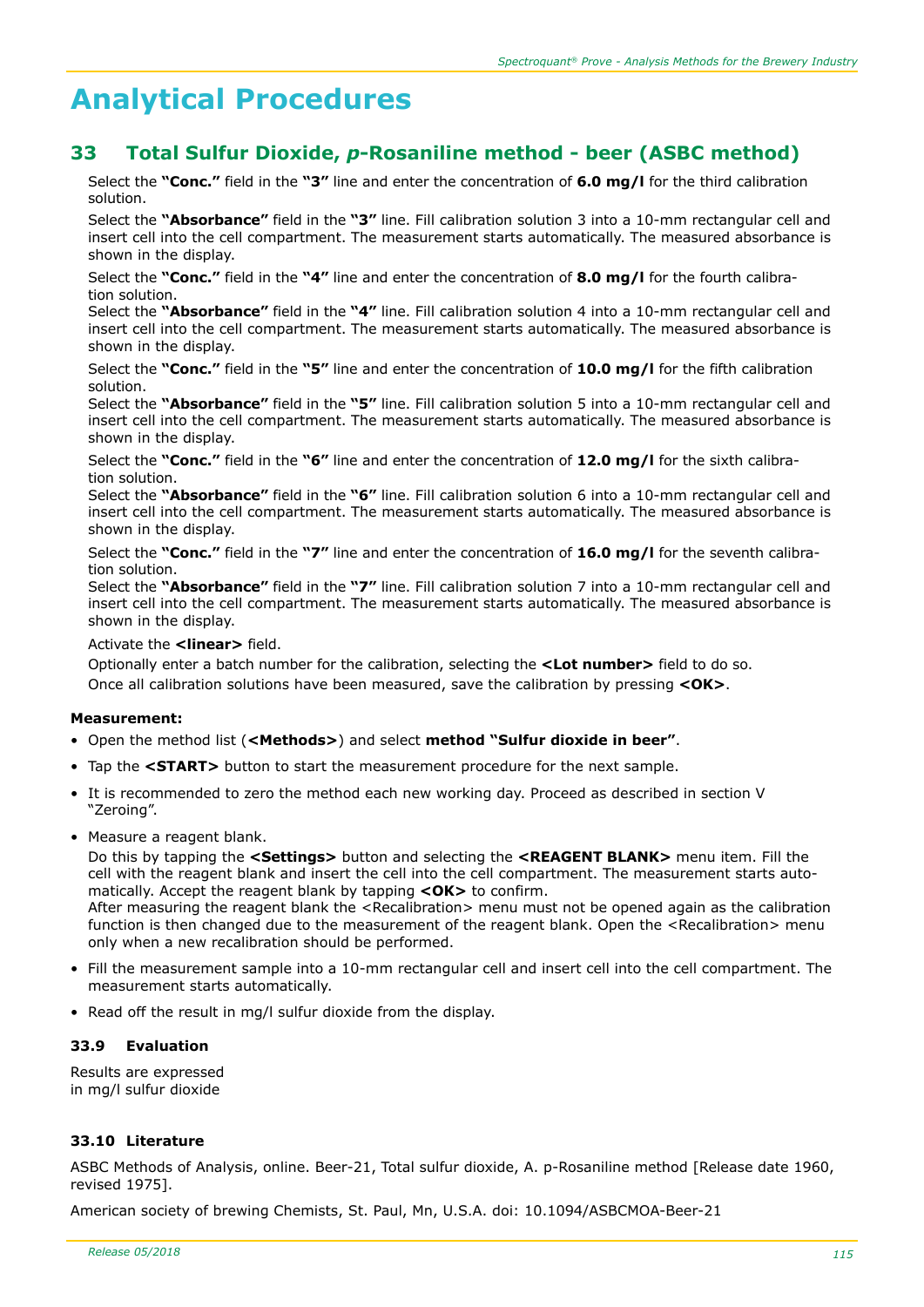# Analytical Procedures

## 33 Total Sulfur Dioxide, *p*-Rosaniline method - beer (ASBC method)

Select the **"Conc."** field in the **"3"** line and enter the concentration of **6.0 mg/l** for the third calibration solution.

Select the **"Absorbance"** field in the **"3"** line. Fill calibration solution 3 into a 10-mm rectangular cell and insert cell into the cell compartment. The measurement starts automatically. The measured absorbance is shown in the display.

Select the **"Conc."** field in the **"4"** line and enter the concentration of **8.0 mg/l** for the fourth calibration solution.
Select the **"Absorbance"** field in the **"4"** line. Fill calibration solution 4 into a 10-mm rectangular cell and insert cell into the cell compartment. The measurement starts automatically. The measured absorbance is shown in the display.

Select the **"Conc."** field in the **"5"** line and enter the concentration of **10.0 mg/l** for the fifth calibration solution.
Select the **"Absorbance"** field in the **"5"** line. Fill calibration solution 5 into a 10-mm rectangular cell and insert cell into the cell compartment. The measurement starts automatically. The measured absorbance is shown in the display.

Select the **"Conc."** field in the **"6"** line and enter the concentration of **12.0 mg/l** for the sixth calibration solution.
Select the **"Absorbance"** field in the **"6"** line. Fill calibration solution 6 into a 10-mm rectangular cell and insert cell into the cell compartment. The measurement starts automatically. The measured absorbance is shown in the display.

Select the **"Conc."** field in the **"7"** line and enter the concentration of **16.0 mg/l** for the seventh calibration solution.
Select the **"Absorbance"** field in the **"7"** line. Fill calibration solution 7 into a 10-mm rectangular cell and insert cell into the cell compartment. The measurement starts automatically. The measured absorbance is shown in the display.

Activate the **<linear>** field.

Optionally enter a batch number for the calibration, selecting the **<Lot number>** field to do so.

Once all calibration solutions have been measured, save the calibration by pressing **<OK>**.

**Measurement:**

- Open the method list (**<Methods>**) and select **method "Sulfur dioxide in beer"**.
- Tap the **<START>** button to start the measurement procedure for the next sample.
- It is recommended to zero the method each new working day. Proceed as described in section V "Zeroing".
- Measure a reagent blank.
  Do this by tapping the **<Settings>** button and selecting the **<REAGENT BLANK>** menu item. Fill the cell with the reagent blank and insert the cell into the cell compartment. The measurement starts automatically. Accept the reagent blank by tapping **<OK>** to confirm.
  After measuring the reagent blank the <Recalibration> menu must not be opened again as the calibration function is then changed due to the measurement of the reagent blank. Open the <Recalibration> menu only when a new recalibration should be performed.
- Fill the measurement sample into a 10-mm rectangular cell and insert cell into the cell compartment. The measurement starts automatically.
- Read off the result in mg/l sulfur dioxide from the display.

### 33.9 Evaluation

Results are expressed
in mg/l sulfur dioxide

### 33.10 Literature

ASBC Methods of Analysis, online. Beer-21, Total sulfur dioxide, A. p-Rosaniline method [Release date 1960, revised 1975].

American society of brewing Chemists, St. Paul, Mn, U.S.A. doi: 10.1094/ASBCMOA-Beer-21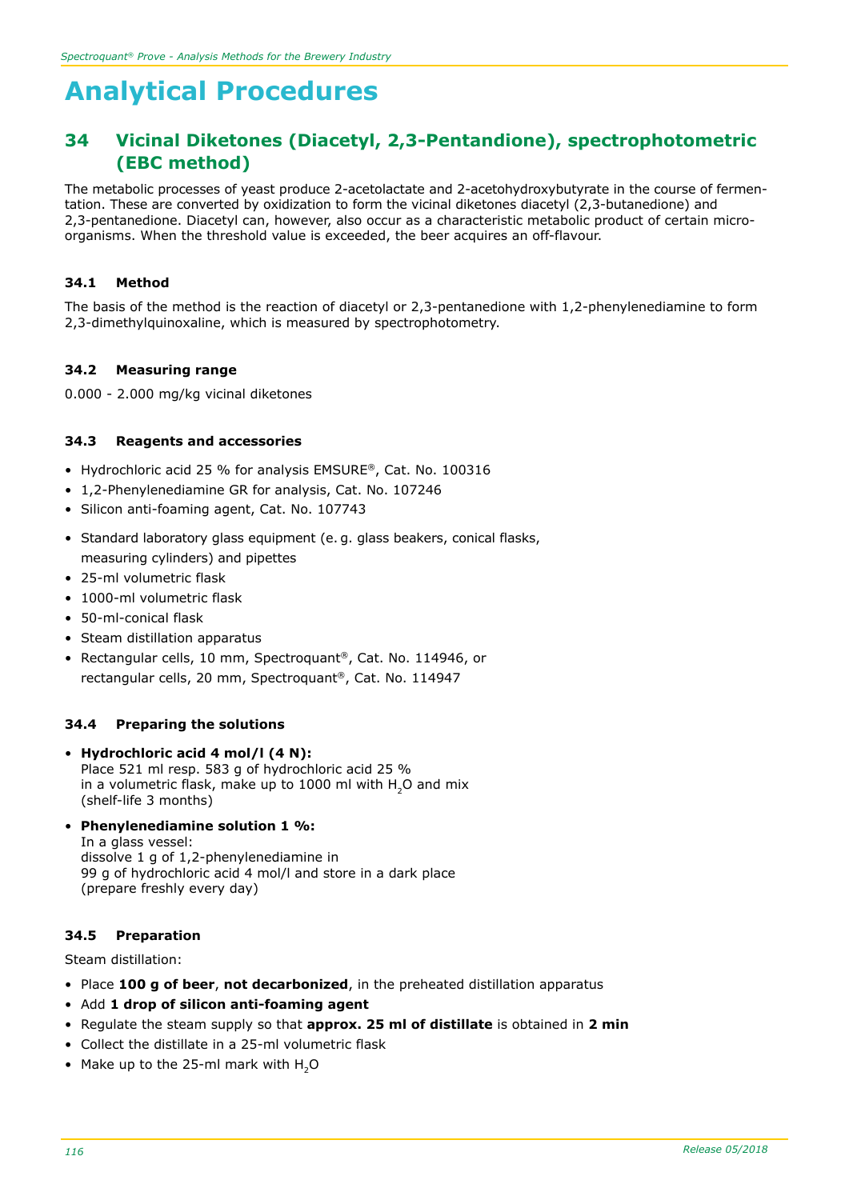# Analytical Procedures

## 34 Vicinal Diketones (Diacetyl, 2,3-Pentandione), spectrophotometric (EBC method)

The metabolic processes of yeast produce 2-acetolactate and 2-acetohydroxybutyrate in the course of fermentation. These are converted by oxidization to form the vicinal diketones diacetyl (2,3-butanedione) and 2,3-pentanedione. Diacetyl can, however, also occur as a characteristic metabolic product of certain microorganisms. When the threshold value is exceeded, the beer acquires an off-flavour.

### 34.1 Method

The basis of the method is the reaction of diacetyl or 2,3-pentanedione with 1,2-phenylenediamine to form 2,3-dimethylquinoxaline, which is measured by spectrophotometry.

### 34.2 Measuring range

0.000 - 2.000 mg/kg vicinal diketones

### 34.3 Reagents and accessories

- Hydrochloric acid 25 % for analysis EMSURE®, Cat. No. 100316
- 1,2-Phenylenediamine GR for analysis, Cat. No. 107246
- Silicon anti-foaming agent, Cat. No. 107743

- Standard laboratory glass equipment (e. g. glass beakers, conical flasks, measuring cylinders) and pipettes
- 25-ml volumetric flask
- 1000-ml volumetric flask
- 50-ml-conical flask
- Steam distillation apparatus
- Rectangular cells, 10 mm, Spectroquant®, Cat. No. 114946, or rectangular cells, 20 mm, Spectroquant®, Cat. No. 114947

### 34.4 Preparing the solutions

- **Hydrochloric acid 4 mol/l (4 N):**  
  Place 521 ml resp. 583 g of hydrochloric acid 25 % in a volumetric flask, make up to 1000 ml with $H_2O$ and mix (shelf-life 3 months)
- **Phenylenediamine solution 1 %:**  
  In a glass vessel:  
  dissolve 1 g of 1,2-phenylenediamine in 99 g of hydrochloric acid 4 mol/l and store in a dark place (prepare freshly every day)

### 34.5 Preparation

Steam distillation:

- Place **100 g of beer**, **not decarbonized**, in the preheated distillation apparatus
- Add **1 drop of silicon anti-foaming agent**
- Regulate the steam supply so that **approx. 25 ml of distillate** is obtained in **2 min**
- Collect the distillate in a 25-ml volumetric flask
- Make up to the 25-ml mark with $H_2O$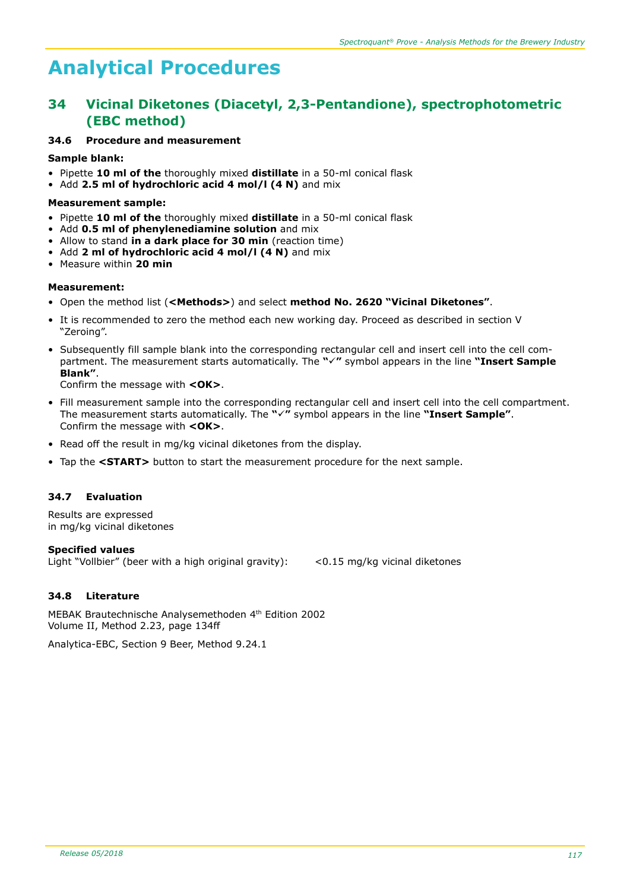# Analytical Procedures

## 34 Vicinal Diketones (Diacetyl, 2,3-Pentandione), spectrophotometric (EBC method)

### 34.6 Procedure and measurement

**Sample blank:**

- Pipette **10 ml of the** thoroughly mixed **distillate** in a 50-ml conical flask
- Add **2.5 ml of hydrochloric acid 4 mol/l (4 N)** and mix

**Measurement sample:**

- Pipette **10 ml of the** thoroughly mixed **distillate** in a 50-ml conical flask
- Add **0.5 ml of phenylenediamine solution** and mix
- Allow to stand **in a dark place for 30 min** (reaction time)
- Add **2 ml of hydrochloric acid 4 mol/l (4 N)** and mix
- Measure within **20 min**

**Measurement:**

- Open the method list (**<Methods>**) and select **method No. 2620 "Vicinal Diketones"**.
- It is recommended to zero the method each new working day. Proceed as described in section V "Zeroing".
- Subsequently fill sample blank into the corresponding rectangular cell and insert cell into the cell compartment. The measurement starts automatically. The **"✓"** symbol appears in the line **"Insert Sample Blank"**.
  Confirm the message with **<OK>**.
- Fill measurement sample into the corresponding rectangular cell and insert cell into the cell compartment. The measurement starts automatically. The **"✓"** symbol appears in the line **"Insert Sample"**.
  Confirm the message with **<OK>**.
- Read off the result in mg/kg vicinal diketones from the display.
- Tap the **<START>** button to start the measurement procedure for the next sample.

### 34.7 Evaluation

Results are expressed
in mg/kg vicinal diketones

**Specified values**
Light "Vollbier" (beer with a high original gravity): <0.15 mg/kg vicinal diketones

### 34.8 Literature

MEBAK Brautechnische Analysemethoden 4th Edition 2002
Volume II, Method 2.23, page 134ff

Analytica-EBC, Section 9 Beer, Method 9.24.1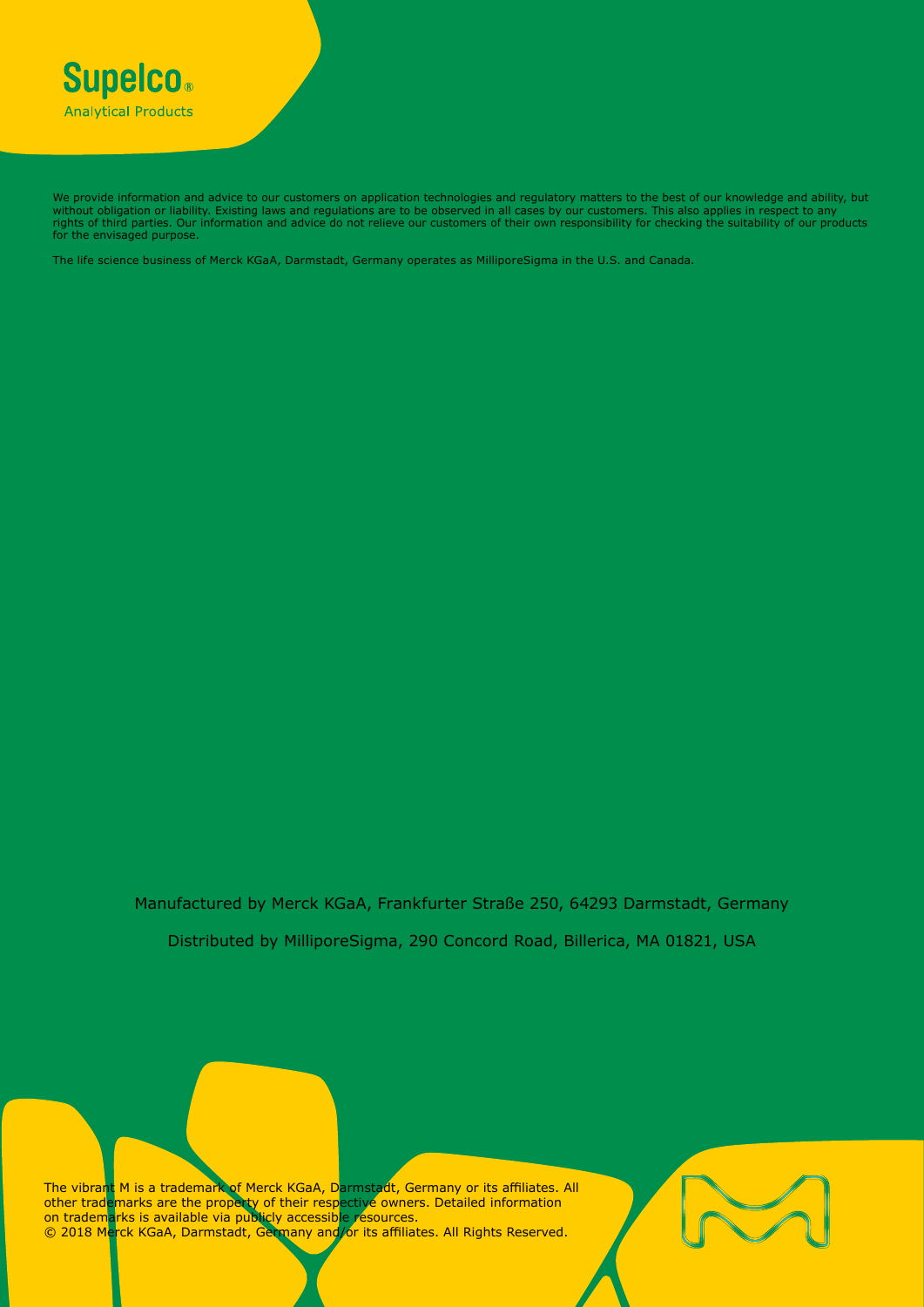**Supelco®**

Analytical Products

We provide information and advice to our customers on application technologies and regulatory matters to the best of our knowledge and ability, but without obligation or liability. Existing laws and regulations are to be observed in all cases by our customers. This also applies in respect to any rights of third parties. Our information and advice do not relieve our customers of their own responsibility for checking the suitability of our products for the envisaged purpose.

The life science business of Merck KGaA, Darmstadt, Germany operates as MilliporeSigma in the U.S. and Canada.

Manufactured by Merck KGaA, Frankfurter Straße 250, 64293 Darmstadt, Germany

Distributed by MilliporeSigma, 290 Concord Road, Billerica, MA 01821, USA

The vibrant M is a trademark of Merck KGaA, Darmstadt, Germany or its affiliates. All other trademarks are the property of their respective owners. Detailed information on trademarks is available via publicly accessible resources.
© 2018 Merck KGaA, Darmstadt, Germany and/or its affiliates. All Rights Reserved.